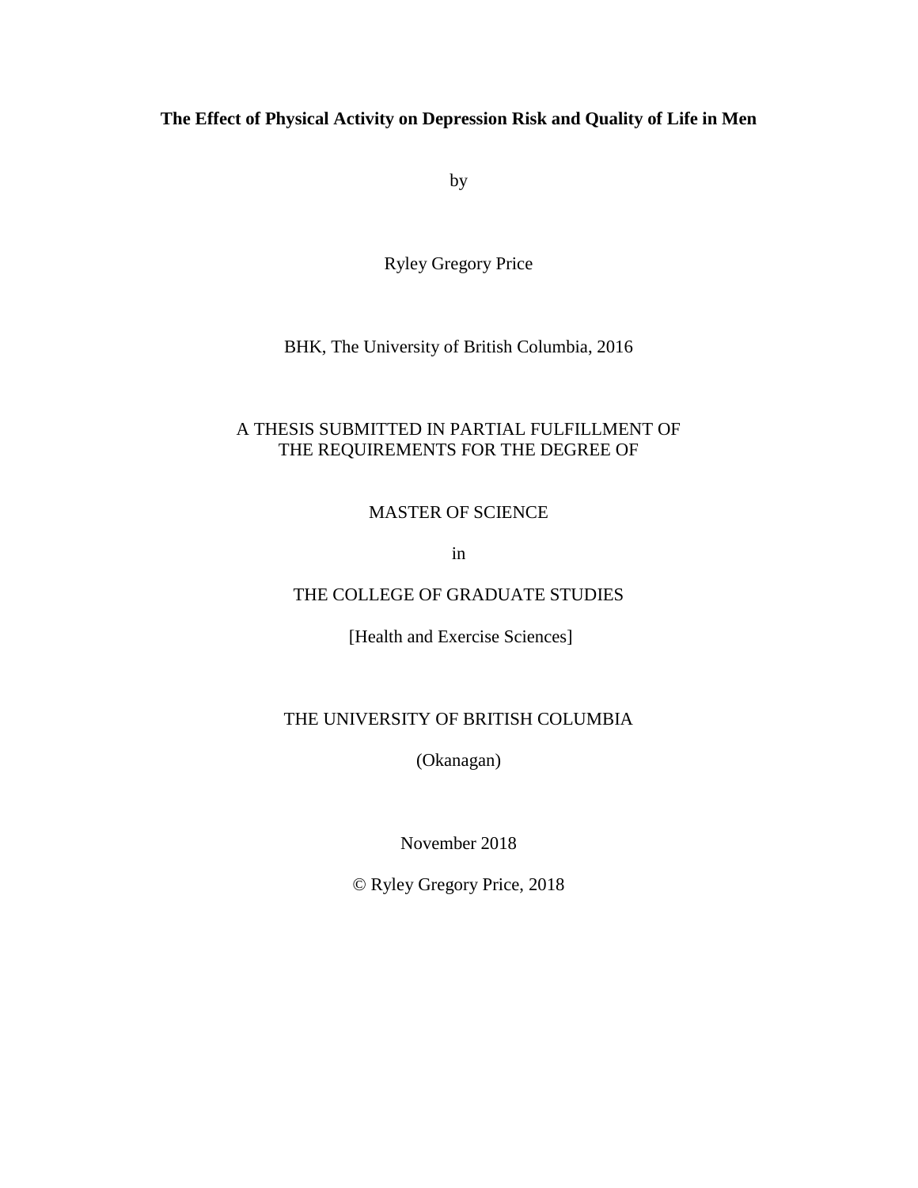**The Effect of Physical Activity on Depression Risk and Quality of Life in Men**

by

Ryley Gregory Price

BHK, The University of British Columbia, 2016

A THESIS SUBMITTED IN PARTIAL FULFILLMENT OF
THE REQUIREMENTS FOR THE DEGREE OF

MASTER OF SCIENCE

in

THE COLLEGE OF GRADUATE STUDIES

[Health and Exercise Sciences]

THE UNIVERSITY OF BRITISH COLUMBIA

(Okanagan)

November 2018

© Ryley Gregory Price, 2018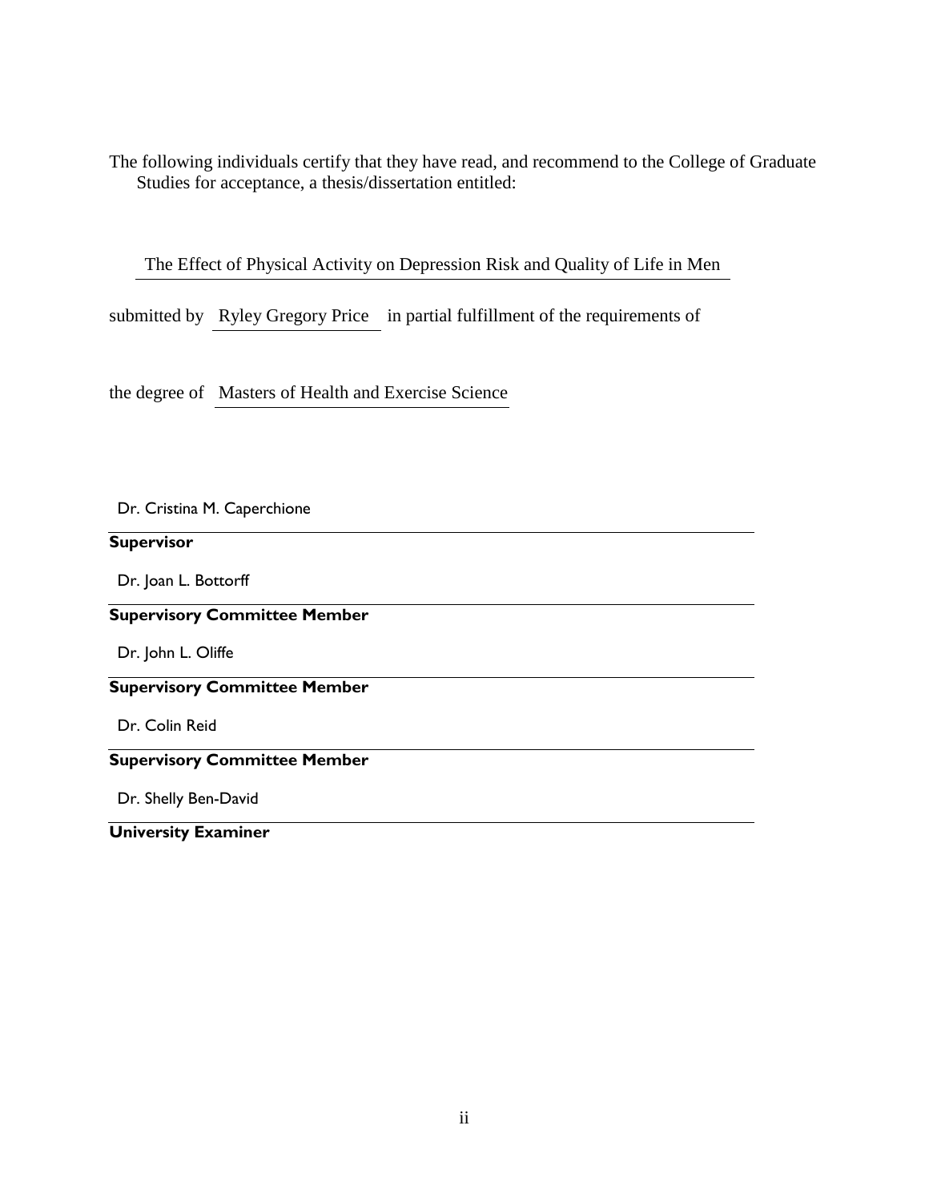The following individuals certify that they have read, and recommend to the College of Graduate Studies for acceptance, a thesis/dissertation entitled:

The Effect of Physical Activity on Depression Risk and Quality of Life in Men

submitted by Ryley Gregory Price in partial fulfillment of the requirements of

the degree of Masters of Health and Exercise Science

Dr. Cristina M. Caperchione

**Supervisor**

Dr. Joan L. Bottorff

**Supervisory Committee Member**

Dr. John L. Oliffe

**Supervisory Committee Member**

Dr. Colin Reid

**Supervisory Committee Member**

Dr. Shelly Ben-David

**University Examiner**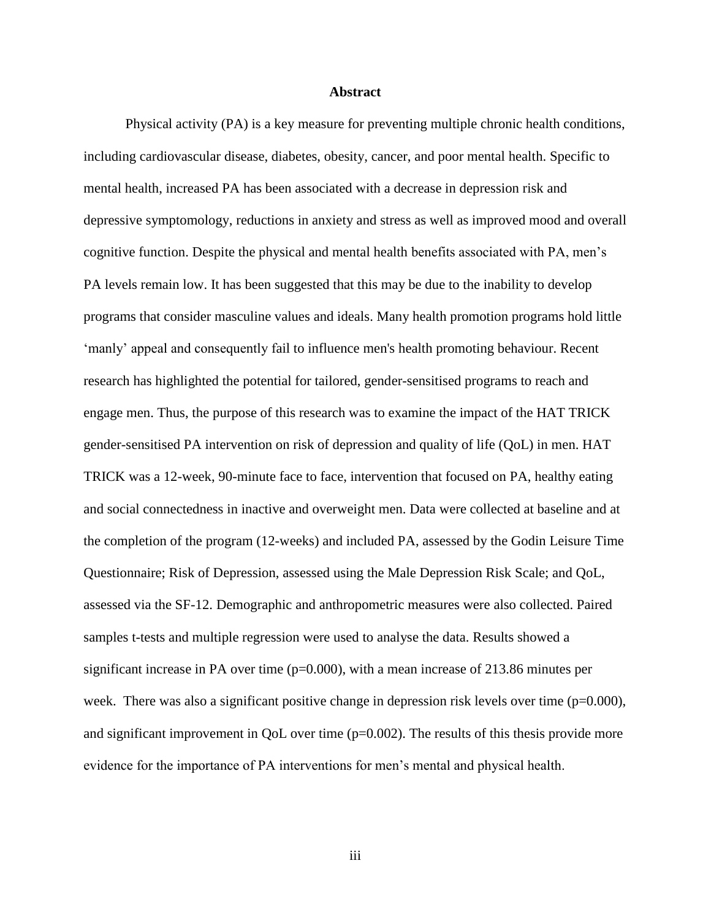# Abstract

Physical activity (PA) is a key measure for preventing multiple chronic health conditions, including cardiovascular disease, diabetes, obesity, cancer, and poor mental health. Specific to mental health, increased PA has been associated with a decrease in depression risk and depressive symptomology, reductions in anxiety and stress as well as improved mood and overall cognitive function. Despite the physical and mental health benefits associated with PA, men's PA levels remain low. It has been suggested that this may be due to the inability to develop programs that consider masculine values and ideals. Many health promotion programs hold little 'manly' appeal and consequently fail to influence men's health promoting behaviour. Recent research has highlighted the potential for tailored, gender-sensitised programs to reach and engage men. Thus, the purpose of this research was to examine the impact of the HAT TRICK gender-sensitised PA intervention on risk of depression and quality of life (QoL) in men. HAT TRICK was a 12-week, 90-minute face to face, intervention that focused on PA, healthy eating and social connectedness in inactive and overweight men. Data were collected at baseline and at the completion of the program (12-weeks) and included PA, assessed by the Godin Leisure Time Questionnaire; Risk of Depression, assessed using the Male Depression Risk Scale; and QoL, assessed via the SF-12. Demographic and anthropometric measures were also collected. Paired samples t-tests and multiple regression were used to analyse the data. Results showed a significant increase in PA over time ($p=0.000$), with a mean increase of 213.86 minutes per week. There was also a significant positive change in depression risk levels over time ($p=0.000$), and significant improvement in QoL over time ($p=0.002$). The results of this thesis provide more evidence for the importance of PA interventions for men's mental and physical health.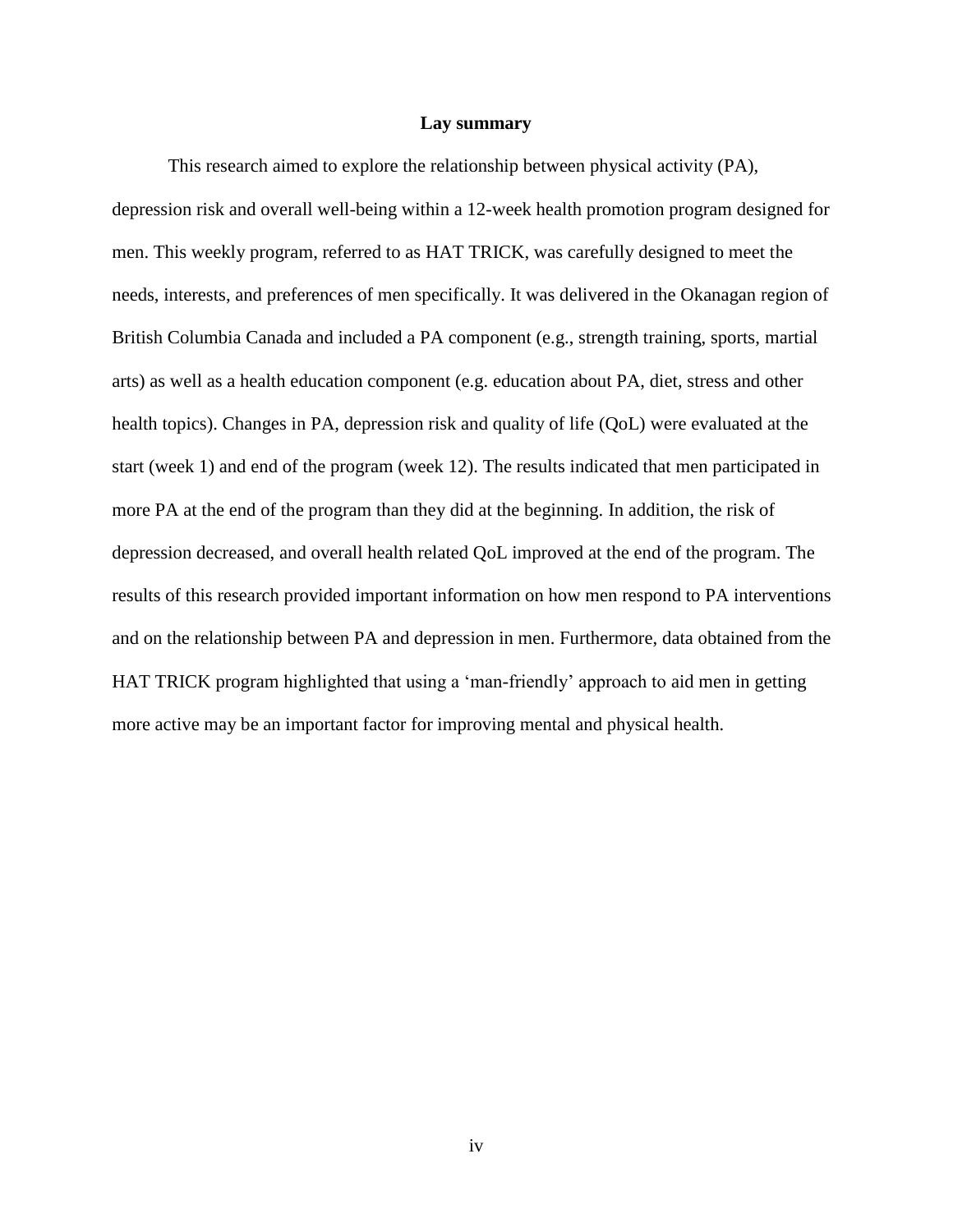## Lay summary

This research aimed to explore the relationship between physical activity (PA), depression risk and overall well-being within a 12-week health promotion program designed for men. This weekly program, referred to as HAT TRICK, was carefully designed to meet the needs, interests, and preferences of men specifically. It was delivered in the Okanagan region of British Columbia Canada and included a PA component (e.g., strength training, sports, martial arts) as well as a health education component (e.g. education about PA, diet, stress and other health topics). Changes in PA, depression risk and quality of life (QoL) were evaluated at the start (week 1) and end of the program (week 12). The results indicated that men participated in more PA at the end of the program than they did at the beginning. In addition, the risk of depression decreased, and overall health related QoL improved at the end of the program. The results of this research provided important information on how men respond to PA interventions and on the relationship between PA and depression in men. Furthermore, data obtained from the HAT TRICK program highlighted that using a 'man-friendly' approach to aid men in getting more active may be an important factor for improving mental and physical health.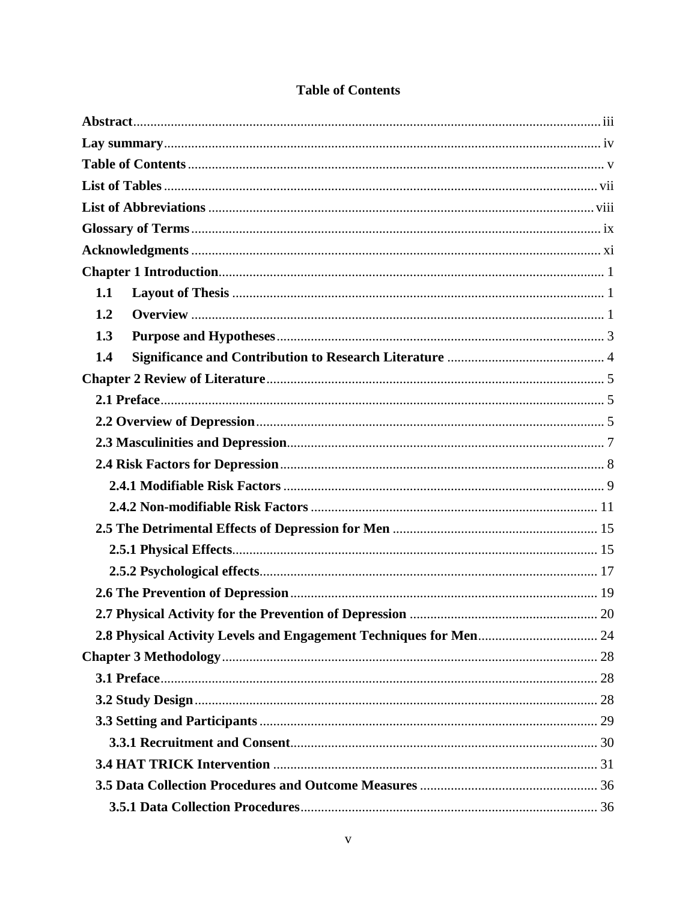# Table of Contents

**Abstract** ........ iii
**Lay summary** ........ iv
**Table of Contents** ........ v
**List of Tables** ........ vii
**List of Abbreviations** ........ viii
**Glossary of Terms** ........ ix
**Acknowledgments** ........ xi
**Chapter 1 Introduction** ........ 1
- **1.1 Layout of Thesis** ........ 1
- **1.2 Overview** ........ 1
- **1.3 Purpose and Hypotheses** ........ 3
- **1.4 Significance and Contribution to Research Literature** ........ 4

**Chapter 2 Review of Literature** ........ 5
- **2.1 Preface** ........ 5
- **2.2 Overview of Depression** ........ 5
- **2.3 Masculinities and Depression** ........ 7
- **2.4 Risk Factors for Depression** ........ 8
  - **2.4.1 Modifiable Risk Factors** ........ 9
  - **2.4.2 Non-modifiable Risk Factors** ........ 11
- **2.5 The Detrimental Effects of Depression for Men** ........ 15
  - **2.5.1 Physical Effects** ........ 15
  - **2.5.2 Psychological effects** ........ 17
- **2.6 The Prevention of Depression** ........ 19
- **2.7 Physical Activity for the Prevention of Depression** ........ 20
- **2.8 Physical Activity Levels and Engagement Techniques for Men** ........ 24

**Chapter 3 Methodology** ........ 28
- **3.1 Preface** ........ 28
- **3.2 Study Design** ........ 28
- **3.3 Setting and Participants** ........ 29
  - **3.3.1 Recruitment and Consent** ........ 30
- **3.4 HAT TRICK Intervention** ........ 31
- **3.5 Data Collection Procedures and Outcome Measures** ........ 36
  - **3.5.1 Data Collection Procedures** ........ 36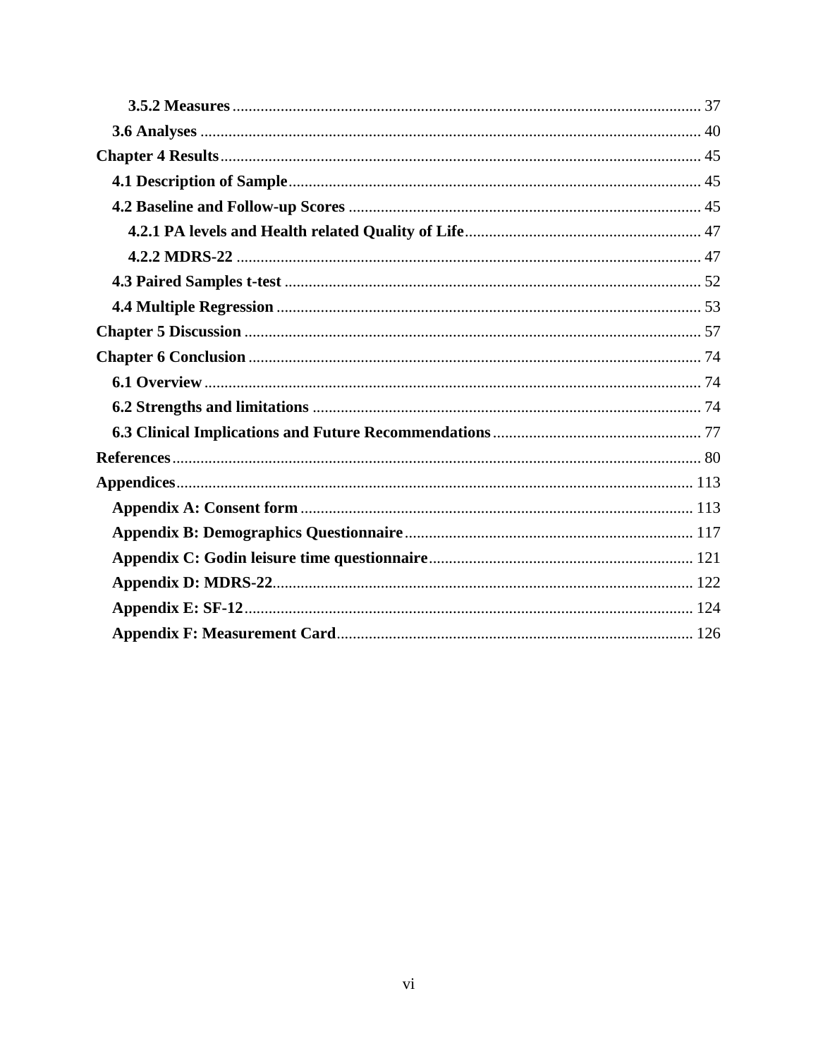**3.5.2 Measures** .................................................................................................................. 37

**3.6 Analyses** ............................................................................................................................ 40

**Chapter 4 Results** ....................................................................................................................... 45

**4.1 Description of Sample** ...................................................................................................... 45

**4.2 Baseline and Follow-up Scores** ...................................................................................... 45

**4.2.1 PA levels and Health related Quality of Life** .......................................................... 47

**4.2.2 MDRS-22** .................................................................................................................. 47

**4.3 Paired Samples t-test** ....................................................................................................... 52

**4.4 Multiple Regression** ......................................................................................................... 53

**Chapter 5 Discussion** .................................................................................................................. 57

**Chapter 6 Conclusion** ................................................................................................................ 74

**6.1 Overview** ........................................................................................................................... 74

**6.2 Strengths and limitations** ................................................................................................ 74

**6.3 Clinical Implications and Future Recommendations** .................................................... 77

**References** ................................................................................................................................... 80

**Appendices** ................................................................................................................................ 113

**Appendix A: Consent form** ................................................................................................. 113

**Appendix B: Demographics Questionnaire** ....................................................................... 117

**Appendix C: Godin leisure time questionnaire** ................................................................. 121

**Appendix D: MDRS-22** ........................................................................................................ 122

**Appendix E: SF-12** ............................................................................................................... 124

**Appendix F: Measurement Card** ........................................................................................ 126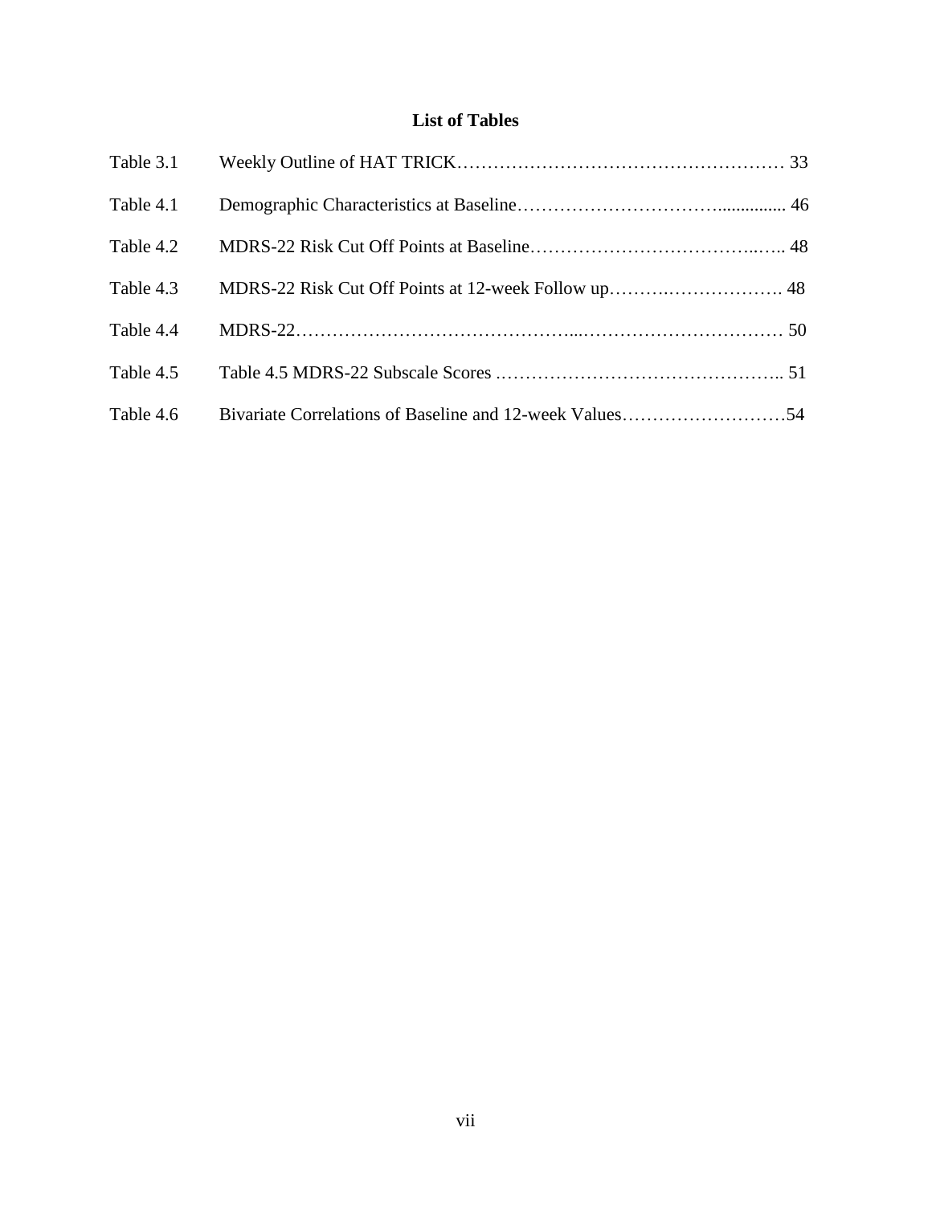## List of Tables

Table 3.1 Weekly Outline of HAT TRICK……………………………………………… 33

Table 4.1 Demographic Characteristics at Baseline…………………………….............. 46

Table 4.2 MDRS-22 Risk Cut Off Points at Baseline………………………………..….. 48

Table 4.3 MDRS-22 Risk Cut Off Points at 12-week Follow up……….………………. 48

Table 4.4 MDRS-22……………………………………...…………………………… 50

Table 4.5 Table 4.5 MDRS-22 Subscale Scores .……………………………………….. 51

Table 4.6 Bivariate Correlations of Baseline and 12-week Values………………………54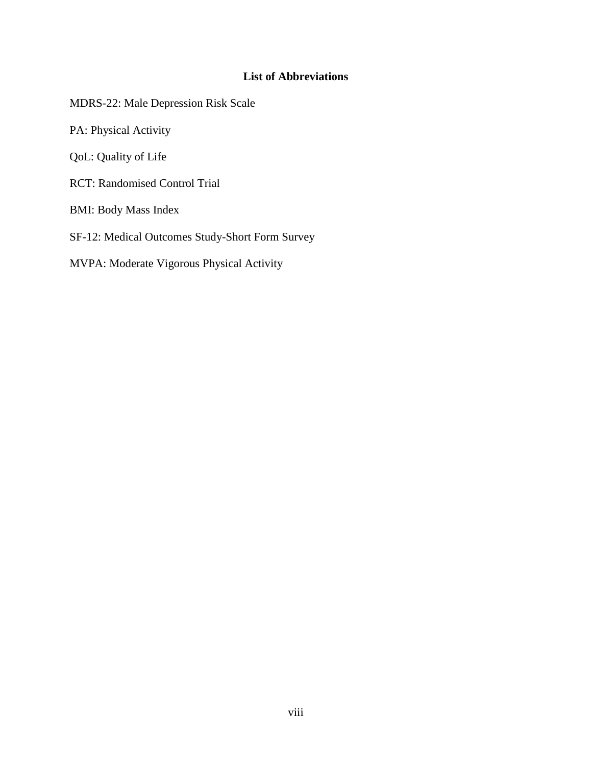## List of Abbreviations

MDRS-22: Male Depression Risk Scale

PA: Physical Activity

QoL: Quality of Life

RCT: Randomised Control Trial

BMI: Body Mass Index

SF-12: Medical Outcomes Study-Short Form Survey

MVPA: Moderate Vigorous Physical Activity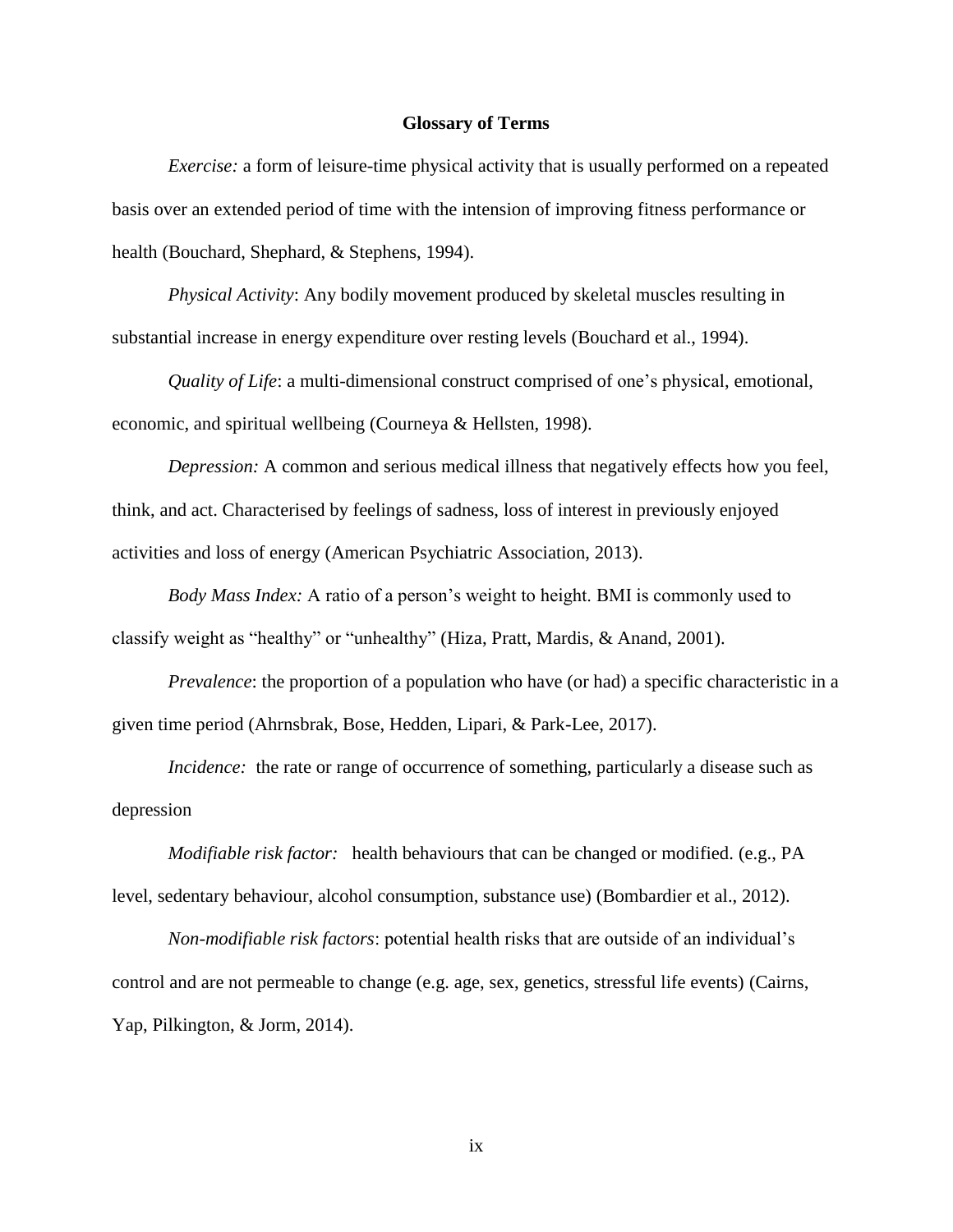## Glossary of Terms

*Exercise:* a form of leisure-time physical activity that is usually performed on a repeated basis over an extended period of time with the intension of improving fitness performance or health (Bouchard, Shephard, & Stephens, 1994).

*Physical Activity*: Any bodily movement produced by skeletal muscles resulting in substantial increase in energy expenditure over resting levels (Bouchard et al., 1994).

*Quality of Life*: a multi-dimensional construct comprised of one's physical, emotional, economic, and spiritual wellbeing (Courneya & Hellsten, 1998).

*Depression:* A common and serious medical illness that negatively effects how you feel, think, and act. Characterised by feelings of sadness, loss of interest in previously enjoyed activities and loss of energy (American Psychiatric Association, 2013).

*Body Mass Index:* A ratio of a person's weight to height. BMI is commonly used to classify weight as "healthy" or "unhealthy" (Hiza, Pratt, Mardis, & Anand, 2001).

*Prevalence*: the proportion of a population who have (or had) a specific characteristic in a given time period (Ahrnsbrak, Bose, Hedden, Lipari, & Park-Lee, 2017).

*Incidence:* the rate or range of occurrence of something, particularly a disease such as depression

*Modifiable risk factor:* health behaviours that can be changed or modified. (e.g., PA level, sedentary behaviour, alcohol consumption, substance use) (Bombardier et al., 2012).

*Non-modifiable risk factors*: potential health risks that are outside of an individual's control and are not permeable to change (e.g. age, sex, genetics, stressful life events) (Cairns, Yap, Pilkington, & Jorm, 2014).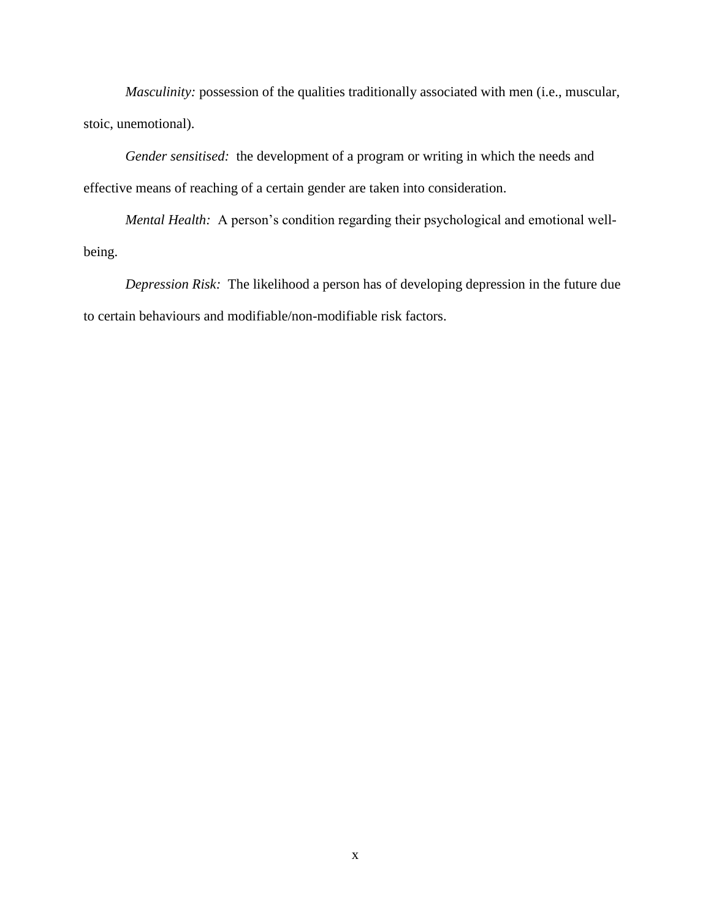*Masculinity:* possession of the qualities traditionally associated with men (i.e., muscular, stoic, unemotional).

*Gender sensitised:* the development of a program or writing in which the needs and effective means of reaching of a certain gender are taken into consideration.

*Mental Health:* A person's condition regarding their psychological and emotional well-being.

*Depression Risk:* The likelihood a person has of developing depression in the future due to certain behaviours and modifiable/non-modifiable risk factors.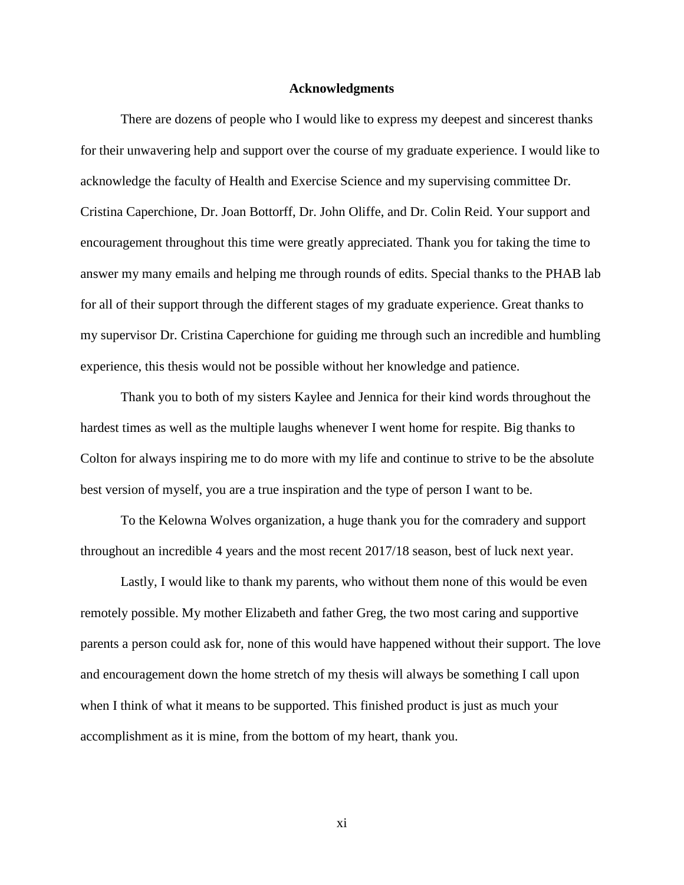# Acknowledgments

There are dozens of people who I would like to express my deepest and sincerest thanks for their unwavering help and support over the course of my graduate experience. I would like to acknowledge the faculty of Health and Exercise Science and my supervising committee Dr. Cristina Caperchione, Dr. Joan Bottorff, Dr. John Oliffe, and Dr. Colin Reid. Your support and encouragement throughout this time were greatly appreciated. Thank you for taking the time to answer my many emails and helping me through rounds of edits. Special thanks to the PHAB lab for all of their support through the different stages of my graduate experience. Great thanks to my supervisor Dr. Cristina Caperchione for guiding me through such an incredible and humbling experience, this thesis would not be possible without her knowledge and patience.

Thank you to both of my sisters Kaylee and Jennica for their kind words throughout the hardest times as well as the multiple laughs whenever I went home for respite. Big thanks to Colton for always inspiring me to do more with my life and continue to strive to be the absolute best version of myself, you are a true inspiration and the type of person I want to be.

To the Kelowna Wolves organization, a huge thank you for the comradery and support throughout an incredible 4 years and the most recent 2017/18 season, best of luck next year.

Lastly, I would like to thank my parents, who without them none of this would be even remotely possible. My mother Elizabeth and father Greg, the two most caring and supportive parents a person could ask for, none of this would have happened without their support. The love and encouragement down the home stretch of my thesis will always be something I call upon when I think of what it means to be supported. This finished product is just as much your accomplishment as it is mine, from the bottom of my heart, thank you.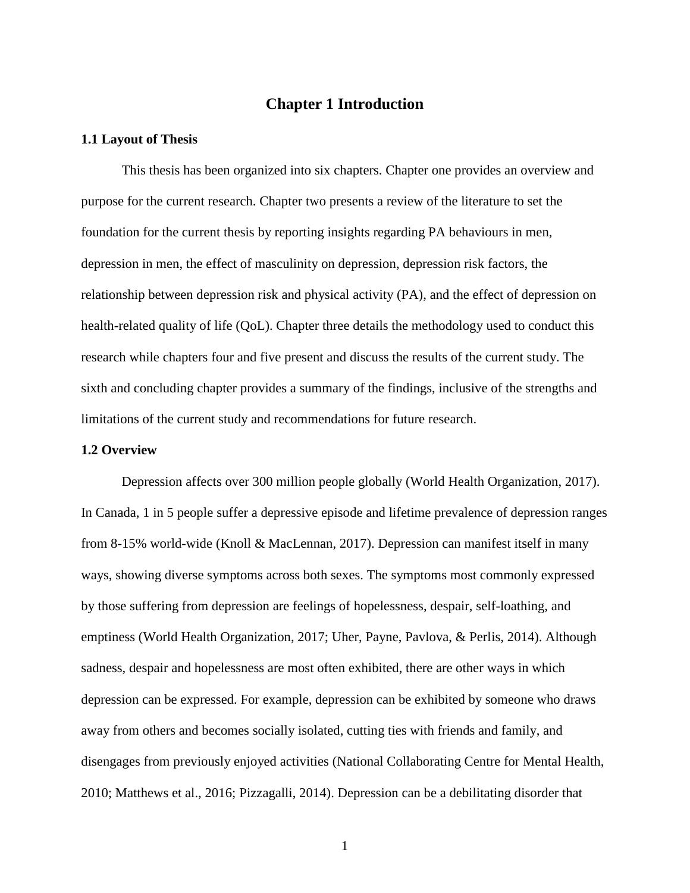# Chapter 1 Introduction

## 1.1 Layout of Thesis

This thesis has been organized into six chapters. Chapter one provides an overview and purpose for the current research. Chapter two presents a review of the literature to set the foundation for the current thesis by reporting insights regarding PA behaviours in men, depression in men, the effect of masculinity on depression, depression risk factors, the relationship between depression risk and physical activity (PA), and the effect of depression on health-related quality of life (QoL). Chapter three details the methodology used to conduct this research while chapters four and five present and discuss the results of the current study. The sixth and concluding chapter provides a summary of the findings, inclusive of the strengths and limitations of the current study and recommendations for future research.

## 1.2 Overview

Depression affects over 300 million people globally (World Health Organization, 2017). In Canada, 1 in 5 people suffer a depressive episode and lifetime prevalence of depression ranges from 8-15% world-wide (Knoll & MacLennan, 2017). Depression can manifest itself in many ways, showing diverse symptoms across both sexes. The symptoms most commonly expressed by those suffering from depression are feelings of hopelessness, despair, self-loathing, and emptiness (World Health Organization, 2017; Uher, Payne, Pavlova, & Perlis, 2014). Although sadness, despair and hopelessness are most often exhibited, there are other ways in which depression can be expressed. For example, depression can be exhibited by someone who draws away from others and becomes socially isolated, cutting ties with friends and family, and disengages from previously enjoyed activities (National Collaborating Centre for Mental Health, 2010; Matthews et al., 2016; Pizzagalli, 2014). Depression can be a debilitating disorder that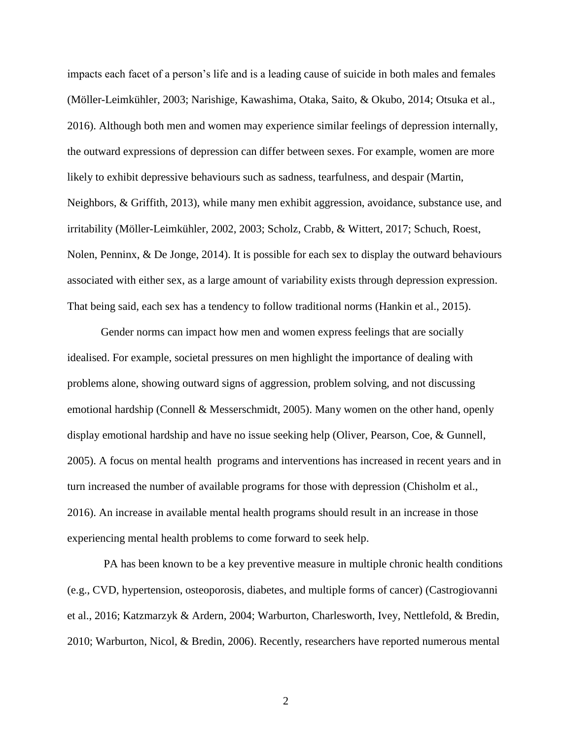impacts each facet of a person's life and is a leading cause of suicide in both males and females (Möller-Leimkühler, 2003; Narishige, Kawashima, Otaka, Saito, & Okubo, 2014; Otsuka et al., 2016). Although both men and women may experience similar feelings of depression internally, the outward expressions of depression can differ between sexes. For example, women are more likely to exhibit depressive behaviours such as sadness, tearfulness, and despair (Martin, Neighbors, & Griffith, 2013), while many men exhibit aggression, avoidance, substance use, and irritability (Möller-Leimkühler, 2002, 2003; Scholz, Crabb, & Wittert, 2017; Schuch, Roest, Nolen, Penninx, & De Jonge, 2014). It is possible for each sex to display the outward behaviours associated with either sex, as a large amount of variability exists through depression expression. That being said, each sex has a tendency to follow traditional norms (Hankin et al., 2015).

Gender norms can impact how men and women express feelings that are socially idealised. For example, societal pressures on men highlight the importance of dealing with problems alone, showing outward signs of aggression, problem solving, and not discussing emotional hardship (Connell & Messerschmidt, 2005). Many women on the other hand, openly display emotional hardship and have no issue seeking help (Oliver, Pearson, Coe, & Gunnell, 2005). A focus on mental health programs and interventions has increased in recent years and in turn increased the number of available programs for those with depression (Chisholm et al., 2016). An increase in available mental health programs should result in an increase in those experiencing mental health problems to come forward to seek help.

PA has been known to be a key preventive measure in multiple chronic health conditions (e.g., CVD, hypertension, osteoporosis, diabetes, and multiple forms of cancer) (Castrogiovanni et al., 2016; Katzmarzyk & Ardern, 2004; Warburton, Charlesworth, Ivey, Nettlefold, & Bredin, 2010; Warburton, Nicol, & Bredin, 2006). Recently, researchers have reported numerous mental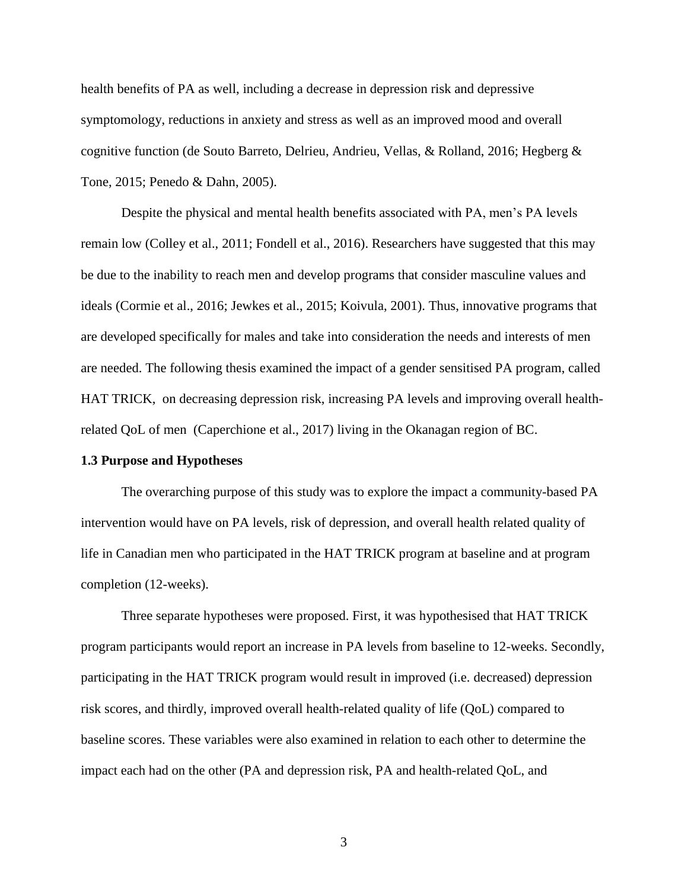health benefits of PA as well, including a decrease in depression risk and depressive symptomology, reductions in anxiety and stress as well as an improved mood and overall cognitive function (de Souto Barreto, Delrieu, Andrieu, Vellas, & Rolland, 2016; Hegberg & Tone, 2015; Penedo & Dahn, 2005).

Despite the physical and mental health benefits associated with PA, men's PA levels remain low (Colley et al., 2011; Fondell et al., 2016). Researchers have suggested that this may be due to the inability to reach men and develop programs that consider masculine values and ideals (Cormie et al., 2016; Jewkes et al., 2015; Koivula, 2001). Thus, innovative programs that are developed specifically for males and take into consideration the needs and interests of men are needed. The following thesis examined the impact of a gender sensitised PA program, called HAT TRICK, on decreasing depression risk, increasing PA levels and improving overall health-related QoL of men (Caperchione et al., 2017) living in the Okanagan region of BC.

### 1.3 Purpose and Hypotheses

The overarching purpose of this study was to explore the impact a community-based PA intervention would have on PA levels, risk of depression, and overall health related quality of life in Canadian men who participated in the HAT TRICK program at baseline and at program completion (12-weeks).

Three separate hypotheses were proposed. First, it was hypothesised that HAT TRICK program participants would report an increase in PA levels from baseline to 12-weeks. Secondly, participating in the HAT TRICK program would result in improved (i.e. decreased) depression risk scores, and thirdly, improved overall health-related quality of life (QoL) compared to baseline scores. These variables were also examined in relation to each other to determine the impact each had on the other (PA and depression risk, PA and health-related QoL, and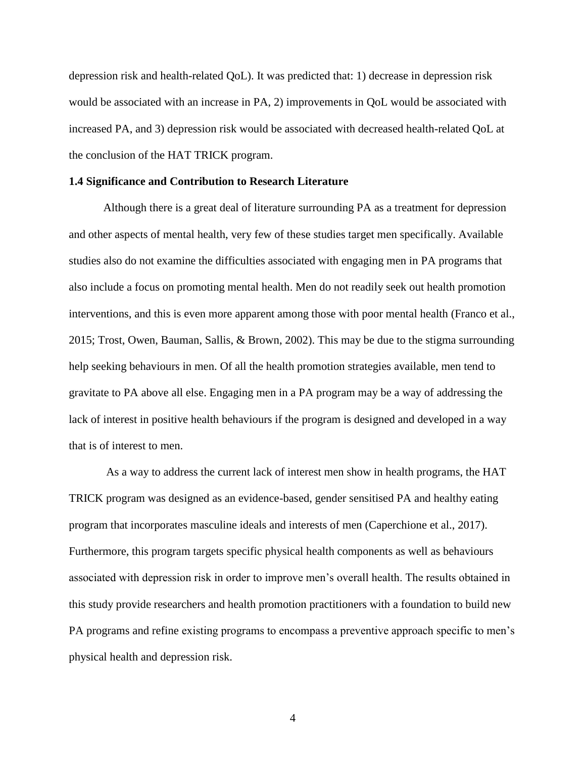depression risk and health-related QoL). It was predicted that: 1) decrease in depression risk would be associated with an increase in PA, 2) improvements in QoL would be associated with increased PA, and 3) depression risk would be associated with decreased health-related QoL at the conclusion of the HAT TRICK program.

### 1.4 Significance and Contribution to Research Literature

Although there is a great deal of literature surrounding PA as a treatment for depression and other aspects of mental health, very few of these studies target men specifically. Available studies also do not examine the difficulties associated with engaging men in PA programs that also include a focus on promoting mental health. Men do not readily seek out health promotion interventions, and this is even more apparent among those with poor mental health (Franco et al., 2015; Trost, Owen, Bauman, Sallis, & Brown, 2002). This may be due to the stigma surrounding help seeking behaviours in men. Of all the health promotion strategies available, men tend to gravitate to PA above all else. Engaging men in a PA program may be a way of addressing the lack of interest in positive health behaviours if the program is designed and developed in a way that is of interest to men.

As a way to address the current lack of interest men show in health programs, the HAT TRICK program was designed as an evidence-based, gender sensitised PA and healthy eating program that incorporates masculine ideals and interests of men (Caperchione et al., 2017). Furthermore, this program targets specific physical health components as well as behaviours associated with depression risk in order to improve men's overall health. The results obtained in this study provide researchers and health promotion practitioners with a foundation to build new PA programs and refine existing programs to encompass a preventive approach specific to men's physical health and depression risk.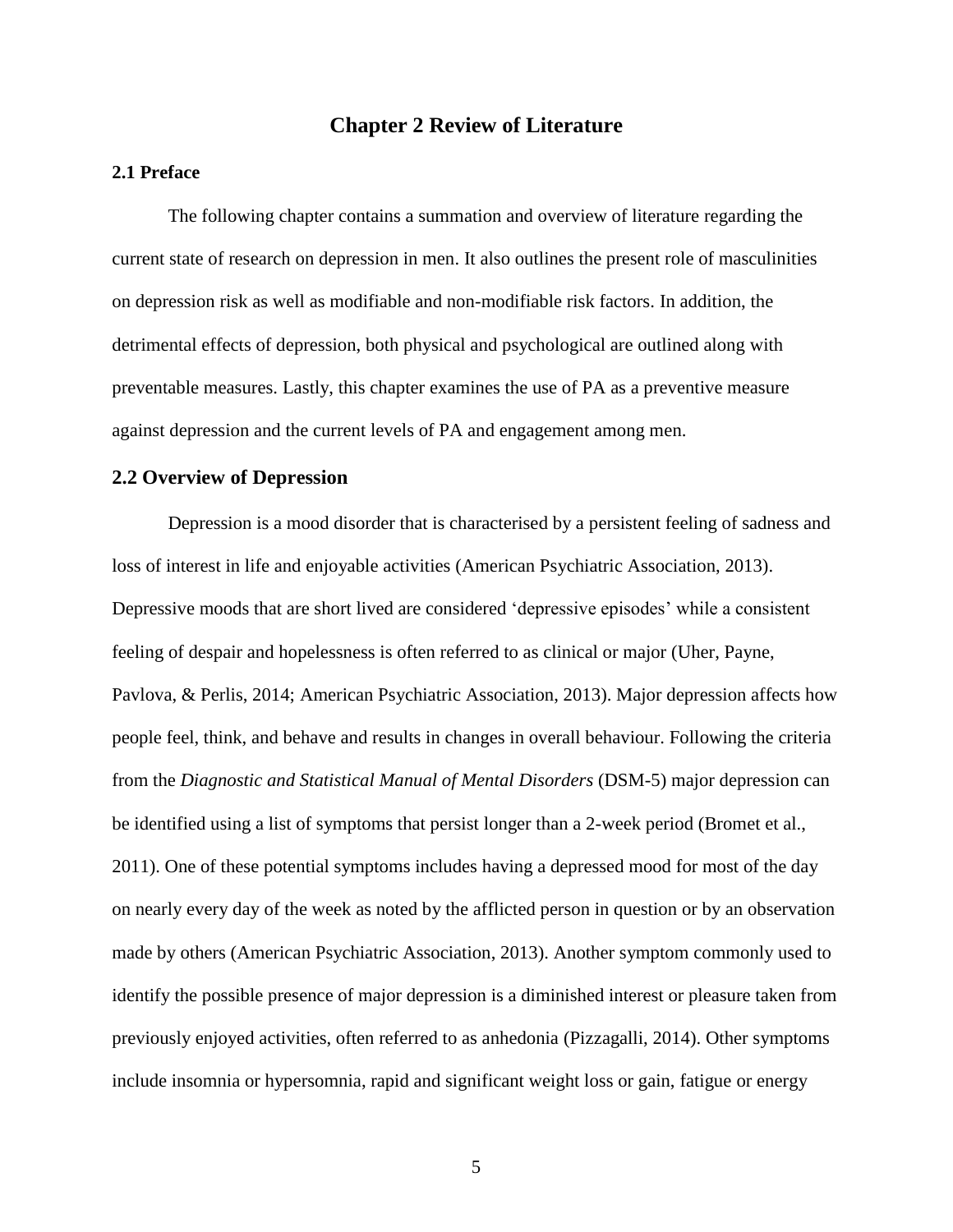# Chapter 2 Review of Literature

## 2.1 Preface

The following chapter contains a summation and overview of literature regarding the current state of research on depression in men. It also outlines the present role of masculinities on depression risk as well as modifiable and non-modifiable risk factors. In addition, the detrimental effects of depression, both physical and psychological are outlined along with preventable measures. Lastly, this chapter examines the use of PA as a preventive measure against depression and the current levels of PA and engagement among men.

## 2.2 Overview of Depression

Depression is a mood disorder that is characterised by a persistent feeling of sadness and loss of interest in life and enjoyable activities (American Psychiatric Association, 2013). Depressive moods that are short lived are considered 'depressive episodes' while a consistent feeling of despair and hopelessness is often referred to as clinical or major (Uher, Payne, Pavlova, & Perlis, 2014; American Psychiatric Association, 2013). Major depression affects how people feel, think, and behave and results in changes in overall behaviour. Following the criteria from the *Diagnostic and Statistical Manual of Mental Disorders* (DSM-5) major depression can be identified using a list of symptoms that persist longer than a 2-week period (Bromet et al., 2011). One of these potential symptoms includes having a depressed mood for most of the day on nearly every day of the week as noted by the afflicted person in question or by an observation made by others (American Psychiatric Association, 2013). Another symptom commonly used to identify the possible presence of major depression is a diminished interest or pleasure taken from previously enjoyed activities, often referred to as anhedonia (Pizzagalli, 2014). Other symptoms include insomnia or hypersomnia, rapid and significant weight loss or gain, fatigue or energy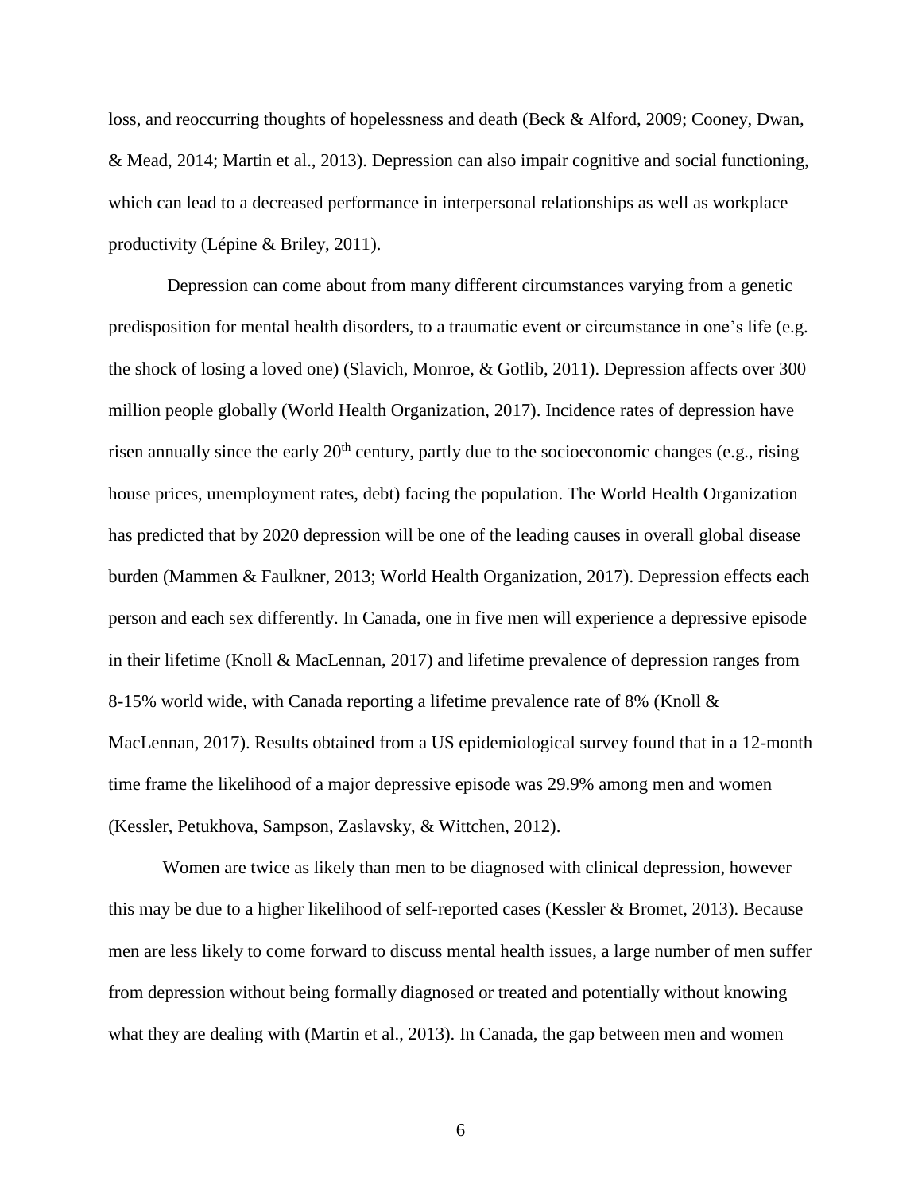loss, and reoccurring thoughts of hopelessness and death (Beck & Alford, 2009; Cooney, Dwan, & Mead, 2014; Martin et al., 2013). Depression can also impair cognitive and social functioning, which can lead to a decreased performance in interpersonal relationships as well as workplace productivity (Lépine & Briley, 2011).

Depression can come about from many different circumstances varying from a genetic predisposition for mental health disorders, to a traumatic event or circumstance in one's life (e.g. the shock of losing a loved one) (Slavich, Monroe, & Gotlib, 2011). Depression affects over 300 million people globally (World Health Organization, 2017). Incidence rates of depression have risen annually since the early 20th century, partly due to the socioeconomic changes (e.g., rising house prices, unemployment rates, debt) facing the population. The World Health Organization has predicted that by 2020 depression will be one of the leading causes in overall global disease burden (Mammen & Faulkner, 2013; World Health Organization, 2017). Depression effects each person and each sex differently. In Canada, one in five men will experience a depressive episode in their lifetime (Knoll & MacLennan, 2017) and lifetime prevalence of depression ranges from 8-15% world wide, with Canada reporting a lifetime prevalence rate of 8% (Knoll & MacLennan, 2017). Results obtained from a US epidemiological survey found that in a 12-month time frame the likelihood of a major depressive episode was 29.9% among men and women (Kessler, Petukhova, Sampson, Zaslavsky, & Wittchen, 2012).

Women are twice as likely than men to be diagnosed with clinical depression, however this may be due to a higher likelihood of self-reported cases (Kessler & Bromet, 2013). Because men are less likely to come forward to discuss mental health issues, a large number of men suffer from depression without being formally diagnosed or treated and potentially without knowing what they are dealing with (Martin et al., 2013). In Canada, the gap between men and women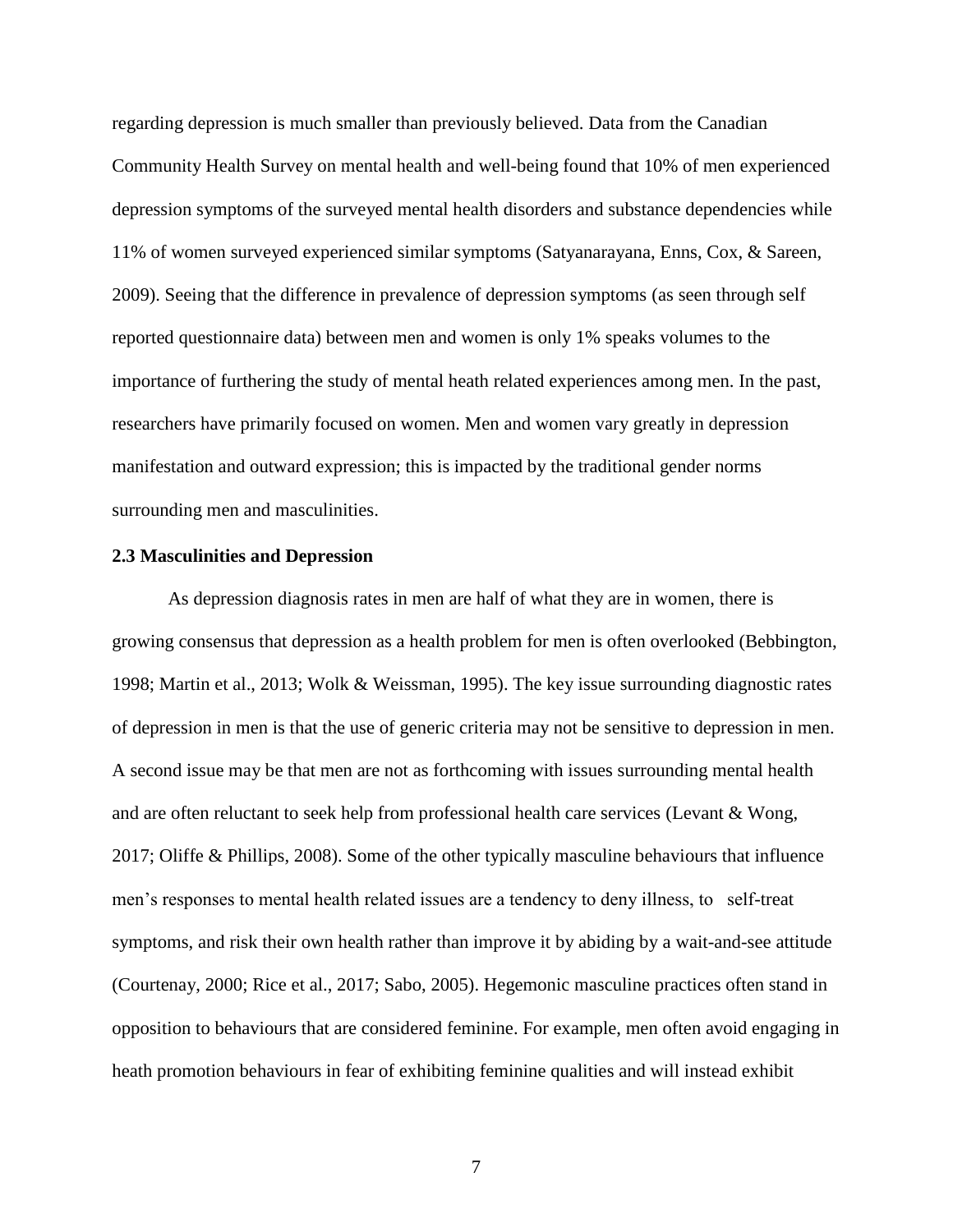regarding depression is much smaller than previously believed. Data from the Canadian Community Health Survey on mental health and well-being found that 10% of men experienced depression symptoms of the surveyed mental health disorders and substance dependencies while 11% of women surveyed experienced similar symptoms (Satyanarayana, Enns, Cox, & Sareen, 2009). Seeing that the difference in prevalence of depression symptoms (as seen through self reported questionnaire data) between men and women is only 1% speaks volumes to the importance of furthering the study of mental heath related experiences among men. In the past, researchers have primarily focused on women. Men and women vary greatly in depression manifestation and outward expression; this is impacted by the traditional gender norms surrounding men and masculinities.

### 2.3 Masculinities and Depression

As depression diagnosis rates in men are half of what they are in women, there is growing consensus that depression as a health problem for men is often overlooked (Bebbington, 1998; Martin et al., 2013; Wolk & Weissman, 1995). The key issue surrounding diagnostic rates of depression in men is that the use of generic criteria may not be sensitive to depression in men. A second issue may be that men are not as forthcoming with issues surrounding mental health and are often reluctant to seek help from professional health care services (Levant & Wong, 2017; Oliffe & Phillips, 2008). Some of the other typically masculine behaviours that influence men's responses to mental health related issues are a tendency to deny illness, to self-treat symptoms, and risk their own health rather than improve it by abiding by a wait-and-see attitude (Courtenay, 2000; Rice et al., 2017; Sabo, 2005). Hegemonic masculine practices often stand in opposition to behaviours that are considered feminine. For example, men often avoid engaging in heath promotion behaviours in fear of exhibiting feminine qualities and will instead exhibit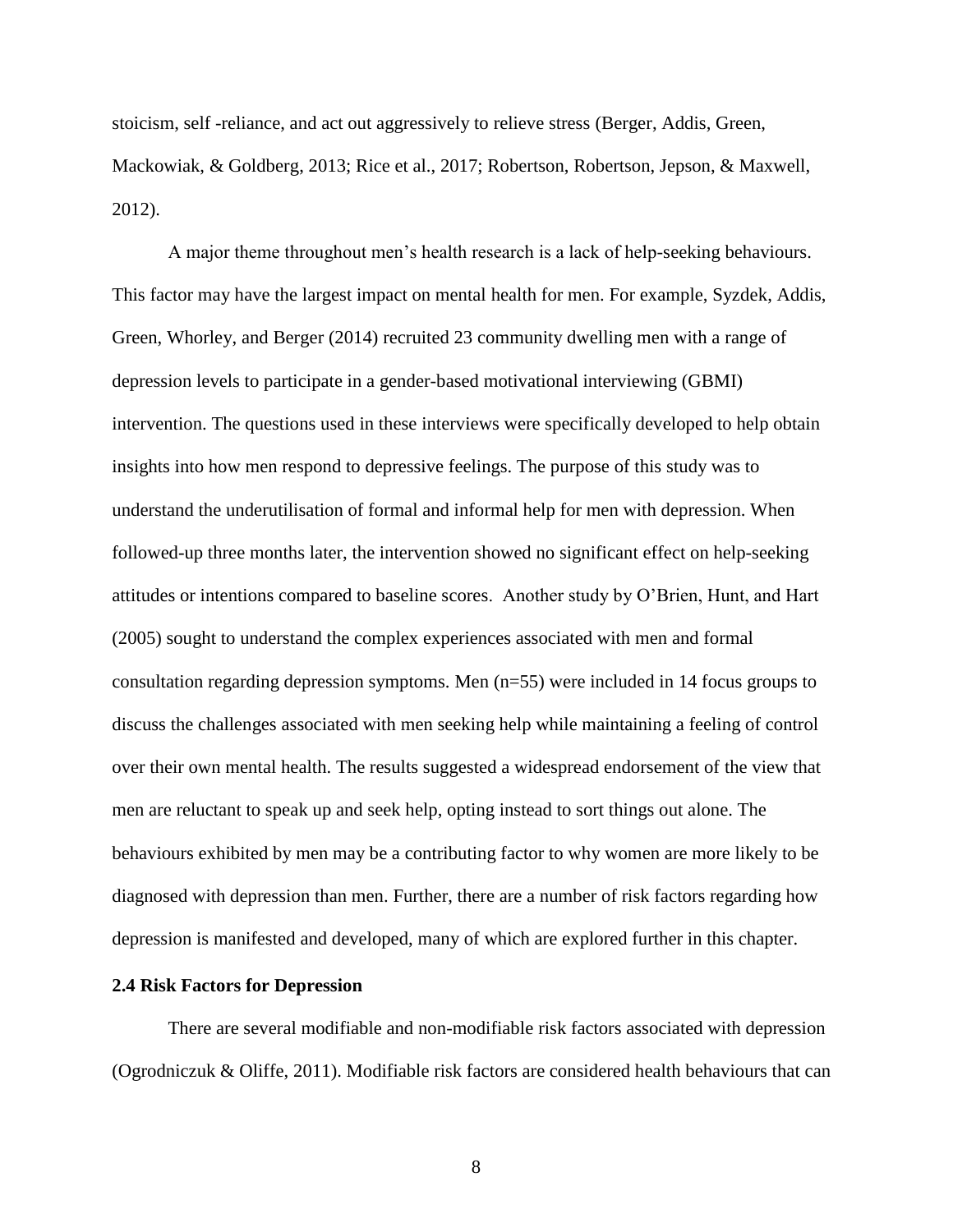stoicism, self -reliance, and act out aggressively to relieve stress (Berger, Addis, Green, Mackowiak, & Goldberg, 2013; Rice et al., 2017; Robertson, Robertson, Jepson, & Maxwell, 2012).

A major theme throughout men's health research is a lack of help-seeking behaviours. This factor may have the largest impact on mental health for men. For example, Syzdek, Addis, Green, Whorley, and Berger (2014) recruited 23 community dwelling men with a range of depression levels to participate in a gender-based motivational interviewing (GBMI) intervention. The questions used in these interviews were specifically developed to help obtain insights into how men respond to depressive feelings. The purpose of this study was to understand the underutilisation of formal and informal help for men with depression. When followed-up three months later, the intervention showed no significant effect on help-seeking attitudes or intentions compared to baseline scores. Another study by O'Brien, Hunt, and Hart (2005) sought to understand the complex experiences associated with men and formal consultation regarding depression symptoms. Men (n=55) were included in 14 focus groups to discuss the challenges associated with men seeking help while maintaining a feeling of control over their own mental health. The results suggested a widespread endorsement of the view that men are reluctant to speak up and seek help, opting instead to sort things out alone. The behaviours exhibited by men may be a contributing factor to why women are more likely to be diagnosed with depression than men. Further, there are a number of risk factors regarding how depression is manifested and developed, many of which are explored further in this chapter.

## 2.4 Risk Factors for Depression

There are several modifiable and non-modifiable risk factors associated with depression (Ogrodniczuk & Oliffe, 2011). Modifiable risk factors are considered health behaviours that can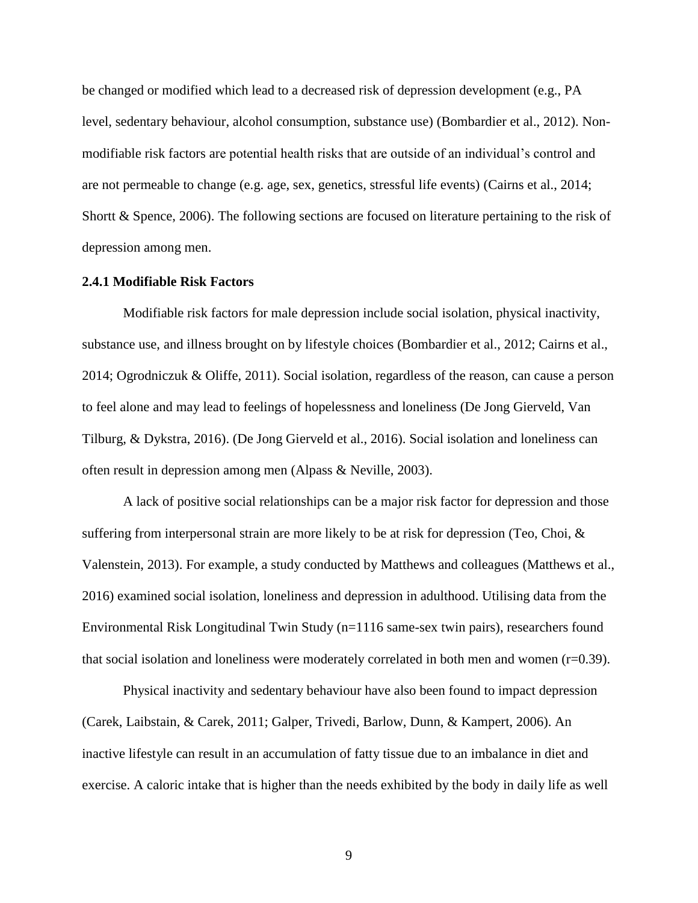be changed or modified which lead to a decreased risk of depression development (e.g., PA level, sedentary behaviour, alcohol consumption, substance use) (Bombardier et al., 2012). Non-modifiable risk factors are potential health risks that are outside of an individual's control and are not permeable to change (e.g. age, sex, genetics, stressful life events) (Cairns et al., 2014; Shortt & Spence, 2006). The following sections are focused on literature pertaining to the risk of depression among men.

### 2.4.1 Modifiable Risk Factors

Modifiable risk factors for male depression include social isolation, physical inactivity, substance use, and illness brought on by lifestyle choices (Bombardier et al., 2012; Cairns et al., 2014; Ogrodniczuk & Oliffe, 2011). Social isolation, regardless of the reason, can cause a person to feel alone and may lead to feelings of hopelessness and loneliness (De Jong Gierveld, Van Tilburg, & Dykstra, 2016). (De Jong Gierveld et al., 2016). Social isolation and loneliness can often result in depression among men (Alpass & Neville, 2003).

A lack of positive social relationships can be a major risk factor for depression and those suffering from interpersonal strain are more likely to be at risk for depression (Teo, Choi, & Valenstein, 2013). For example, a study conducted by Matthews and colleagues (Matthews et al., 2016) examined social isolation, loneliness and depression in adulthood. Utilising data from the Environmental Risk Longitudinal Twin Study (n=1116 same-sex twin pairs), researchers found that social isolation and loneliness were moderately correlated in both men and women (r=0.39).

Physical inactivity and sedentary behaviour have also been found to impact depression (Carek, Laibstain, & Carek, 2011; Galper, Trivedi, Barlow, Dunn, & Kampert, 2006). An inactive lifestyle can result in an accumulation of fatty tissue due to an imbalance in diet and exercise. A caloric intake that is higher than the needs exhibited by the body in daily life as well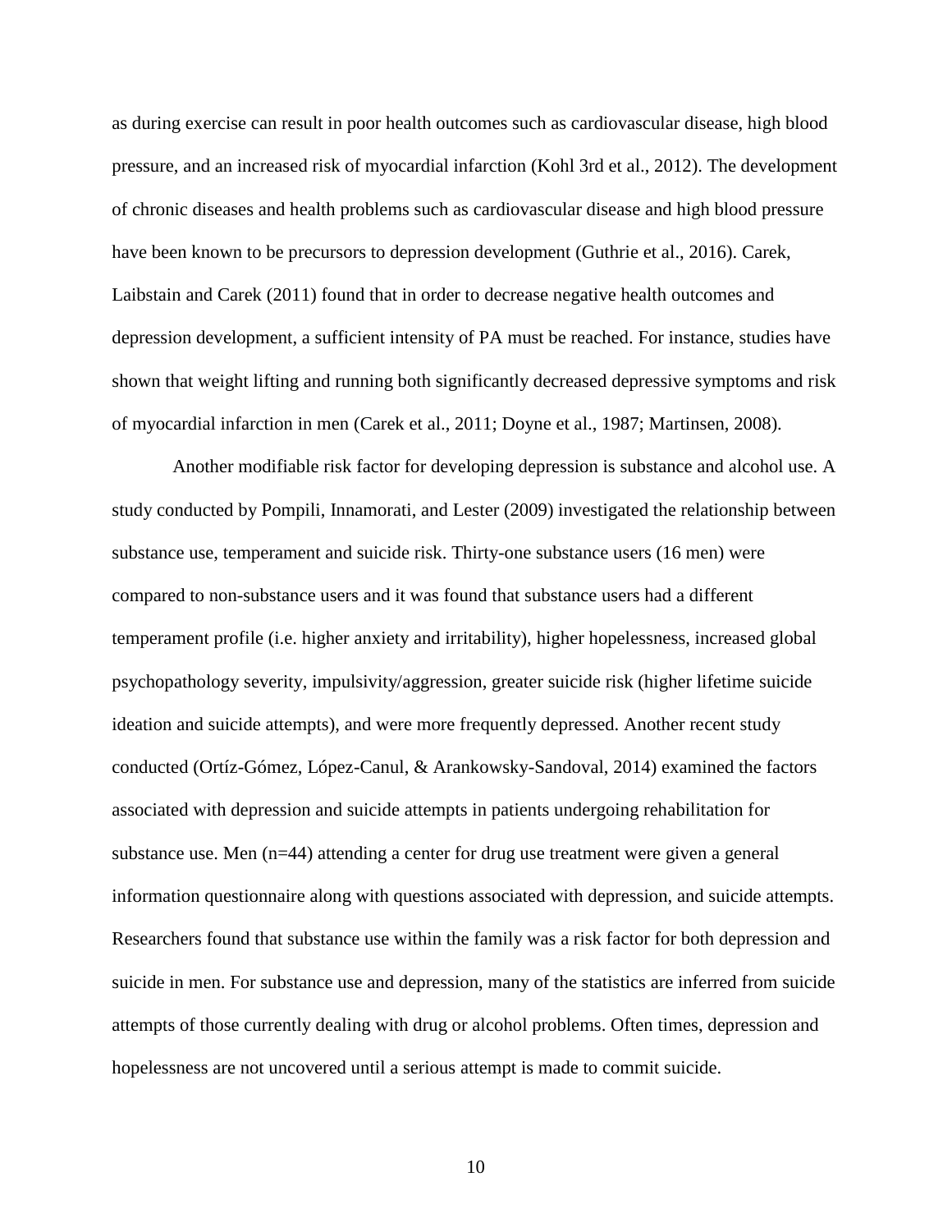as during exercise can result in poor health outcomes such as cardiovascular disease, high blood pressure, and an increased risk of myocardial infarction (Kohl 3rd et al., 2012). The development of chronic diseases and health problems such as cardiovascular disease and high blood pressure have been known to be precursors to depression development (Guthrie et al., 2016). Carek, Laibstain and Carek (2011) found that in order to decrease negative health outcomes and depression development, a sufficient intensity of PA must be reached. For instance, studies have shown that weight lifting and running both significantly decreased depressive symptoms and risk of myocardial infarction in men (Carek et al., 2011; Doyne et al., 1987; Martinsen, 2008).

Another modifiable risk factor for developing depression is substance and alcohol use. A study conducted by Pompili, Innamorati, and Lester (2009) investigated the relationship between substance use, temperament and suicide risk. Thirty-one substance users (16 men) were compared to non-substance users and it was found that substance users had a different temperament profile (i.e. higher anxiety and irritability), higher hopelessness, increased global psychopathology severity, impulsivity/aggression, greater suicide risk (higher lifetime suicide ideation and suicide attempts), and were more frequently depressed. Another recent study conducted (Ortíz-Gómez, López-Canul, & Arankowsky-Sandoval, 2014) examined the factors associated with depression and suicide attempts in patients undergoing rehabilitation for substance use. Men (n=44) attending a center for drug use treatment were given a general information questionnaire along with questions associated with depression, and suicide attempts. Researchers found that substance use within the family was a risk factor for both depression and suicide in men. For substance use and depression, many of the statistics are inferred from suicide attempts of those currently dealing with drug or alcohol problems. Often times, depression and hopelessness are not uncovered until a serious attempt is made to commit suicide.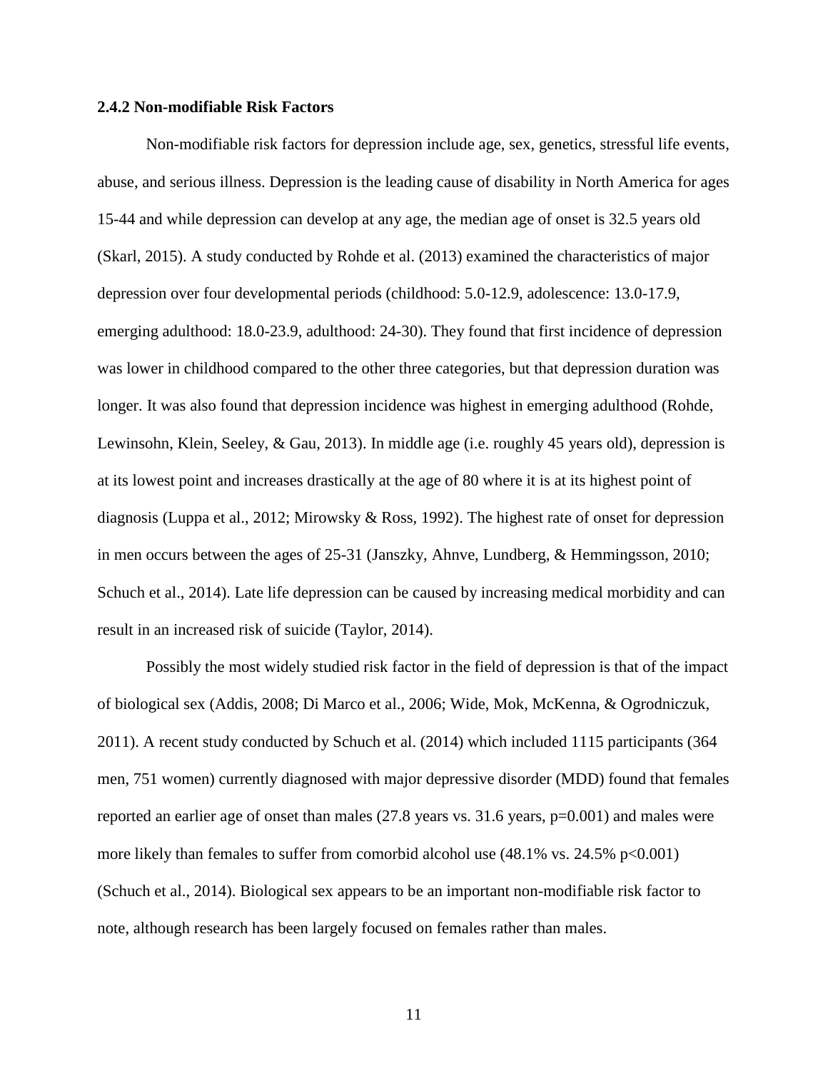### 2.4.2 Non-modifiable Risk Factors

Non-modifiable risk factors for depression include age, sex, genetics, stressful life events, abuse, and serious illness. Depression is the leading cause of disability in North America for ages 15-44 and while depression can develop at any age, the median age of onset is 32.5 years old (Skarl, 2015). A study conducted by Rohde et al. (2013) examined the characteristics of major depression over four developmental periods (childhood: 5.0-12.9, adolescence: 13.0-17.9, emerging adulthood: 18.0-23.9, adulthood: 24-30). They found that first incidence of depression was lower in childhood compared to the other three categories, but that depression duration was longer. It was also found that depression incidence was highest in emerging adulthood (Rohde, Lewinsohn, Klein, Seeley, & Gau, 2013). In middle age (i.e. roughly 45 years old), depression is at its lowest point and increases drastically at the age of 80 where it is at its highest point of diagnosis (Luppa et al., 2012; Mirowsky & Ross, 1992). The highest rate of onset for depression in men occurs between the ages of 25-31 (Janszky, Ahnve, Lundberg, & Hemmingsson, 2010; Schuch et al., 2014). Late life depression can be caused by increasing medical morbidity and can result in an increased risk of suicide (Taylor, 2014).

Possibly the most widely studied risk factor in the field of depression is that of the impact of biological sex (Addis, 2008; Di Marco et al., 2006; Wide, Mok, McKenna, & Ogrodniczuk, 2011). A recent study conducted by Schuch et al. (2014) which included 1115 participants (364 men, 751 women) currently diagnosed with major depressive disorder (MDD) found that females reported an earlier age of onset than males (27.8 years vs. 31.6 years, $p=0.001$) and males were more likely than females to suffer from comorbid alcohol use (48.1% vs. 24.5% $p<0.001$) (Schuch et al., 2014). Biological sex appears to be an important non-modifiable risk factor to note, although research has been largely focused on females rather than males.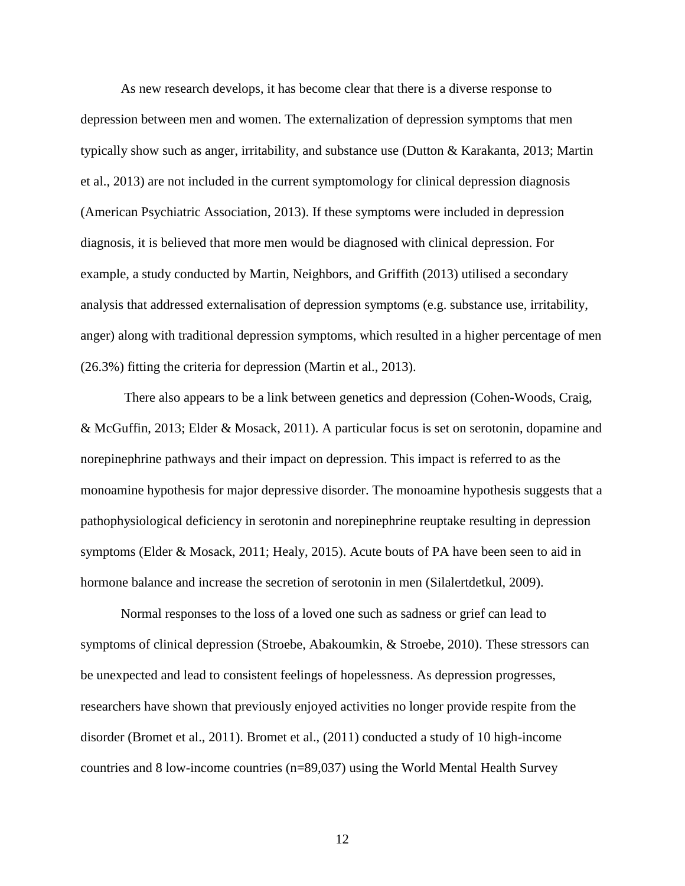As new research develops, it has become clear that there is a diverse response to depression between men and women. The externalization of depression symptoms that men typically show such as anger, irritability, and substance use (Dutton & Karakanta, 2013; Martin et al., 2013) are not included in the current symptomology for clinical depression diagnosis (American Psychiatric Association, 2013). If these symptoms were included in depression diagnosis, it is believed that more men would be diagnosed with clinical depression. For example, a study conducted by Martin, Neighbors, and Griffith (2013) utilised a secondary analysis that addressed externalisation of depression symptoms (e.g. substance use, irritability, anger) along with traditional depression symptoms, which resulted in a higher percentage of men (26.3%) fitting the criteria for depression (Martin et al., 2013).

There also appears to be a link between genetics and depression (Cohen-Woods, Craig, & McGuffin, 2013; Elder & Mosack, 2011). A particular focus is set on serotonin, dopamine and norepinephrine pathways and their impact on depression. This impact is referred to as the monoamine hypothesis for major depressive disorder. The monoamine hypothesis suggests that a pathophysiological deficiency in serotonin and norepinephrine reuptake resulting in depression symptoms (Elder & Mosack, 2011; Healy, 2015). Acute bouts of PA have been seen to aid in hormone balance and increase the secretion of serotonin in men (Silalertdetkul, 2009).

Normal responses to the loss of a loved one such as sadness or grief can lead to symptoms of clinical depression (Stroebe, Abakoumkin, & Stroebe, 2010). These stressors can be unexpected and lead to consistent feelings of hopelessness. As depression progresses, researchers have shown that previously enjoyed activities no longer provide respite from the disorder (Bromet et al., 2011). Bromet et al., (2011) conducted a study of 10 high-income countries and 8 low-income countries (n=89,037) using the World Mental Health Survey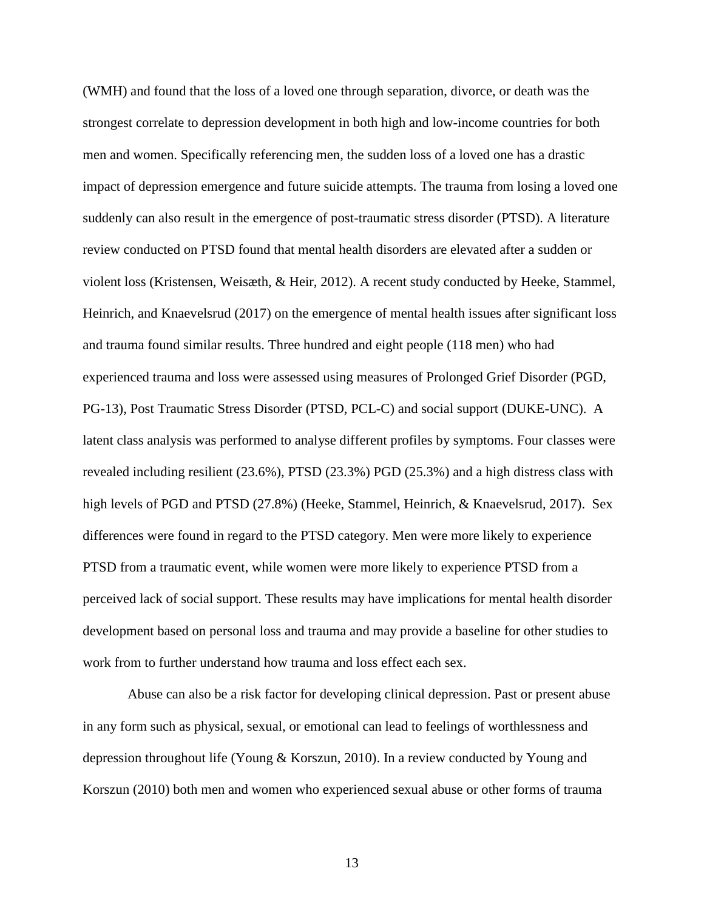(WMH) and found that the loss of a loved one through separation, divorce, or death was the strongest correlate to depression development in both high and low-income countries for both men and women. Specifically referencing men, the sudden loss of a loved one has a drastic impact of depression emergence and future suicide attempts. The trauma from losing a loved one suddenly can also result in the emergence of post-traumatic stress disorder (PTSD). A literature review conducted on PTSD found that mental health disorders are elevated after a sudden or violent loss (Kristensen, Weisæth, & Heir, 2012). A recent study conducted by Heeke, Stammel, Heinrich, and Knaevelsrud (2017) on the emergence of mental health issues after significant loss and trauma found similar results. Three hundred and eight people (118 men) who had experienced trauma and loss were assessed using measures of Prolonged Grief Disorder (PGD, PG-13), Post Traumatic Stress Disorder (PTSD, PCL-C) and social support (DUKE-UNC). A latent class analysis was performed to analyse different profiles by symptoms. Four classes were revealed including resilient (23.6%), PTSD (23.3%) PGD (25.3%) and a high distress class with high levels of PGD and PTSD (27.8%) (Heeke, Stammel, Heinrich, & Knaevelsrud, 2017). Sex differences were found in regard to the PTSD category. Men were more likely to experience PTSD from a traumatic event, while women were more likely to experience PTSD from a perceived lack of social support. These results may have implications for mental health disorder development based on personal loss and trauma and may provide a baseline for other studies to work from to further understand how trauma and loss effect each sex.

Abuse can also be a risk factor for developing clinical depression. Past or present abuse in any form such as physical, sexual, or emotional can lead to feelings of worthlessness and depression throughout life (Young & Korszun, 2010). In a review conducted by Young and Korszun (2010) both men and women who experienced sexual abuse or other forms of trauma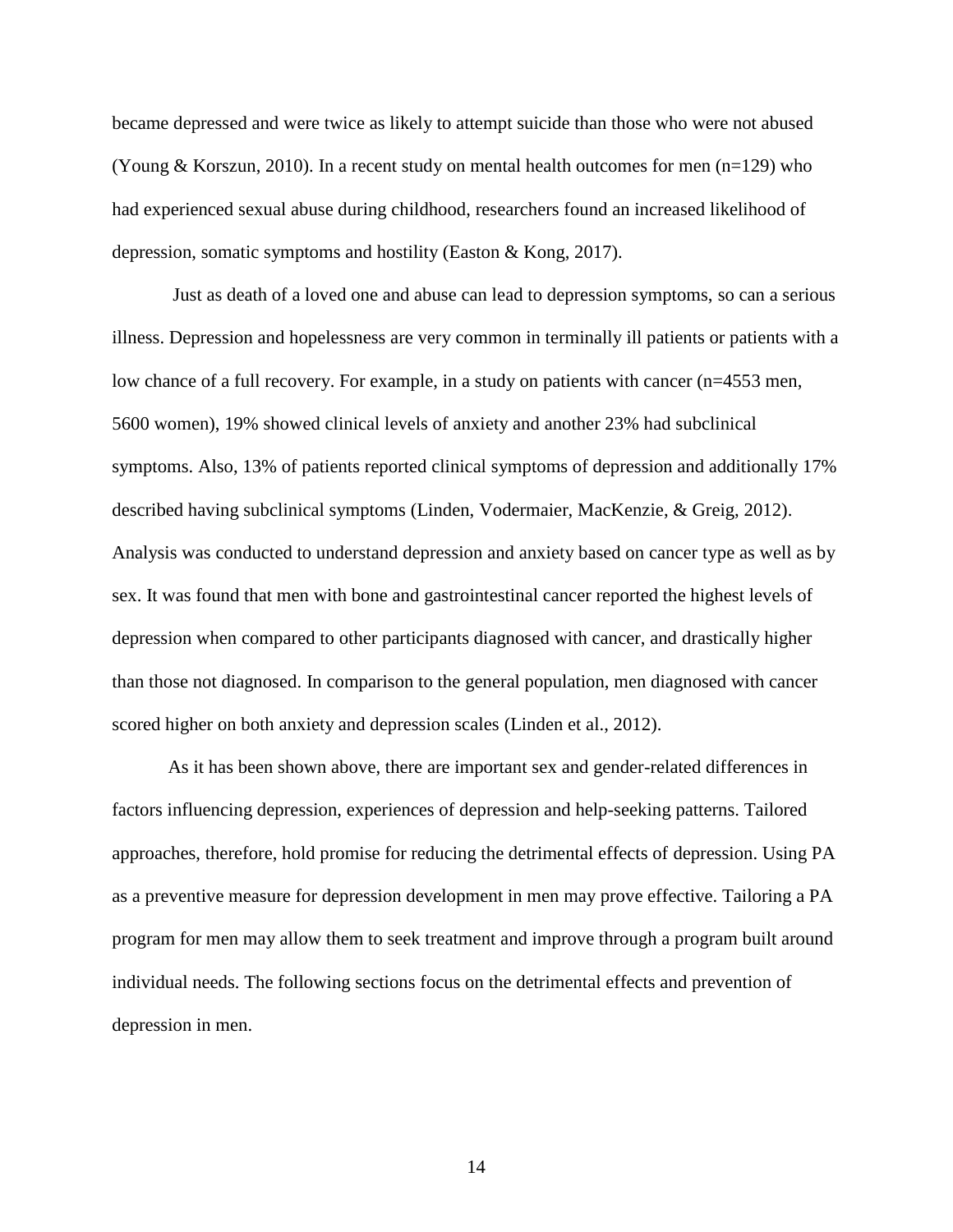became depressed and were twice as likely to attempt suicide than those who were not abused (Young & Korszun, 2010). In a recent study on mental health outcomes for men (n=129) who had experienced sexual abuse during childhood, researchers found an increased likelihood of depression, somatic symptoms and hostility (Easton & Kong, 2017).

Just as death of a loved one and abuse can lead to depression symptoms, so can a serious illness. Depression and hopelessness are very common in terminally ill patients or patients with a low chance of a full recovery. For example, in a study on patients with cancer (n=4553 men, 5600 women), 19% showed clinical levels of anxiety and another 23% had subclinical symptoms. Also, 13% of patients reported clinical symptoms of depression and additionally 17% described having subclinical symptoms (Linden, Vodermaier, MacKenzie, & Greig, 2012). Analysis was conducted to understand depression and anxiety based on cancer type as well as by sex. It was found that men with bone and gastrointestinal cancer reported the highest levels of depression when compared to other participants diagnosed with cancer, and drastically higher than those not diagnosed. In comparison to the general population, men diagnosed with cancer scored higher on both anxiety and depression scales (Linden et al., 2012).

As it has been shown above, there are important sex and gender-related differences in factors influencing depression, experiences of depression and help-seeking patterns. Tailored approaches, therefore, hold promise for reducing the detrimental effects of depression. Using PA as a preventive measure for depression development in men may prove effective. Tailoring a PA program for men may allow them to seek treatment and improve through a program built around individual needs. The following sections focus on the detrimental effects and prevention of depression in men.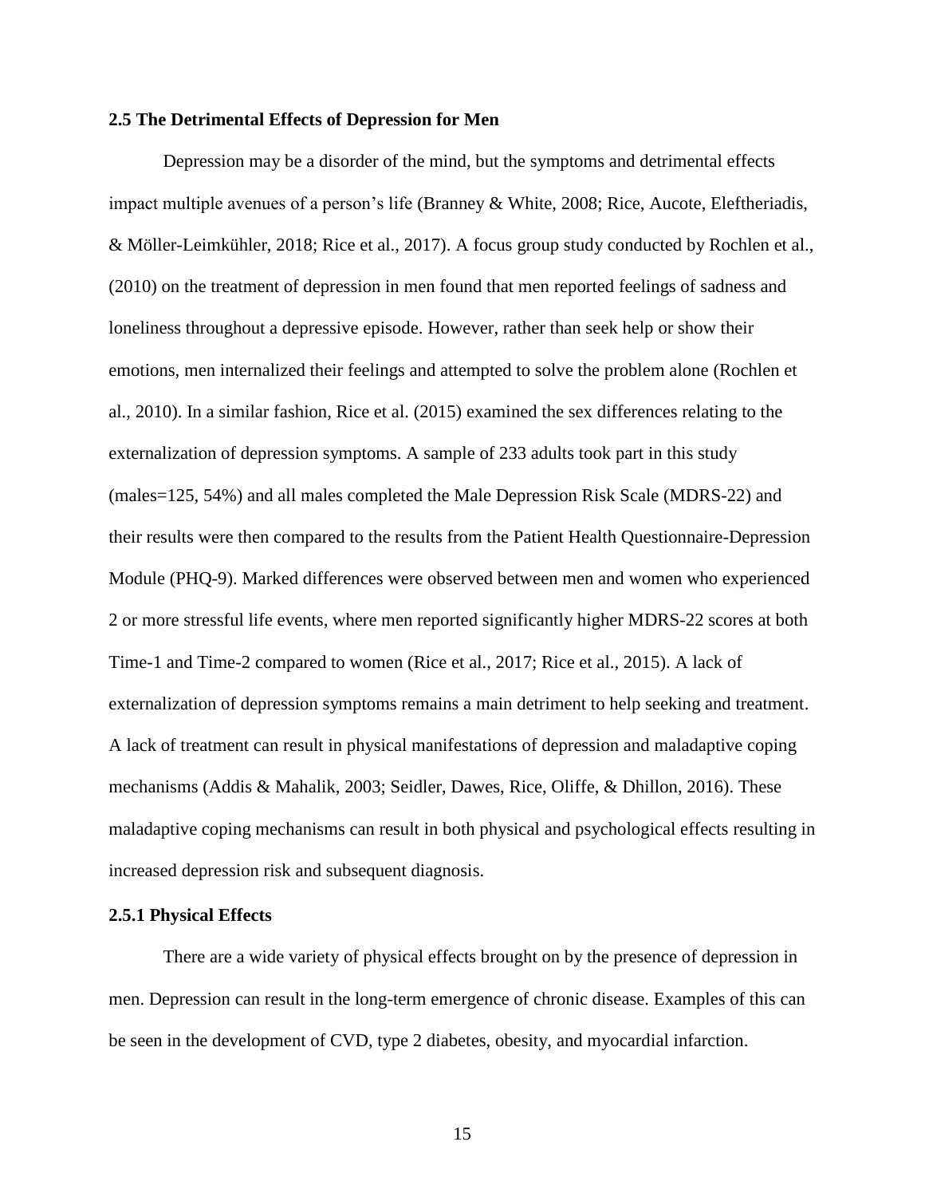### 2.5 The Detrimental Effects of Depression for Men

Depression may be a disorder of the mind, but the symptoms and detrimental effects impact multiple avenues of a person's life (Branney & White, 2008; Rice, Aucote, Eleftheriadis, & Möller-Leimkühler, 2018; Rice et al., 2017). A focus group study conducted by Rochlen et al., (2010) on the treatment of depression in men found that men reported feelings of sadness and loneliness throughout a depressive episode. However, rather than seek help or show their emotions, men internalized their feelings and attempted to solve the problem alone (Rochlen et al., 2010). In a similar fashion, Rice et al. (2015) examined the sex differences relating to the externalization of depression symptoms. A sample of 233 adults took part in this study (males=125, 54%) and all males completed the Male Depression Risk Scale (MDRS-22) and their results were then compared to the results from the Patient Health Questionnaire-Depression Module (PHQ-9). Marked differences were observed between men and women who experienced 2 or more stressful life events, where men reported significantly higher MDRS-22 scores at both Time-1 and Time-2 compared to women (Rice et al., 2017; Rice et al., 2015). A lack of externalization of depression symptoms remains a main detriment to help seeking and treatment. A lack of treatment can result in physical manifestations of depression and maladaptive coping mechanisms (Addis & Mahalik, 2003; Seidler, Dawes, Rice, Oliffe, & Dhillon, 2016). These maladaptive coping mechanisms can result in both physical and psychological effects resulting in increased depression risk and subsequent diagnosis.

#### 2.5.1 Physical Effects

There are a wide variety of physical effects brought on by the presence of depression in men. Depression can result in the long-term emergence of chronic disease. Examples of this can be seen in the development of CVD, type 2 diabetes, obesity, and myocardial infarction.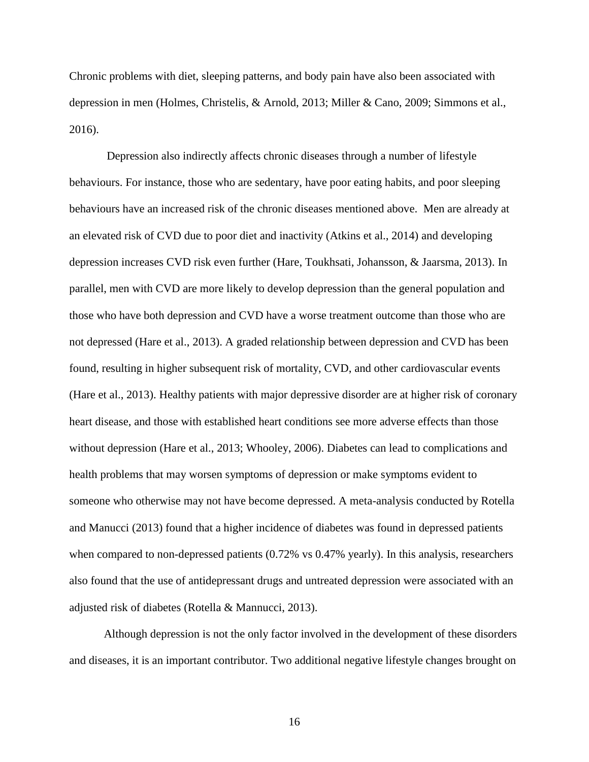Chronic problems with diet, sleeping patterns, and body pain have also been associated with depression in men (Holmes, Christelis, & Arnold, 2013; Miller & Cano, 2009; Simmons et al., 2016).

Depression also indirectly affects chronic diseases through a number of lifestyle behaviours. For instance, those who are sedentary, have poor eating habits, and poor sleeping behaviours have an increased risk of the chronic diseases mentioned above. Men are already at an elevated risk of CVD due to poor diet and inactivity (Atkins et al., 2014) and developing depression increases CVD risk even further (Hare, Toukhsati, Johansson, & Jaarsma, 2013). In parallel, men with CVD are more likely to develop depression than the general population and those who have both depression and CVD have a worse treatment outcome than those who are not depressed (Hare et al., 2013). A graded relationship between depression and CVD has been found, resulting in higher subsequent risk of mortality, CVD, and other cardiovascular events (Hare et al., 2013). Healthy patients with major depressive disorder are at higher risk of coronary heart disease, and those with established heart conditions see more adverse effects than those without depression (Hare et al., 2013; Whooley, 2006). Diabetes can lead to complications and health problems that may worsen symptoms of depression or make symptoms evident to someone who otherwise may not have become depressed. A meta-analysis conducted by Rotella and Manucci (2013) found that a higher incidence of diabetes was found in depressed patients when compared to non-depressed patients (0.72% vs 0.47% yearly). In this analysis, researchers also found that the use of antidepressant drugs and untreated depression were associated with an adjusted risk of diabetes (Rotella & Mannucci, 2013).

Although depression is not the only factor involved in the development of these disorders and diseases, it is an important contributor. Two additional negative lifestyle changes brought on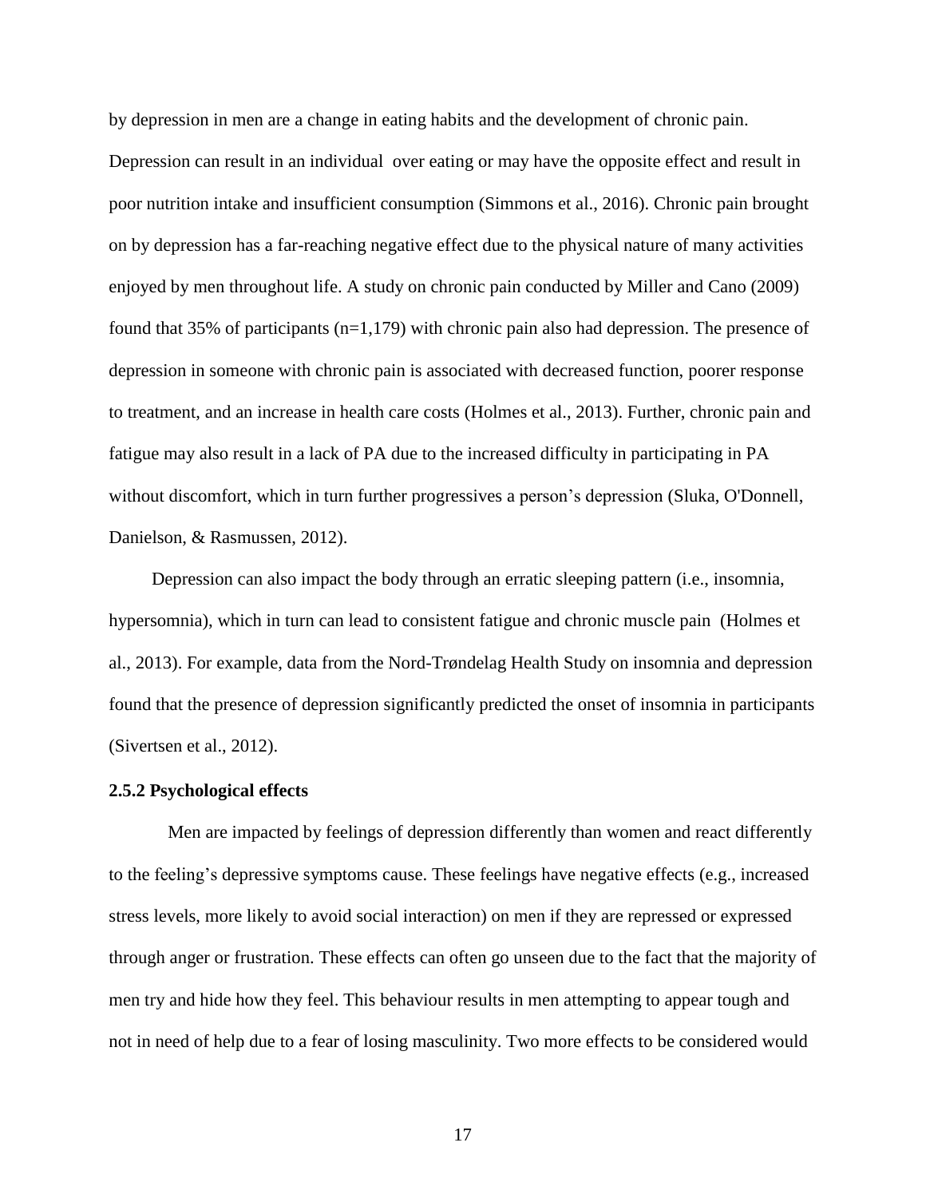by depression in men are a change in eating habits and the development of chronic pain. Depression can result in an individual over eating or may have the opposite effect and result in poor nutrition intake and insufficient consumption (Simmons et al., 2016). Chronic pain brought on by depression has a far-reaching negative effect due to the physical nature of many activities enjoyed by men throughout life. A study on chronic pain conducted by Miller and Cano (2009) found that 35% of participants (n=1,179) with chronic pain also had depression. The presence of depression in someone with chronic pain is associated with decreased function, poorer response to treatment, and an increase in health care costs (Holmes et al., 2013). Further, chronic pain and fatigue may also result in a lack of PA due to the increased difficulty in participating in PA without discomfort, which in turn further progressives a person's depression (Sluka, O'Donnell, Danielson, & Rasmussen, 2012).

Depression can also impact the body through an erratic sleeping pattern (i.e., insomnia, hypersomnia), which in turn can lead to consistent fatigue and chronic muscle pain (Holmes et al., 2013). For example, data from the Nord-Trøndelag Health Study on insomnia and depression found that the presence of depression significantly predicted the onset of insomnia in participants (Sivertsen et al., 2012).

### 2.5.2 Psychological effects

Men are impacted by feelings of depression differently than women and react differently to the feeling's depressive symptoms cause. These feelings have negative effects (e.g., increased stress levels, more likely to avoid social interaction) on men if they are repressed or expressed through anger or frustration. These effects can often go unseen due to the fact that the majority of men try and hide how they feel. This behaviour results in men attempting to appear tough and not in need of help due to a fear of losing masculinity. Two more effects to be considered would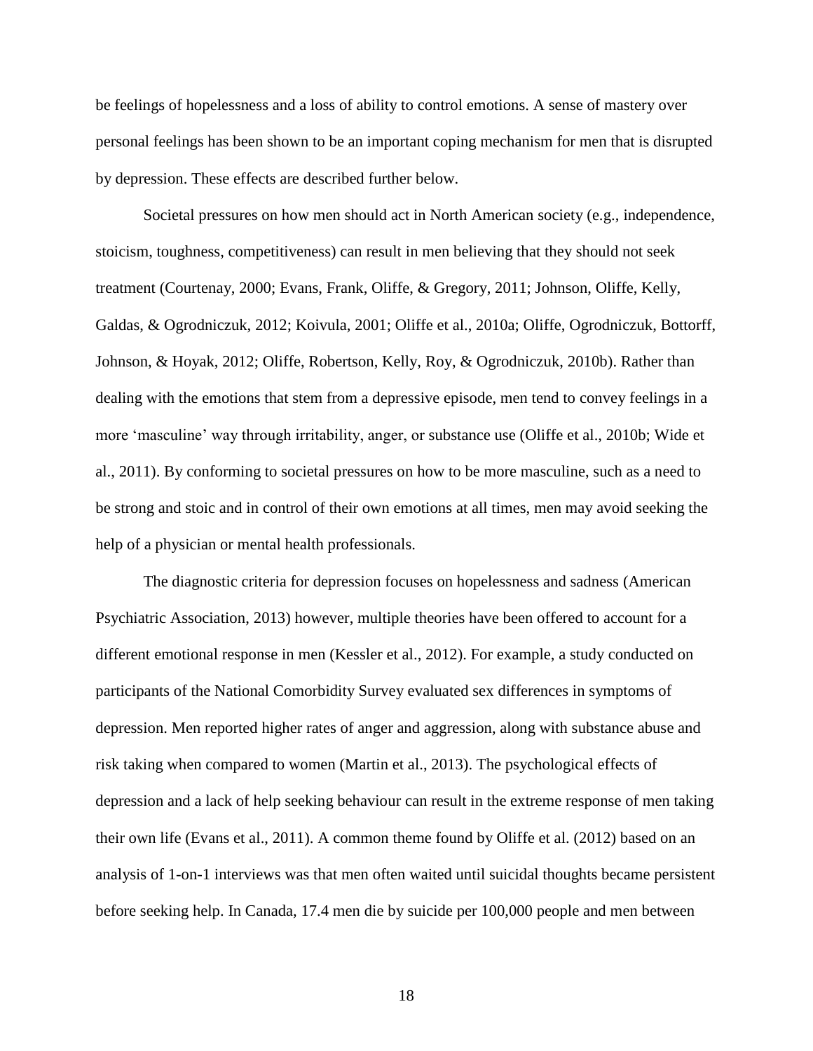be feelings of hopelessness and a loss of ability to control emotions. A sense of mastery over personal feelings has been shown to be an important coping mechanism for men that is disrupted by depression. These effects are described further below.

Societal pressures on how men should act in North American society (e.g., independence, stoicism, toughness, competitiveness) can result in men believing that they should not seek treatment (Courtenay, 2000; Evans, Frank, Oliffe, & Gregory, 2011; Johnson, Oliffe, Kelly, Galdas, & Ogrodniczuk, 2012; Koivula, 2001; Oliffe et al., 2010a; Oliffe, Ogrodniczuk, Bottorff, Johnson, & Hoyak, 2012; Oliffe, Robertson, Kelly, Roy, & Ogrodniczuk, 2010b). Rather than dealing with the emotions that stem from a depressive episode, men tend to convey feelings in a more 'masculine' way through irritability, anger, or substance use (Oliffe et al., 2010b; Wide et al., 2011). By conforming to societal pressures on how to be more masculine, such as a need to be strong and stoic and in control of their own emotions at all times, men may avoid seeking the help of a physician or mental health professionals.

The diagnostic criteria for depression focuses on hopelessness and sadness (American Psychiatric Association, 2013) however, multiple theories have been offered to account for a different emotional response in men (Kessler et al., 2012). For example, a study conducted on participants of the National Comorbidity Survey evaluated sex differences in symptoms of depression. Men reported higher rates of anger and aggression, along with substance abuse and risk taking when compared to women (Martin et al., 2013). The psychological effects of depression and a lack of help seeking behaviour can result in the extreme response of men taking their own life (Evans et al., 2011). A common theme found by Oliffe et al. (2012) based on an analysis of 1-on-1 interviews was that men often waited until suicidal thoughts became persistent before seeking help. In Canada, 17.4 men die by suicide per 100,000 people and men between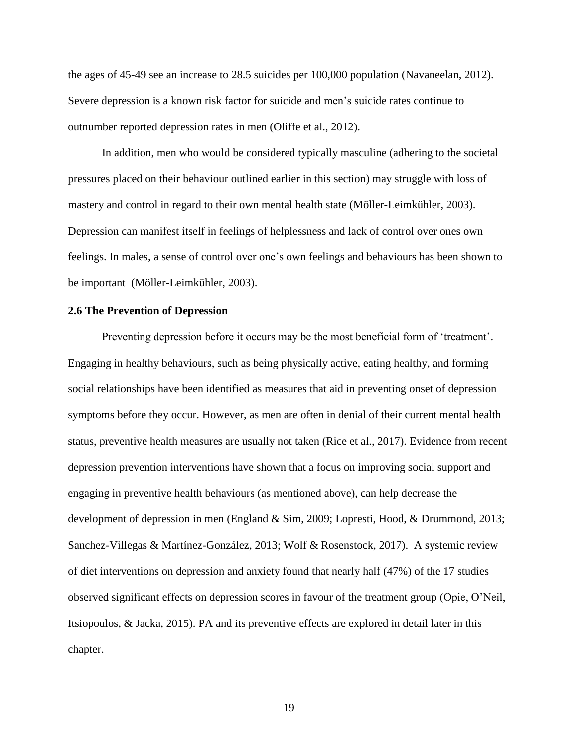the ages of 45-49 see an increase to 28.5 suicides per 100,000 population (Navaneelan, 2012). Severe depression is a known risk factor for suicide and men's suicide rates continue to outnumber reported depression rates in men (Oliffe et al., 2012).

In addition, men who would be considered typically masculine (adhering to the societal pressures placed on their behaviour outlined earlier in this section) may struggle with loss of mastery and control in regard to their own mental health state (Möller-Leimkühler, 2003). Depression can manifest itself in feelings of helplessness and lack of control over ones own feelings. In males, a sense of control over one's own feelings and behaviours has been shown to be important (Möller-Leimkühler, 2003).

### 2.6 The Prevention of Depression

Preventing depression before it occurs may be the most beneficial form of 'treatment'. Engaging in healthy behaviours, such as being physically active, eating healthy, and forming social relationships have been identified as measures that aid in preventing onset of depression symptoms before they occur. However, as men are often in denial of their current mental health status, preventive health measures are usually not taken (Rice et al., 2017). Evidence from recent depression prevention interventions have shown that a focus on improving social support and engaging in preventive health behaviours (as mentioned above), can help decrease the development of depression in men (England & Sim, 2009; Lopresti, Hood, & Drummond, 2013; Sanchez-Villegas & Martínez-González, 2013; Wolf & Rosenstock, 2017). A systemic review of diet interventions on depression and anxiety found that nearly half (47%) of the 17 studies observed significant effects on depression scores in favour of the treatment group (Opie, O'Neil, Itsiopoulos, & Jacka, 2015). PA and its preventive effects are explored in detail later in this chapter.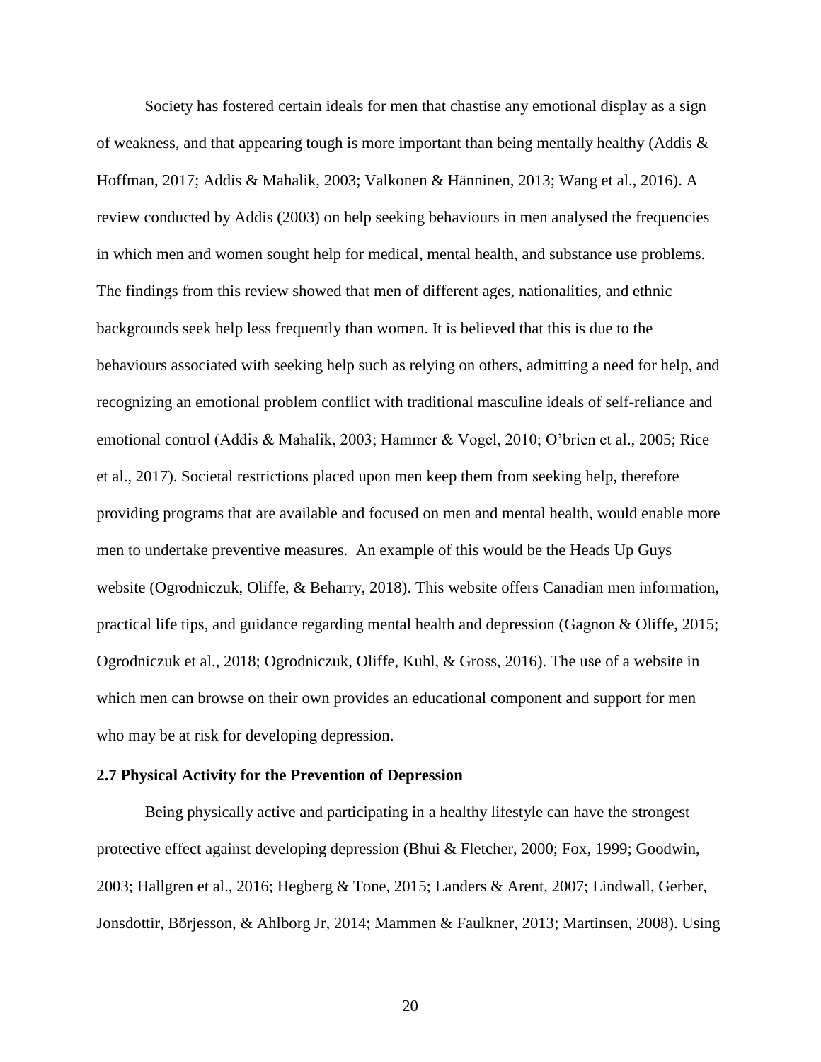Society has fostered certain ideals for men that chastise any emotional display as a sign of weakness, and that appearing tough is more important than being mentally healthy (Addis & Hoffman, 2017; Addis & Mahalik, 2003; Valkonen & Hänninen, 2013; Wang et al., 2016). A review conducted by Addis (2003) on help seeking behaviours in men analysed the frequencies in which men and women sought help for medical, mental health, and substance use problems. The findings from this review showed that men of different ages, nationalities, and ethnic backgrounds seek help less frequently than women. It is believed that this is due to the behaviours associated with seeking help such as relying on others, admitting a need for help, and recognizing an emotional problem conflict with traditional masculine ideals of self-reliance and emotional control (Addis & Mahalik, 2003; Hammer & Vogel, 2010; O'brien et al., 2005; Rice et al., 2017). Societal restrictions placed upon men keep them from seeking help, therefore providing programs that are available and focused on men and mental health, would enable more men to undertake preventive measures. An example of this would be the Heads Up Guys website (Ogrodniczuk, Oliffe, & Beharry, 2018). This website offers Canadian men information, practical life tips, and guidance regarding mental health and depression (Gagnon & Oliffe, 2015; Ogrodniczuk et al., 2018; Ogrodniczuk, Oliffe, Kuhl, & Gross, 2016). The use of a website in which men can browse on their own provides an educational component and support for men who may be at risk for developing depression.

### 2.7 Physical Activity for the Prevention of Depression

Being physically active and participating in a healthy lifestyle can have the strongest protective effect against developing depression (Bhui & Fletcher, 2000; Fox, 1999; Goodwin, 2003; Hallgren et al., 2016; Hegberg & Tone, 2015; Landers & Arent, 2007; Lindwall, Gerber, Jonsdottir, Börjesson, & Ahlborg Jr, 2014; Mammen & Faulkner, 2013; Martinsen, 2008). Using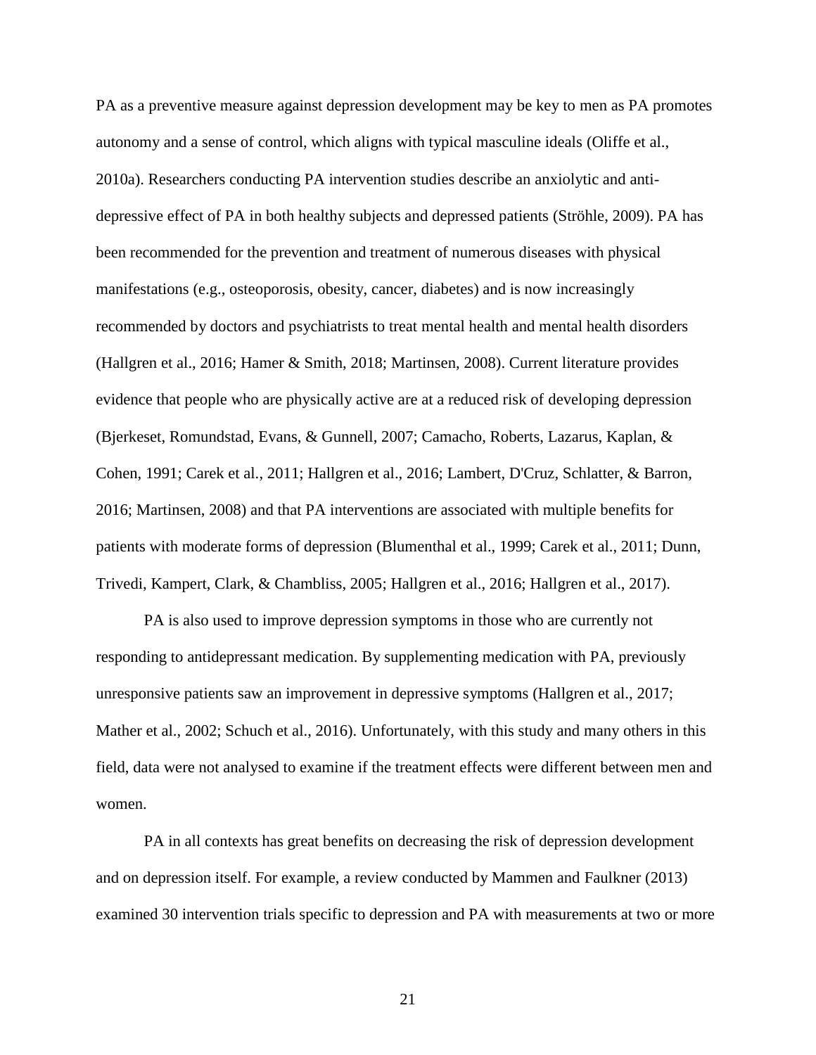PA as a preventive measure against depression development may be key to men as PA promotes autonomy and a sense of control, which aligns with typical masculine ideals (Oliffe et al., 2010a). Researchers conducting PA intervention studies describe an anxiolytic and anti-depressive effect of PA in both healthy subjects and depressed patients (Ströhle, 2009). PA has been recommended for the prevention and treatment of numerous diseases with physical manifestations (e.g., osteoporosis, obesity, cancer, diabetes) and is now increasingly recommended by doctors and psychiatrists to treat mental health and mental health disorders (Hallgren et al., 2016; Hamer & Smith, 2018; Martinsen, 2008). Current literature provides evidence that people who are physically active are at a reduced risk of developing depression (Bjerkeset, Romundstad, Evans, & Gunnell, 2007; Camacho, Roberts, Lazarus, Kaplan, & Cohen, 1991; Carek et al., 2011; Hallgren et al., 2016; Lambert, D'Cruz, Schlatter, & Barron, 2016; Martinsen, 2008) and that PA interventions are associated with multiple benefits for patients with moderate forms of depression (Blumenthal et al., 1999; Carek et al., 2011; Dunn, Trivedi, Kampert, Clark, & Chambliss, 2005; Hallgren et al., 2016; Hallgren et al., 2017).

PA is also used to improve depression symptoms in those who are currently not responding to antidepressant medication. By supplementing medication with PA, previously unresponsive patients saw an improvement in depressive symptoms (Hallgren et al., 2017; Mather et al., 2002; Schuch et al., 2016). Unfortunately, with this study and many others in this field, data were not analysed to examine if the treatment effects were different between men and women.

PA in all contexts has great benefits on decreasing the risk of depression development and on depression itself. For example, a review conducted by Mammen and Faulkner (2013) examined 30 intervention trials specific to depression and PA with measurements at two or more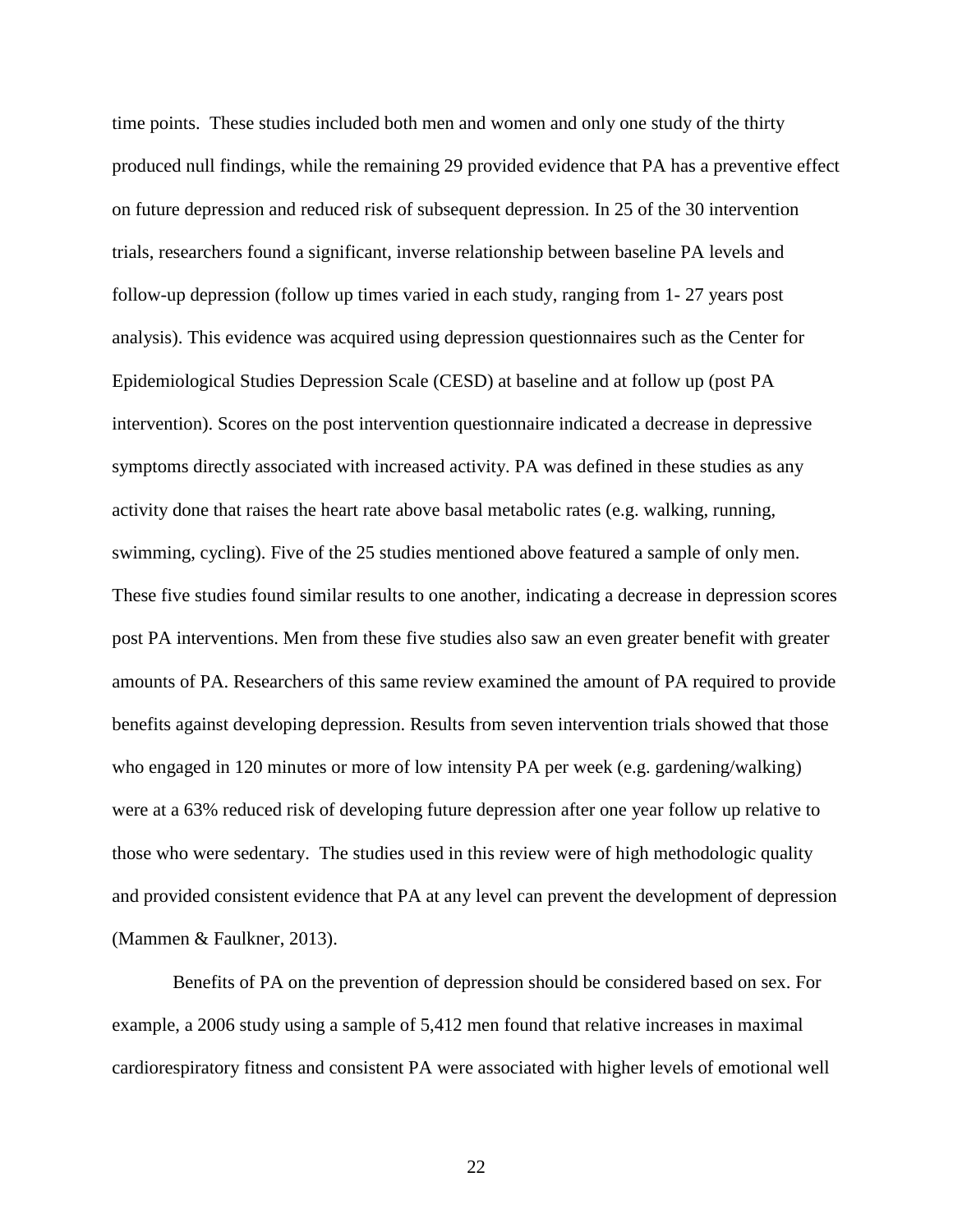time points. These studies included both men and women and only one study of the thirty produced null findings, while the remaining 29 provided evidence that PA has a preventive effect on future depression and reduced risk of subsequent depression. In 25 of the 30 intervention trials, researchers found a significant, inverse relationship between baseline PA levels and follow-up depression (follow up times varied in each study, ranging from 1- 27 years post analysis). This evidence was acquired using depression questionnaires such as the Center for Epidemiological Studies Depression Scale (CESD) at baseline and at follow up (post PA intervention). Scores on the post intervention questionnaire indicated a decrease in depressive symptoms directly associated with increased activity. PA was defined in these studies as any activity done that raises the heart rate above basal metabolic rates (e.g. walking, running, swimming, cycling). Five of the 25 studies mentioned above featured a sample of only men. These five studies found similar results to one another, indicating a decrease in depression scores post PA interventions. Men from these five studies also saw an even greater benefit with greater amounts of PA. Researchers of this same review examined the amount of PA required to provide benefits against developing depression. Results from seven intervention trials showed that those who engaged in 120 minutes or more of low intensity PA per week (e.g. gardening/walking) were at a 63% reduced risk of developing future depression after one year follow up relative to those who were sedentary. The studies used in this review were of high methodologic quality and provided consistent evidence that PA at any level can prevent the development of depression (Mammen & Faulkner, 2013).

Benefits of PA on the prevention of depression should be considered based on sex. For example, a 2006 study using a sample of 5,412 men found that relative increases in maximal cardiorespiratory fitness and consistent PA were associated with higher levels of emotional well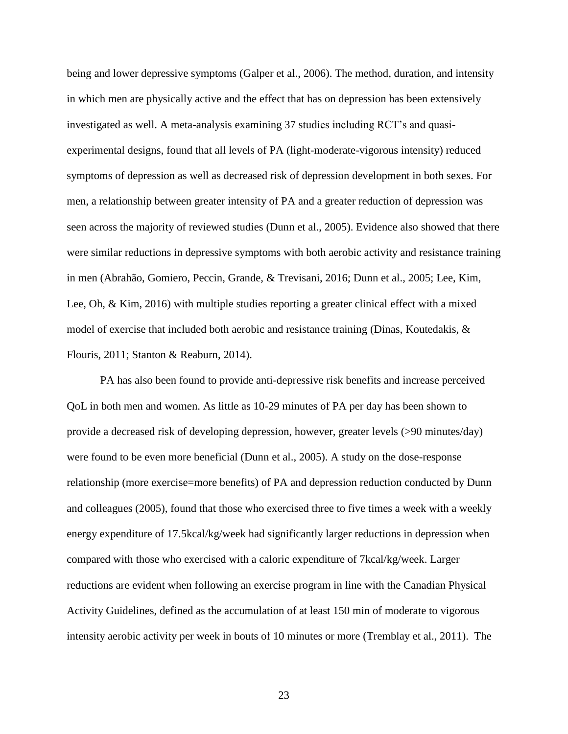being and lower depressive symptoms (Galper et al., 2006). The method, duration, and intensity in which men are physically active and the effect that has on depression has been extensively investigated as well. A meta-analysis examining 37 studies including RCT's and quasi-experimental designs, found that all levels of PA (light-moderate-vigorous intensity) reduced symptoms of depression as well as decreased risk of depression development in both sexes. For men, a relationship between greater intensity of PA and a greater reduction of depression was seen across the majority of reviewed studies (Dunn et al., 2005). Evidence also showed that there were similar reductions in depressive symptoms with both aerobic activity and resistance training in men (Abrahão, Gomiero, Peccin, Grande, & Trevisani, 2016; Dunn et al., 2005; Lee, Kim, Lee, Oh, & Kim, 2016) with multiple studies reporting a greater clinical effect with a mixed model of exercise that included both aerobic and resistance training (Dinas, Koutedakis, & Flouris, 2011; Stanton & Reaburn, 2014).

PA has also been found to provide anti-depressive risk benefits and increase perceived QoL in both men and women. As little as 10-29 minutes of PA per day has been shown to provide a decreased risk of developing depression, however, greater levels (>90 minutes/day) were found to be even more beneficial (Dunn et al., 2005). A study on the dose-response relationship (more exercise=more benefits) of PA and depression reduction conducted by Dunn and colleagues (2005), found that those who exercised three to five times a week with a weekly energy expenditure of 17.5kcal/kg/week had significantly larger reductions in depression when compared with those who exercised with a caloric expenditure of 7kcal/kg/week. Larger reductions are evident when following an exercise program in line with the Canadian Physical Activity Guidelines, defined as the accumulation of at least 150 min of moderate to vigorous intensity aerobic activity per week in bouts of 10 minutes or more (Tremblay et al., 2011). The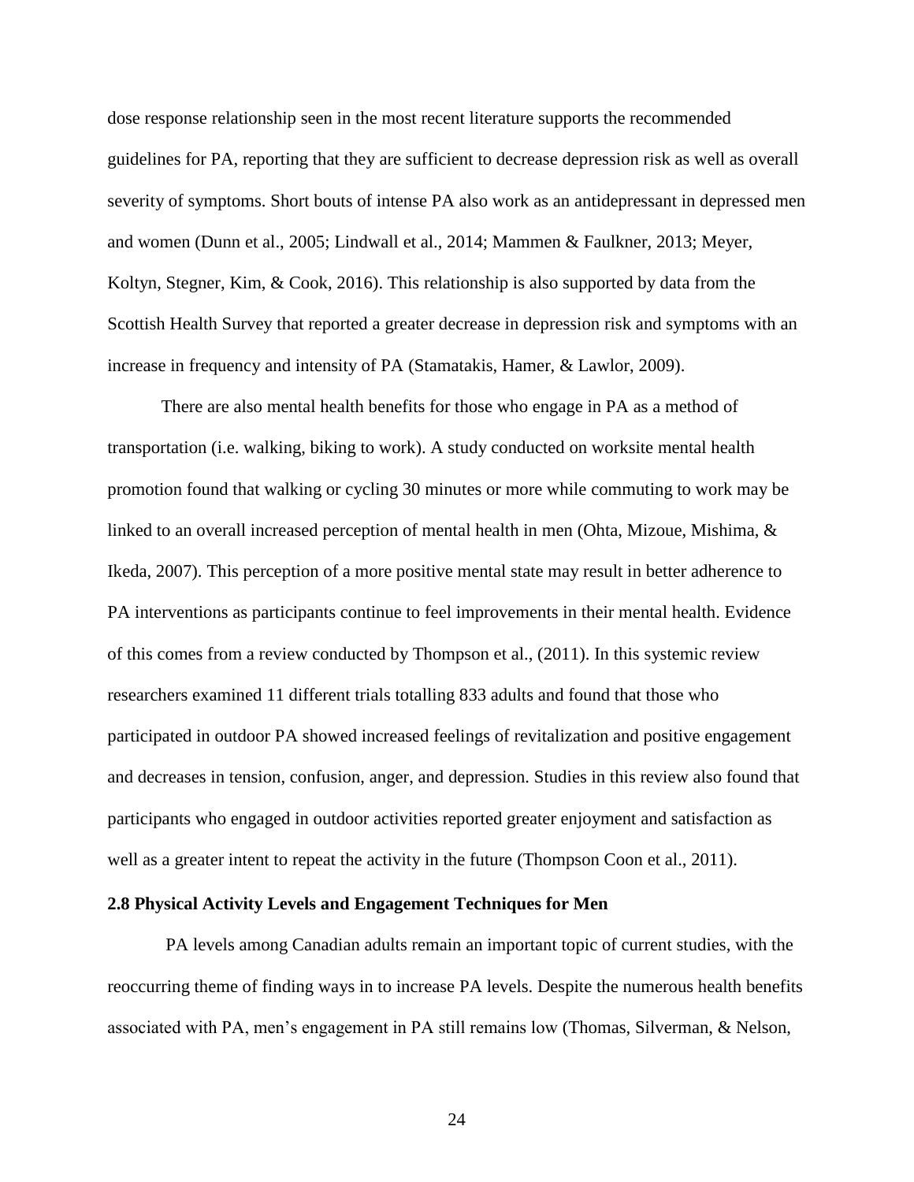dose response relationship seen in the most recent literature supports the recommended guidelines for PA, reporting that they are sufficient to decrease depression risk as well as overall severity of symptoms. Short bouts of intense PA also work as an antidepressant in depressed men and women (Dunn et al., 2005; Lindwall et al., 2014; Mammen & Faulkner, 2013; Meyer, Koltyn, Stegner, Kim, & Cook, 2016). This relationship is also supported by data from the Scottish Health Survey that reported a greater decrease in depression risk and symptoms with an increase in frequency and intensity of PA (Stamatakis, Hamer, & Lawlor, 2009).

There are also mental health benefits for those who engage in PA as a method of transportation (i.e. walking, biking to work). A study conducted on worksite mental health promotion found that walking or cycling 30 minutes or more while commuting to work may be linked to an overall increased perception of mental health in men (Ohta, Mizoue, Mishima, & Ikeda, 2007). This perception of a more positive mental state may result in better adherence to PA interventions as participants continue to feel improvements in their mental health. Evidence of this comes from a review conducted by Thompson et al., (2011). In this systemic review researchers examined 11 different trials totalling 833 adults and found that those who participated in outdoor PA showed increased feelings of revitalization and positive engagement and decreases in tension, confusion, anger, and depression. Studies in this review also found that participants who engaged in outdoor activities reported greater enjoyment and satisfaction as well as a greater intent to repeat the activity in the future (Thompson Coon et al., 2011).

## 2.8 Physical Activity Levels and Engagement Techniques for Men

PA levels among Canadian adults remain an important topic of current studies, with the reoccurring theme of finding ways in to increase PA levels. Despite the numerous health benefits associated with PA, men's engagement in PA still remains low (Thomas, Silverman, & Nelson,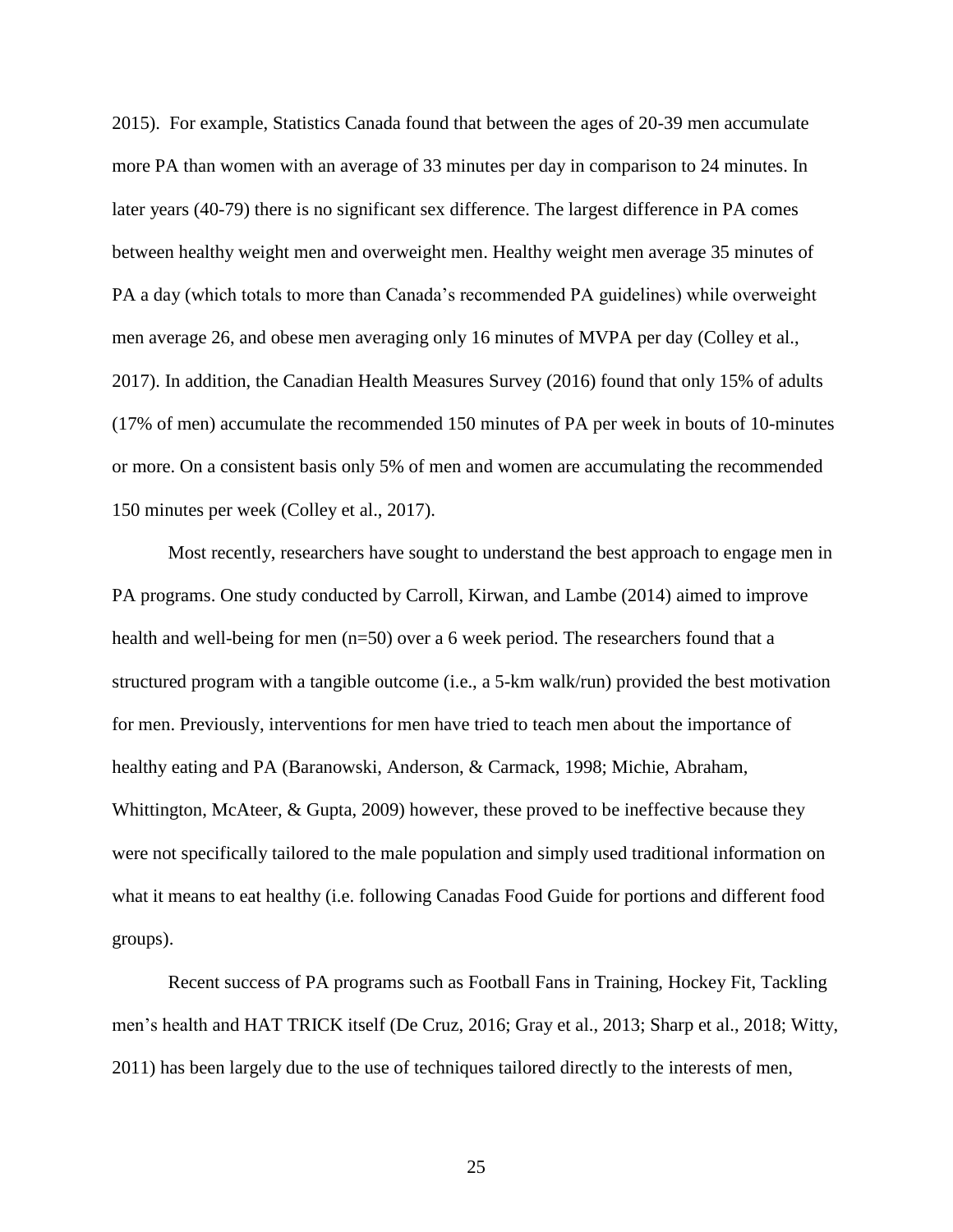2015). For example, Statistics Canada found that between the ages of 20-39 men accumulate more PA than women with an average of 33 minutes per day in comparison to 24 minutes. In later years (40-79) there is no significant sex difference. The largest difference in PA comes between healthy weight men and overweight men. Healthy weight men average 35 minutes of PA a day (which totals to more than Canada's recommended PA guidelines) while overweight men average 26, and obese men averaging only 16 minutes of MVPA per day (Colley et al., 2017). In addition, the Canadian Health Measures Survey (2016) found that only 15% of adults (17% of men) accumulate the recommended 150 minutes of PA per week in bouts of 10-minutes or more. On a consistent basis only 5% of men and women are accumulating the recommended 150 minutes per week (Colley et al., 2017).

Most recently, researchers have sought to understand the best approach to engage men in PA programs. One study conducted by Carroll, Kirwan, and Lambe (2014) aimed to improve health and well-being for men (n=50) over a 6 week period. The researchers found that a structured program with a tangible outcome (i.e., a 5-km walk/run) provided the best motivation for men. Previously, interventions for men have tried to teach men about the importance of healthy eating and PA (Baranowski, Anderson, & Carmack, 1998; Michie, Abraham, Whittington, McAteer, & Gupta, 2009) however, these proved to be ineffective because they were not specifically tailored to the male population and simply used traditional information on what it means to eat healthy (i.e. following Canadas Food Guide for portions and different food groups).

Recent success of PA programs such as Football Fans in Training, Hockey Fit, Tackling men's health and HAT TRICK itself (De Cruz, 2016; Gray et al., 2013; Sharp et al., 2018; Witty, 2011) has been largely due to the use of techniques tailored directly to the interests of men,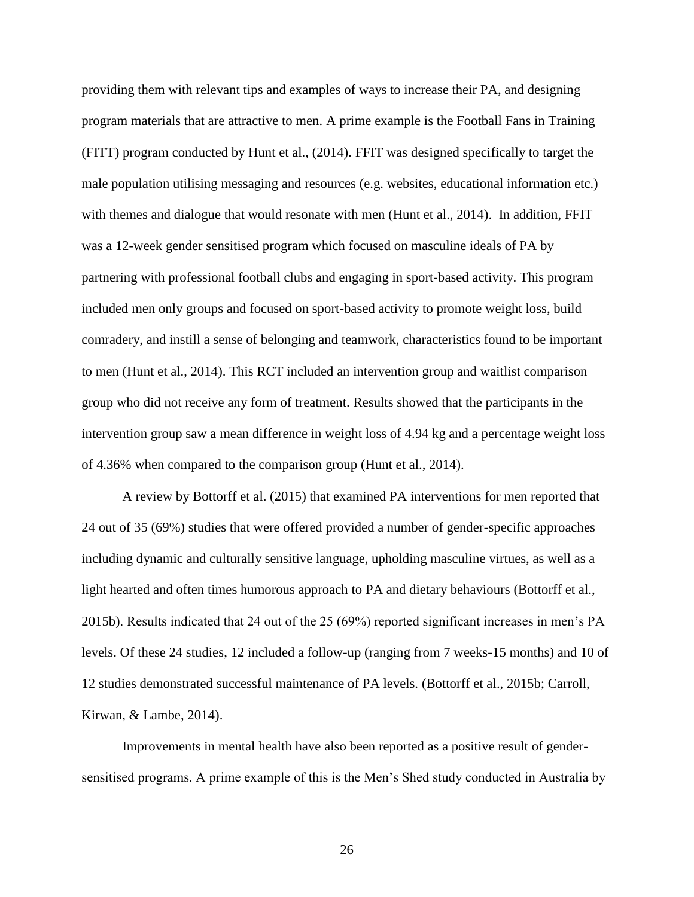providing them with relevant tips and examples of ways to increase their PA, and designing program materials that are attractive to men. A prime example is the Football Fans in Training (FITT) program conducted by Hunt et al., (2014). FFIT was designed specifically to target the male population utilising messaging and resources (e.g. websites, educational information etc.) with themes and dialogue that would resonate with men (Hunt et al., 2014). In addition, FFIT was a 12-week gender sensitised program which focused on masculine ideals of PA by partnering with professional football clubs and engaging in sport-based activity. This program included men only groups and focused on sport-based activity to promote weight loss, build comradery, and instill a sense of belonging and teamwork, characteristics found to be important to men (Hunt et al., 2014). This RCT included an intervention group and waitlist comparison group who did not receive any form of treatment. Results showed that the participants in the intervention group saw a mean difference in weight loss of 4.94 kg and a percentage weight loss of 4.36% when compared to the comparison group (Hunt et al., 2014).

A review by Bottorff et al. (2015) that examined PA interventions for men reported that 24 out of 35 (69%) studies that were offered provided a number of gender-specific approaches including dynamic and culturally sensitive language, upholding masculine virtues, as well as a light hearted and often times humorous approach to PA and dietary behaviours (Bottorff et al., 2015b). Results indicated that 24 out of the 25 (69%) reported significant increases in men's PA levels. Of these 24 studies, 12 included a follow-up (ranging from 7 weeks-15 months) and 10 of 12 studies demonstrated successful maintenance of PA levels. (Bottorff et al., 2015b; Carroll, Kirwan, & Lambe, 2014).

Improvements in mental health have also been reported as a positive result of gender-sensitised programs. A prime example of this is the Men's Shed study conducted in Australia by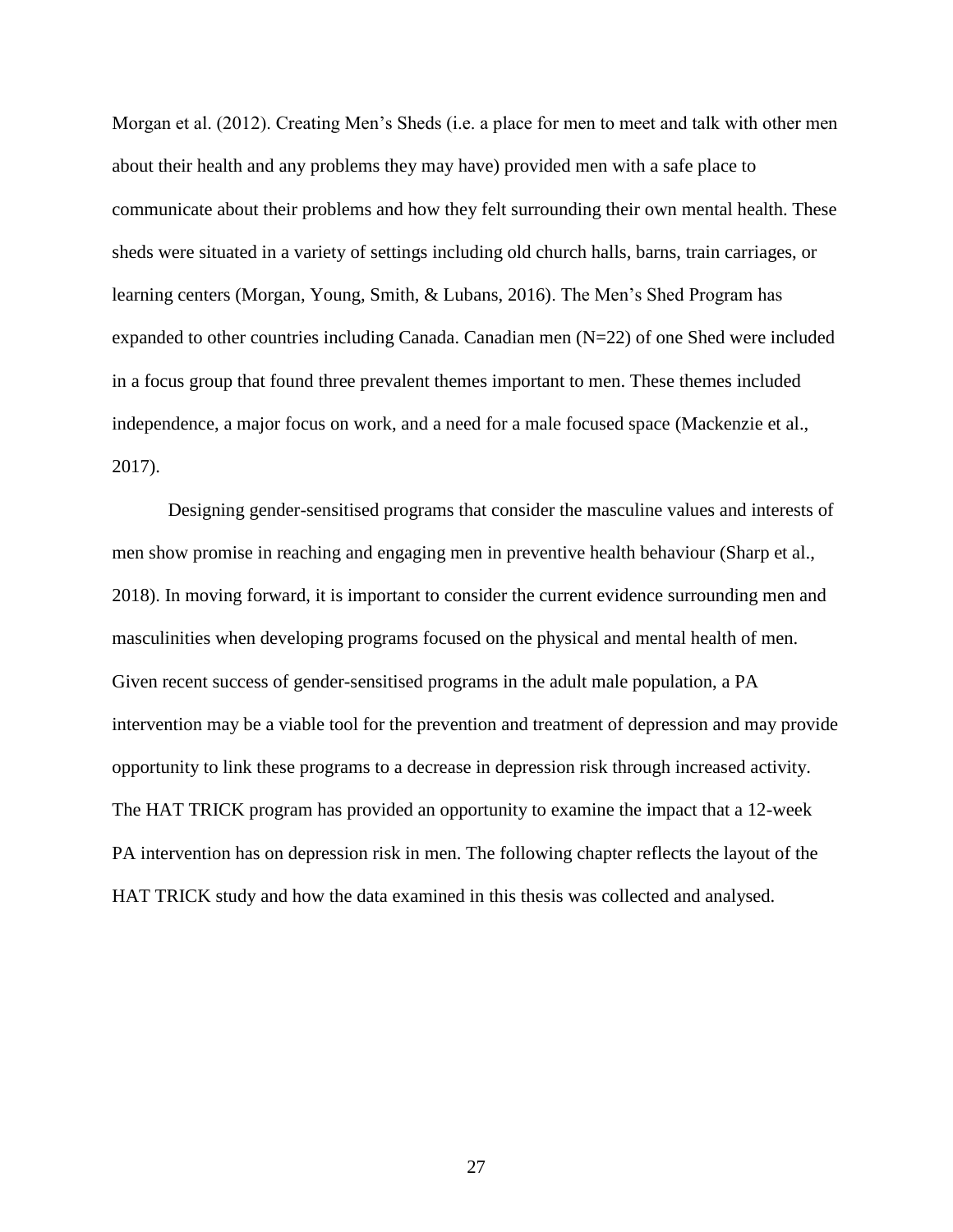Morgan et al. (2012). Creating Men's Sheds (i.e. a place for men to meet and talk with other men about their health and any problems they may have) provided men with a safe place to communicate about their problems and how they felt surrounding their own mental health. These sheds were situated in a variety of settings including old church halls, barns, train carriages, or learning centers (Morgan, Young, Smith, & Lubans, 2016). The Men's Shed Program has expanded to other countries including Canada. Canadian men (N=22) of one Shed were included in a focus group that found three prevalent themes important to men. These themes included independence, a major focus on work, and a need for a male focused space (Mackenzie et al., 2017).

Designing gender-sensitised programs that consider the masculine values and interests of men show promise in reaching and engaging men in preventive health behaviour (Sharp et al., 2018). In moving forward, it is important to consider the current evidence surrounding men and masculinities when developing programs focused on the physical and mental health of men. Given recent success of gender-sensitised programs in the adult male population, a PA intervention may be a viable tool for the prevention and treatment of depression and may provide opportunity to link these programs to a decrease in depression risk through increased activity. The HAT TRICK program has provided an opportunity to examine the impact that a 12-week PA intervention has on depression risk in men. The following chapter reflects the layout of the HAT TRICK study and how the data examined in this thesis was collected and analysed.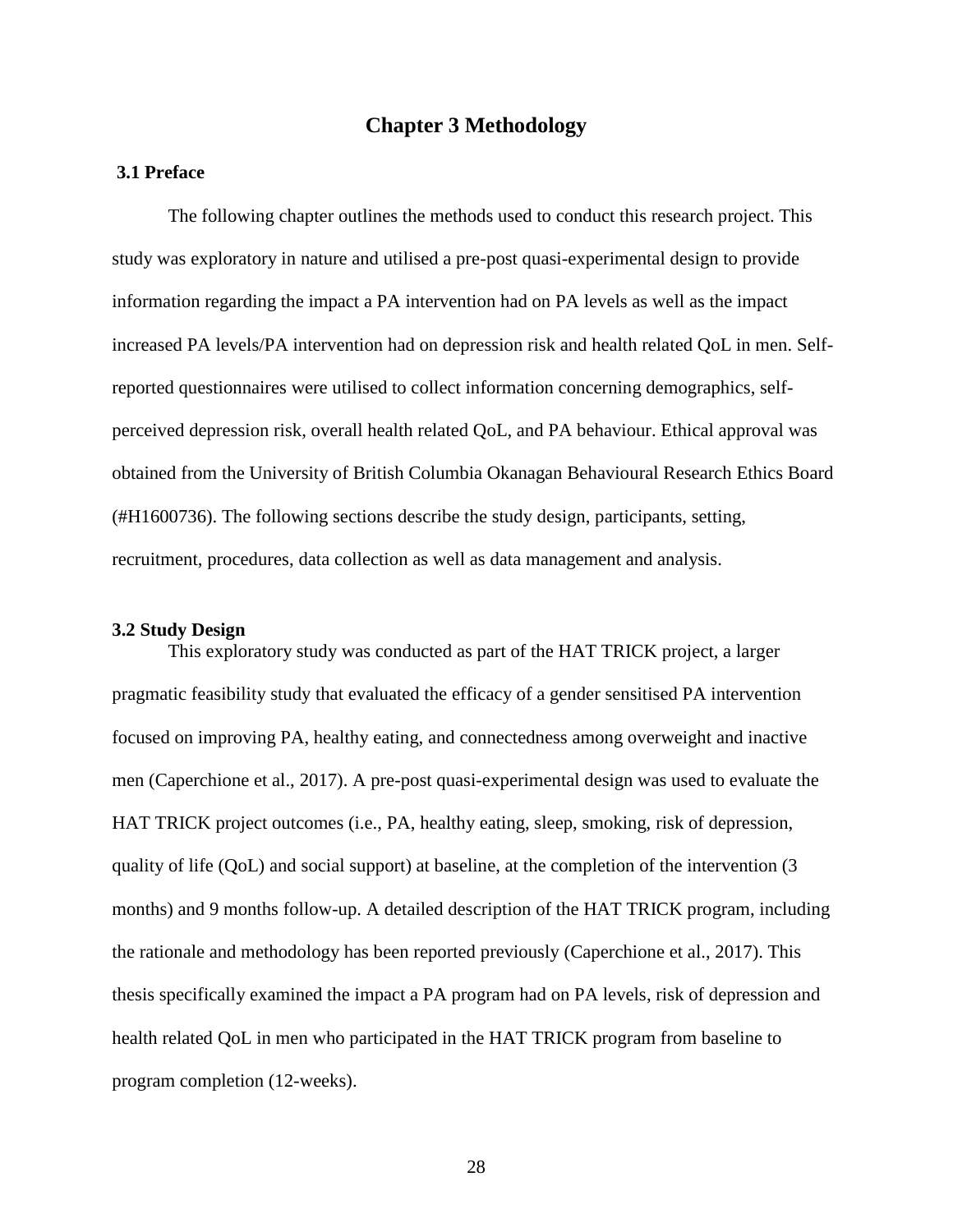# Chapter 3 Methodology

## 3.1 Preface

The following chapter outlines the methods used to conduct this research project. This study was exploratory in nature and utilised a pre-post quasi-experimental design to provide information regarding the impact a PA intervention had on PA levels as well as the impact increased PA levels/PA intervention had on depression risk and health related QoL in men. Self-reported questionnaires were utilised to collect information concerning demographics, self-perceived depression risk, overall health related QoL, and PA behaviour. Ethical approval was obtained from the University of British Columbia Okanagan Behavioural Research Ethics Board (#H1600736). The following sections describe the study design, participants, setting, recruitment, procedures, data collection as well as data management and analysis.

## 3.2 Study Design

This exploratory study was conducted as part of the HAT TRICK project, a larger pragmatic feasibility study that evaluated the efficacy of a gender sensitised PA intervention focused on improving PA, healthy eating, and connectedness among overweight and inactive men (Caperchione et al., 2017). A pre-post quasi-experimental design was used to evaluate the HAT TRICK project outcomes (i.e., PA, healthy eating, sleep, smoking, risk of depression, quality of life (QoL) and social support) at baseline, at the completion of the intervention (3 months) and 9 months follow-up. A detailed description of the HAT TRICK program, including the rationale and methodology has been reported previously (Caperchione et al., 2017). This thesis specifically examined the impact a PA program had on PA levels, risk of depression and health related QoL in men who participated in the HAT TRICK program from baseline to program completion (12-weeks).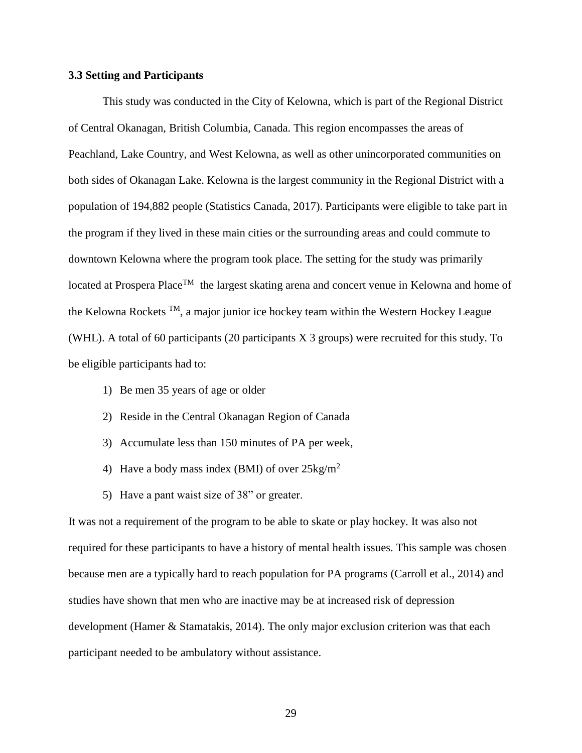### 3.3 Setting and Participants

This study was conducted in the City of Kelowna, which is part of the Regional District of Central Okanagan, British Columbia, Canada. This region encompasses the areas of Peachland, Lake Country, and West Kelowna, as well as other unincorporated communities on both sides of Okanagan Lake. Kelowna is the largest community in the Regional District with a population of 194,882 people (Statistics Canada, 2017). Participants were eligible to take part in the program if they lived in these main cities or the surrounding areas and could commute to downtown Kelowna where the program took place. The setting for the study was primarily located at Prospera Place™ the largest skating arena and concert venue in Kelowna and home of the Kelowna Rockets ™, a major junior ice hockey team within the Western Hockey League (WHL). A total of 60 participants (20 participants X 3 groups) were recruited for this study. To be eligible participants had to:

1) Be men 35 years of age or older
2) Reside in the Central Okanagan Region of Canada
3) Accumulate less than 150 minutes of PA per week,
4) Have a body mass index (BMI) of over $25kg/m^2$
5) Have a pant waist size of 38" or greater.

It was not a requirement of the program to be able to skate or play hockey. It was also not required for these participants to have a history of mental health issues. This sample was chosen because men are a typically hard to reach population for PA programs (Carroll et al., 2014) and studies have shown that men who are inactive may be at increased risk of depression development (Hamer & Stamatakis, 2014). The only major exclusion criterion was that each participant needed to be ambulatory without assistance.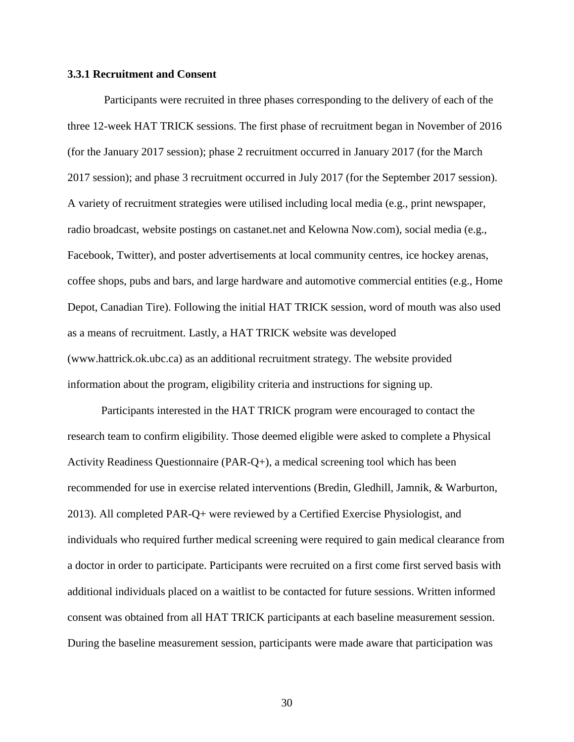### 3.3.1 Recruitment and Consent

Participants were recruited in three phases corresponding to the delivery of each of the three 12-week HAT TRICK sessions. The first phase of recruitment began in November of 2016 (for the January 2017 session); phase 2 recruitment occurred in January 2017 (for the March 2017 session); and phase 3 recruitment occurred in July 2017 (for the September 2017 session). A variety of recruitment strategies were utilised including local media (e.g., print newspaper, radio broadcast, website postings on castanet.net and Kelowna Now.com), social media (e.g., Facebook, Twitter), and poster advertisements at local community centres, ice hockey arenas, coffee shops, pubs and bars, and large hardware and automotive commercial entities (e.g., Home Depot, Canadian Tire). Following the initial HAT TRICK session, word of mouth was also used as a means of recruitment. Lastly, a HAT TRICK website was developed (www.hattrick.ok.ubc.ca) as an additional recruitment strategy. The website provided information about the program, eligibility criteria and instructions for signing up.

Participants interested in the HAT TRICK program were encouraged to contact the research team to confirm eligibility. Those deemed eligible were asked to complete a Physical Activity Readiness Questionnaire (PAR-Q+), a medical screening tool which has been recommended for use in exercise related interventions (Bredin, Gledhill, Jamnik, & Warburton, 2013). All completed PAR-Q+ were reviewed by a Certified Exercise Physiologist, and individuals who required further medical screening were required to gain medical clearance from a doctor in order to participate. Participants were recruited on a first come first served basis with additional individuals placed on a waitlist to be contacted for future sessions. Written informed consent was obtained from all HAT TRICK participants at each baseline measurement session. During the baseline measurement session, participants were made aware that participation was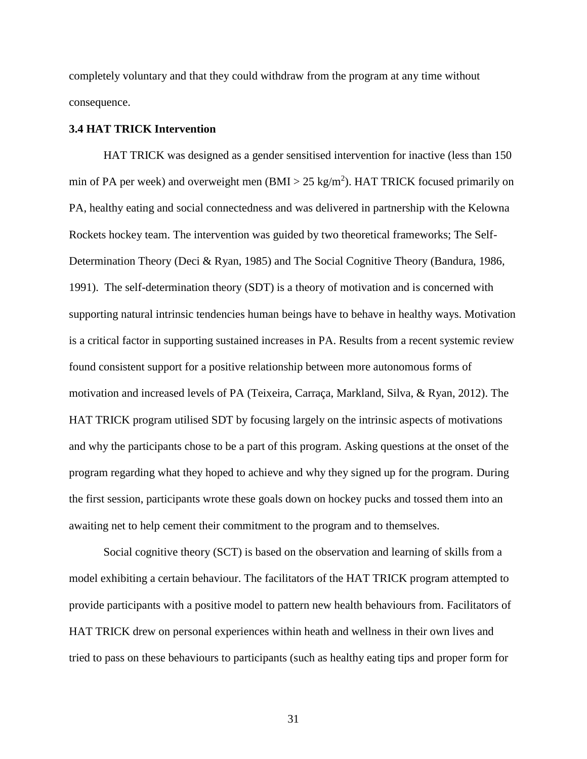completely voluntary and that they could withdraw from the program at any time without consequence.

### 3.4 HAT TRICK Intervention

HAT TRICK was designed as a gender sensitised intervention for inactive (less than 150 min of PA per week) and overweight men (BMI > 25 $kg/m^2$). HAT TRICK focused primarily on PA, healthy eating and social connectedness and was delivered in partnership with the Kelowna Rockets hockey team. The intervention was guided by two theoretical frameworks; The Self-Determination Theory (Deci & Ryan, 1985) and The Social Cognitive Theory (Bandura, 1986, 1991). The self-determination theory (SDT) is a theory of motivation and is concerned with supporting natural intrinsic tendencies human beings have to behave in healthy ways. Motivation is a critical factor in supporting sustained increases in PA. Results from a recent systemic review found consistent support for a positive relationship between more autonomous forms of motivation and increased levels of PA (Teixeira, Carraça, Markland, Silva, & Ryan, 2012). The HAT TRICK program utilised SDT by focusing largely on the intrinsic aspects of motivations and why the participants chose to be a part of this program. Asking questions at the onset of the program regarding what they hoped to achieve and why they signed up for the program. During the first session, participants wrote these goals down on hockey pucks and tossed them into an awaiting net to help cement their commitment to the program and to themselves.

Social cognitive theory (SCT) is based on the observation and learning of skills from a model exhibiting a certain behaviour. The facilitators of the HAT TRICK program attempted to provide participants with a positive model to pattern new health behaviours from. Facilitators of HAT TRICK drew on personal experiences within heath and wellness in their own lives and tried to pass on these behaviours to participants (such as healthy eating tips and proper form for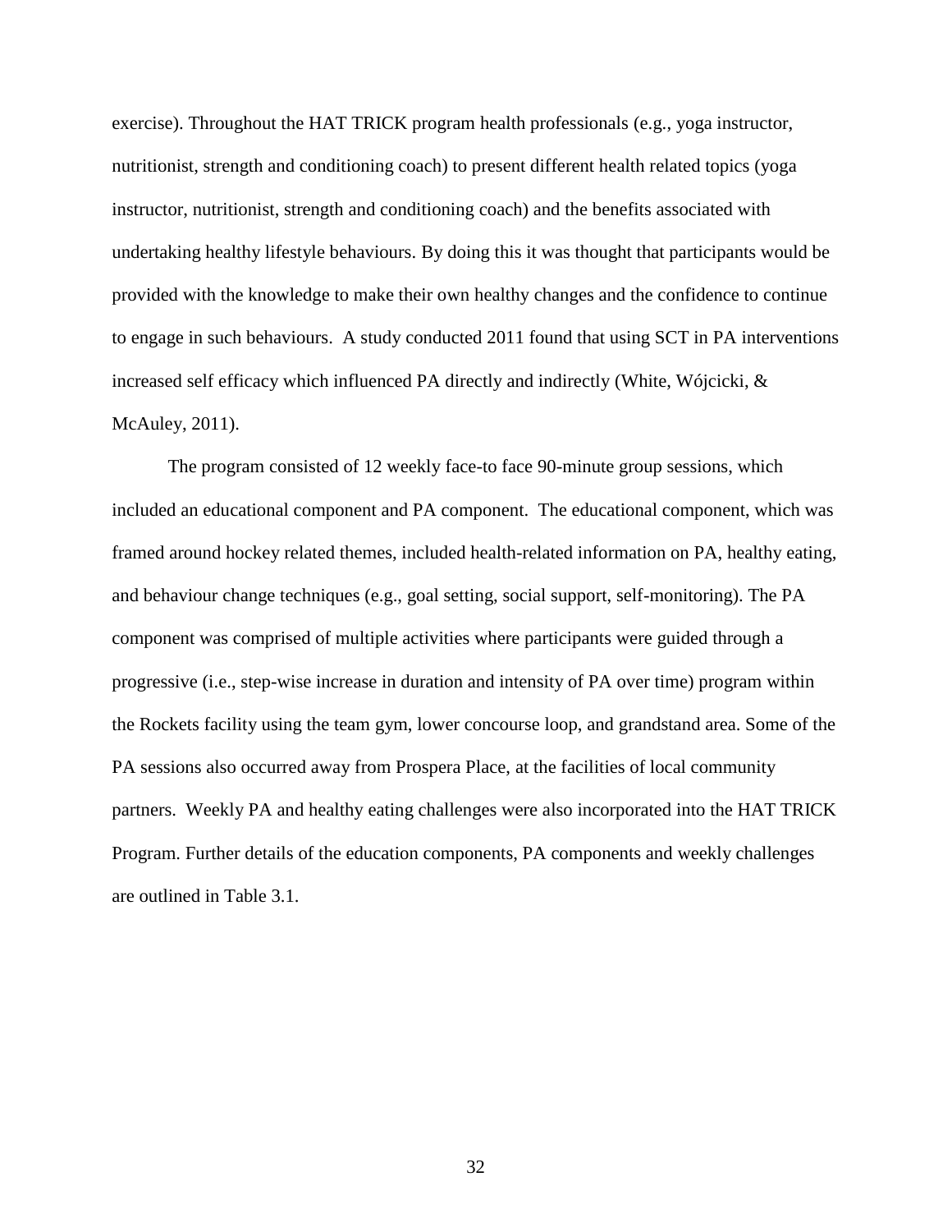exercise). Throughout the HAT TRICK program health professionals (e.g., yoga instructor, nutritionist, strength and conditioning coach) to present different health related topics (yoga instructor, nutritionist, strength and conditioning coach) and the benefits associated with undertaking healthy lifestyle behaviours. By doing this it was thought that participants would be provided with the knowledge to make their own healthy changes and the confidence to continue to engage in such behaviours. A study conducted 2011 found that using SCT in PA interventions increased self efficacy which influenced PA directly and indirectly (White, Wójcicki, & McAuley, 2011).

The program consisted of 12 weekly face-to face 90-minute group sessions, which included an educational component and PA component. The educational component, which was framed around hockey related themes, included health-related information on PA, healthy eating, and behaviour change techniques (e.g., goal setting, social support, self-monitoring). The PA component was comprised of multiple activities where participants were guided through a progressive (i.e., step-wise increase in duration and intensity of PA over time) program within the Rockets facility using the team gym, lower concourse loop, and grandstand area. Some of the PA sessions also occurred away from Prospera Place, at the facilities of local community partners. Weekly PA and healthy eating challenges were also incorporated into the HAT TRICK Program. Further details of the education components, PA components and weekly challenges are outlined in Table 3.1.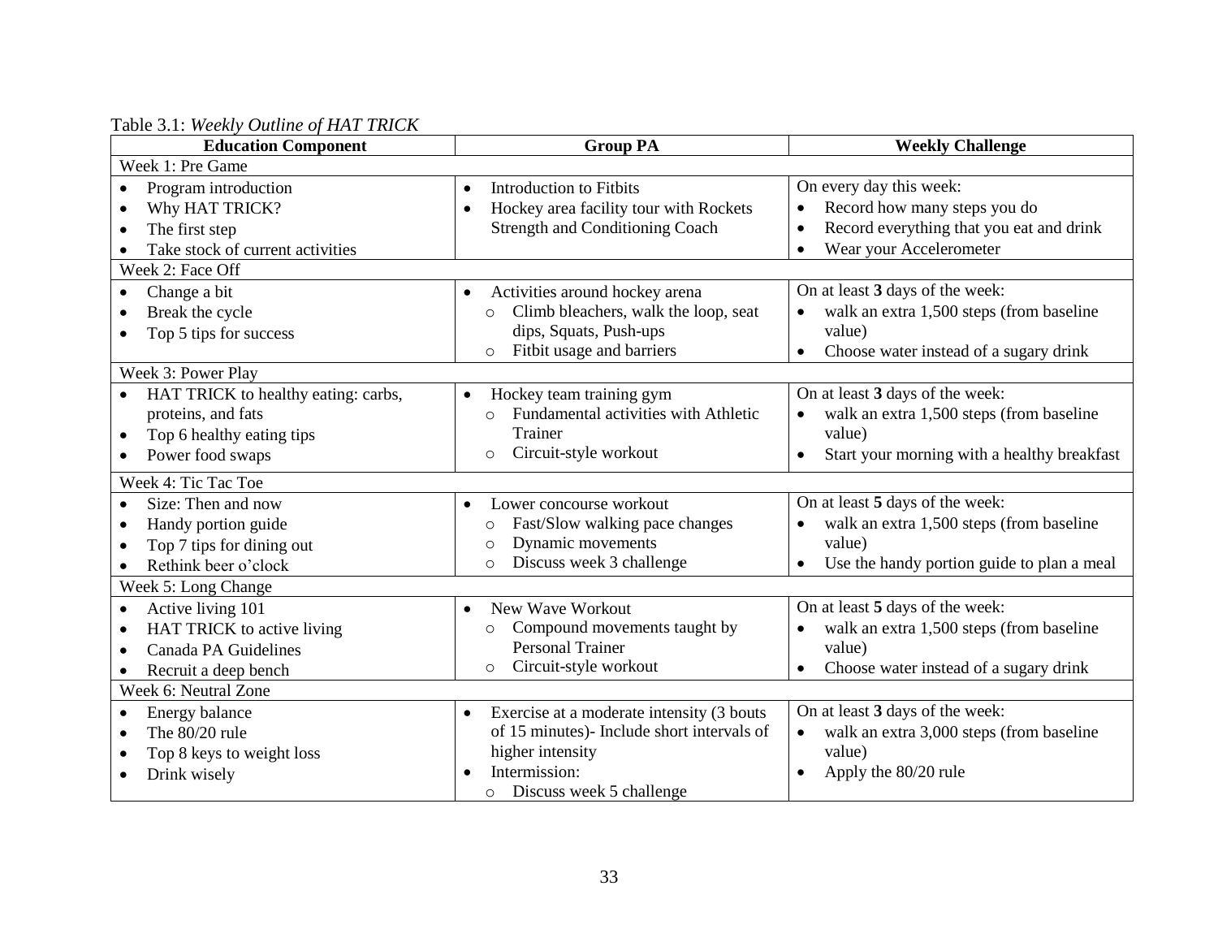Table 3.1: *Weekly Outline of HAT TRICK*

| Education Component | Group PA | Weekly Challenge |
|---|---|---|
| Week 1: Pre Game | | |
| • Program introduction<br>• Why HAT TRICK?<br>• The first step<br>• Take stock of current activities | • Introduction to Fitbits<br>• Hockey area facility tour with Rockets Strength and Conditioning Coach | On every day this week:<br>• Record how many steps you do<br>• Record everything that you eat and drink<br>• Wear your Accelerometer |
| Week 2: Face Off | | |
| • Change a bit<br>• Break the cycle<br>• Top 5 tips for success | • Activities around hockey arena<br>  ○ Climb bleachers, walk the loop, seat dips, Squats, Push-ups<br>  ○ Fitbit usage and barriers | On at least **3** days of the week:<br>• walk an extra 1,500 steps (from baseline value)<br>• Choose water instead of a sugary drink |
| Week 3: Power Play | | |
| • HAT TRICK to healthy eating: carbs, proteins, and fats<br>• Top 6 healthy eating tips<br>• Power food swaps | • Hockey team training gym<br>  ○ Fundamental activities with Athletic Trainer<br>  ○ Circuit-style workout | On at least **3** days of the week:<br>• walk an extra 1,500 steps (from baseline value)<br>• Start your morning with a healthy breakfast |
| Week 4: Tic Tac Toe | | |
| • Size: Then and now<br>• Handy portion guide<br>• Top 7 tips for dining out<br>• Rethink beer o'clock | • Lower concourse workout<br>  ○ Fast/Slow walking pace changes<br>  ○ Dynamic movements<br>  ○ Discuss week 3 challenge | On at least **5** days of the week:<br>• walk an extra 1,500 steps (from baseline value)<br>• Use the handy portion guide to plan a meal |
| Week 5: Long Change | | |
| • Active living 101<br>• HAT TRICK to active living<br>• Canada PA Guidelines<br>• Recruit a deep bench | • New Wave Workout<br>  ○ Compound movements taught by Personal Trainer<br>  ○ Circuit-style workout | On at least **5** days of the week:<br>• walk an extra 1,500 steps (from baseline value)<br>• Choose water instead of a sugary drink |
| Week 6: Neutral Zone | | |
| • Energy balance<br>• The 80/20 rule<br>• Top 8 keys to weight loss<br>• Drink wisely | • Exercise at a moderate intensity (3 bouts of 15 minutes)- Include short intervals of higher intensity<br>• Intermission:<br>  ○ Discuss week 5 challenge | On at least **3** days of the week:<br>• walk an extra 3,000 steps (from baseline value)<br>• Apply the 80/20 rule |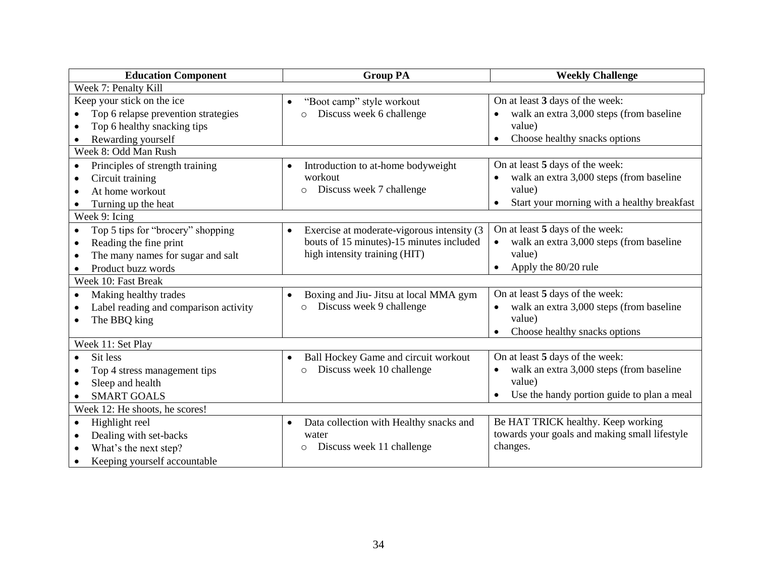| Education Component | Group PA | Weekly Challenge |
|---|---|---|
| Week 7: Penalty Kill | | |
| Keep your stick on the ice<br>• Top 6 relapse prevention strategies<br>• Top 6 healthy snacking tips<br>• Rewarding yourself | • “Boot camp” style workout<br>  ○ Discuss week 6 challenge | On at least **3** days of the week:<br>• walk an extra 3,000 steps (from baseline value)<br>• Choose healthy snacks options |
| Week 8: Odd Man Rush | | |
| • Principles of strength training<br>• Circuit training<br>• At home workout<br>• Turning up the heat | • Introduction to at-home bodyweight workout<br>  ○ Discuss week 7 challenge | On at least **5** days of the week:<br>• walk an extra 3,000 steps (from baseline value)<br>• Start your morning with a healthy breakfast |
| Week 9: Icing | | |
| • Top 5 tips for “brocery” shopping<br>• Reading the fine print<br>• The many names for sugar and salt<br>• Product buzz words | • Exercise at moderate-vigorous intensity (3 bouts of 15 minutes)-15 minutes included high intensity training (HIT) | On at least **5** days of the week:<br>• walk an extra 3,000 steps (from baseline value)<br>• Apply the 80/20 rule |
| Week 10: Fast Break | | |
| • Making healthy trades<br>• Label reading and comparison activity<br>• The BBQ king | • Boxing and Jiu- Jitsu at local MMA gym<br>  ○ Discuss week 9 challenge | On at least **5** days of the week:<br>• walk an extra 3,000 steps (from baseline value)<br>• Choose healthy snacks options |
| Week 11: Set Play | | |
| • Sit less<br>• Top 4 stress management tips<br>• Sleep and health<br>• SMART GOALS | • Ball Hockey Game and circuit workout<br>  ○ Discuss week 10 challenge | On at least **5** days of the week:<br>• walk an extra 3,000 steps (from baseline value)<br>• Use the handy portion guide to plan a meal |
| Week 12: He shoots, he scores! | | |
| • Highlight reel<br>• Dealing with set-backs<br>• What’s the next step?<br>• Keeping yourself accountable | • Data collection with Healthy snacks and water<br>  ○ Discuss week 11 challenge | Be HAT TRICK healthy. Keep working towards your goals and making small lifestyle changes. |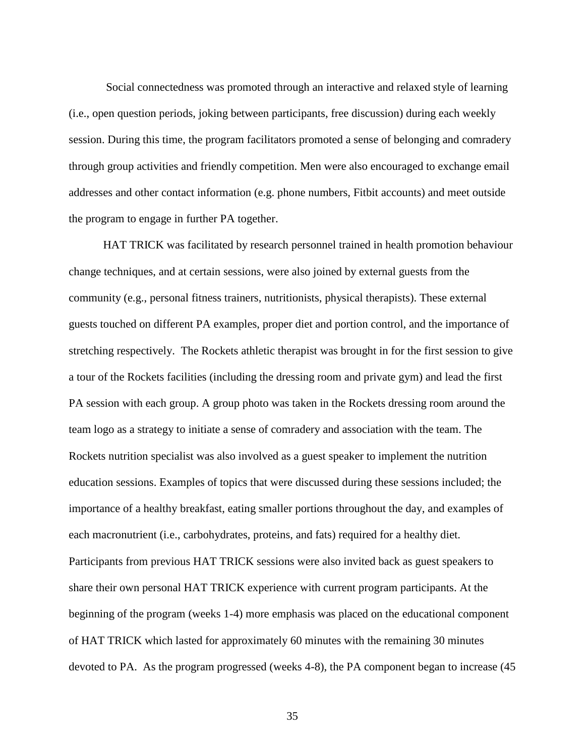Social connectedness was promoted through an interactive and relaxed style of learning (i.e., open question periods, joking between participants, free discussion) during each weekly session. During this time, the program facilitators promoted a sense of belonging and comradery through group activities and friendly competition. Men were also encouraged to exchange email addresses and other contact information (e.g. phone numbers, Fitbit accounts) and meet outside the program to engage in further PA together.

HAT TRICK was facilitated by research personnel trained in health promotion behaviour change techniques, and at certain sessions, were also joined by external guests from the community (e.g., personal fitness trainers, nutritionists, physical therapists). These external guests touched on different PA examples, proper diet and portion control, and the importance of stretching respectively. The Rockets athletic therapist was brought in for the first session to give a tour of the Rockets facilities (including the dressing room and private gym) and lead the first PA session with each group. A group photo was taken in the Rockets dressing room around the team logo as a strategy to initiate a sense of comradery and association with the team. The Rockets nutrition specialist was also involved as a guest speaker to implement the nutrition education sessions. Examples of topics that were discussed during these sessions included; the importance of a healthy breakfast, eating smaller portions throughout the day, and examples of each macronutrient (i.e., carbohydrates, proteins, and fats) required for a healthy diet. Participants from previous HAT TRICK sessions were also invited back as guest speakers to share their own personal HAT TRICK experience with current program participants. At the beginning of the program (weeks 1-4) more emphasis was placed on the educational component of HAT TRICK which lasted for approximately 60 minutes with the remaining 30 minutes devoted to PA. As the program progressed (weeks 4-8), the PA component began to increase (45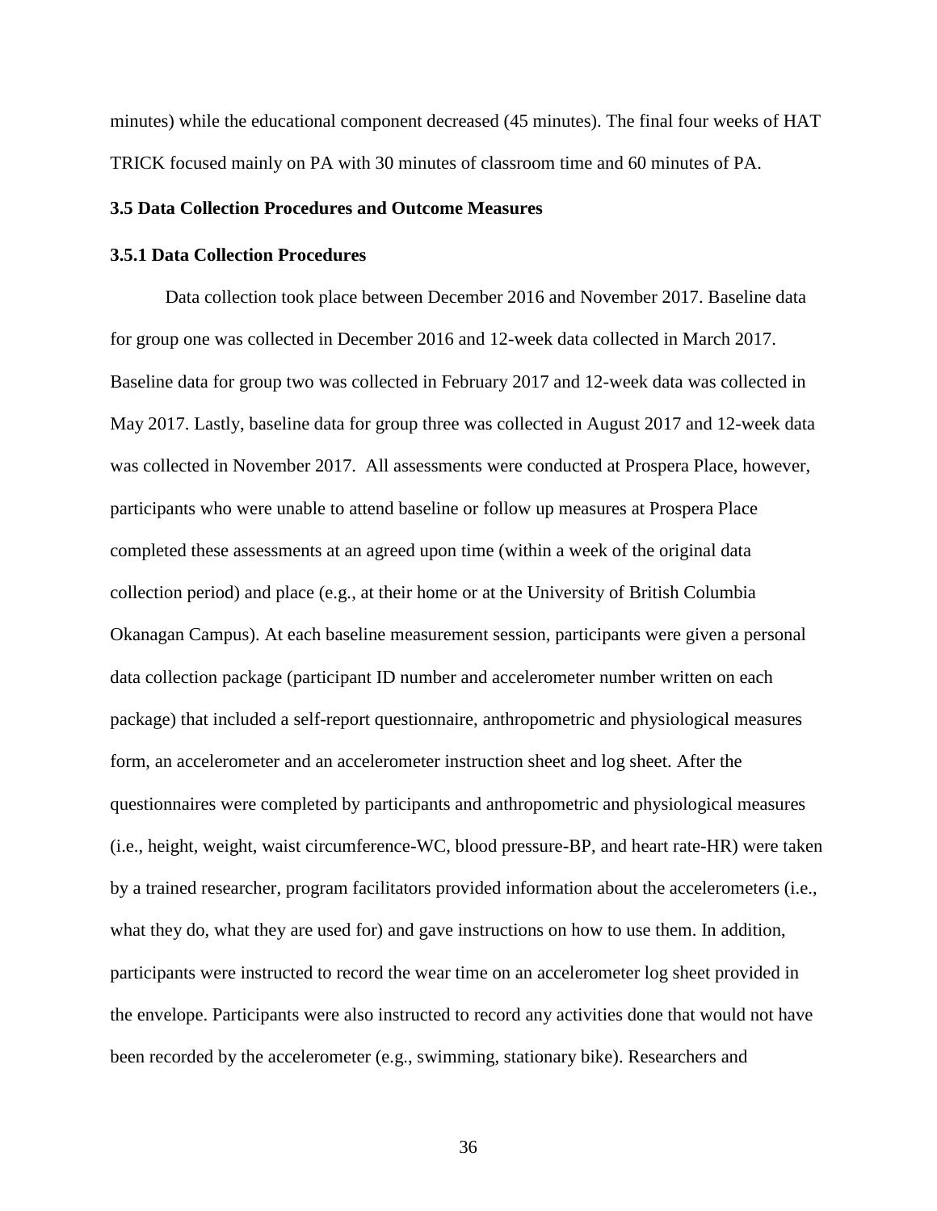minutes) while the educational component decreased (45 minutes). The final four weeks of HAT TRICK focused mainly on PA with 30 minutes of classroom time and 60 minutes of PA.

### 3.5 Data Collection Procedures and Outcome Measures

#### 3.5.1 Data Collection Procedures

Data collection took place between December 2016 and November 2017. Baseline data for group one was collected in December 2016 and 12-week data collected in March 2017. Baseline data for group two was collected in February 2017 and 12-week data was collected in May 2017. Lastly, baseline data for group three was collected in August 2017 and 12-week data was collected in November 2017. All assessments were conducted at Prospera Place, however, participants who were unable to attend baseline or follow up measures at Prospera Place completed these assessments at an agreed upon time (within a week of the original data collection period) and place (e.g., at their home or at the University of British Columbia Okanagan Campus). At each baseline measurement session, participants were given a personal data collection package (participant ID number and accelerometer number written on each package) that included a self-report questionnaire, anthropometric and physiological measures form, an accelerometer and an accelerometer instruction sheet and log sheet. After the questionnaires were completed by participants and anthropometric and physiological measures (i.e., height, weight, waist circumference-WC, blood pressure-BP, and heart rate-HR) were taken by a trained researcher, program facilitators provided information about the accelerometers (i.e., what they do, what they are used for) and gave instructions on how to use them. In addition, participants were instructed to record the wear time on an accelerometer log sheet provided in the envelope. Participants were also instructed to record any activities done that would not have been recorded by the accelerometer (e.g., swimming, stationary bike). Researchers and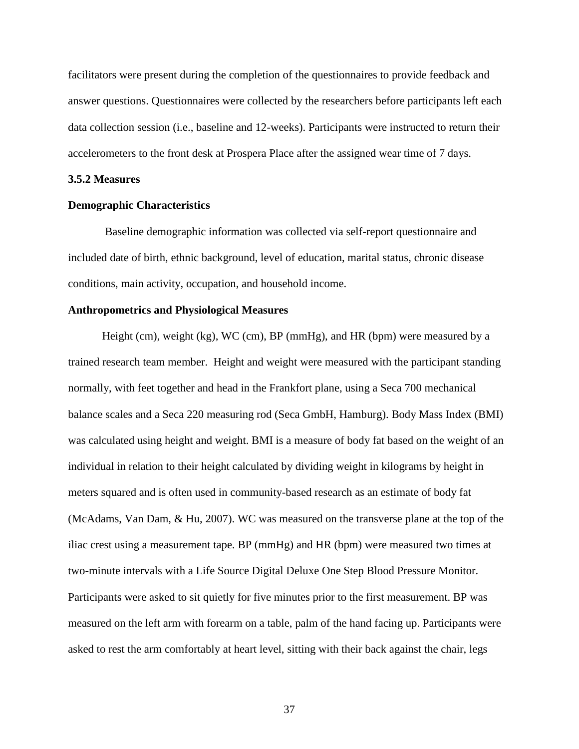facilitators were present during the completion of the questionnaires to provide feedback and answer questions. Questionnaires were collected by the researchers before participants left each data collection session (i.e., baseline and 12-weeks). Participants were instructed to return their accelerometers to the front desk at Prospera Place after the assigned wear time of 7 days.

### 3.5.2 Measures

**Demographic Characteristics**

Baseline demographic information was collected via self-report questionnaire and included date of birth, ethnic background, level of education, marital status, chronic disease conditions, main activity, occupation, and household income.

**Anthropometrics and Physiological Measures**

Height (cm), weight (kg), WC (cm), BP (mmHg), and HR (bpm) were measured by a trained research team member. Height and weight were measured with the participant standing normally, with feet together and head in the Frankfort plane, using a Seca 700 mechanical balance scales and a Seca 220 measuring rod (Seca GmbH, Hamburg). Body Mass Index (BMI) was calculated using height and weight. BMI is a measure of body fat based on the weight of an individual in relation to their height calculated by dividing weight in kilograms by height in meters squared and is often used in community-based research as an estimate of body fat (McAdams, Van Dam, & Hu, 2007). WC was measured on the transverse plane at the top of the iliac crest using a measurement tape. BP (mmHg) and HR (bpm) were measured two times at two-minute intervals with a Life Source Digital Deluxe One Step Blood Pressure Monitor. Participants were asked to sit quietly for five minutes prior to the first measurement. BP was measured on the left arm with forearm on a table, palm of the hand facing up. Participants were asked to rest the arm comfortably at heart level, sitting with their back against the chair, legs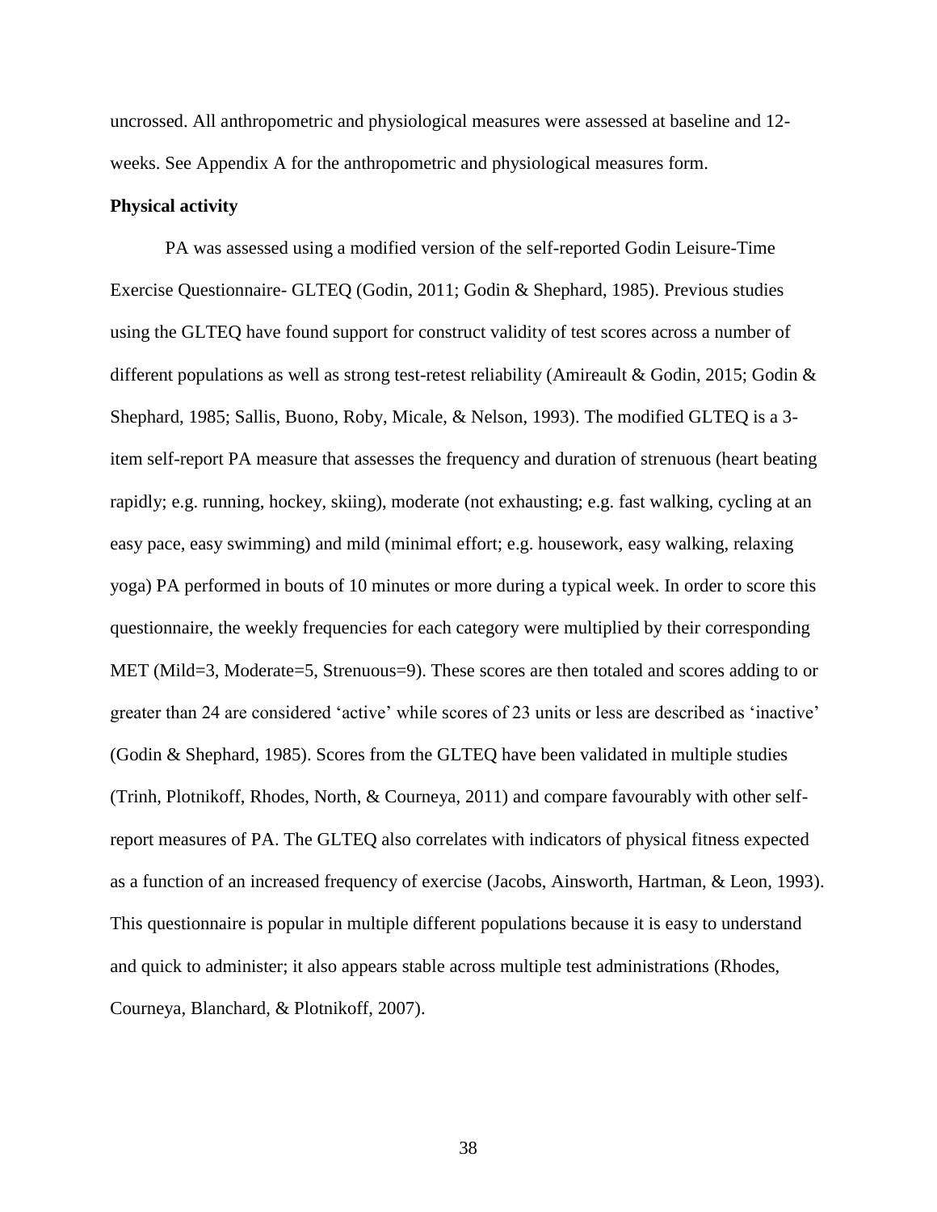uncrossed. All anthropometric and physiological measures were assessed at baseline and 12-weeks. See Appendix A for the anthropometric and physiological measures form.

**Physical activity**

PA was assessed using a modified version of the self-reported Godin Leisure-Time Exercise Questionnaire- GLTEQ (Godin, 2011; Godin & Shephard, 1985). Previous studies using the GLTEQ have found support for construct validity of test scores across a number of different populations as well as strong test-retest reliability (Amireault & Godin, 2015; Godin & Shephard, 1985; Sallis, Buono, Roby, Micale, & Nelson, 1993). The modified GLTEQ is a 3-item self-report PA measure that assesses the frequency and duration of strenuous (heart beating rapidly; e.g. running, hockey, skiing), moderate (not exhausting; e.g. fast walking, cycling at an easy pace, easy swimming) and mild (minimal effort; e.g. housework, easy walking, relaxing yoga) PA performed in bouts of 10 minutes or more during a typical week. In order to score this questionnaire, the weekly frequencies for each category were multiplied by their corresponding MET (Mild=3, Moderate=5, Strenuous=9). These scores are then totaled and scores adding to or greater than 24 are considered 'active' while scores of 23 units or less are described as 'inactive' (Godin & Shephard, 1985). Scores from the GLTEQ have been validated in multiple studies (Trinh, Plotnikoff, Rhodes, North, & Courneya, 2011) and compare favourably with other self-report measures of PA. The GLTEQ also correlates with indicators of physical fitness expected as a function of an increased frequency of exercise (Jacobs, Ainsworth, Hartman, & Leon, 1993). This questionnaire is popular in multiple different populations because it is easy to understand and quick to administer; it also appears stable across multiple test administrations (Rhodes, Courneya, Blanchard, & Plotnikoff, 2007).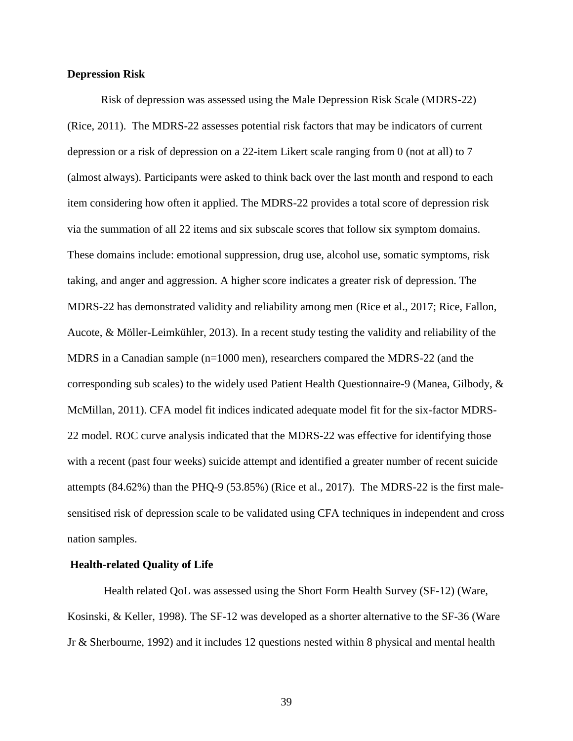**Depression Risk**

Risk of depression was assessed using the Male Depression Risk Scale (MDRS-22) (Rice, 2011). The MDRS-22 assesses potential risk factors that may be indicators of current depression or a risk of depression on a 22-item Likert scale ranging from 0 (not at all) to 7 (almost always). Participants were asked to think back over the last month and respond to each item considering how often it applied. The MDRS-22 provides a total score of depression risk via the summation of all 22 items and six subscale scores that follow six symptom domains. These domains include: emotional suppression, drug use, alcohol use, somatic symptoms, risk taking, and anger and aggression. A higher score indicates a greater risk of depression. The MDRS-22 has demonstrated validity and reliability among men (Rice et al., 2017; Rice, Fallon, Aucote, & Möller-Leimkühler, 2013). In a recent study testing the validity and reliability of the MDRS in a Canadian sample (n=1000 men), researchers compared the MDRS-22 (and the corresponding sub scales) to the widely used Patient Health Questionnaire-9 (Manea, Gilbody, & McMillan, 2011). CFA model fit indices indicated adequate model fit for the six-factor MDRS-22 model. ROC curve analysis indicated that the MDRS-22 was effective for identifying those with a recent (past four weeks) suicide attempt and identified a greater number of recent suicide attempts (84.62%) than the PHQ-9 (53.85%) (Rice et al., 2017). The MDRS-22 is the first male-sensitised risk of depression scale to be validated using CFA techniques in independent and cross nation samples.

**Health-related Quality of Life**

Health related QoL was assessed using the Short Form Health Survey (SF-12) (Ware, Kosinski, & Keller, 1998). The SF-12 was developed as a shorter alternative to the SF-36 (Ware Jr & Sherbourne, 1992) and it includes 12 questions nested within 8 physical and mental health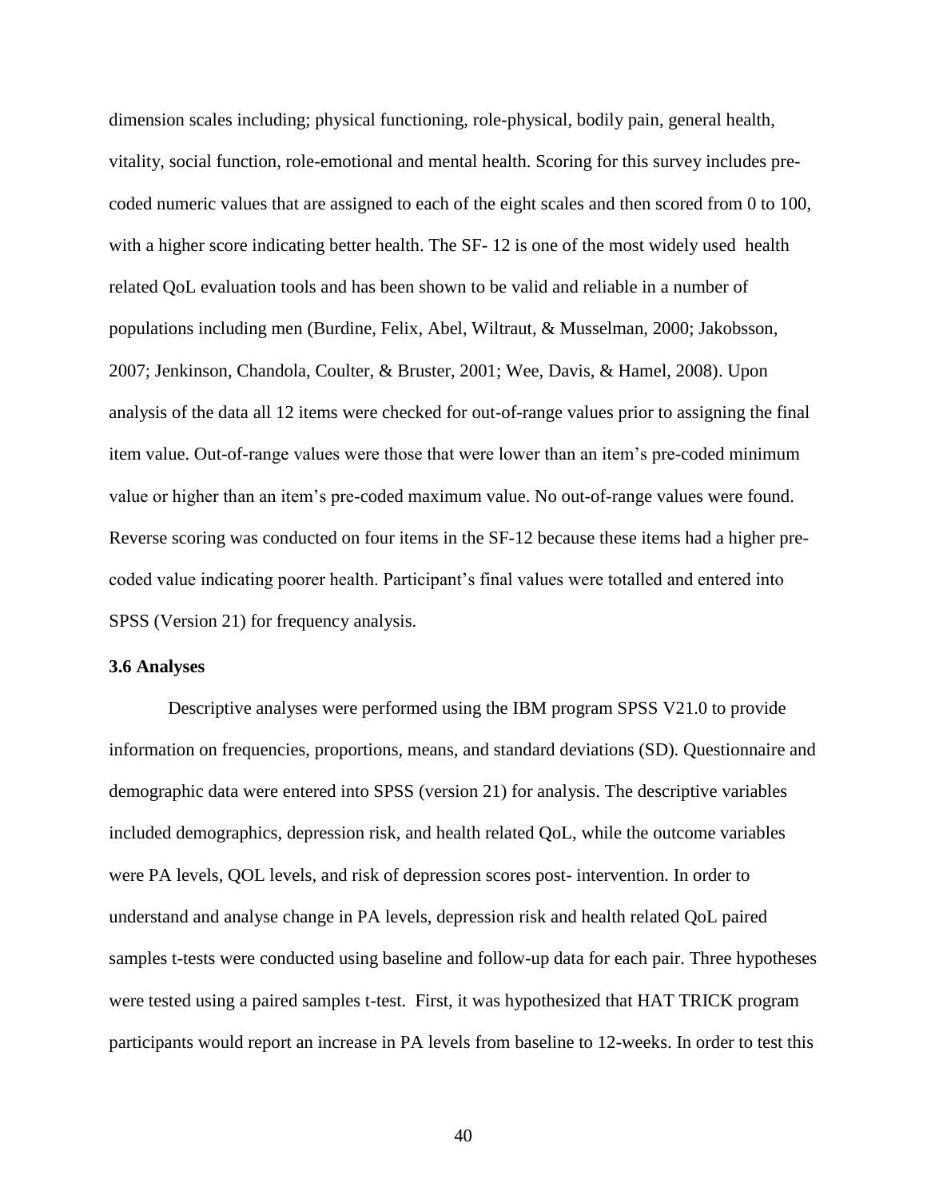dimension scales including; physical functioning, role-physical, bodily pain, general health, vitality, social function, role-emotional and mental health. Scoring for this survey includes pre-coded numeric values that are assigned to each of the eight scales and then scored from 0 to 100, with a higher score indicating better health. The SF- 12 is one of the most widely used health related QoL evaluation tools and has been shown to be valid and reliable in a number of populations including men (Burdine, Felix, Abel, Wiltraut, & Musselman, 2000; Jakobsson, 2007; Jenkinson, Chandola, Coulter, & Bruster, 2001; Wee, Davis, & Hamel, 2008). Upon analysis of the data all 12 items were checked for out-of-range values prior to assigning the final item value. Out-of-range values were those that were lower than an item's pre-coded minimum value or higher than an item's pre-coded maximum value. No out-of-range values were found. Reverse scoring was conducted on four items in the SF-12 because these items had a higher pre-coded value indicating poorer health. Participant's final values were totalled and entered into SPSS (Version 21) for frequency analysis.

### 3.6 Analyses

Descriptive analyses were performed using the IBM program SPSS V21.0 to provide information on frequencies, proportions, means, and standard deviations (SD). Questionnaire and demographic data were entered into SPSS (version 21) for analysis. The descriptive variables included demographics, depression risk, and health related QoL, while the outcome variables were PA levels, QOL levels, and risk of depression scores post- intervention. In order to understand and analyse change in PA levels, depression risk and health related QoL paired samples t-tests were conducted using baseline and follow-up data for each pair. Three hypotheses were tested using a paired samples t-test. First, it was hypothesized that HAT TRICK program participants would report an increase in PA levels from baseline to 12-weeks. In order to test this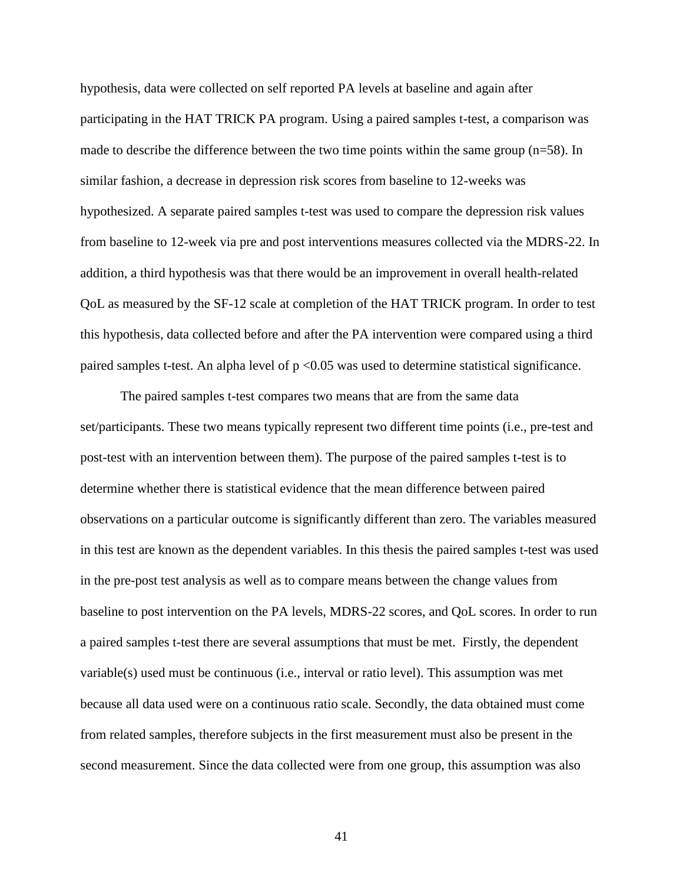hypothesis, data were collected on self reported PA levels at baseline and again after participating in the HAT TRICK PA program. Using a paired samples t-test, a comparison was made to describe the difference between the two time points within the same group (n=58). In similar fashion, a decrease in depression risk scores from baseline to 12-weeks was hypothesized. A separate paired samples t-test was used to compare the depression risk values from baseline to 12-week via pre and post interventions measures collected via the MDRS-22. In addition, a third hypothesis was that there would be an improvement in overall health-related QoL as measured by the SF-12 scale at completion of the HAT TRICK program. In order to test this hypothesis, data collected before and after the PA intervention were compared using a third paired samples t-test. An alpha level of $p < 0.05$ was used to determine statistical significance.

The paired samples t-test compares two means that are from the same data set/participants. These two means typically represent two different time points (i.e., pre-test and post-test with an intervention between them). The purpose of the paired samples t-test is to determine whether there is statistical evidence that the mean difference between paired observations on a particular outcome is significantly different than zero. The variables measured in this test are known as the dependent variables. In this thesis the paired samples t-test was used in the pre-post test analysis as well as to compare means between the change values from baseline to post intervention on the PA levels, MDRS-22 scores, and QoL scores. In order to run a paired samples t-test there are several assumptions that must be met. Firstly, the dependent variable(s) used must be continuous (i.e., interval or ratio level). This assumption was met because all data used were on a continuous ratio scale. Secondly, the data obtained must come from related samples, therefore subjects in the first measurement must also be present in the second measurement. Since the data collected were from one group, this assumption was also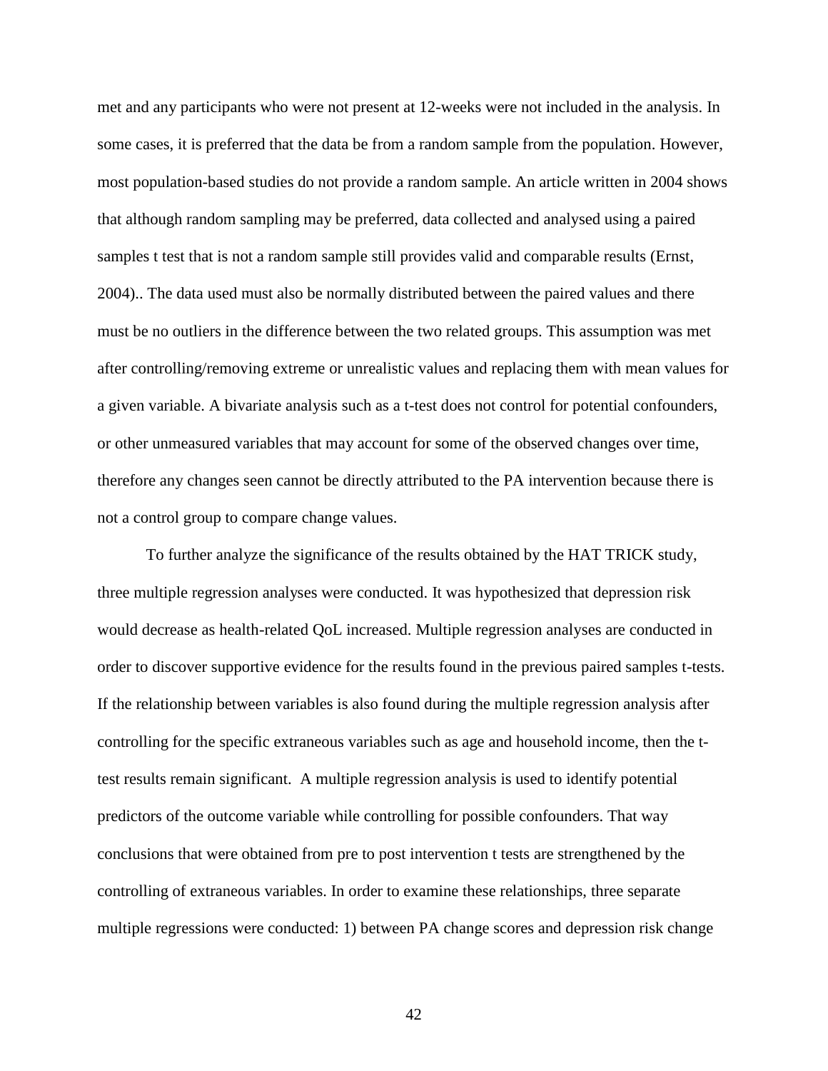met and any participants who were not present at 12-weeks were not included in the analysis. In some cases, it is preferred that the data be from a random sample from the population. However, most population-based studies do not provide a random sample. An article written in 2004 shows that although random sampling may be preferred, data collected and analysed using a paired samples t test that is not a random sample still provides valid and comparable results (Ernst, 2004).. The data used must also be normally distributed between the paired values and there must be no outliers in the difference between the two related groups. This assumption was met after controlling/removing extreme or unrealistic values and replacing them with mean values for a given variable. A bivariate analysis such as a t-test does not control for potential confounders, or other unmeasured variables that may account for some of the observed changes over time, therefore any changes seen cannot be directly attributed to the PA intervention because there is not a control group to compare change values.

To further analyze the significance of the results obtained by the HAT TRICK study, three multiple regression analyses were conducted. It was hypothesized that depression risk would decrease as health-related QoL increased. Multiple regression analyses are conducted in order to discover supportive evidence for the results found in the previous paired samples t-tests. If the relationship between variables is also found during the multiple regression analysis after controlling for the specific extraneous variables such as age and household income, then the t-test results remain significant. A multiple regression analysis is used to identify potential predictors of the outcome variable while controlling for possible confounders. That way conclusions that were obtained from pre to post intervention t tests are strengthened by the controlling of extraneous variables. In order to examine these relationships, three separate multiple regressions were conducted: 1) between PA change scores and depression risk change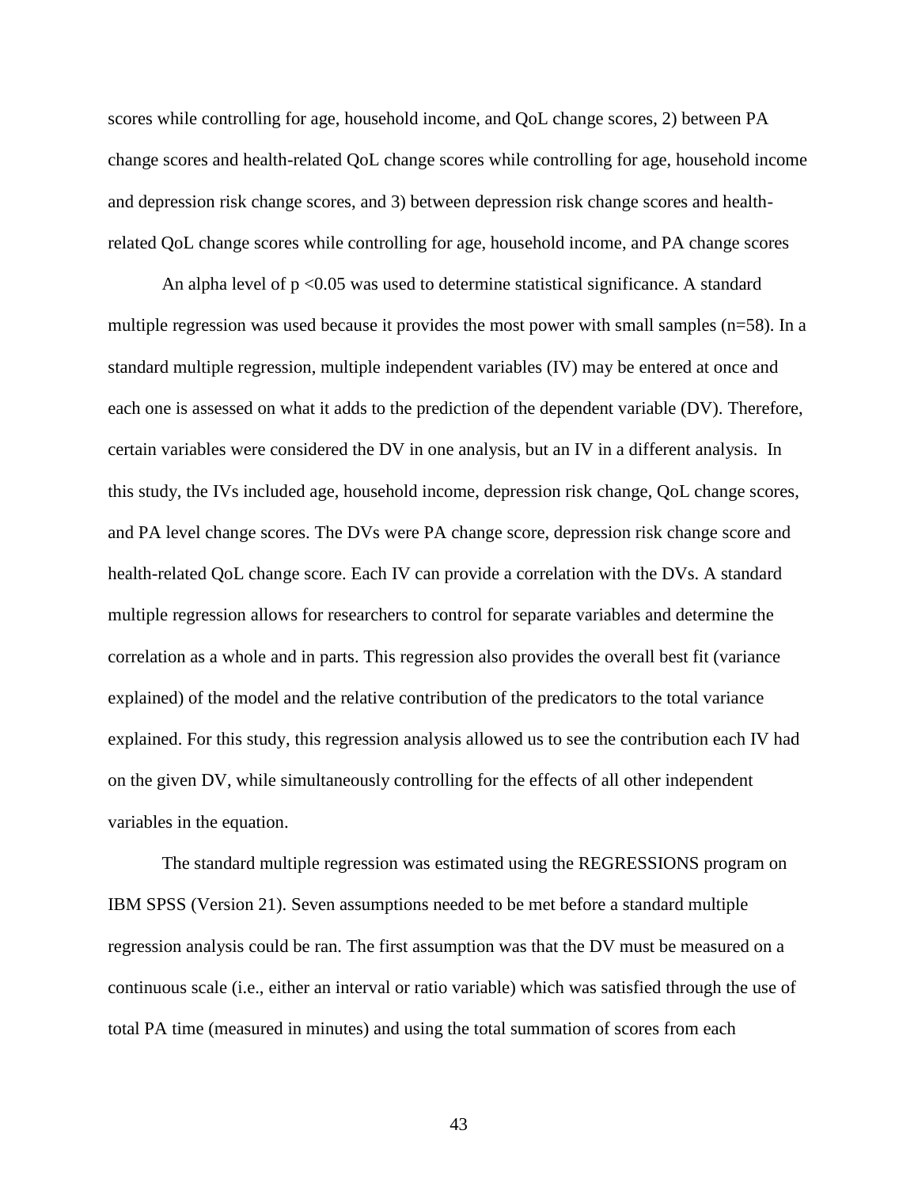scores while controlling for age, household income, and QoL change scores, 2) between PA change scores and health-related QoL change scores while controlling for age, household income and depression risk change scores, and 3) between depression risk change scores and health-related QoL change scores while controlling for age, household income, and PA change scores

An alpha level of $p < 0.05$ was used to determine statistical significance. A standard multiple regression was used because it provides the most power with small samples (n=58). In a standard multiple regression, multiple independent variables (IV) may be entered at once and each one is assessed on what it adds to the prediction of the dependent variable (DV). Therefore, certain variables were considered the DV in one analysis, but an IV in a different analysis. In this study, the IVs included age, household income, depression risk change, QoL change scores, and PA level change scores. The DVs were PA change score, depression risk change score and health-related QoL change score. Each IV can provide a correlation with the DVs. A standard multiple regression allows for researchers to control for separate variables and determine the correlation as a whole and in parts. This regression also provides the overall best fit (variance explained) of the model and the relative contribution of the predicators to the total variance explained. For this study, this regression analysis allowed us to see the contribution each IV had on the given DV, while simultaneously controlling for the effects of all other independent variables in the equation.

The standard multiple regression was estimated using the REGRESSIONS program on IBM SPSS (Version 21). Seven assumptions needed to be met before a standard multiple regression analysis could be ran. The first assumption was that the DV must be measured on a continuous scale (i.e., either an interval or ratio variable) which was satisfied through the use of total PA time (measured in minutes) and using the total summation of scores from each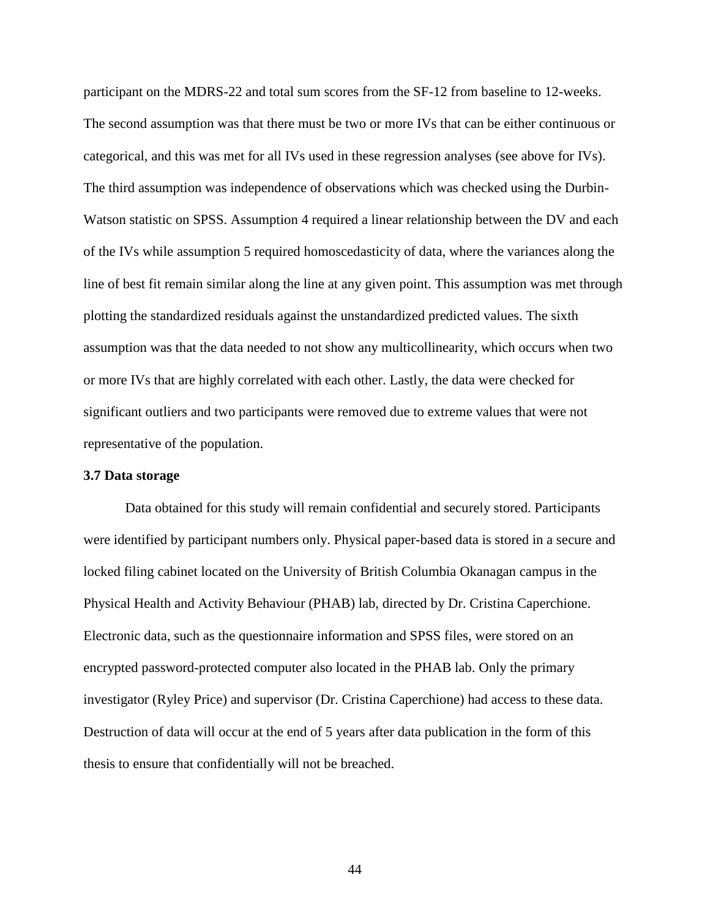participant on the MDRS-22 and total sum scores from the SF-12 from baseline to 12-weeks. The second assumption was that there must be two or more IVs that can be either continuous or categorical, and this was met for all IVs used in these regression analyses (see above for IVs). The third assumption was independence of observations which was checked using the Durbin-Watson statistic on SPSS. Assumption 4 required a linear relationship between the DV and each of the IVs while assumption 5 required homoscedasticity of data, where the variances along the line of best fit remain similar along the line at any given point. This assumption was met through plotting the standardized residuals against the unstandardized predicted values. The sixth assumption was that the data needed to not show any multicollinearity, which occurs when two or more IVs that are highly correlated with each other. Lastly, the data were checked for significant outliers and two participants were removed due to extreme values that were not representative of the population.

### 3.7 Data storage

Data obtained for this study will remain confidential and securely stored. Participants were identified by participant numbers only. Physical paper-based data is stored in a secure and locked filing cabinet located on the University of British Columbia Okanagan campus in the Physical Health and Activity Behaviour (PHAB) lab, directed by Dr. Cristina Caperchione. Electronic data, such as the questionnaire information and SPSS files, were stored on an encrypted password-protected computer also located in the PHAB lab. Only the primary investigator (Ryley Price) and supervisor (Dr. Cristina Caperchione) had access to these data. Destruction of data will occur at the end of 5 years after data publication in the form of this thesis to ensure that confidentially will not be breached.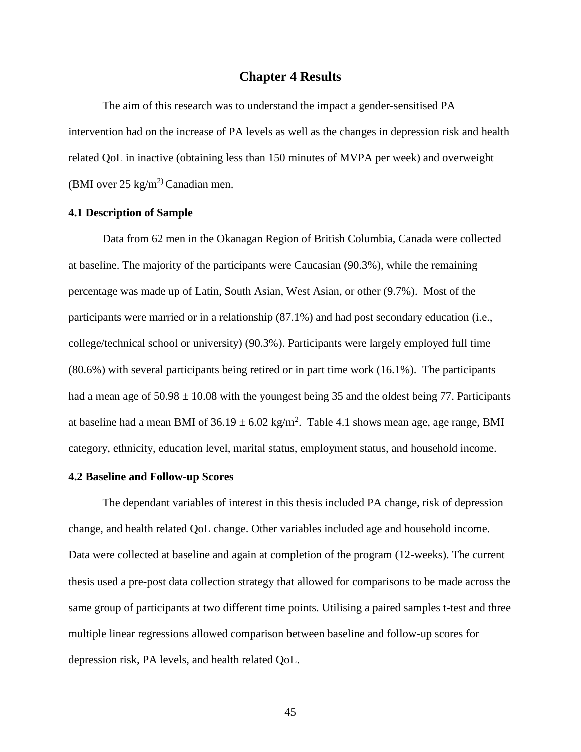# Chapter 4 Results

The aim of this research was to understand the impact a gender-sensitised PA intervention had on the increase of PA levels as well as the changes in depression risk and health related QoL in inactive (obtaining less than 150 minutes of MVPA per week) and overweight (BMI over 25 kg/m$^{2)}$ Canadian men.

## 4.1 Description of Sample

Data from 62 men in the Okanagan Region of British Columbia, Canada were collected at baseline. The majority of the participants were Caucasian (90.3%), while the remaining percentage was made up of Latin, South Asian, West Asian, or other (9.7%). Most of the participants were married or in a relationship (87.1%) and had post secondary education (i.e., college/technical school or university) (90.3%). Participants were largely employed full time (80.6%) with several participants being retired or in part time work (16.1%). The participants had a mean age of 50.98 ± 10.08 with the youngest being 35 and the oldest being 77. Participants at baseline had a mean BMI of 36.19 ± 6.02 kg/m$^2$. Table 4.1 shows mean age, age range, BMI category, ethnicity, education level, marital status, employment status, and household income.

## 4.2 Baseline and Follow-up Scores

The dependant variables of interest in this thesis included PA change, risk of depression change, and health related QoL change. Other variables included age and household income. Data were collected at baseline and again at completion of the program (12-weeks). The current thesis used a pre-post data collection strategy that allowed for comparisons to be made across the same group of participants at two different time points. Utilising a paired samples t-test and three multiple linear regressions allowed comparison between baseline and follow-up scores for depression risk, PA levels, and health related QoL.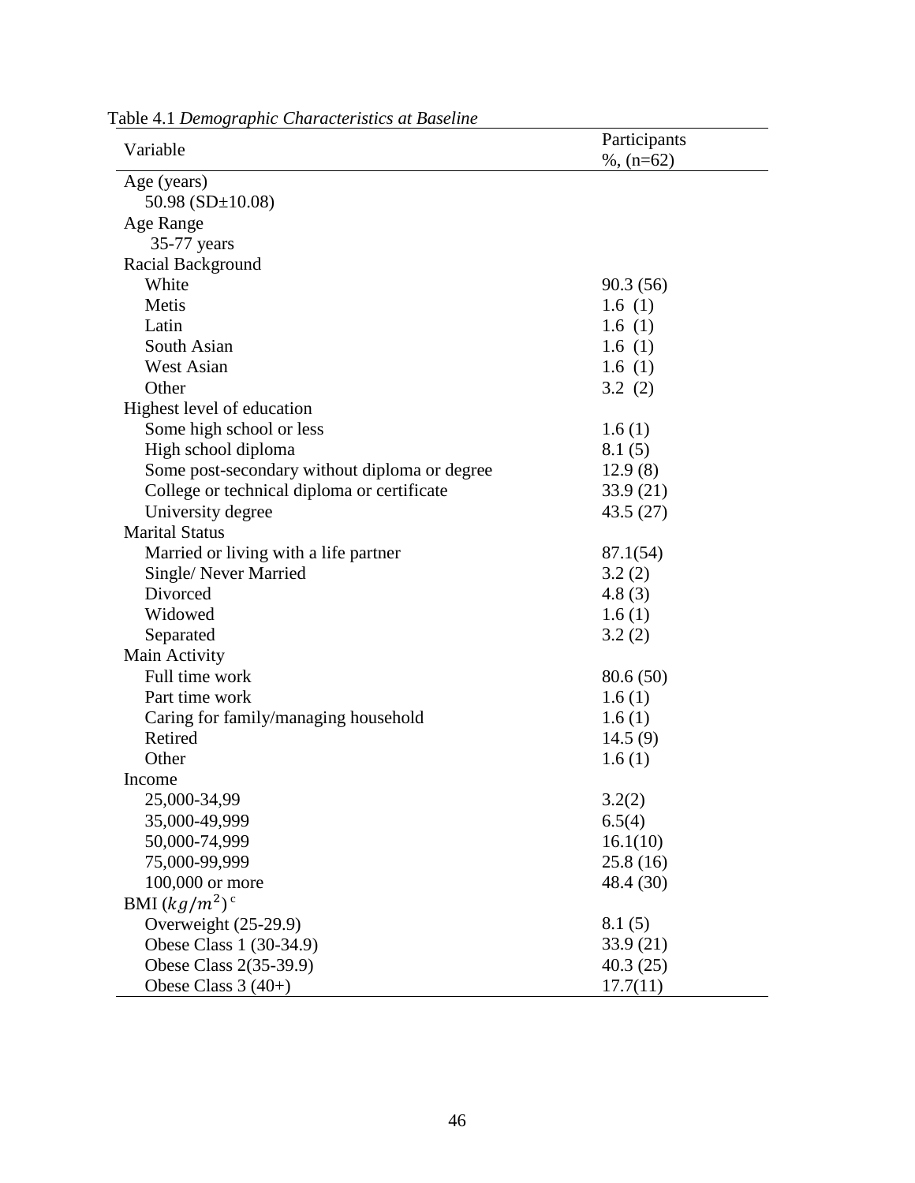Table 4.1 *Demographic Characteristics at Baseline*

| Variable | Participants %, (n=62) |
|---|---|
| Age (years) | |
| 50.98 (SD±10.08) | |
| Age Range | |
| 35-77 years | |
| Racial Background | |
| White | 90.3 (56) |
| Metis | 1.6 (1) |
| Latin | 1.6 (1) |
| South Asian | 1.6 (1) |
| West Asian | 1.6 (1) |
| Other | 3.2 (2) |
| Highest level of education | |
| Some high school or less | 1.6 (1) |
| High school diploma | 8.1 (5) |
| Some post-secondary without diploma or degree | 12.9 (8) |
| College or technical diploma or certificate | 33.9 (21) |
| University degree | 43.5 (27) |
| Marital Status | |
| Married or living with a life partner | 87.1(54) |
| Single/ Never Married | 3.2 (2) |
| Divorced | 4.8 (3) |
| Widowed | 1.6 (1) |
| Separated | 3.2 (2) |
| Main Activity | |
| Full time work | 80.6 (50) |
| Part time work | 1.6 (1) |
| Caring for family/managing household | 1.6 (1) |
| Retired | 14.5 (9) |
| Other | 1.6 (1) |
| Income | |
| 25,000-34,99 | 3.2(2) |
| 35,000-49,999 | 6.5(4) |
| 50,000-74,999 | 16.1(10) |
| 75,000-99,999 | 25.8 (16) |
| 100,000 or more | 48.4 (30) |
| BMI ($kg/m^2$) [c] | |
| Overweight (25-29.9) | 8.1 (5) |
| Obese Class 1 (30-34.9) | 33.9 (21) |
| Obese Class 2(35-39.9) | 40.3 (25) |
| Obese Class 3 (40+) | 17.7(11) |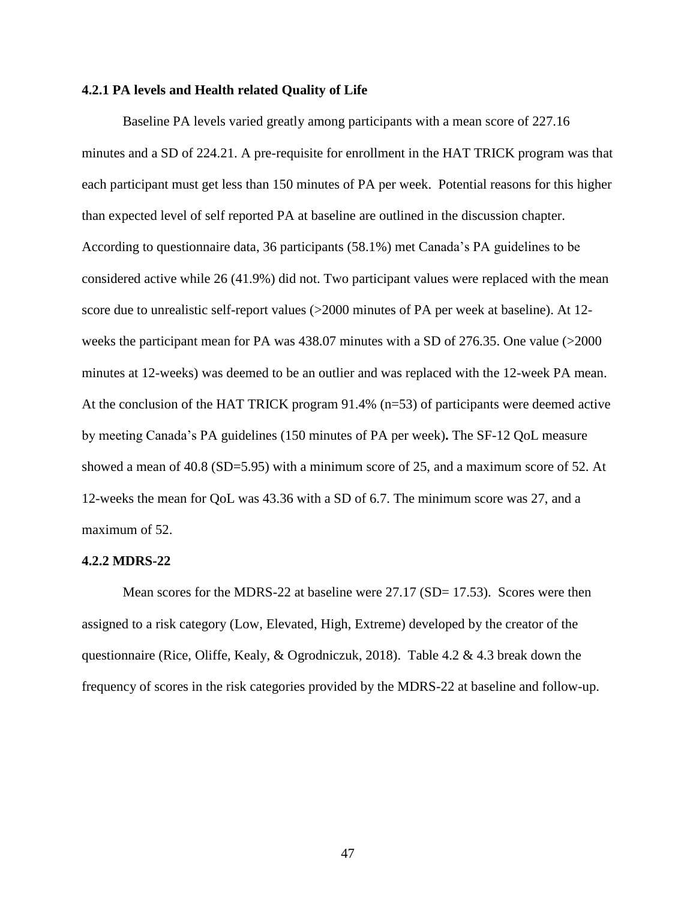### 4.2.1 PA levels and Health related Quality of Life

Baseline PA levels varied greatly among participants with a mean score of 227.16 minutes and a SD of 224.21. A pre-requisite for enrollment in the HAT TRICK program was that each participant must get less than 150 minutes of PA per week. Potential reasons for this higher than expected level of self reported PA at baseline are outlined in the discussion chapter. According to questionnaire data, 36 participants (58.1%) met Canada's PA guidelines to be considered active while 26 (41.9%) did not. Two participant values were replaced with the mean score due to unrealistic self-report values (>2000 minutes of PA per week at baseline). At 12-weeks the participant mean for PA was 438.07 minutes with a SD of 276.35. One value (>2000 minutes at 12-weeks) was deemed to be an outlier and was replaced with the 12-week PA mean. At the conclusion of the HAT TRICK program 91.4% (n=53) of participants were deemed active by meeting Canada's PA guidelines (150 minutes of PA per week)**.** The SF-12 QoL measure showed a mean of 40.8 (SD=5.95) with a minimum score of 25, and a maximum score of 52. At 12-weeks the mean for QoL was 43.36 with a SD of 6.7. The minimum score was 27, and a maximum of 52.

### 4.2.2 MDRS-22

Mean scores for the MDRS-22 at baseline were 27.17 (SD= 17.53). Scores were then assigned to a risk category (Low, Elevated, High, Extreme) developed by the creator of the questionnaire (Rice, Oliffe, Kealy, & Ogrodniczuk, 2018). Table 4.2 & 4.3 break down the frequency of scores in the risk categories provided by the MDRS-22 at baseline and follow-up.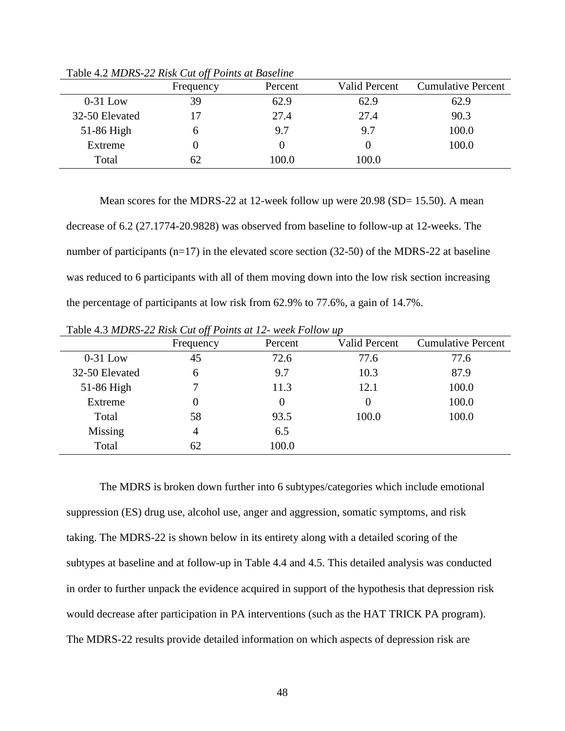Table 4.2 *MDRS-22 Risk Cut off Points at Baseline*

| | Frequency | Percent | Valid Percent | Cumulative Percent |
|---|---|---|---|---|
| 0-31 Low | 39 | 62.9 | 62.9 | 62.9 |
| 32-50 Elevated | 17 | 27.4 | 27.4 | 90.3 |
| 51-86 High | 6 | 9.7 | 9.7 | 100.0 |
| Extreme | 0 | 0 | 0 | 100.0 |
| Total | 62 | 100.0 | 100.0 | |

Mean scores for the MDRS-22 at 12-week follow up were 20.98 (SD= 15.50). A mean decrease of 6.2 (27.1774-20.9828) was observed from baseline to follow-up at 12-weeks. The number of participants (n=17) in the elevated score section (32-50) of the MDRS-22 at baseline was reduced to 6 participants with all of them moving down into the low risk section increasing the percentage of participants at low risk from 62.9% to 77.6%, a gain of 14.7%.

Table 4.3 *MDRS-22 Risk Cut off Points at 12- week Follow up*

| | Frequency | Percent | Valid Percent | Cumulative Percent |
|---|---|---|---|---|
| 0-31 Low | 45 | 72.6 | 77.6 | 77.6 |
| 32-50 Elevated | 6 | 9.7 | 10.3 | 87.9 |
| 51-86 High | 7 | 11.3 | 12.1 | 100.0 |
| Extreme | 0 | 0 | 0 | 100.0 |
| Total | 58 | 93.5 | 100.0 | 100.0 |
| Missing | 4 | 6.5 | | |
| Total | 62 | 100.0 | | |

The MDRS is broken down further into 6 subtypes/categories which include emotional suppression (ES) drug use, alcohol use, anger and aggression, somatic symptoms, and risk taking. The MDRS-22 is shown below in its entirety along with a detailed scoring of the subtypes at baseline and at follow-up in Table 4.4 and 4.5. This detailed analysis was conducted in order to further unpack the evidence acquired in support of the hypothesis that depression risk would decrease after participation in PA interventions (such as the HAT TRICK PA program). The MDRS-22 results provide detailed information on which aspects of depression risk are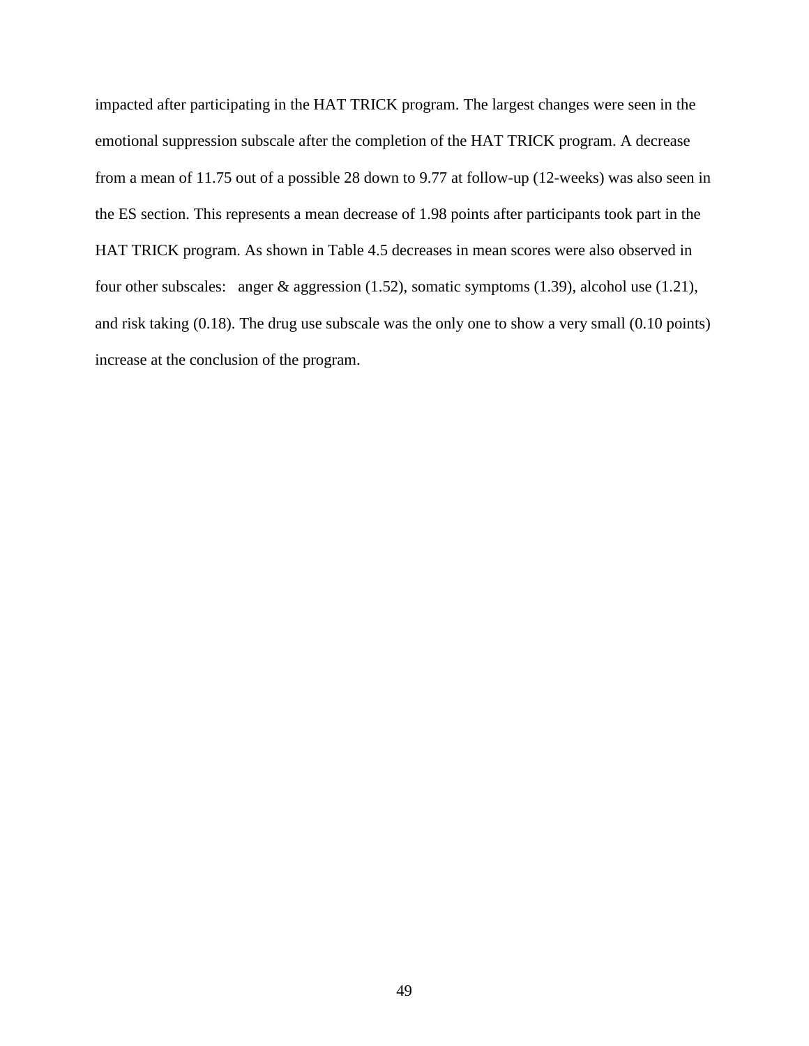impacted after participating in the HAT TRICK program. The largest changes were seen in the emotional suppression subscale after the completion of the HAT TRICK program. A decrease from a mean of 11.75 out of a possible 28 down to 9.77 at follow-up (12-weeks) was also seen in the ES section. This represents a mean decrease of 1.98 points after participants took part in the HAT TRICK program. As shown in Table 4.5 decreases in mean scores were also observed in four other subscales: anger & aggression (1.52), somatic symptoms (1.39), alcohol use (1.21), and risk taking (0.18). The drug use subscale was the only one to show a very small (0.10 points) increase at the conclusion of the program.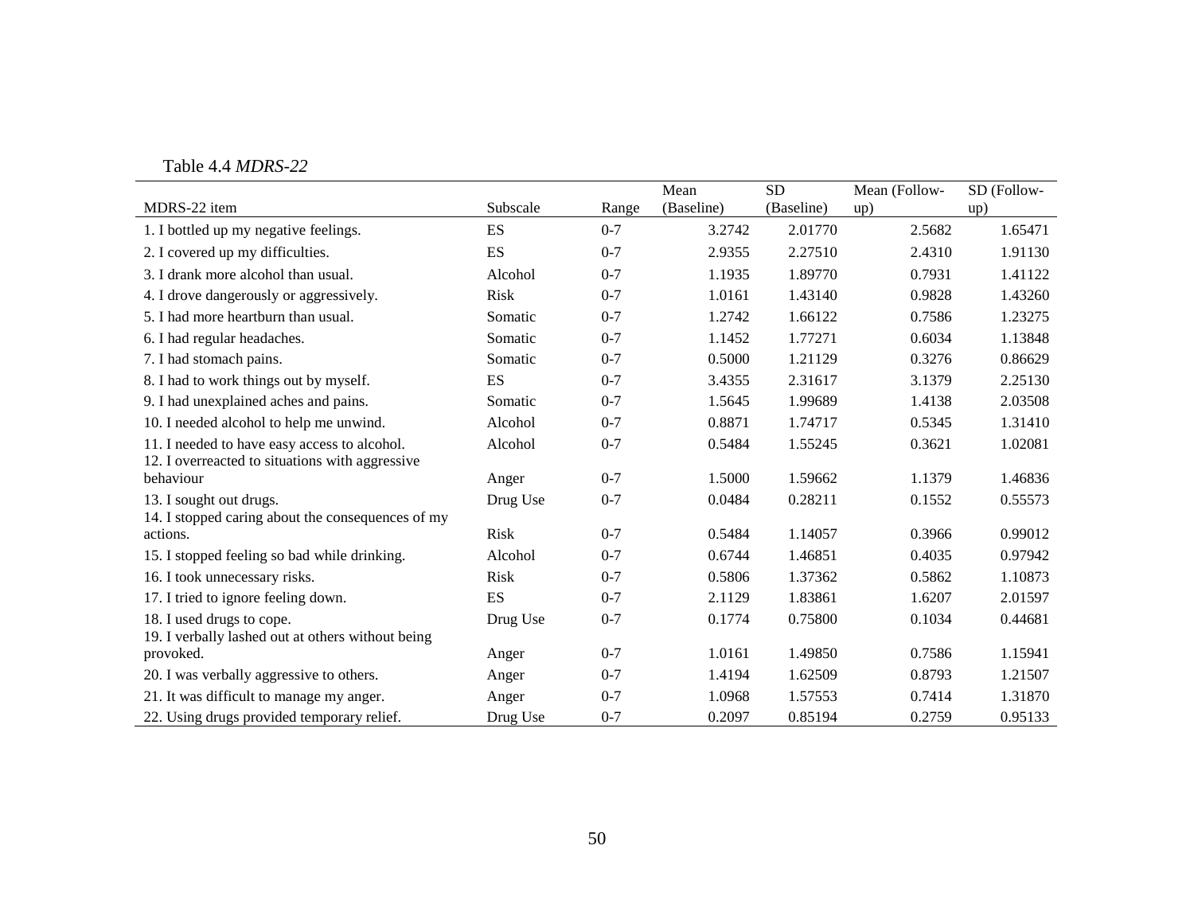Table 4.4 *MDRS-22*

| MDRS-22 item | Subscale | Range | Mean (Baseline) | SD (Baseline) | Mean (Follow-up) | SD (Follow-up) |
|---|---|---|---|---|---|---|
| 1. I bottled up my negative feelings. | ES | 0-7 | 3.2742 | 2.01770 | 2.5682 | 1.65471 |
| 2. I covered up my difficulties. | ES | 0-7 | 2.9355 | 2.27510 | 2.4310 | 1.91130 |
| 3. I drank more alcohol than usual. | Alcohol | 0-7 | 1.1935 | 1.89770 | 0.7931 | 1.41122 |
| 4. I drove dangerously or aggressively. | Risk | 0-7 | 1.0161 | 1.43140 | 0.9828 | 1.43260 |
| 5. I had more heartburn than usual. | Somatic | 0-7 | 1.2742 | 1.66122 | 0.7586 | 1.23275 |
| 6. I had regular headaches. | Somatic | 0-7 | 1.1452 | 1.77271 | 0.6034 | 1.13848 |
| 7. I had stomach pains. | Somatic | 0-7 | 0.5000 | 1.21129 | 0.3276 | 0.86629 |
| 8. I had to work things out by myself. | ES | 0-7 | 3.4355 | 2.31617 | 3.1379 | 2.25130 |
| 9. I had unexplained aches and pains. | Somatic | 0-7 | 1.5645 | 1.99689 | 1.4138 | 2.03508 |
| 10. I needed alcohol to help me unwind. | Alcohol | 0-7 | 0.8871 | 1.74717 | 0.5345 | 1.31410 |
| 11. I needed to have easy access to alcohol. | Alcohol | 0-7 | 0.5484 | 1.55245 | 0.3621 | 1.02081 |
| 12. I overreacted to situations with aggressive behaviour | Anger | 0-7 | 1.5000 | 1.59662 | 1.1379 | 1.46836 |
| 13. I sought out drugs. | Drug Use | 0-7 | 0.0484 | 0.28211 | 0.1552 | 0.55573 |
| 14. I stopped caring about the consequences of my actions. | Risk | 0-7 | 0.5484 | 1.14057 | 0.3966 | 0.99012 |
| 15. I stopped feeling so bad while drinking. | Alcohol | 0-7 | 0.6744 | 1.46851 | 0.4035 | 0.97942 |
| 16. I took unnecessary risks. | Risk | 0-7 | 0.5806 | 1.37362 | 0.5862 | 1.10873 |
| 17. I tried to ignore feeling down. | ES | 0-7 | 2.1129 | 1.83861 | 1.6207 | 2.01597 |
| 18. I used drugs to cope. | Drug Use | 0-7 | 0.1774 | 0.75800 | 0.1034 | 0.44681 |
| 19. I verbally lashed out at others without being provoked. | Anger | 0-7 | 1.0161 | 1.49850 | 0.7586 | 1.15941 |
| 20. I was verbally aggressive to others. | Anger | 0-7 | 1.4194 | 1.62509 | 0.8793 | 1.21507 |
| 21. It was difficult to manage my anger. | Anger | 0-7 | 1.0968 | 1.57553 | 0.7414 | 1.31870 |
| 22. Using drugs provided temporary relief. | Drug Use | 0-7 | 0.2097 | 0.85194 | 0.2759 | 0.95133 |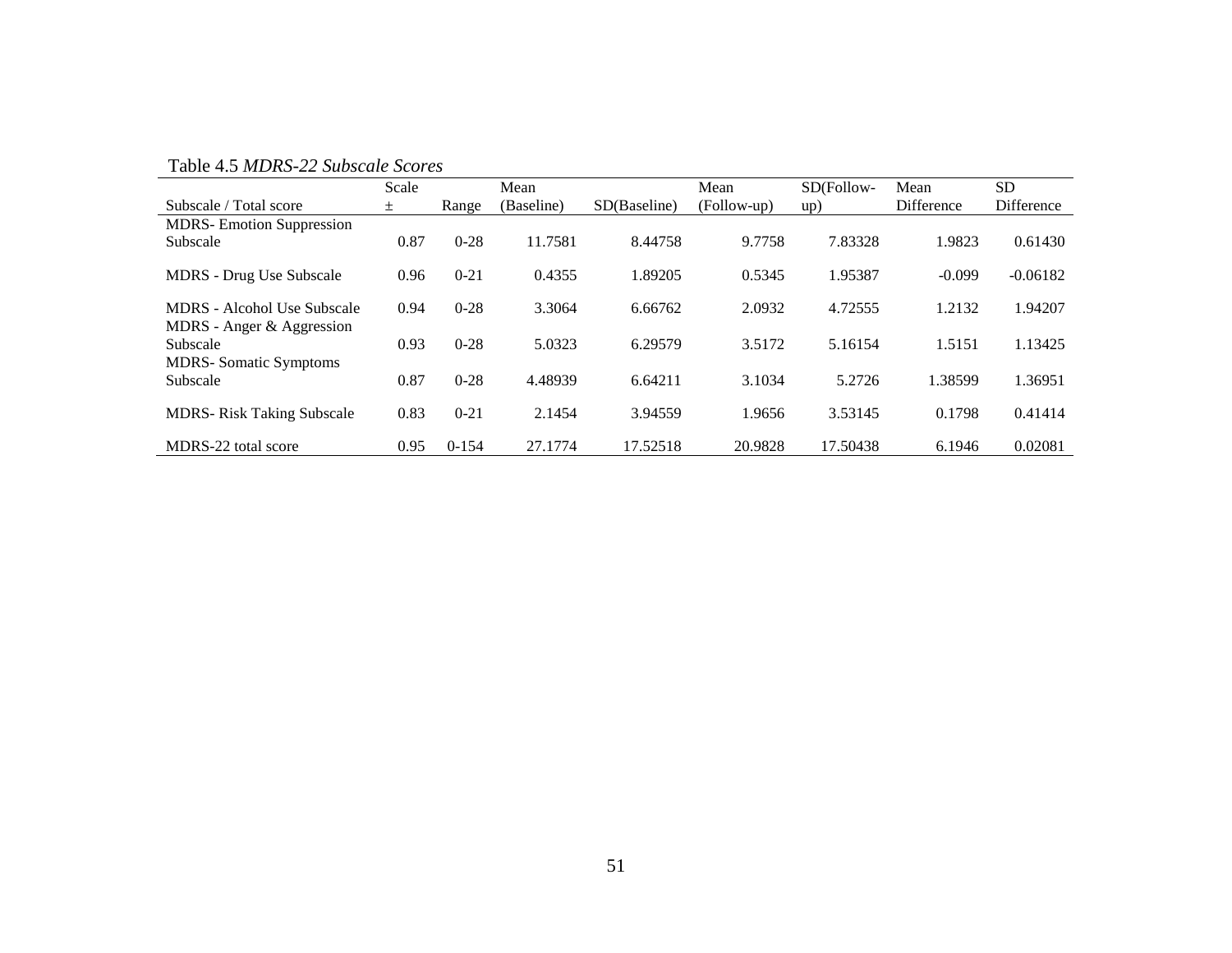Table 4.5 *MDRS-22 Subscale Scores*

| Subscale / Total score | Scale ± | Range | Mean (Baseline) | SD(Baseline) | Mean (Follow-up) | SD(Follow-up) | Mean Difference | SD Difference |
|---|---|---|---|---|---|---|---|---|
| MDRS- Emotion Suppression Subscale | 0.87 | 0-28 | 11.7581 | 8.44758 | 9.7758 | 7.83328 | 1.9823 | 0.61430 |
| MDRS - Drug Use Subscale | 0.96 | 0-21 | 0.4355 | 1.89205 | 0.5345 | 1.95387 | -0.099 | -0.06182 |
| MDRS - Alcohol Use Subscale | 0.94 | 0-28 | 3.3064 | 6.66762 | 2.0932 | 4.72555 | 1.2132 | 1.94207 |
| MDRS - Anger & Aggression Subscale | 0.93 | 0-28 | 5.0323 | 6.29579 | 3.5172 | 5.16154 | 1.5151 | 1.13425 |
| MDRS- Somatic Symptoms Subscale | 0.87 | 0-28 | 4.48939 | 6.64211 | 3.1034 | 5.2726 | 1.38599 | 1.36951 |
| MDRS- Risk Taking Subscale | 0.83 | 0-21 | 2.1454 | 3.94559 | 1.9656 | 3.53145 | 0.1798 | 0.41414 |
| MDRS-22 total score | 0.95 | 0-154 | 27.1774 | 17.52518 | 20.9828 | 17.50438 | 6.1946 | 0.02081 |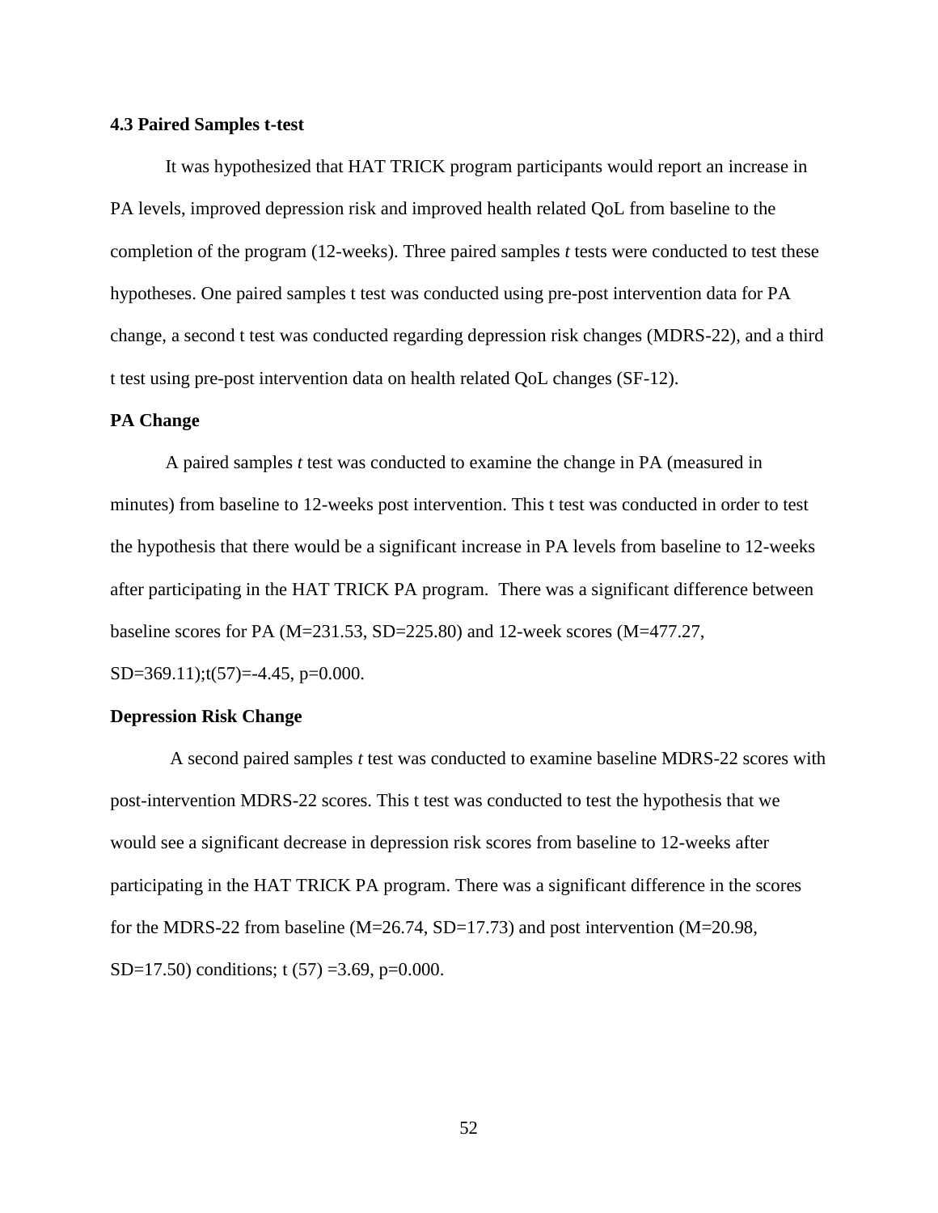### 4.3 Paired Samples t-test

It was hypothesized that HAT TRICK program participants would report an increase in PA levels, improved depression risk and improved health related QoL from baseline to the completion of the program (12-weeks). Three paired samples *t* tests were conducted to test these hypotheses. One paired samples t test was conducted using pre-post intervention data for PA change, a second t test was conducted regarding depression risk changes (MDRS-22), and a third t test using pre-post intervention data on health related QoL changes (SF-12).

**PA Change**

A paired samples *t* test was conducted to examine the change in PA (measured in minutes) from baseline to 12-weeks post intervention. This t test was conducted in order to test the hypothesis that there would be a significant increase in PA levels from baseline to 12-weeks after participating in the HAT TRICK PA program. There was a significant difference between baseline scores for PA ($M=231.53$, $SD=225.80$) and 12-week scores ($M=477.27$, $SD=369.11$);$t(57)=-4.45$, $p=0.000$.

**Depression Risk Change**

A second paired samples *t* test was conducted to examine baseline MDRS-22 scores with post-intervention MDRS-22 scores. This t test was conducted to test the hypothesis that we would see a significant decrease in depression risk scores from baseline to 12-weeks after participating in the HAT TRICK PA program. There was a significant difference in the scores for the MDRS-22 from baseline ($M=26.74$, $SD=17.73$) and post intervention ($M=20.98$, $SD=17.50$) conditions; $t\ (57) =3.69$, $p=0.000$.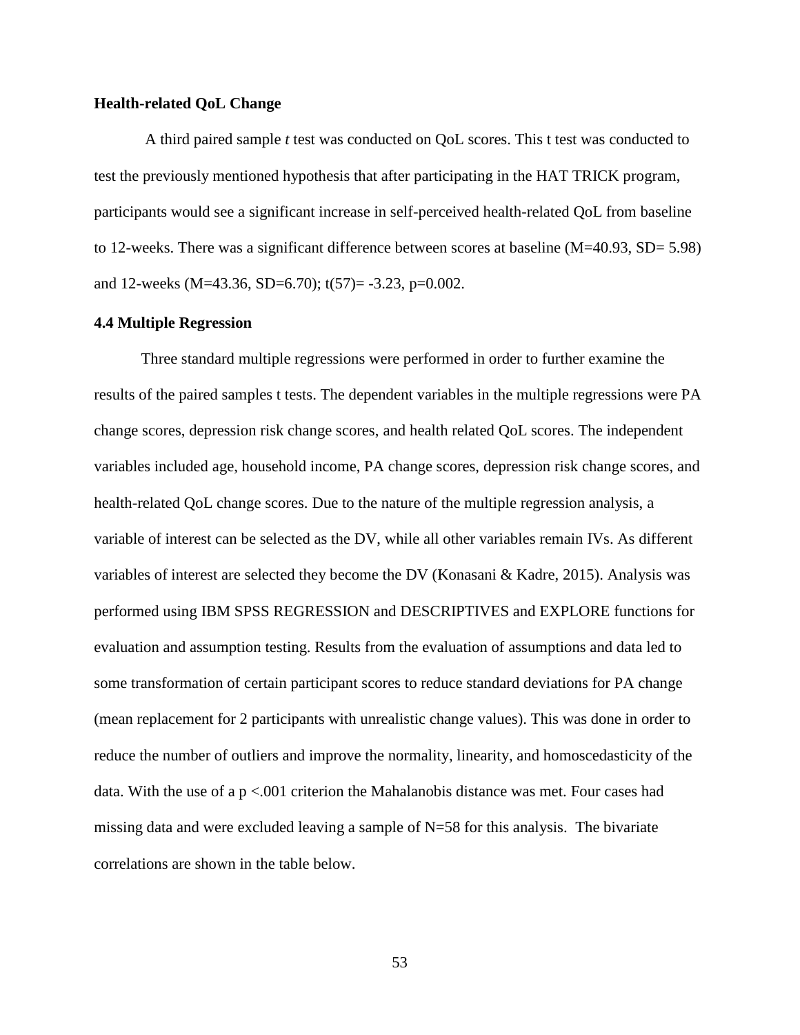**Health-related QoL Change**

A third paired sample *t* test was conducted on QoL scores. This t test was conducted to test the previously mentioned hypothesis that after participating in the HAT TRICK program, participants would see a significant increase in self-perceived health-related QoL from baseline to 12-weeks. There was a significant difference between scores at baseline (M=40.93, SD= 5.98) and 12-weeks (M=43.36, SD=6.70); $t(57)= -3.23$, $p=0.002$.

**4.4 Multiple Regression**

Three standard multiple regressions were performed in order to further examine the results of the paired samples t tests. The dependent variables in the multiple regressions were PA change scores, depression risk change scores, and health related QoL scores. The independent variables included age, household income, PA change scores, depression risk change scores, and health-related QoL change scores. Due to the nature of the multiple regression analysis, a variable of interest can be selected as the DV, while all other variables remain IVs. As different variables of interest are selected they become the DV (Konasani & Kadre, 2015). Analysis was performed using IBM SPSS REGRESSION and DESCRIPTIVES and EXPLORE functions for evaluation and assumption testing. Results from the evaluation of assumptions and data led to some transformation of certain participant scores to reduce standard deviations for PA change (mean replacement for 2 participants with unrealistic change values). This was done in order to reduce the number of outliers and improve the normality, linearity, and homoscedasticity of the data. With the use of a $p < .001$ criterion the Mahalanobis distance was met. Four cases had missing data and were excluded leaving a sample of N=58 for this analysis. The bivariate correlations are shown in the table below.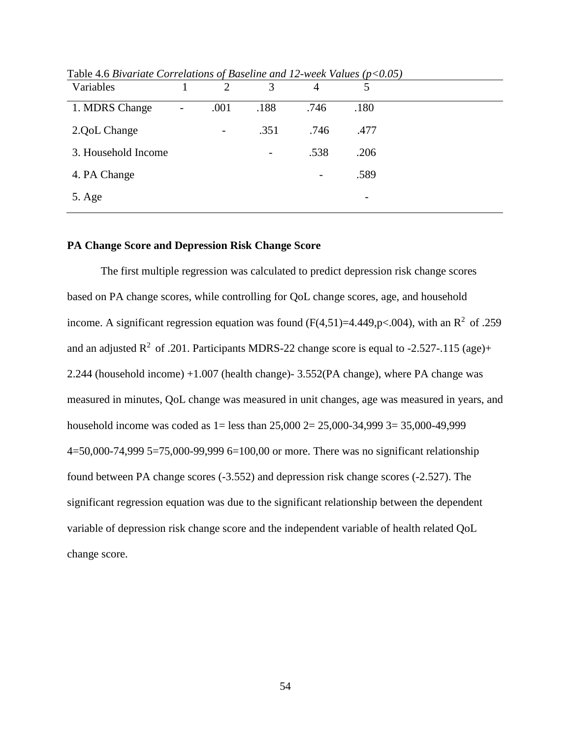Table 4.6 *Bivariate Correlations of Baseline and 12-week Values (p<0.05)*

| Variables | 1 | 2 | 3 | 4 | 5 |
|---|---|---|---|---|---|
| 1. MDRS Change | - | .001 | .188 | .746 | .180 |
| 2.QoL Change | | - | .351 | .746 | .477 |
| 3. Household Income | | | - | .538 | .206 |
| 4. PA Change | | | | - | .589 |
| 5. Age | | | | | - |

**PA Change Score and Depression Risk Change Score**

The first multiple regression was calculated to predict depression risk change scores based on PA change scores, while controlling for QoL change scores, age, and household income. A significant regression equation was found ($F(4,51)=4.449, p<.004$), with an $R^2$ of .259 and an adjusted $R^2$ of .201. Participants MDRS-22 change score is equal to -2.527-.115 (age)+ 2.244 (household income) +1.007 (health change)- 3.552(PA change), where PA change was measured in minutes, QoL change was measured in unit changes, age was measured in years, and household income was coded as 1= less than 25,000 2= 25,000-34,999 3= 35,000-49,999 4=50,000-74,999 5=75,000-99,999 6=100,00 or more. There was no significant relationship found between PA change scores (-3.552) and depression risk change scores (-2.527). The significant regression equation was due to the significant relationship between the dependent variable of depression risk change score and the independent variable of health related QoL change score.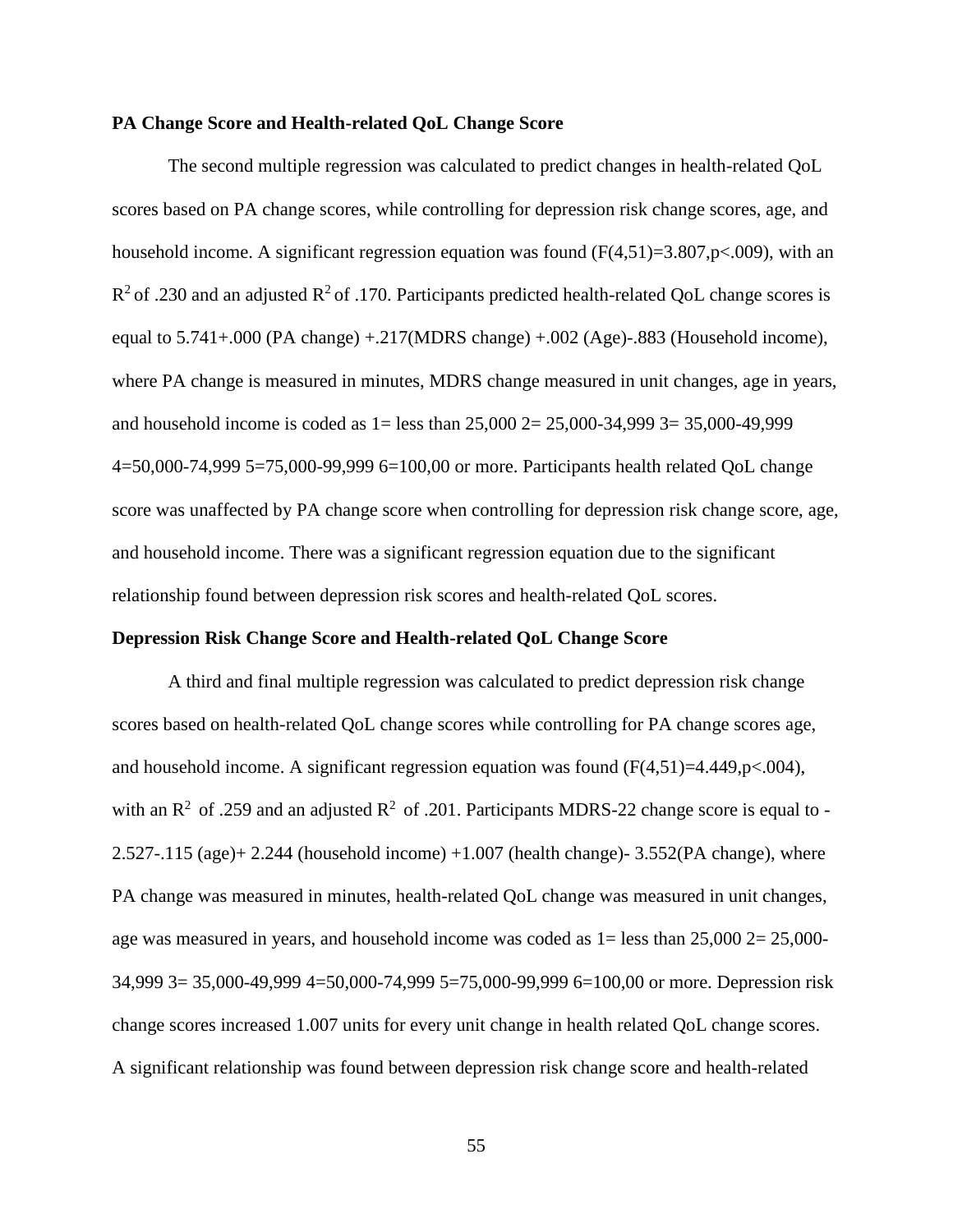**PA Change Score and Health-related QoL Change Score**

The second multiple regression was calculated to predict changes in health-related QoL scores based on PA change scores, while controlling for depression risk change scores, age, and household income. A significant regression equation was found ($F(4,51)=3.807, p<.009$), with an $R^2$ of .230 and an adjusted $R^2$ of .170. Participants predicted health-related QoL change scores is equal to 5.741+.000 (PA change) +.217(MDRS change) +.002 (Age)-.883 (Household income), where PA change is measured in minutes, MDRS change measured in unit changes, age in years, and household income is coded as 1= less than 25,000 2= 25,000-34,999 3= 35,000-49,999 4=50,000-74,999 5=75,000-99,999 6=100,00 or more. Participants health related QoL change score was unaffected by PA change score when controlling for depression risk change score, age, and household income. There was a significant regression equation due to the significant relationship found between depression risk scores and health-related QoL scores.

**Depression Risk Change Score and Health-related QoL Change Score**

A third and final multiple regression was calculated to predict depression risk change scores based on health-related QoL change scores while controlling for PA change scores age, and household income. A significant regression equation was found ($F(4,51)=4.449, p<.004$), with an $R^2$ of .259 and an adjusted $R^2$ of .201. Participants MDRS-22 change score is equal to -2.527-.115 (age)+ 2.244 (household income) +1.007 (health change)- 3.552(PA change), where PA change was measured in minutes, health-related QoL change was measured in unit changes, age was measured in years, and household income was coded as 1= less than 25,000 2= 25,000-34,999 3= 35,000-49,999 4=50,000-74,999 5=75,000-99,999 6=100,00 or more. Depression risk change scores increased 1.007 units for every unit change in health related QoL change scores. A significant relationship was found between depression risk change score and health-related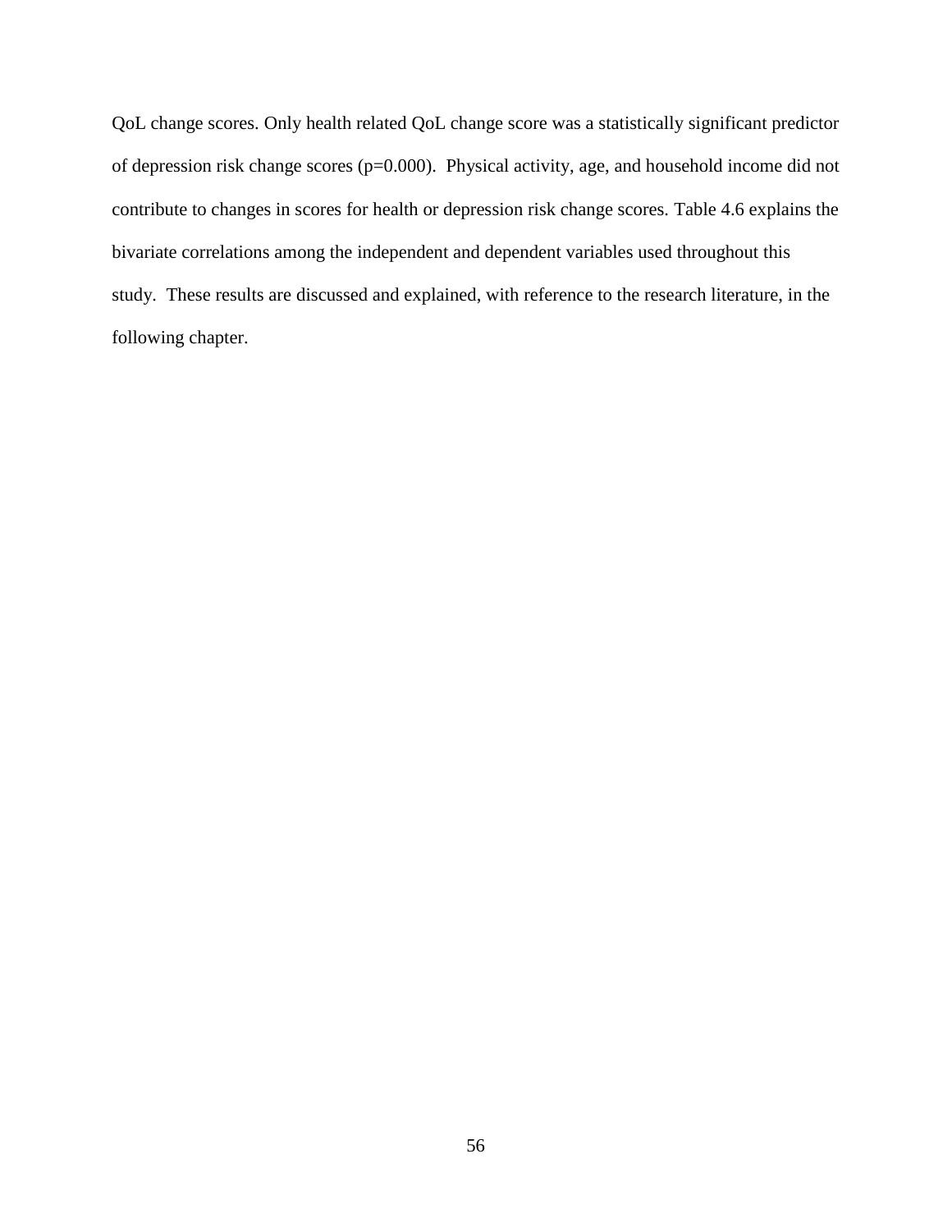QoL change scores. Only health related QoL change score was a statistically significant predictor of depression risk change scores ($p=0.000$). Physical activity, age, and household income did not contribute to changes in scores for health or depression risk change scores. Table 4.6 explains the bivariate correlations among the independent and dependent variables used throughout this study. These results are discussed and explained, with reference to the research literature, in the following chapter.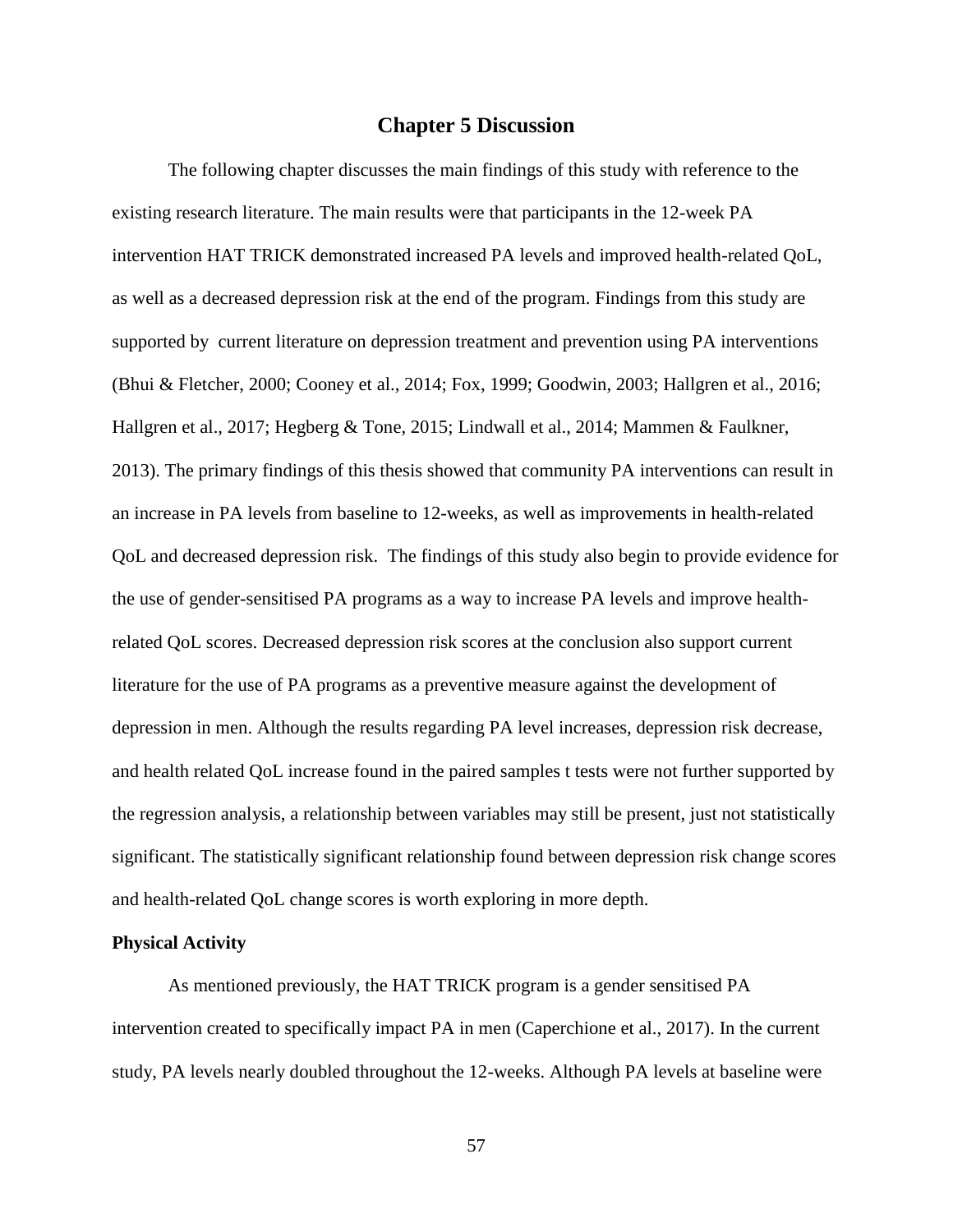# Chapter 5 Discussion

The following chapter discusses the main findings of this study with reference to the existing research literature. The main results were that participants in the 12-week PA intervention HAT TRICK demonstrated increased PA levels and improved health-related QoL, as well as a decreased depression risk at the end of the program. Findings from this study are supported by current literature on depression treatment and prevention using PA interventions (Bhui & Fletcher, 2000; Cooney et al., 2014; Fox, 1999; Goodwin, 2003; Hallgren et al., 2016; Hallgren et al., 2017; Hegberg & Tone, 2015; Lindwall et al., 2014; Mammen & Faulkner, 2013). The primary findings of this thesis showed that community PA interventions can result in an increase in PA levels from baseline to 12-weeks, as well as improvements in health-related QoL and decreased depression risk. The findings of this study also begin to provide evidence for the use of gender-sensitised PA programs as a way to increase PA levels and improve health-related QoL scores. Decreased depression risk scores at the conclusion also support current literature for the use of PA programs as a preventive measure against the development of depression in men. Although the results regarding PA level increases, depression risk decrease, and health related QoL increase found in the paired samples t tests were not further supported by the regression analysis, a relationship between variables may still be present, just not statistically significant. The statistically significant relationship found between depression risk change scores and health-related QoL change scores is worth exploring in more depth.

**Physical Activity**

As mentioned previously, the HAT TRICK program is a gender sensitised PA intervention created to specifically impact PA in men (Caperchione et al., 2017). In the current study, PA levels nearly doubled throughout the 12-weeks. Although PA levels at baseline were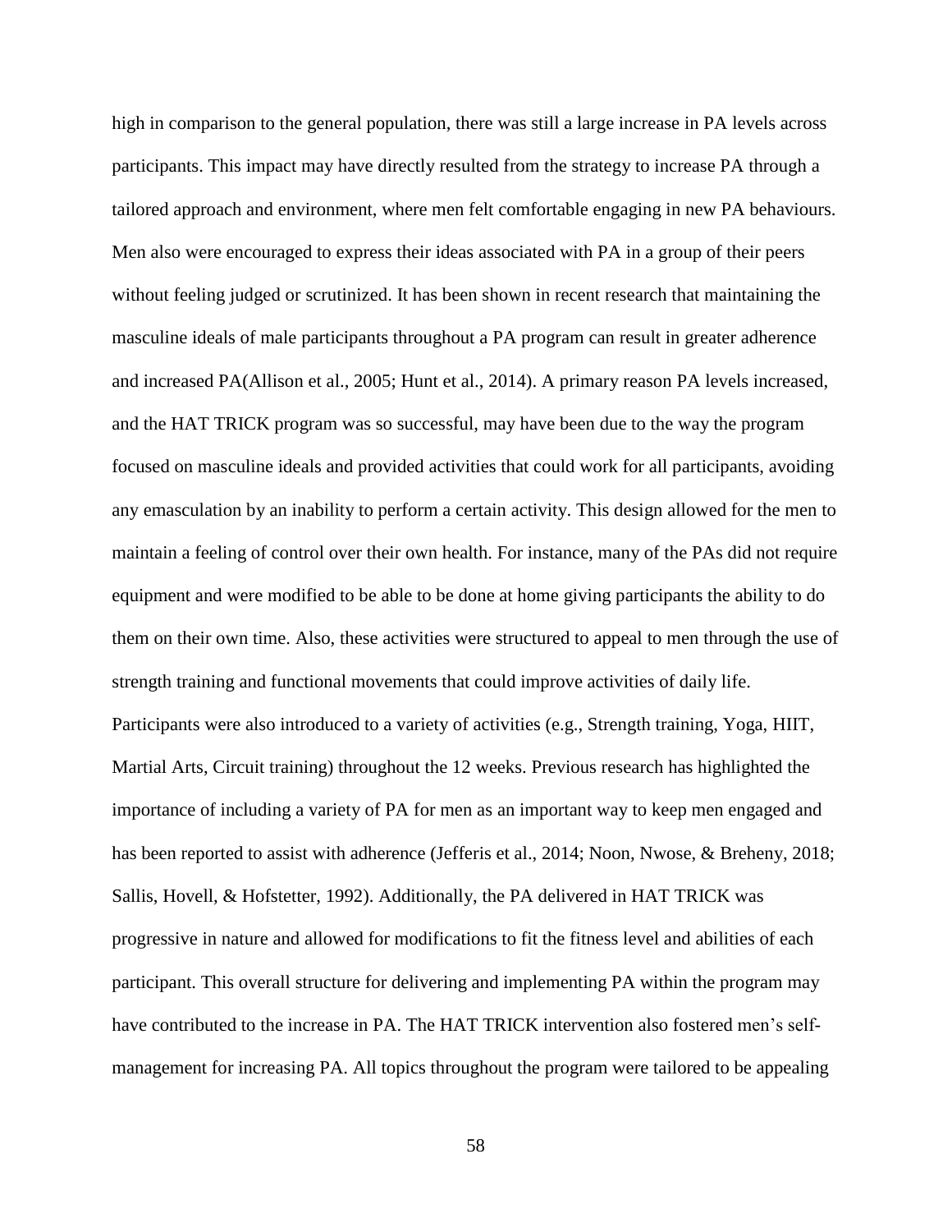high in comparison to the general population, there was still a large increase in PA levels across participants. This impact may have directly resulted from the strategy to increase PA through a tailored approach and environment, where men felt comfortable engaging in new PA behaviours. Men also were encouraged to express their ideas associated with PA in a group of their peers without feeling judged or scrutinized. It has been shown in recent research that maintaining the masculine ideals of male participants throughout a PA program can result in greater adherence and increased PA(Allison et al., 2005; Hunt et al., 2014). A primary reason PA levels increased, and the HAT TRICK program was so successful, may have been due to the way the program focused on masculine ideals and provided activities that could work for all participants, avoiding any emasculation by an inability to perform a certain activity. This design allowed for the men to maintain a feeling of control over their own health. For instance, many of the PAs did not require equipment and were modified to be able to be done at home giving participants the ability to do them on their own time. Also, these activities were structured to appeal to men through the use of strength training and functional movements that could improve activities of daily life. Participants were also introduced to a variety of activities (e.g., Strength training, Yoga, HIIT, Martial Arts, Circuit training) throughout the 12 weeks. Previous research has highlighted the importance of including a variety of PA for men as an important way to keep men engaged and has been reported to assist with adherence (Jefferis et al., 2014; Noon, Nwose, & Breheny, 2018; Sallis, Hovell, & Hofstetter, 1992). Additionally, the PA delivered in HAT TRICK was progressive in nature and allowed for modifications to fit the fitness level and abilities of each participant. This overall structure for delivering and implementing PA within the program may have contributed to the increase in PA. The HAT TRICK intervention also fostered men's self-management for increasing PA. All topics throughout the program were tailored to be appealing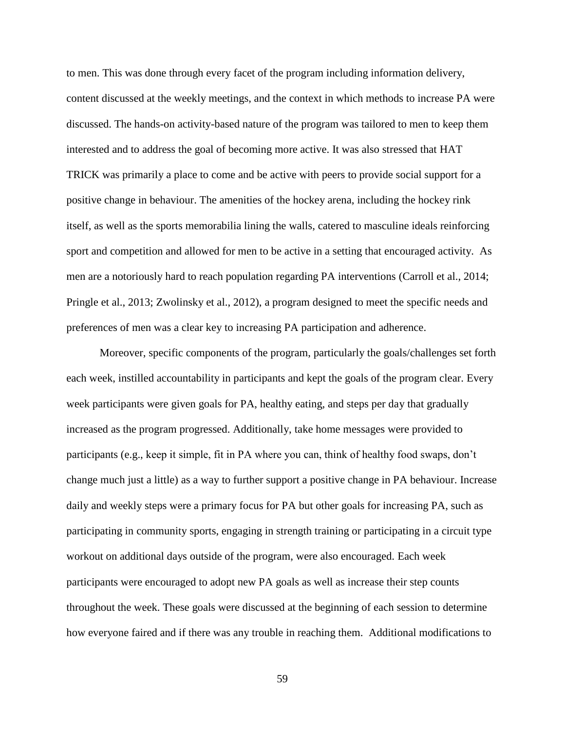to men. This was done through every facet of the program including information delivery, content discussed at the weekly meetings, and the context in which methods to increase PA were discussed. The hands-on activity-based nature of the program was tailored to men to keep them interested and to address the goal of becoming more active. It was also stressed that HAT TRICK was primarily a place to come and be active with peers to provide social support for a positive change in behaviour. The amenities of the hockey arena, including the hockey rink itself, as well as the sports memorabilia lining the walls, catered to masculine ideals reinforcing sport and competition and allowed for men to be active in a setting that encouraged activity. As men are a notoriously hard to reach population regarding PA interventions (Carroll et al., 2014; Pringle et al., 2013; Zwolinsky et al., 2012), a program designed to meet the specific needs and preferences of men was a clear key to increasing PA participation and adherence.

Moreover, specific components of the program, particularly the goals/challenges set forth each week, instilled accountability in participants and kept the goals of the program clear. Every week participants were given goals for PA, healthy eating, and steps per day that gradually increased as the program progressed. Additionally, take home messages were provided to participants (e.g., keep it simple, fit in PA where you can, think of healthy food swaps, don't change much just a little) as a way to further support a positive change in PA behaviour. Increase daily and weekly steps were a primary focus for PA but other goals for increasing PA, such as participating in community sports, engaging in strength training or participating in a circuit type workout on additional days outside of the program, were also encouraged. Each week participants were encouraged to adopt new PA goals as well as increase their step counts throughout the week. These goals were discussed at the beginning of each session to determine how everyone faired and if there was any trouble in reaching them. Additional modifications to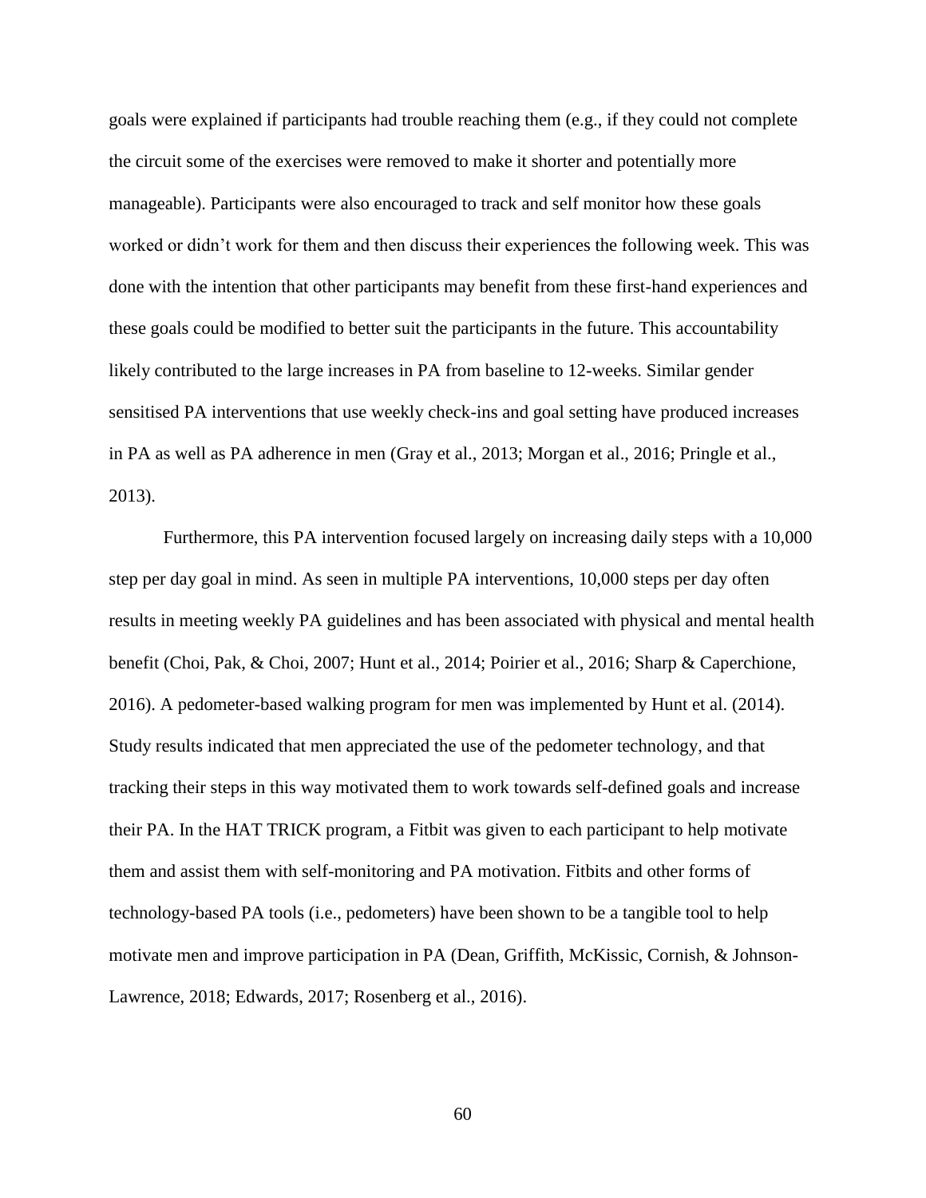goals were explained if participants had trouble reaching them (e.g., if they could not complete the circuit some of the exercises were removed to make it shorter and potentially more manageable). Participants were also encouraged to track and self monitor how these goals worked or didn't work for them and then discuss their experiences the following week. This was done with the intention that other participants may benefit from these first-hand experiences and these goals could be modified to better suit the participants in the future. This accountability likely contributed to the large increases in PA from baseline to 12-weeks. Similar gender sensitised PA interventions that use weekly check-ins and goal setting have produced increases in PA as well as PA adherence in men (Gray et al., 2013; Morgan et al., 2016; Pringle et al., 2013).

Furthermore, this PA intervention focused largely on increasing daily steps with a 10,000 step per day goal in mind. As seen in multiple PA interventions, 10,000 steps per day often results in meeting weekly PA guidelines and has been associated with physical and mental health benefit (Choi, Pak, & Choi, 2007; Hunt et al., 2014; Poirier et al., 2016; Sharp & Caperchione, 2016). A pedometer-based walking program for men was implemented by Hunt et al. (2014). Study results indicated that men appreciated the use of the pedometer technology, and that tracking their steps in this way motivated them to work towards self-defined goals and increase their PA. In the HAT TRICK program, a Fitbit was given to each participant to help motivate them and assist them with self-monitoring and PA motivation. Fitbits and other forms of technology-based PA tools (i.e., pedometers) have been shown to be a tangible tool to help motivate men and improve participation in PA (Dean, Griffith, McKissic, Cornish, & Johnson-Lawrence, 2018; Edwards, 2017; Rosenberg et al., 2016).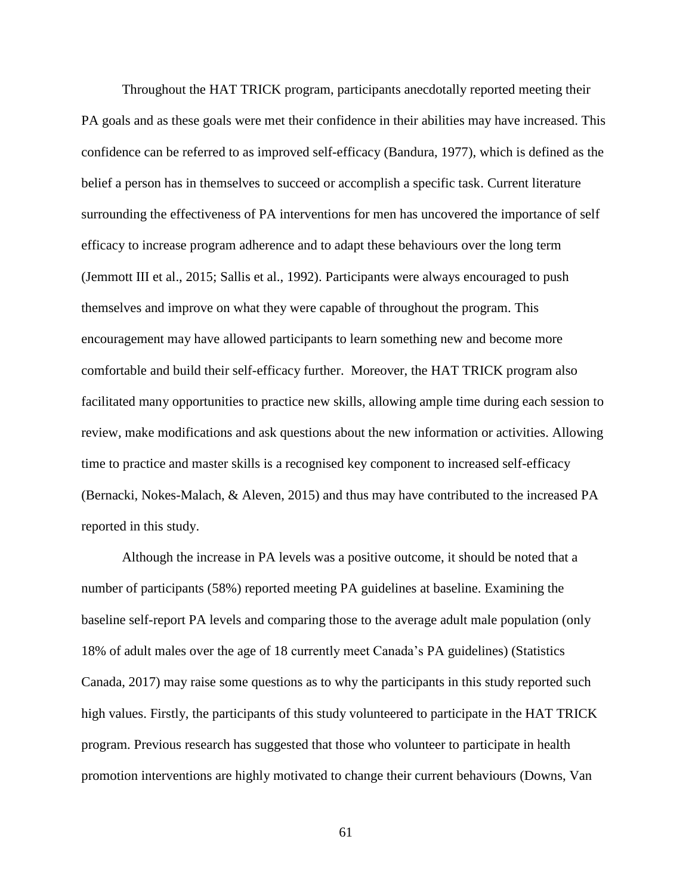Throughout the HAT TRICK program, participants anecdotally reported meeting their PA goals and as these goals were met their confidence in their abilities may have increased. This confidence can be referred to as improved self-efficacy (Bandura, 1977), which is defined as the belief a person has in themselves to succeed or accomplish a specific task. Current literature surrounding the effectiveness of PA interventions for men has uncovered the importance of self efficacy to increase program adherence and to adapt these behaviours over the long term (Jemmott III et al., 2015; Sallis et al., 1992). Participants were always encouraged to push themselves and improve on what they were capable of throughout the program. This encouragement may have allowed participants to learn something new and become more comfortable and build their self-efficacy further. Moreover, the HAT TRICK program also facilitated many opportunities to practice new skills, allowing ample time during each session to review, make modifications and ask questions about the new information or activities. Allowing time to practice and master skills is a recognised key component to increased self-efficacy (Bernacki, Nokes-Malach, & Aleven, 2015) and thus may have contributed to the increased PA reported in this study.

Although the increase in PA levels was a positive outcome, it should be noted that a number of participants (58%) reported meeting PA guidelines at baseline. Examining the baseline self-report PA levels and comparing those to the average adult male population (only 18% of adult males over the age of 18 currently meet Canada's PA guidelines) (Statistics Canada, 2017) may raise some questions as to why the participants in this study reported such high values. Firstly, the participants of this study volunteered to participate in the HAT TRICK program. Previous research has suggested that those who volunteer to participate in health promotion interventions are highly motivated to change their current behaviours (Downs, Van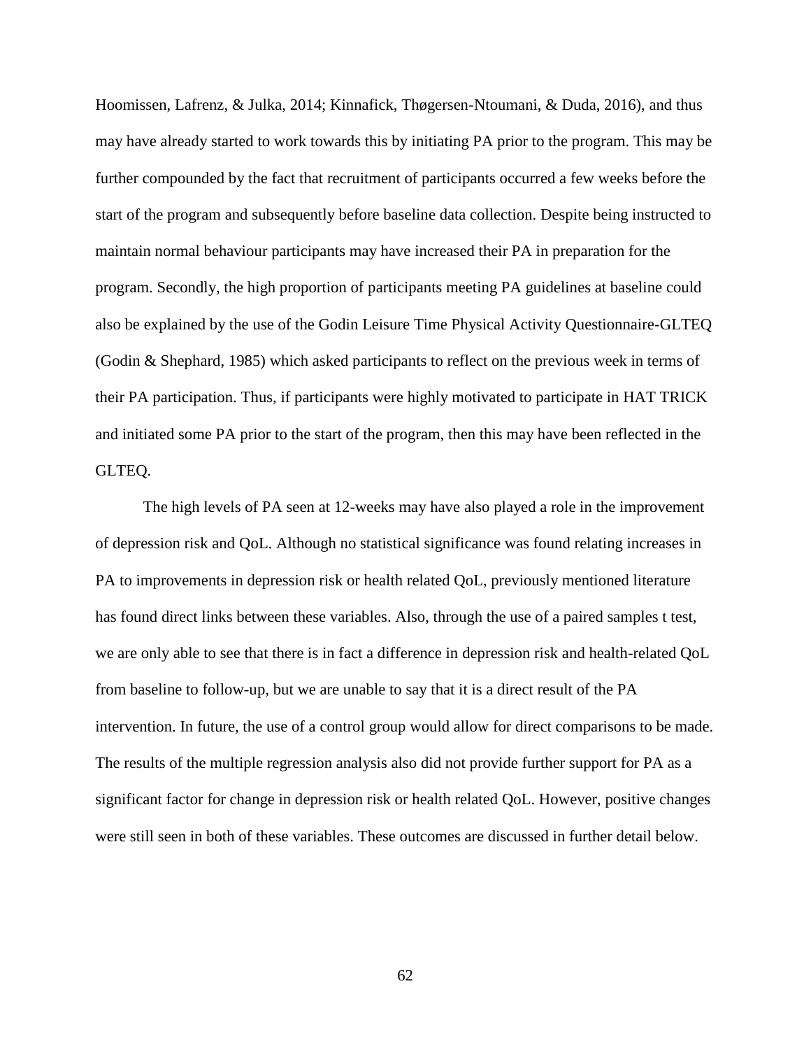Hoomissen, Lafrenz, & Julka, 2014; Kinnafick, Thøgersen-Ntoumani, & Duda, 2016), and thus may have already started to work towards this by initiating PA prior to the program. This may be further compounded by the fact that recruitment of participants occurred a few weeks before the start of the program and subsequently before baseline data collection. Despite being instructed to maintain normal behaviour participants may have increased their PA in preparation for the program. Secondly, the high proportion of participants meeting PA guidelines at baseline could also be explained by the use of the Godin Leisure Time Physical Activity Questionnaire-GLTEQ (Godin & Shephard, 1985) which asked participants to reflect on the previous week in terms of their PA participation. Thus, if participants were highly motivated to participate in HAT TRICK and initiated some PA prior to the start of the program, then this may have been reflected in the GLTEQ.

The high levels of PA seen at 12-weeks may have also played a role in the improvement of depression risk and QoL. Although no statistical significance was found relating increases in PA to improvements in depression risk or health related QoL, previously mentioned literature has found direct links between these variables. Also, through the use of a paired samples t test, we are only able to see that there is in fact a difference in depression risk and health-related QoL from baseline to follow-up, but we are unable to say that it is a direct result of the PA intervention. In future, the use of a control group would allow for direct comparisons to be made. The results of the multiple regression analysis also did not provide further support for PA as a significant factor for change in depression risk or health related QoL. However, positive changes were still seen in both of these variables. These outcomes are discussed in further detail below.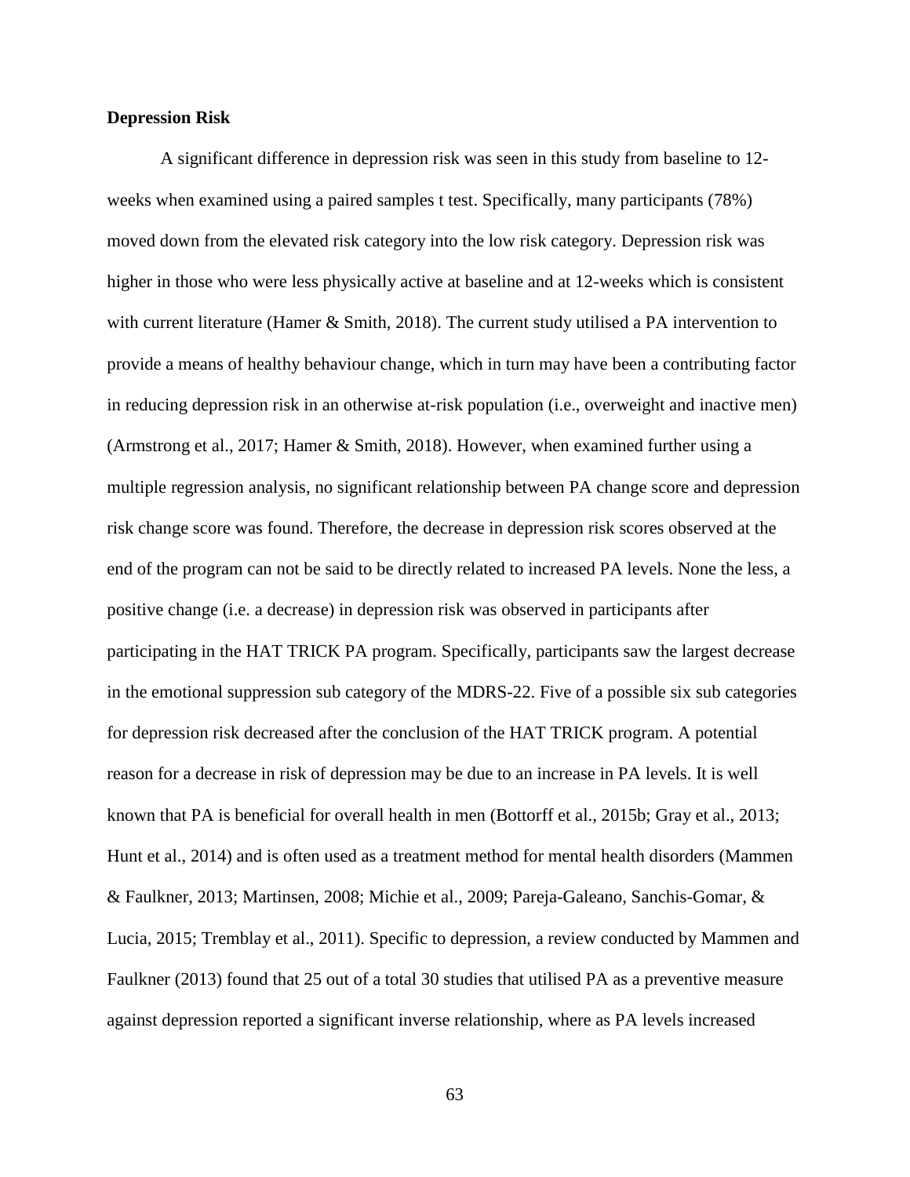**Depression Risk**

A significant difference in depression risk was seen in this study from baseline to 12-weeks when examined using a paired samples t test. Specifically, many participants (78%) moved down from the elevated risk category into the low risk category. Depression risk was higher in those who were less physically active at baseline and at 12-weeks which is consistent with current literature (Hamer & Smith, 2018). The current study utilised a PA intervention to provide a means of healthy behaviour change, which in turn may have been a contributing factor in reducing depression risk in an otherwise at-risk population (i.e., overweight and inactive men) (Armstrong et al., 2017; Hamer & Smith, 2018). However, when examined further using a multiple regression analysis, no significant relationship between PA change score and depression risk change score was found. Therefore, the decrease in depression risk scores observed at the end of the program can not be said to be directly related to increased PA levels. None the less, a positive change (i.e. a decrease) in depression risk was observed in participants after participating in the HAT TRICK PA program. Specifically, participants saw the largest decrease in the emotional suppression sub category of the MDRS-22. Five of a possible six sub categories for depression risk decreased after the conclusion of the HAT TRICK program. A potential reason for a decrease in risk of depression may be due to an increase in PA levels. It is well known that PA is beneficial for overall health in men (Bottorff et al., 2015b; Gray et al., 2013; Hunt et al., 2014) and is often used as a treatment method for mental health disorders (Mammen & Faulkner, 2013; Martinsen, 2008; Michie et al., 2009; Pareja-Galeano, Sanchis-Gomar, & Lucia, 2015; Tremblay et al., 2011). Specific to depression, a review conducted by Mammen and Faulkner (2013) found that 25 out of a total 30 studies that utilised PA as a preventive measure against depression reported a significant inverse relationship, where as PA levels increased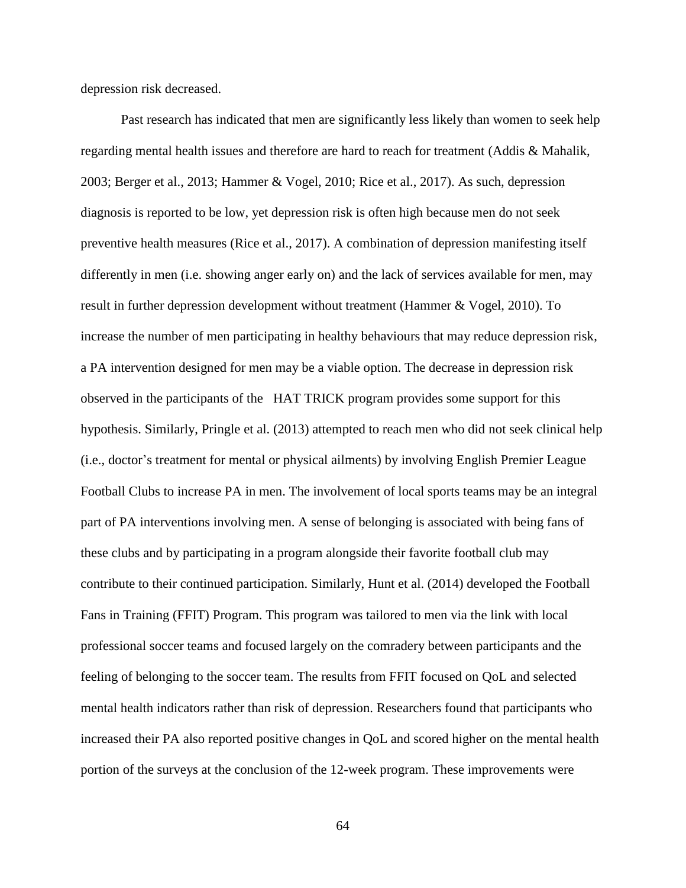depression risk decreased.

Past research has indicated that men are significantly less likely than women to seek help regarding mental health issues and therefore are hard to reach for treatment (Addis & Mahalik, 2003; Berger et al., 2013; Hammer & Vogel, 2010; Rice et al., 2017). As such, depression diagnosis is reported to be low, yet depression risk is often high because men do not seek preventive health measures (Rice et al., 2017). A combination of depression manifesting itself differently in men (i.e. showing anger early on) and the lack of services available for men, may result in further depression development without treatment (Hammer & Vogel, 2010). To increase the number of men participating in healthy behaviours that may reduce depression risk, a PA intervention designed for men may be a viable option. The decrease in depression risk observed in the participants of the HAT TRICK program provides some support for this hypothesis. Similarly, Pringle et al. (2013) attempted to reach men who did not seek clinical help (i.e., doctor's treatment for mental or physical ailments) by involving English Premier League Football Clubs to increase PA in men. The involvement of local sports teams may be an integral part of PA interventions involving men. A sense of belonging is associated with being fans of these clubs and by participating in a program alongside their favorite football club may contribute to their continued participation. Similarly, Hunt et al. (2014) developed the Football Fans in Training (FFIT) Program. This program was tailored to men via the link with local professional soccer teams and focused largely on the comradery between participants and the feeling of belonging to the soccer team. The results from FFIT focused on QoL and selected mental health indicators rather than risk of depression. Researchers found that participants who increased their PA also reported positive changes in QoL and scored higher on the mental health portion of the surveys at the conclusion of the 12-week program. These improvements were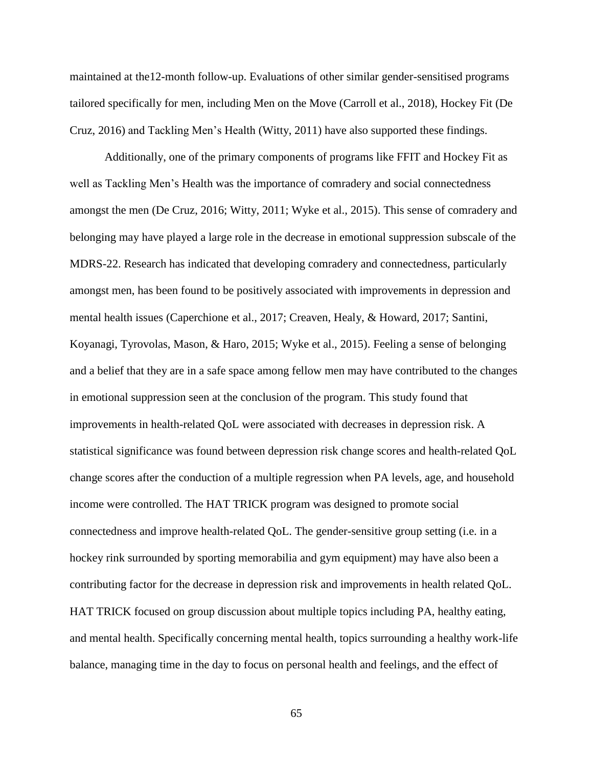maintained at the12-month follow-up. Evaluations of other similar gender-sensitised programs tailored specifically for men, including Men on the Move (Carroll et al., 2018), Hockey Fit (De Cruz, 2016) and Tackling Men's Health (Witty, 2011) have also supported these findings.

Additionally, one of the primary components of programs like FFIT and Hockey Fit as well as Tackling Men's Health was the importance of comradery and social connectedness amongst the men (De Cruz, 2016; Witty, 2011; Wyke et al., 2015). This sense of comradery and belonging may have played a large role in the decrease in emotional suppression subscale of the MDRS-22. Research has indicated that developing comradery and connectedness, particularly amongst men, has been found to be positively associated with improvements in depression and mental health issues (Caperchione et al., 2017; Creaven, Healy, & Howard, 2017; Santini, Koyanagi, Tyrovolas, Mason, & Haro, 2015; Wyke et al., 2015). Feeling a sense of belonging and a belief that they are in a safe space among fellow men may have contributed to the changes in emotional suppression seen at the conclusion of the program. This study found that improvements in health-related QoL were associated with decreases in depression risk. A statistical significance was found between depression risk change scores and health-related QoL change scores after the conduction of a multiple regression when PA levels, age, and household income were controlled. The HAT TRICK program was designed to promote social connectedness and improve health-related QoL. The gender-sensitive group setting (i.e. in a hockey rink surrounded by sporting memorabilia and gym equipment) may have also been a contributing factor for the decrease in depression risk and improvements in health related QoL. HAT TRICK focused on group discussion about multiple topics including PA, healthy eating, and mental health. Specifically concerning mental health, topics surrounding a healthy work-life balance, managing time in the day to focus on personal health and feelings, and the effect of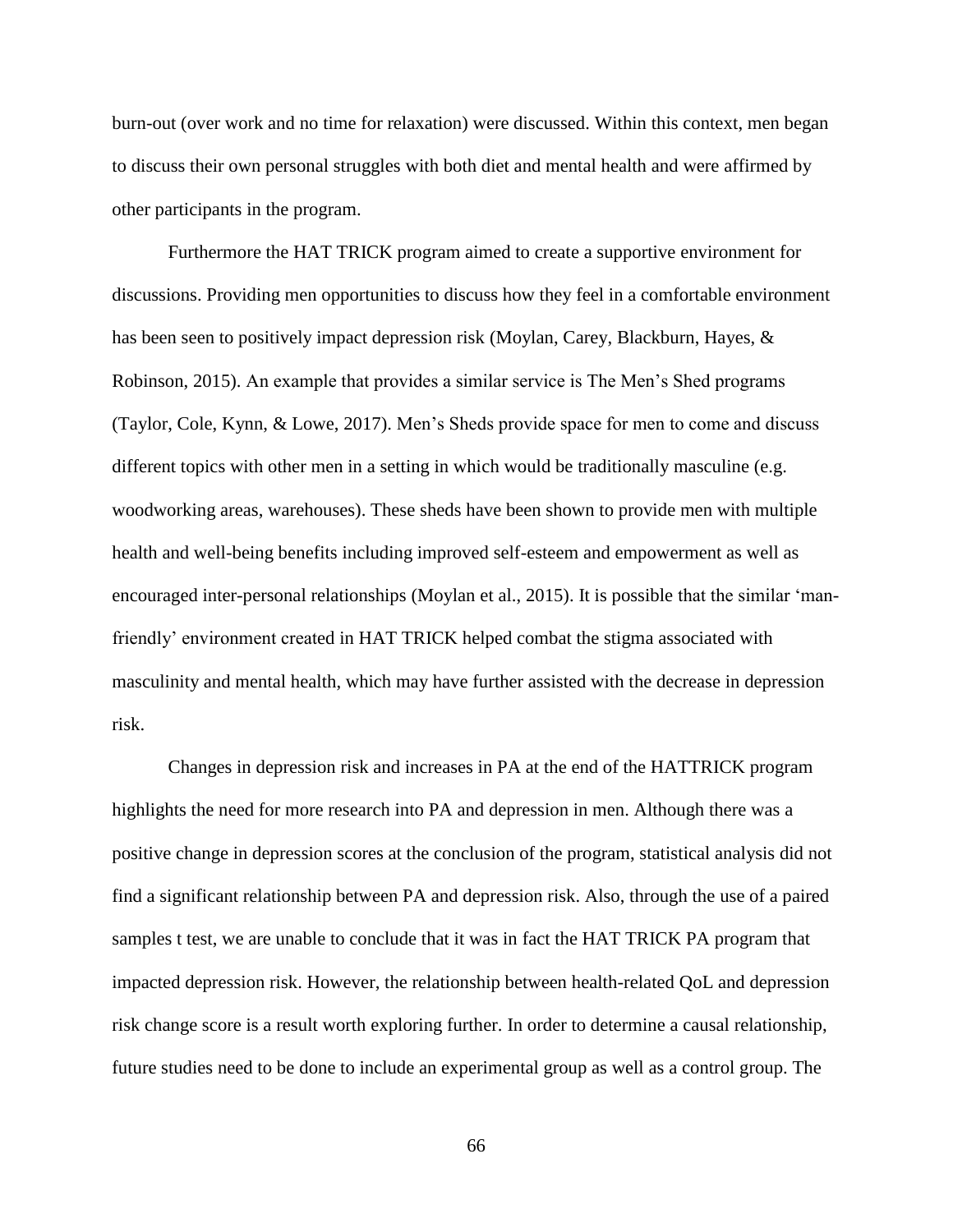burn-out (over work and no time for relaxation) were discussed. Within this context, men began to discuss their own personal struggles with both diet and mental health and were affirmed by other participants in the program.

Furthermore the HAT TRICK program aimed to create a supportive environment for discussions. Providing men opportunities to discuss how they feel in a comfortable environment has been seen to positively impact depression risk (Moylan, Carey, Blackburn, Hayes, & Robinson, 2015). An example that provides a similar service is The Men's Shed programs (Taylor, Cole, Kynn, & Lowe, 2017). Men's Sheds provide space for men to come and discuss different topics with other men in a setting in which would be traditionally masculine (e.g. woodworking areas, warehouses). These sheds have been shown to provide men with multiple health and well-being benefits including improved self-esteem and empowerment as well as encouraged inter-personal relationships (Moylan et al., 2015). It is possible that the similar 'man-friendly' environment created in HAT TRICK helped combat the stigma associated with masculinity and mental health, which may have further assisted with the decrease in depression risk.

Changes in depression risk and increases in PA at the end of the HATTRICK program highlights the need for more research into PA and depression in men. Although there was a positive change in depression scores at the conclusion of the program, statistical analysis did not find a significant relationship between PA and depression risk. Also, through the use of a paired samples t test, we are unable to conclude that it was in fact the HAT TRICK PA program that impacted depression risk. However, the relationship between health-related QoL and depression risk change score is a result worth exploring further. In order to determine a causal relationship, future studies need to be done to include an experimental group as well as a control group. The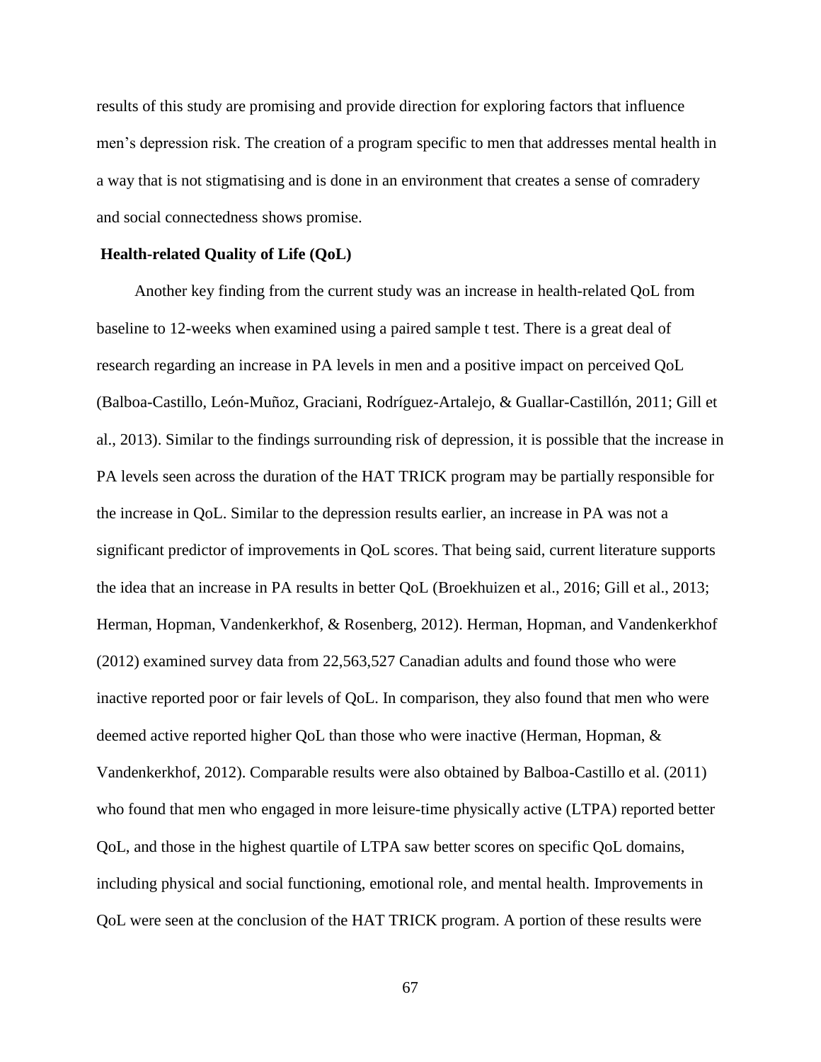results of this study are promising and provide direction for exploring factors that influence men's depression risk. The creation of a program specific to men that addresses mental health in a way that is not stigmatising and is done in an environment that creates a sense of comradery and social connectedness shows promise.

**Health-related Quality of Life (QoL)**

Another key finding from the current study was an increase in health-related QoL from baseline to 12-weeks when examined using a paired sample t test. There is a great deal of research regarding an increase in PA levels in men and a positive impact on perceived QoL (Balboa-Castillo, León-Muñoz, Graciani, Rodríguez-Artalejo, & Guallar-Castillón, 2011; Gill et al., 2013). Similar to the findings surrounding risk of depression, it is possible that the increase in PA levels seen across the duration of the HAT TRICK program may be partially responsible for the increase in QoL. Similar to the depression results earlier, an increase in PA was not a significant predictor of improvements in QoL scores. That being said, current literature supports the idea that an increase in PA results in better QoL (Broekhuizen et al., 2016; Gill et al., 2013; Herman, Hopman, Vandenkerkhof, & Rosenberg, 2012). Herman, Hopman, and Vandenkerkhof (2012) examined survey data from 22,563,527 Canadian adults and found those who were inactive reported poor or fair levels of QoL. In comparison, they also found that men who were deemed active reported higher QoL than those who were inactive (Herman, Hopman, & Vandenkerkhof, 2012). Comparable results were also obtained by Balboa-Castillo et al. (2011) who found that men who engaged in more leisure-time physically active (LTPA) reported better QoL, and those in the highest quartile of LTPA saw better scores on specific QoL domains, including physical and social functioning, emotional role, and mental health. Improvements in QoL were seen at the conclusion of the HAT TRICK program. A portion of these results were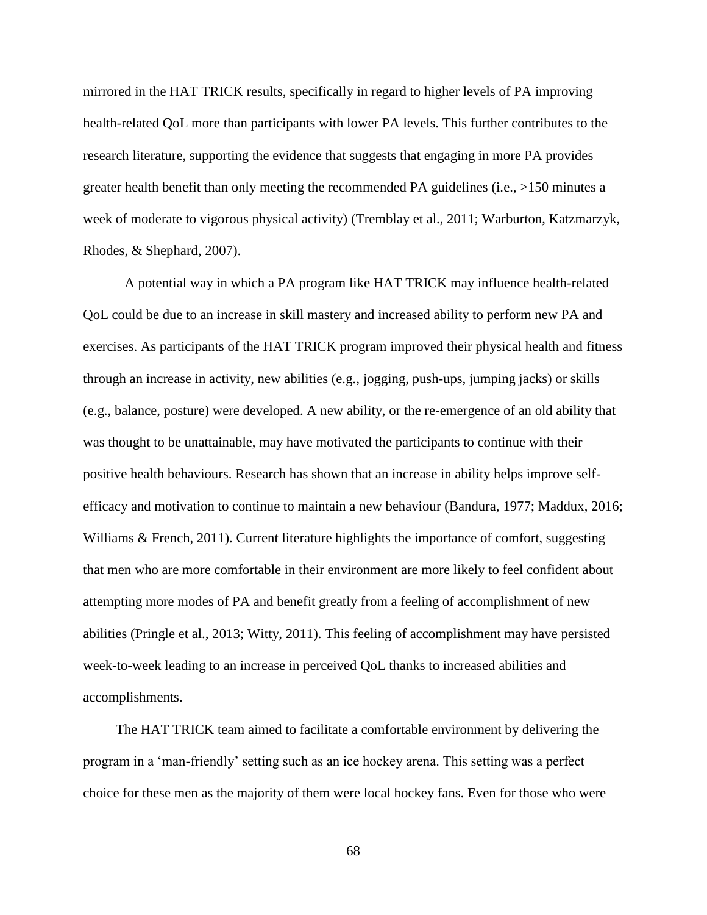mirrored in the HAT TRICK results, specifically in regard to higher levels of PA improving health-related QoL more than participants with lower PA levels. This further contributes to the research literature, supporting the evidence that suggests that engaging in more PA provides greater health benefit than only meeting the recommended PA guidelines (i.e., >150 minutes a week of moderate to vigorous physical activity) (Tremblay et al., 2011; Warburton, Katzmarzyk, Rhodes, & Shephard, 2007).

A potential way in which a PA program like HAT TRICK may influence health-related QoL could be due to an increase in skill mastery and increased ability to perform new PA and exercises. As participants of the HAT TRICK program improved their physical health and fitness through an increase in activity, new abilities (e.g., jogging, push-ups, jumping jacks) or skills (e.g., balance, posture) were developed. A new ability, or the re-emergence of an old ability that was thought to be unattainable, may have motivated the participants to continue with their positive health behaviours. Research has shown that an increase in ability helps improve self-efficacy and motivation to continue to maintain a new behaviour (Bandura, 1977; Maddux, 2016; Williams & French, 2011). Current literature highlights the importance of comfort, suggesting that men who are more comfortable in their environment are more likely to feel confident about attempting more modes of PA and benefit greatly from a feeling of accomplishment of new abilities (Pringle et al., 2013; Witty, 2011). This feeling of accomplishment may have persisted week-to-week leading to an increase in perceived QoL thanks to increased abilities and accomplishments.

The HAT TRICK team aimed to facilitate a comfortable environment by delivering the program in a 'man-friendly' setting such as an ice hockey arena. This setting was a perfect choice for these men as the majority of them were local hockey fans. Even for those who were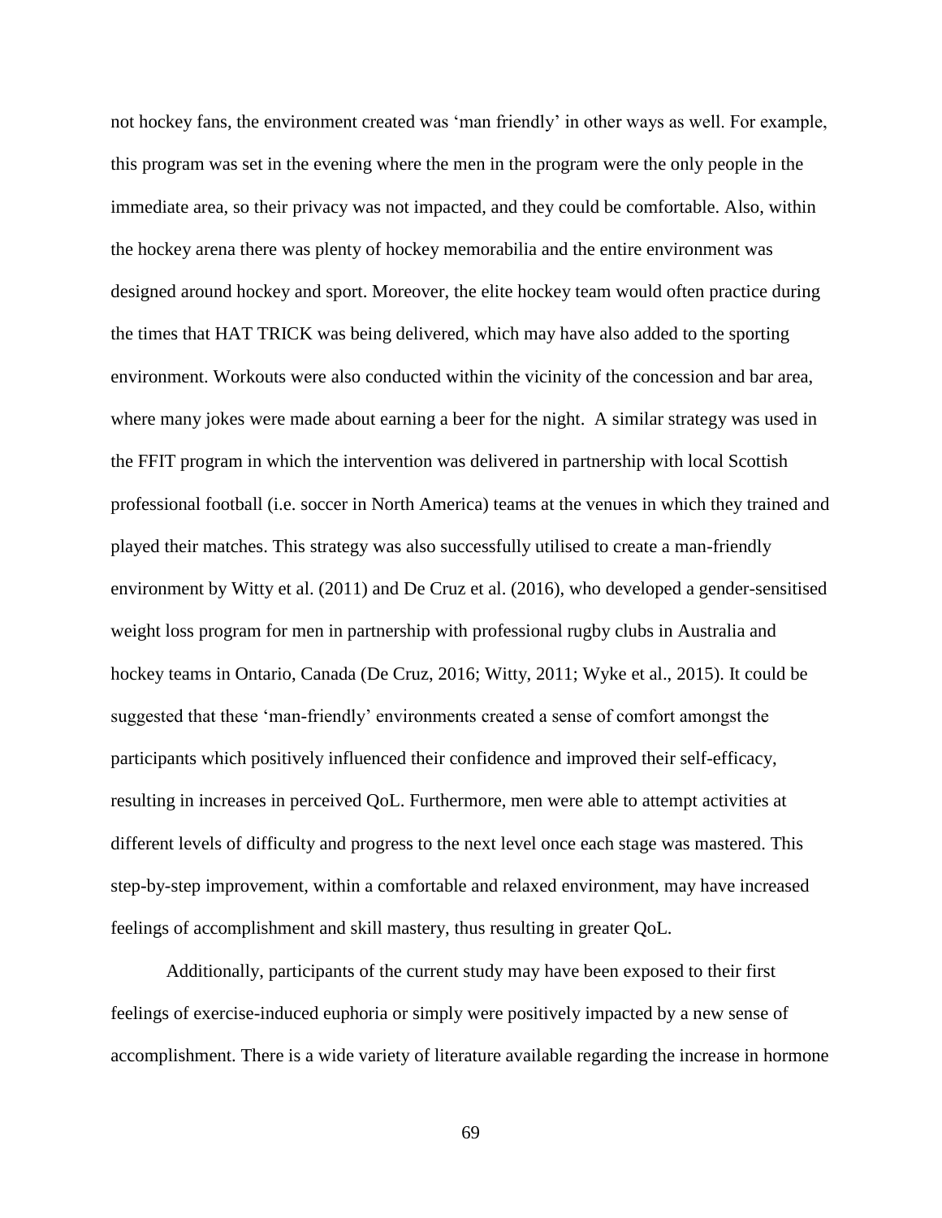not hockey fans, the environment created was 'man friendly' in other ways as well. For example, this program was set in the evening where the men in the program were the only people in the immediate area, so their privacy was not impacted, and they could be comfortable. Also, within the hockey arena there was plenty of hockey memorabilia and the entire environment was designed around hockey and sport. Moreover, the elite hockey team would often practice during the times that HAT TRICK was being delivered, which may have also added to the sporting environment. Workouts were also conducted within the vicinity of the concession and bar area, where many jokes were made about earning a beer for the night. A similar strategy was used in the FFIT program in which the intervention was delivered in partnership with local Scottish professional football (i.e. soccer in North America) teams at the venues in which they trained and played their matches. This strategy was also successfully utilised to create a man-friendly environment by Witty et al. (2011) and De Cruz et al. (2016), who developed a gender-sensitised weight loss program for men in partnership with professional rugby clubs in Australia and hockey teams in Ontario, Canada (De Cruz, 2016; Witty, 2011; Wyke et al., 2015). It could be suggested that these 'man-friendly' environments created a sense of comfort amongst the participants which positively influenced their confidence and improved their self-efficacy, resulting in increases in perceived QoL. Furthermore, men were able to attempt activities at different levels of difficulty and progress to the next level once each stage was mastered. This step-by-step improvement, within a comfortable and relaxed environment, may have increased feelings of accomplishment and skill mastery, thus resulting in greater QoL.

Additionally, participants of the current study may have been exposed to their first feelings of exercise-induced euphoria or simply were positively impacted by a new sense of accomplishment. There is a wide variety of literature available regarding the increase in hormone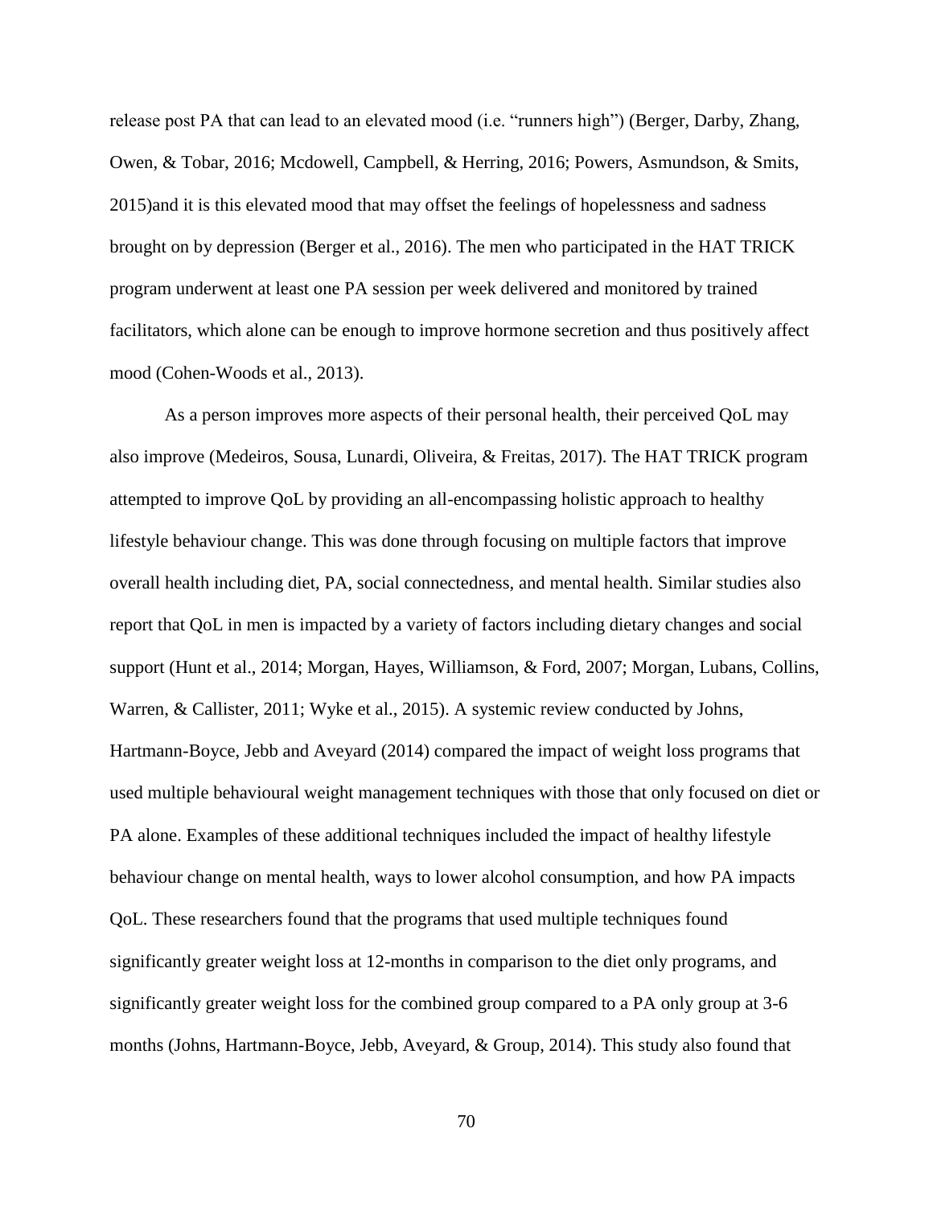release post PA that can lead to an elevated mood (i.e. "runners high") (Berger, Darby, Zhang, Owen, & Tobar, 2016; Mcdowell, Campbell, & Herring, 2016; Powers, Asmundson, & Smits, 2015)and it is this elevated mood that may offset the feelings of hopelessness and sadness brought on by depression (Berger et al., 2016). The men who participated in the HAT TRICK program underwent at least one PA session per week delivered and monitored by trained facilitators, which alone can be enough to improve hormone secretion and thus positively affect mood (Cohen-Woods et al., 2013).

As a person improves more aspects of their personal health, their perceived QoL may also improve (Medeiros, Sousa, Lunardi, Oliveira, & Freitas, 2017). The HAT TRICK program attempted to improve QoL by providing an all-encompassing holistic approach to healthy lifestyle behaviour change. This was done through focusing on multiple factors that improve overall health including diet, PA, social connectedness, and mental health. Similar studies also report that QoL in men is impacted by a variety of factors including dietary changes and social support (Hunt et al., 2014; Morgan, Hayes, Williamson, & Ford, 2007; Morgan, Lubans, Collins, Warren, & Callister, 2011; Wyke et al., 2015). A systemic review conducted by Johns, Hartmann-Boyce, Jebb and Aveyard (2014) compared the impact of weight loss programs that used multiple behavioural weight management techniques with those that only focused on diet or PA alone. Examples of these additional techniques included the impact of healthy lifestyle behaviour change on mental health, ways to lower alcohol consumption, and how PA impacts QoL. These researchers found that the programs that used multiple techniques found significantly greater weight loss at 12-months in comparison to the diet only programs, and significantly greater weight loss for the combined group compared to a PA only group at 3-6 months (Johns, Hartmann-Boyce, Jebb, Aveyard, & Group, 2014). This study also found that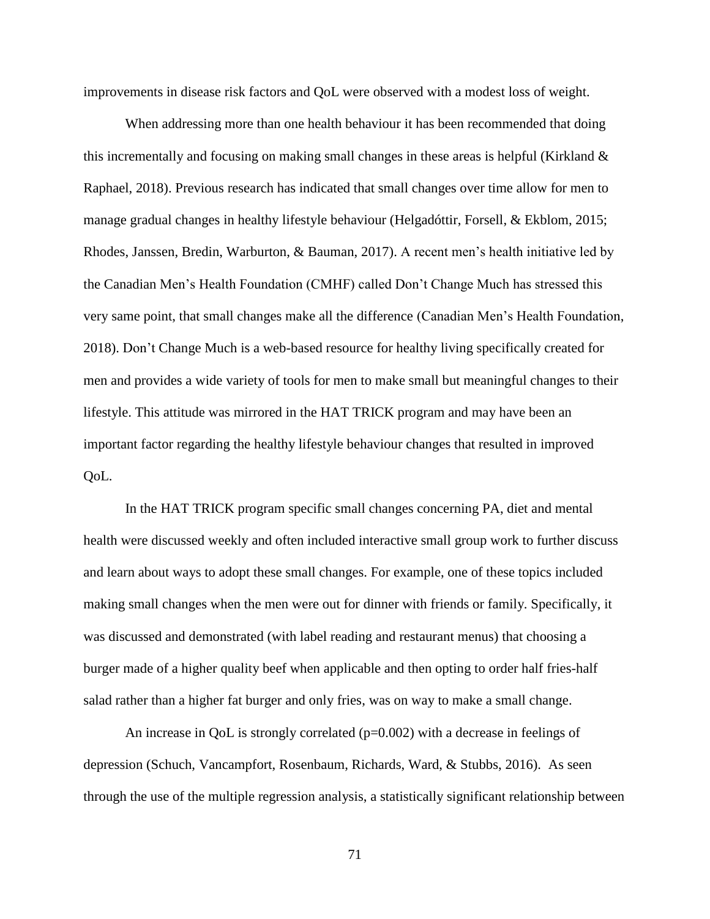improvements in disease risk factors and QoL were observed with a modest loss of weight.

When addressing more than one health behaviour it has been recommended that doing this incrementally and focusing on making small changes in these areas is helpful (Kirkland & Raphael, 2018). Previous research has indicated that small changes over time allow for men to manage gradual changes in healthy lifestyle behaviour (Helgadóttir, Forsell, & Ekblom, 2015; Rhodes, Janssen, Bredin, Warburton, & Bauman, 2017). A recent men's health initiative led by the Canadian Men's Health Foundation (CMHF) called Don't Change Much has stressed this very same point, that small changes make all the difference (Canadian Men's Health Foundation, 2018). Don't Change Much is a web-based resource for healthy living specifically created for men and provides a wide variety of tools for men to make small but meaningful changes to their lifestyle. This attitude was mirrored in the HAT TRICK program and may have been an important factor regarding the healthy lifestyle behaviour changes that resulted in improved QoL.

In the HAT TRICK program specific small changes concerning PA, diet and mental health were discussed weekly and often included interactive small group work to further discuss and learn about ways to adopt these small changes. For example, one of these topics included making small changes when the men were out for dinner with friends or family. Specifically, it was discussed and demonstrated (with label reading and restaurant menus) that choosing a burger made of a higher quality beef when applicable and then opting to order half fries-half salad rather than a higher fat burger and only fries, was on way to make a small change.

An increase in QoL is strongly correlated ($p=0.002$) with a decrease in feelings of depression (Schuch, Vancampfort, Rosenbaum, Richards, Ward, & Stubbs, 2016). As seen through the use of the multiple regression analysis, a statistically significant relationship between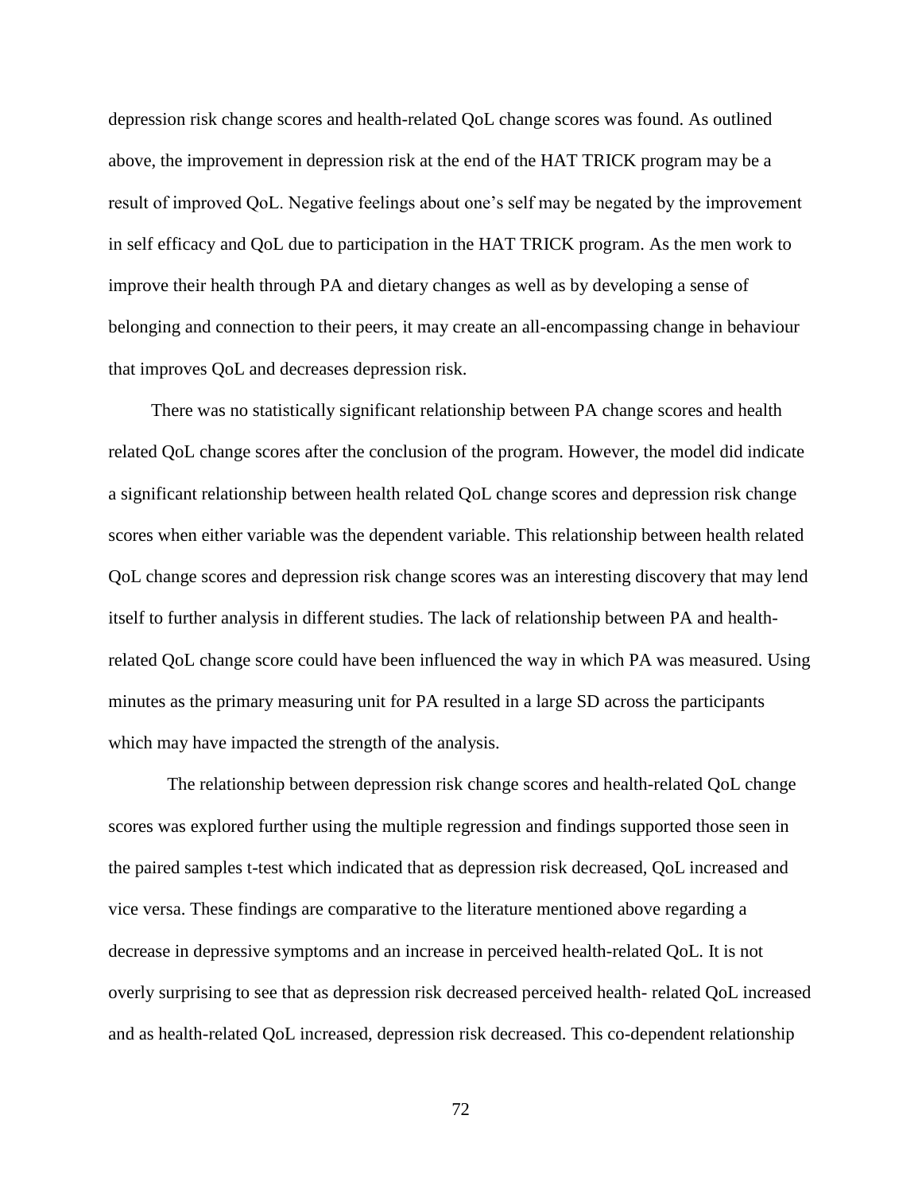depression risk change scores and health-related QoL change scores was found. As outlined above, the improvement in depression risk at the end of the HAT TRICK program may be a result of improved QoL. Negative feelings about one's self may be negated by the improvement in self efficacy and QoL due to participation in the HAT TRICK program. As the men work to improve their health through PA and dietary changes as well as by developing a sense of belonging and connection to their peers, it may create an all-encompassing change in behaviour that improves QoL and decreases depression risk.

There was no statistically significant relationship between PA change scores and health related QoL change scores after the conclusion of the program. However, the model did indicate a significant relationship between health related QoL change scores and depression risk change scores when either variable was the dependent variable. This relationship between health related QoL change scores and depression risk change scores was an interesting discovery that may lend itself to further analysis in different studies. The lack of relationship between PA and health-related QoL change score could have been influenced the way in which PA was measured. Using minutes as the primary measuring unit for PA resulted in a large SD across the participants which may have impacted the strength of the analysis.

The relationship between depression risk change scores and health-related QoL change scores was explored further using the multiple regression and findings supported those seen in the paired samples t-test which indicated that as depression risk decreased, QoL increased and vice versa. These findings are comparative to the literature mentioned above regarding a decrease in depressive symptoms and an increase in perceived health-related QoL. It is not overly surprising to see that as depression risk decreased perceived health- related QoL increased and as health-related QoL increased, depression risk decreased. This co-dependent relationship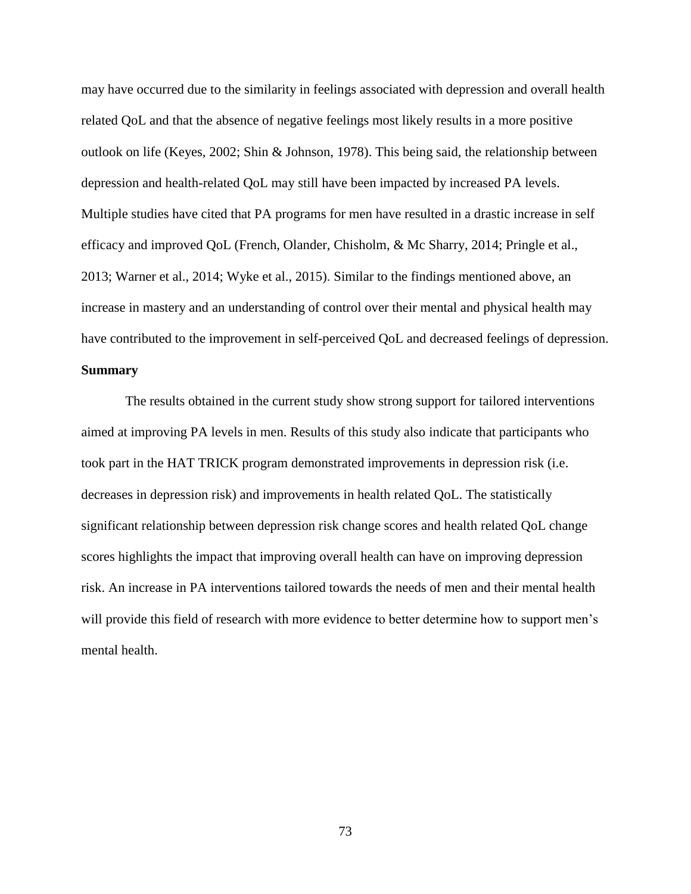may have occurred due to the similarity in feelings associated with depression and overall health related QoL and that the absence of negative feelings most likely results in a more positive outlook on life (Keyes, 2002; Shin & Johnson, 1978). This being said, the relationship between depression and health-related QoL may still have been impacted by increased PA levels. Multiple studies have cited that PA programs for men have resulted in a drastic increase in self efficacy and improved QoL (French, Olander, Chisholm, & Mc Sharry, 2014; Pringle et al., 2013; Warner et al., 2014; Wyke et al., 2015). Similar to the findings mentioned above, an increase in mastery and an understanding of control over their mental and physical health may have contributed to the improvement in self-perceived QoL and decreased feelings of depression.

**Summary**

The results obtained in the current study show strong support for tailored interventions aimed at improving PA levels in men. Results of this study also indicate that participants who took part in the HAT TRICK program demonstrated improvements in depression risk (i.e. decreases in depression risk) and improvements in health related QoL. The statistically significant relationship between depression risk change scores and health related QoL change scores highlights the impact that improving overall health can have on improving depression risk. An increase in PA interventions tailored towards the needs of men and their mental health will provide this field of research with more evidence to better determine how to support men's mental health.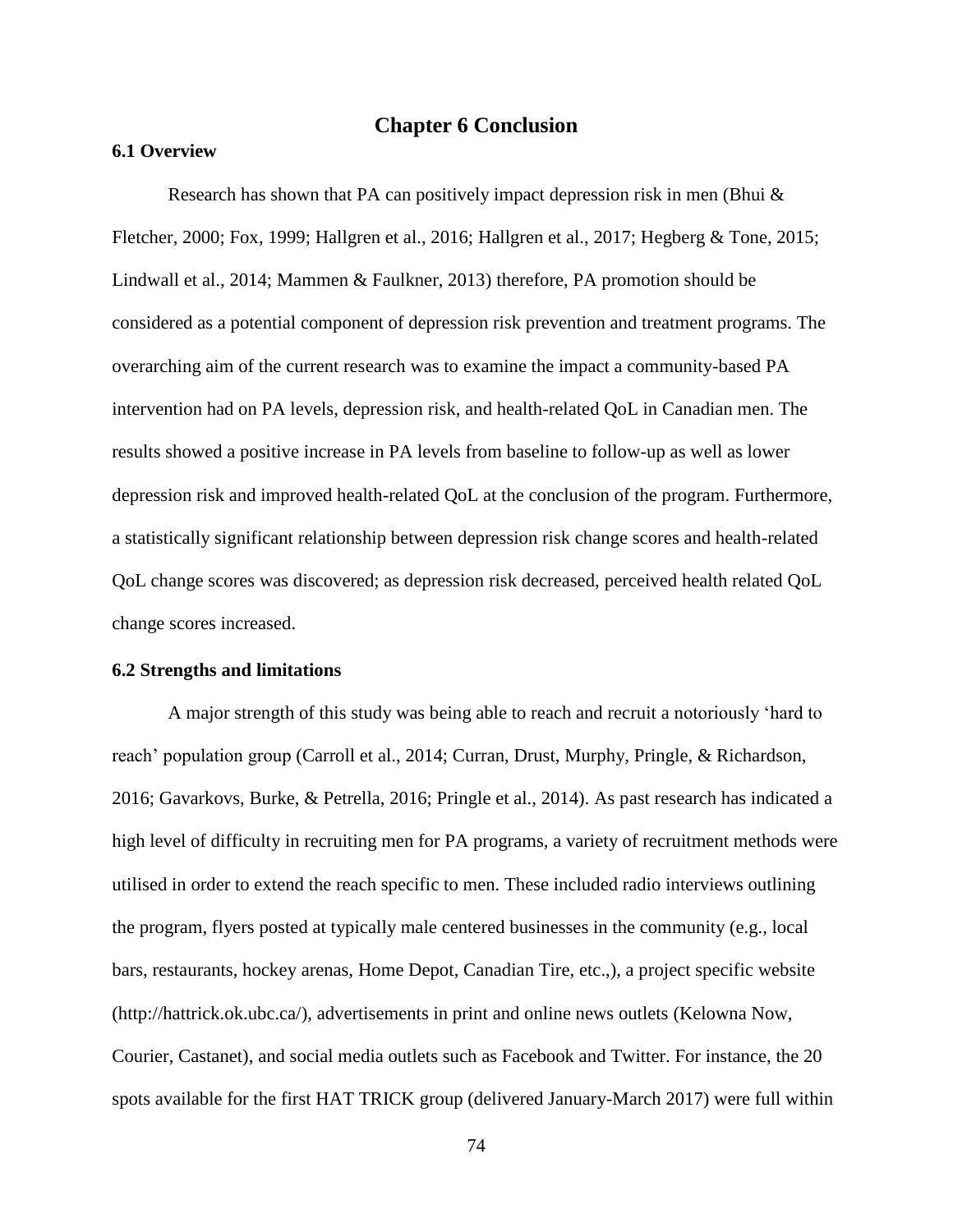# Chapter 6 Conclusion

## 6.1 Overview

Research has shown that PA can positively impact depression risk in men (Bhui & Fletcher, 2000; Fox, 1999; Hallgren et al., 2016; Hallgren et al., 2017; Hegberg & Tone, 2015; Lindwall et al., 2014; Mammen & Faulkner, 2013) therefore, PA promotion should be considered as a potential component of depression risk prevention and treatment programs. The overarching aim of the current research was to examine the impact a community-based PA intervention had on PA levels, depression risk, and health-related QoL in Canadian men. The results showed a positive increase in PA levels from baseline to follow-up as well as lower depression risk and improved health-related QoL at the conclusion of the program. Furthermore, a statistically significant relationship between depression risk change scores and health-related QoL change scores was discovered; as depression risk decreased, perceived health related QoL change scores increased.

## 6.2 Strengths and limitations

A major strength of this study was being able to reach and recruit a notoriously 'hard to reach' population group (Carroll et al., 2014; Curran, Drust, Murphy, Pringle, & Richardson, 2016; Gavarkovs, Burke, & Petrella, 2016; Pringle et al., 2014). As past research has indicated a high level of difficulty in recruiting men for PA programs, a variety of recruitment methods were utilised in order to extend the reach specific to men. These included radio interviews outlining the program, flyers posted at typically male centered businesses in the community (e.g., local bars, restaurants, hockey arenas, Home Depot, Canadian Tire, etc.,), a project specific website (http://hattrick.ok.ubc.ca/), advertisements in print and online news outlets (Kelowna Now, Courier, Castanet), and social media outlets such as Facebook and Twitter. For instance, the 20 spots available for the first HAT TRICK group (delivered January-March 2017) were full within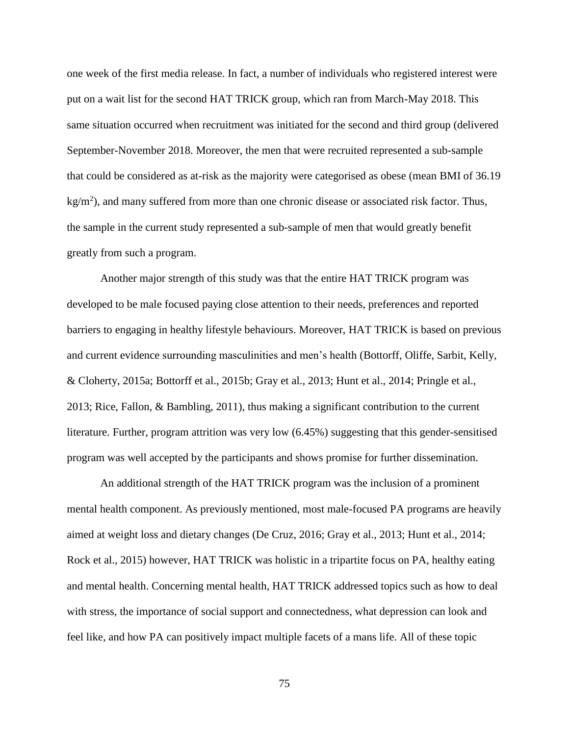one week of the first media release. In fact, a number of individuals who registered interest were put on a wait list for the second HAT TRICK group, which ran from March-May 2018. This same situation occurred when recruitment was initiated for the second and third group (delivered September-November 2018. Moreover, the men that were recruited represented a sub-sample that could be considered as at-risk as the majority were categorised as obese (mean BMI of 36.19 $kg/m^2$), and many suffered from more than one chronic disease or associated risk factor. Thus, the sample in the current study represented a sub-sample of men that would greatly benefit greatly from such a program.

Another major strength of this study was that the entire HAT TRICK program was developed to be male focused paying close attention to their needs, preferences and reported barriers to engaging in healthy lifestyle behaviours. Moreover, HAT TRICK is based on previous and current evidence surrounding masculinities and men's health (Bottorff, Oliffe, Sarbit, Kelly, & Cloherty, 2015a; Bottorff et al., 2015b; Gray et al., 2013; Hunt et al., 2014; Pringle et al., 2013; Rice, Fallon, & Bambling, 2011), thus making a significant contribution to the current literature. Further, program attrition was very low (6.45%) suggesting that this gender-sensitised program was well accepted by the participants and shows promise for further dissemination.

An additional strength of the HAT TRICK program was the inclusion of a prominent mental health component. As previously mentioned, most male-focused PA programs are heavily aimed at weight loss and dietary changes (De Cruz, 2016; Gray et al., 2013; Hunt et al., 2014; Rock et al., 2015) however, HAT TRICK was holistic in a tripartite focus on PA, healthy eating and mental health. Concerning mental health, HAT TRICK addressed topics such as how to deal with stress, the importance of social support and connectedness, what depression can look and feel like, and how PA can positively impact multiple facets of a mans life. All of these topic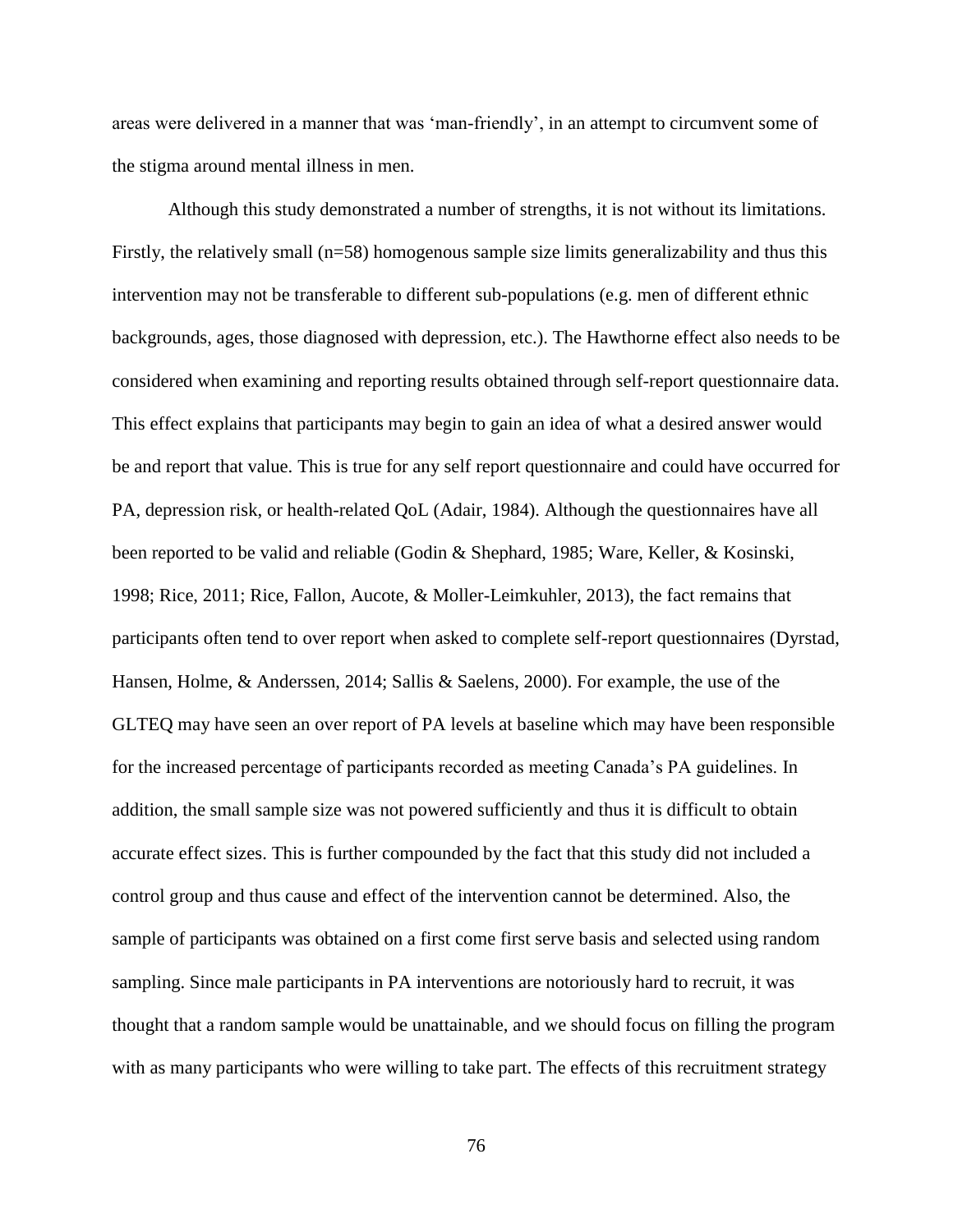areas were delivered in a manner that was 'man-friendly', in an attempt to circumvent some of the stigma around mental illness in men.

Although this study demonstrated a number of strengths, it is not without its limitations. Firstly, the relatively small (n=58) homogenous sample size limits generalizability and thus this intervention may not be transferable to different sub-populations (e.g. men of different ethnic backgrounds, ages, those diagnosed with depression, etc.). The Hawthorne effect also needs to be considered when examining and reporting results obtained through self-report questionnaire data. This effect explains that participants may begin to gain an idea of what a desired answer would be and report that value. This is true for any self report questionnaire and could have occurred for PA, depression risk, or health-related QoL (Adair, 1984). Although the questionnaires have all been reported to be valid and reliable (Godin & Shephard, 1985; Ware, Keller, & Kosinski, 1998; Rice, 2011; Rice, Fallon, Aucote, & Moller-Leimkuhler, 2013), the fact remains that participants often tend to over report when asked to complete self-report questionnaires (Dyrstad, Hansen, Holme, & Anderssen, 2014; Sallis & Saelens, 2000). For example, the use of the GLTEQ may have seen an over report of PA levels at baseline which may have been responsible for the increased percentage of participants recorded as meeting Canada's PA guidelines. In addition, the small sample size was not powered sufficiently and thus it is difficult to obtain accurate effect sizes. This is further compounded by the fact that this study did not included a control group and thus cause and effect of the intervention cannot be determined. Also, the sample of participants was obtained on a first come first serve basis and selected using random sampling. Since male participants in PA interventions are notoriously hard to recruit, it was thought that a random sample would be unattainable, and we should focus on filling the program with as many participants who were willing to take part. The effects of this recruitment strategy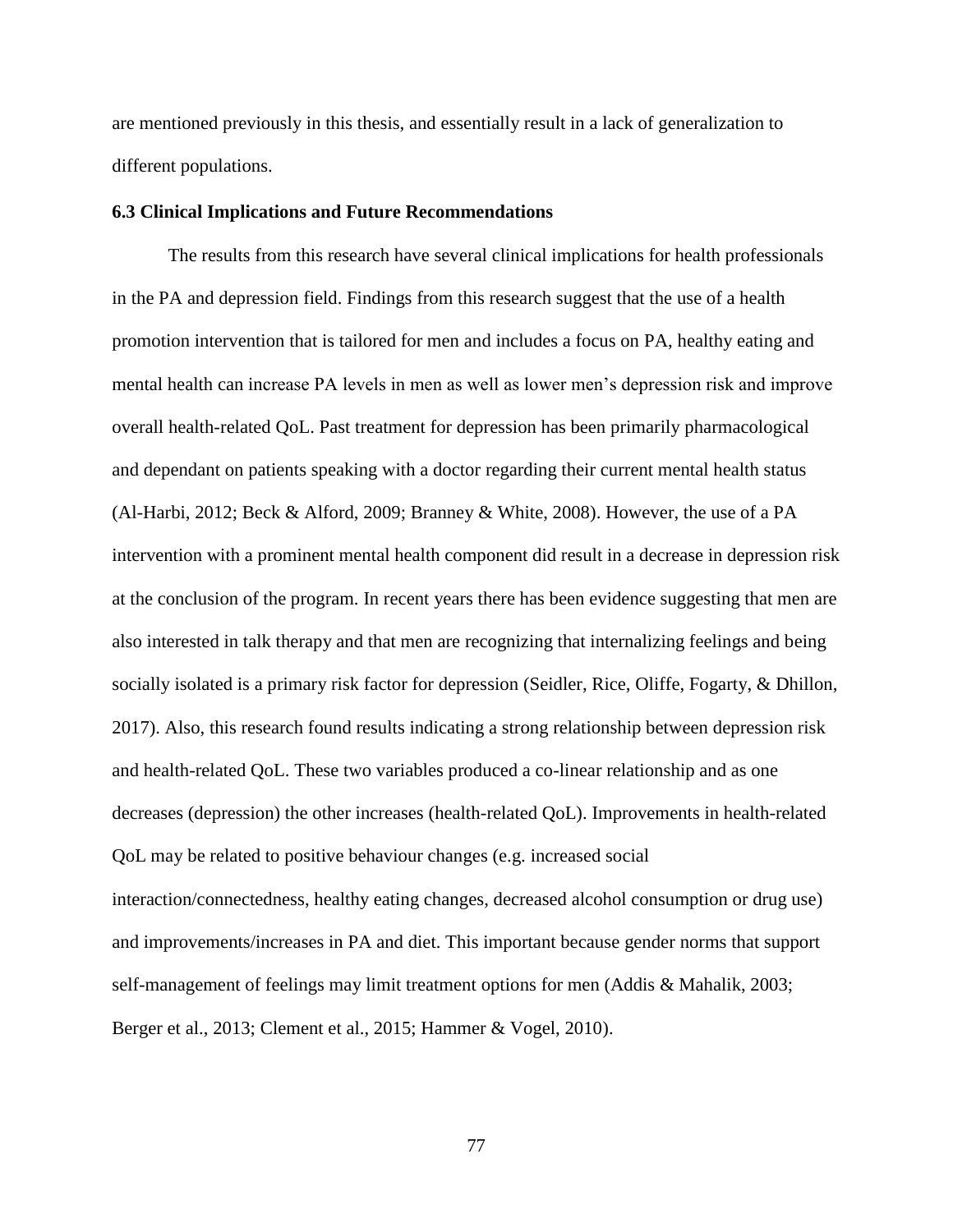are mentioned previously in this thesis, and essentially result in a lack of generalization to different populations.

### 6.3 Clinical Implications and Future Recommendations

The results from this research have several clinical implications for health professionals in the PA and depression field. Findings from this research suggest that the use of a health promotion intervention that is tailored for men and includes a focus on PA, healthy eating and mental health can increase PA levels in men as well as lower men's depression risk and improve overall health-related QoL. Past treatment for depression has been primarily pharmacological and dependant on patients speaking with a doctor regarding their current mental health status (Al-Harbi, 2012; Beck & Alford, 2009; Branney & White, 2008). However, the use of a PA intervention with a prominent mental health component did result in a decrease in depression risk at the conclusion of the program. In recent years there has been evidence suggesting that men are also interested in talk therapy and that men are recognizing that internalizing feelings and being socially isolated is a primary risk factor for depression (Seidler, Rice, Oliffe, Fogarty, & Dhillon, 2017). Also, this research found results indicating a strong relationship between depression risk and health-related QoL. These two variables produced a co-linear relationship and as one decreases (depression) the other increases (health-related QoL). Improvements in health-related QoL may be related to positive behaviour changes (e.g. increased social interaction/connectedness, healthy eating changes, decreased alcohol consumption or drug use) and improvements/increases in PA and diet. This important because gender norms that support self-management of feelings may limit treatment options for men (Addis & Mahalik, 2003; Berger et al., 2013; Clement et al., 2015; Hammer & Vogel, 2010).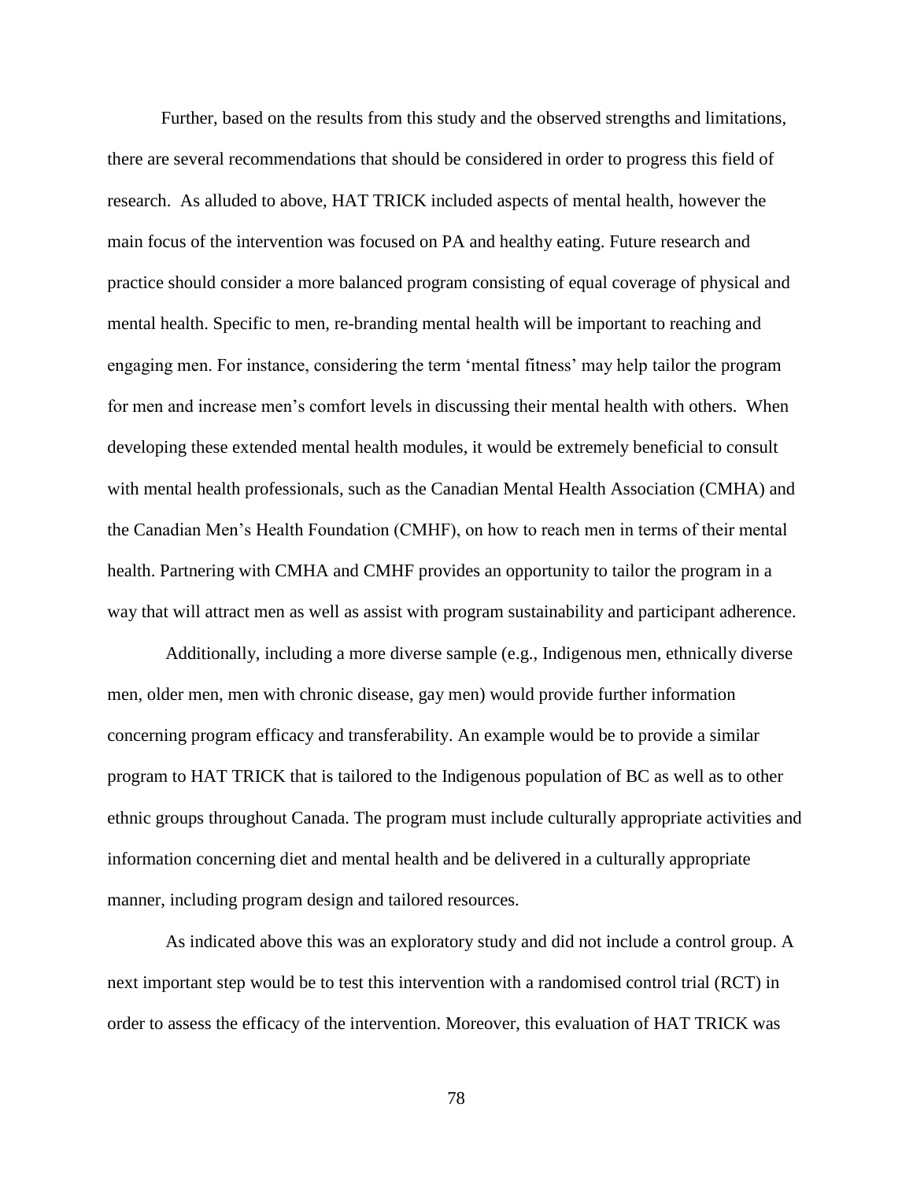Further, based on the results from this study and the observed strengths and limitations, there are several recommendations that should be considered in order to progress this field of research. As alluded to above, HAT TRICK included aspects of mental health, however the main focus of the intervention was focused on PA and healthy eating. Future research and practice should consider a more balanced program consisting of equal coverage of physical and mental health. Specific to men, re-branding mental health will be important to reaching and engaging men. For instance, considering the term 'mental fitness' may help tailor the program for men and increase men's comfort levels in discussing their mental health with others. When developing these extended mental health modules, it would be extremely beneficial to consult with mental health professionals, such as the Canadian Mental Health Association (CMHA) and the Canadian Men's Health Foundation (CMHF), on how to reach men in terms of their mental health. Partnering with CMHA and CMHF provides an opportunity to tailor the program in a way that will attract men as well as assist with program sustainability and participant adherence.

Additionally, including a more diverse sample (e.g., Indigenous men, ethnically diverse men, older men, men with chronic disease, gay men) would provide further information concerning program efficacy and transferability. An example would be to provide a similar program to HAT TRICK that is tailored to the Indigenous population of BC as well as to other ethnic groups throughout Canada. The program must include culturally appropriate activities and information concerning diet and mental health and be delivered in a culturally appropriate manner, including program design and tailored resources.

As indicated above this was an exploratory study and did not include a control group. A next important step would be to test this intervention with a randomised control trial (RCT) in order to assess the efficacy of the intervention. Moreover, this evaluation of HAT TRICK was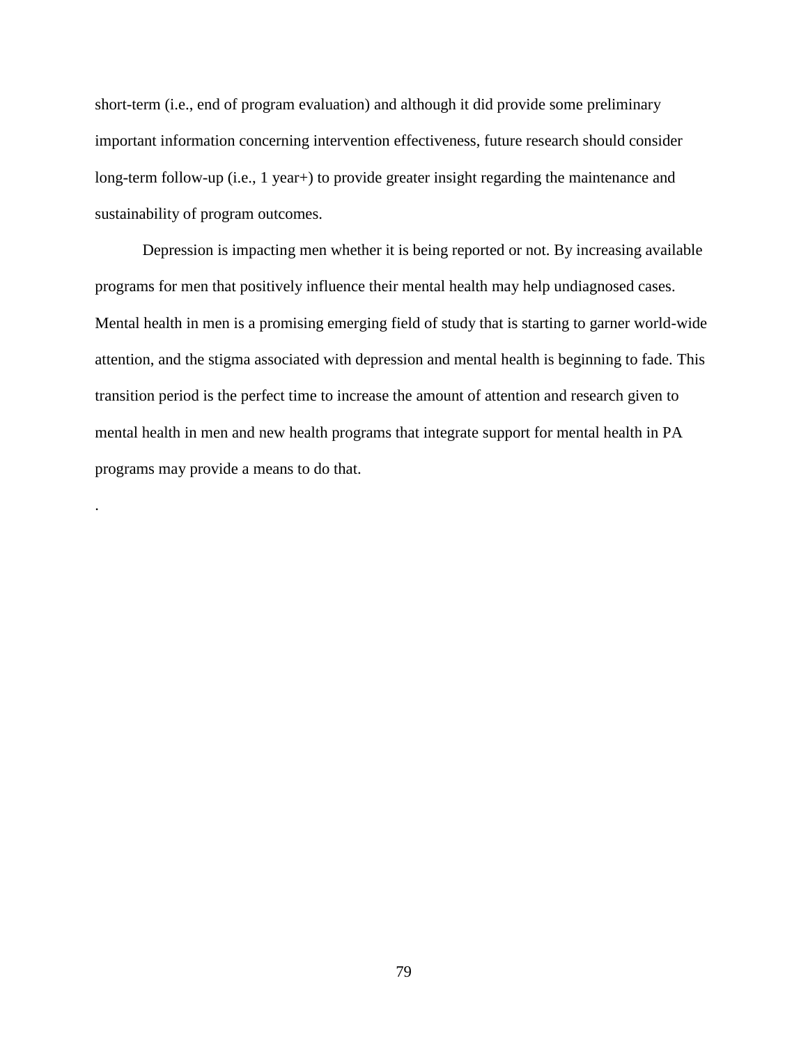short-term (i.e., end of program evaluation) and although it did provide some preliminary important information concerning intervention effectiveness, future research should consider long-term follow-up (i.e., 1 year+) to provide greater insight regarding the maintenance and sustainability of program outcomes.

Depression is impacting men whether it is being reported or not. By increasing available programs for men that positively influence their mental health may help undiagnosed cases. Mental health in men is a promising emerging field of study that is starting to garner world-wide attention, and the stigma associated with depression and mental health is beginning to fade. This transition period is the perfect time to increase the amount of attention and research given to mental health in men and new health programs that integrate support for mental health in PA programs may provide a means to do that.

.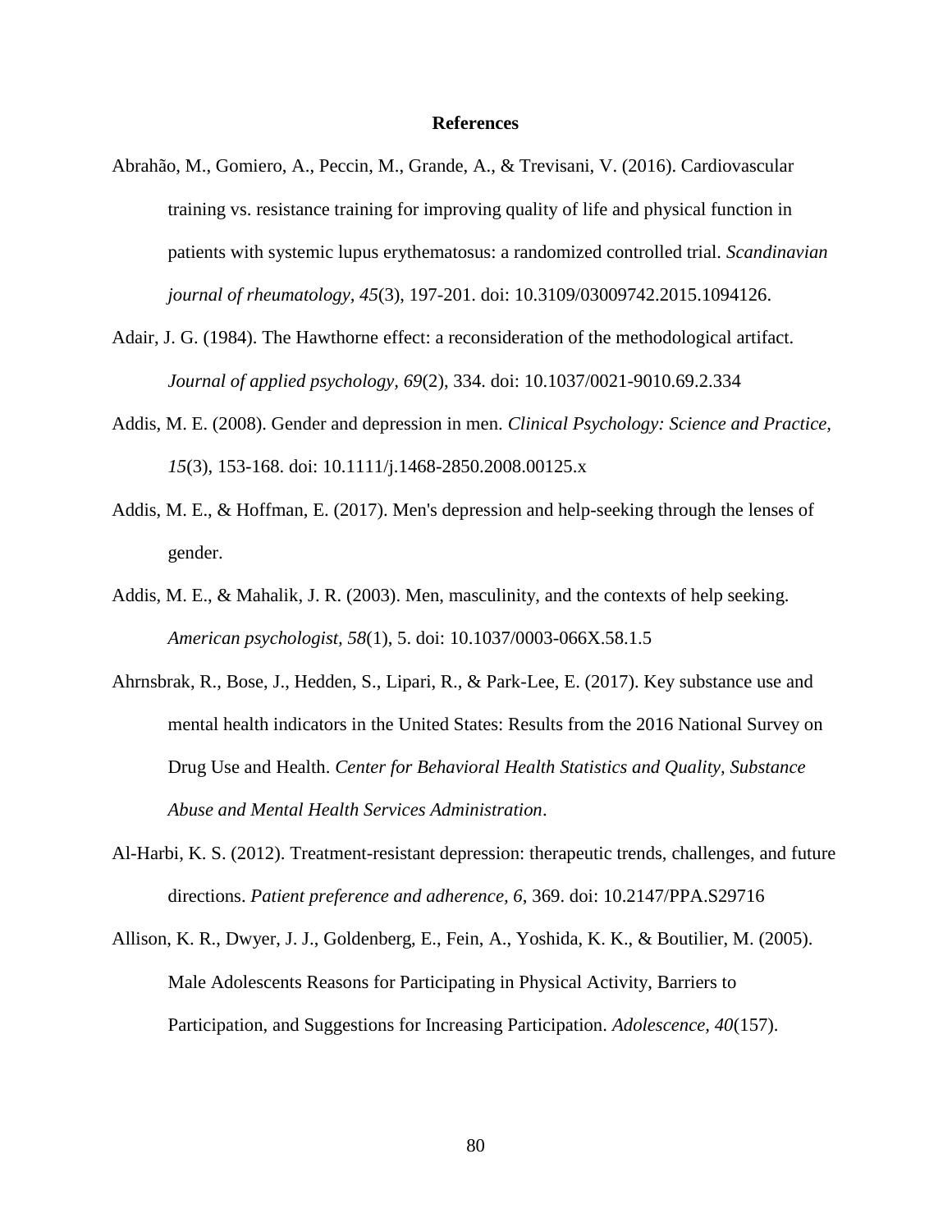# References

Abrahão, M., Gomiero, A., Peccin, M., Grande, A., & Trevisani, V. (2016). Cardiovascular training vs. resistance training for improving quality of life and physical function in patients with systemic lupus erythematosus: a randomized controlled trial. *Scandinavian journal of rheumatology, 45*(3), 197-201. doi: 10.3109/03009742.2015.1094126.

Adair, J. G. (1984). The Hawthorne effect: a reconsideration of the methodological artifact. *Journal of applied psychology, 69*(2), 334. doi: 10.1037/0021-9010.69.2.334

Addis, M. E. (2008). Gender and depression in men. *Clinical Psychology: Science and Practice, 15*(3), 153-168. doi: 10.1111/j.1468-2850.2008.00125.x

Addis, M. E., & Hoffman, E. (2017). Men's depression and help-seeking through the lenses of gender.

Addis, M. E., & Mahalik, J. R. (2003). Men, masculinity, and the contexts of help seeking. *American psychologist, 58*(1), 5. doi: 10.1037/0003-066X.58.1.5

Ahrnsbrak, R., Bose, J., Hedden, S., Lipari, R., & Park-Lee, E. (2017). Key substance use and mental health indicators in the United States: Results from the 2016 National Survey on Drug Use and Health. *Center for Behavioral Health Statistics and Quality, Substance Abuse and Mental Health Services Administration*.

Al-Harbi, K. S. (2012). Treatment-resistant depression: therapeutic trends, challenges, and future directions. *Patient preference and adherence, 6*, 369. doi: 10.2147/PPA.S29716

Allison, K. R., Dwyer, J. J., Goldenberg, E., Fein, A., Yoshida, K. K., & Boutilier, M. (2005). Male Adolescents Reasons for Participating in Physical Activity, Barriers to Participation, and Suggestions for Increasing Participation. *Adolescence, 40*(157).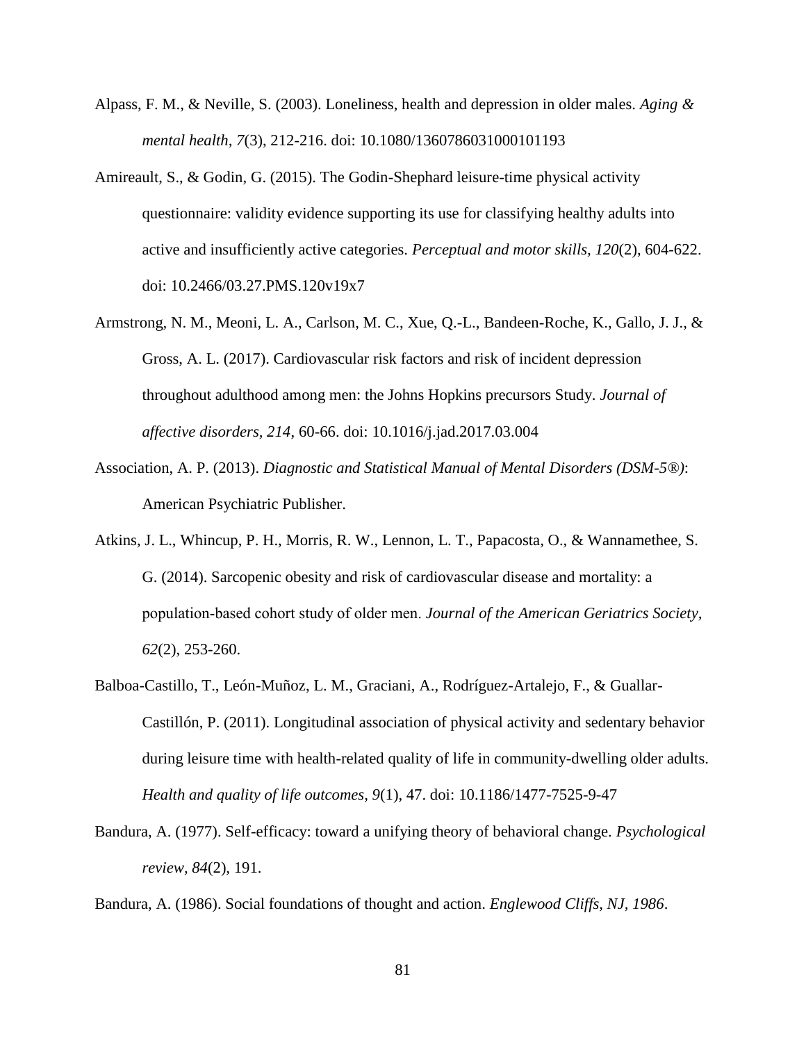Alpass, F. M., & Neville, S. (2003). Loneliness, health and depression in older males. *Aging & mental health, 7*(3), 212-216. doi: 10.1080/1360786031000101193

Amireault, S., & Godin, G. (2015). The Godin-Shephard leisure-time physical activity questionnaire: validity evidence supporting its use for classifying healthy adults into active and insufficiently active categories. *Perceptual and motor skills, 120*(2), 604-622. doi: 10.2466/03.27.PMS.120v19x7

Armstrong, N. M., Meoni, L. A., Carlson, M. C., Xue, Q.-L., Bandeen-Roche, K., Gallo, J. J., & Gross, A. L. (2017). Cardiovascular risk factors and risk of incident depression throughout adulthood among men: the Johns Hopkins precursors Study. *Journal of affective disorders, 214*, 60-66. doi: 10.1016/j.jad.2017.03.004

Association, A. P. (2013). *Diagnostic and Statistical Manual of Mental Disorders (DSM-5®)*: American Psychiatric Publisher.

Atkins, J. L., Whincup, P. H., Morris, R. W., Lennon, L. T., Papacosta, O., & Wannamethee, S. G. (2014). Sarcopenic obesity and risk of cardiovascular disease and mortality: a population-based cohort study of older men. *Journal of the American Geriatrics Society, 62*(2), 253-260.

Balboa-Castillo, T., León-Muñoz, L. M., Graciani, A., Rodríguez-Artalejo, F., & Guallar-Castillón, P. (2011). Longitudinal association of physical activity and sedentary behavior during leisure time with health-related quality of life in community-dwelling older adults. *Health and quality of life outcomes, 9*(1), 47. doi: 10.1186/1477-7525-9-47

Bandura, A. (1977). Self-efficacy: toward a unifying theory of behavioral change. *Psychological review, 84*(2), 191.

Bandura, A. (1986). Social foundations of thought and action. *Englewood Cliffs, NJ, 1986*.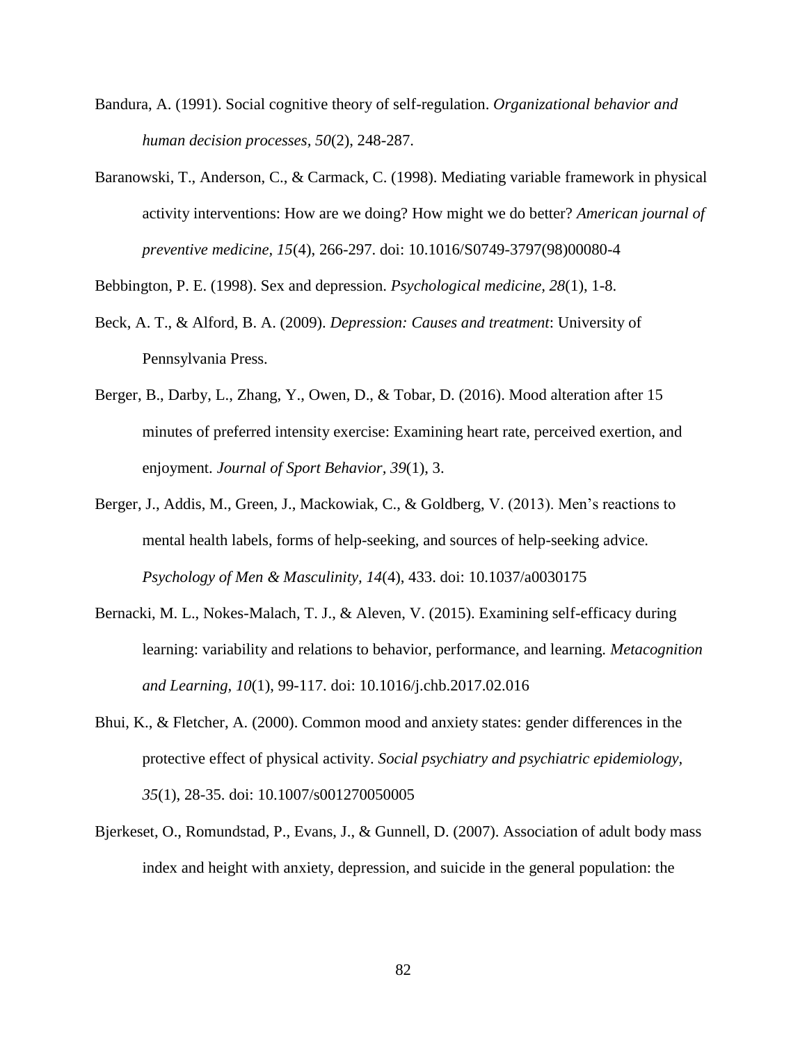Bandura, A. (1991). Social cognitive theory of self-regulation. *Organizational behavior and human decision processes, 50*(2), 248-287.

Baranowski, T., Anderson, C., & Carmack, C. (1998). Mediating variable framework in physical activity interventions: How are we doing? How might we do better? *American journal of preventive medicine, 15*(4), 266-297. doi: 10.1016/S0749-3797(98)00080-4

Bebbington, P. E. (1998). Sex and depression. *Psychological medicine, 28*(1), 1-8.

Beck, A. T., & Alford, B. A. (2009). *Depression: Causes and treatment*: University of Pennsylvania Press.

Berger, B., Darby, L., Zhang, Y., Owen, D., & Tobar, D. (2016). Mood alteration after 15 minutes of preferred intensity exercise: Examining heart rate, perceived exertion, and enjoyment. *Journal of Sport Behavior, 39*(1), 3.

Berger, J., Addis, M., Green, J., Mackowiak, C., & Goldberg, V. (2013). Men's reactions to mental health labels, forms of help-seeking, and sources of help-seeking advice. *Psychology of Men & Masculinity, 14*(4), 433. doi: 10.1037/a0030175

Bernacki, M. L., Nokes-Malach, T. J., & Aleven, V. (2015). Examining self-efficacy during learning: variability and relations to behavior, performance, and learning. *Metacognition and Learning, 10*(1), 99-117. doi: 10.1016/j.chb.2017.02.016

Bhui, K., & Fletcher, A. (2000). Common mood and anxiety states: gender differences in the protective effect of physical activity. *Social psychiatry and psychiatric epidemiology, 35*(1), 28-35. doi: 10.1007/s001270050005

Bjerkeset, O., Romundstad, P., Evans, J., & Gunnell, D. (2007). Association of adult body mass index and height with anxiety, depression, and suicide in the general population: the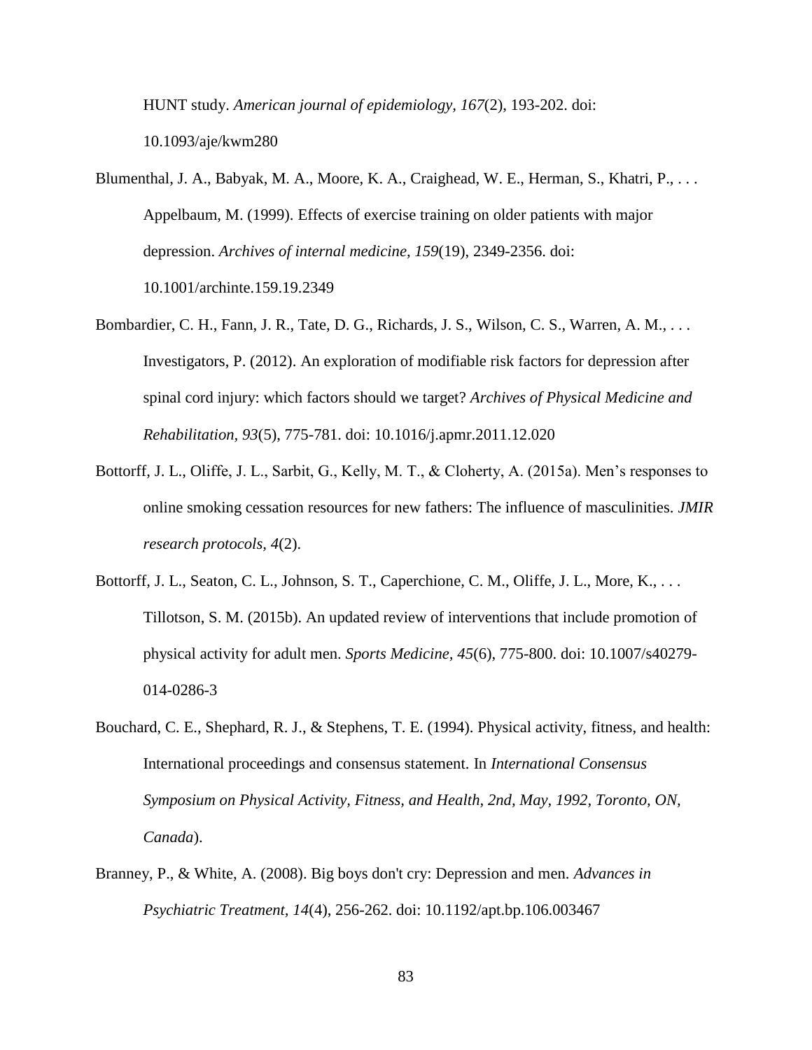HUNT study. *American journal of epidemiology, 167*(2), 193-202. doi: 10.1093/aje/kwm280

Blumenthal, J. A., Babyak, M. A., Moore, K. A., Craighead, W. E., Herman, S., Khatri, P., . . . Appelbaum, M. (1999). Effects of exercise training on older patients with major depression. *Archives of internal medicine, 159*(19), 2349-2356. doi: 10.1001/archinte.159.19.2349

Bombardier, C. H., Fann, J. R., Tate, D. G., Richards, J. S., Wilson, C. S., Warren, A. M., . . . Investigators, P. (2012). An exploration of modifiable risk factors for depression after spinal cord injury: which factors should we target? *Archives of Physical Medicine and Rehabilitation, 93*(5), 775-781. doi: 10.1016/j.apmr.2011.12.020

Bottorff, J. L., Oliffe, J. L., Sarbit, G., Kelly, M. T., & Cloherty, A. (2015a). Men's responses to online smoking cessation resources for new fathers: The influence of masculinities. *JMIR research protocols*, *4*(2).

Bottorff, J. L., Seaton, C. L., Johnson, S. T., Caperchione, C. M., Oliffe, J. L., More, K., . . . Tillotson, S. M. (2015b). An updated review of interventions that include promotion of physical activity for adult men. *Sports Medicine, 45*(6), 775-800. doi: 10.1007/s40279-014-0286-3

Bouchard, C. E., Shephard, R. J., & Stephens, T. E. (1994). Physical activity, fitness, and health: International proceedings and consensus statement. In *International Consensus Symposium on Physical Activity, Fitness, and Health, 2nd, May, 1992, Toronto, ON, Canada*).

Branney, P., & White, A. (2008). Big boys don't cry: Depression and men. *Advances in Psychiatric Treatment, 14*(4), 256-262. doi: 10.1192/apt.bp.106.003467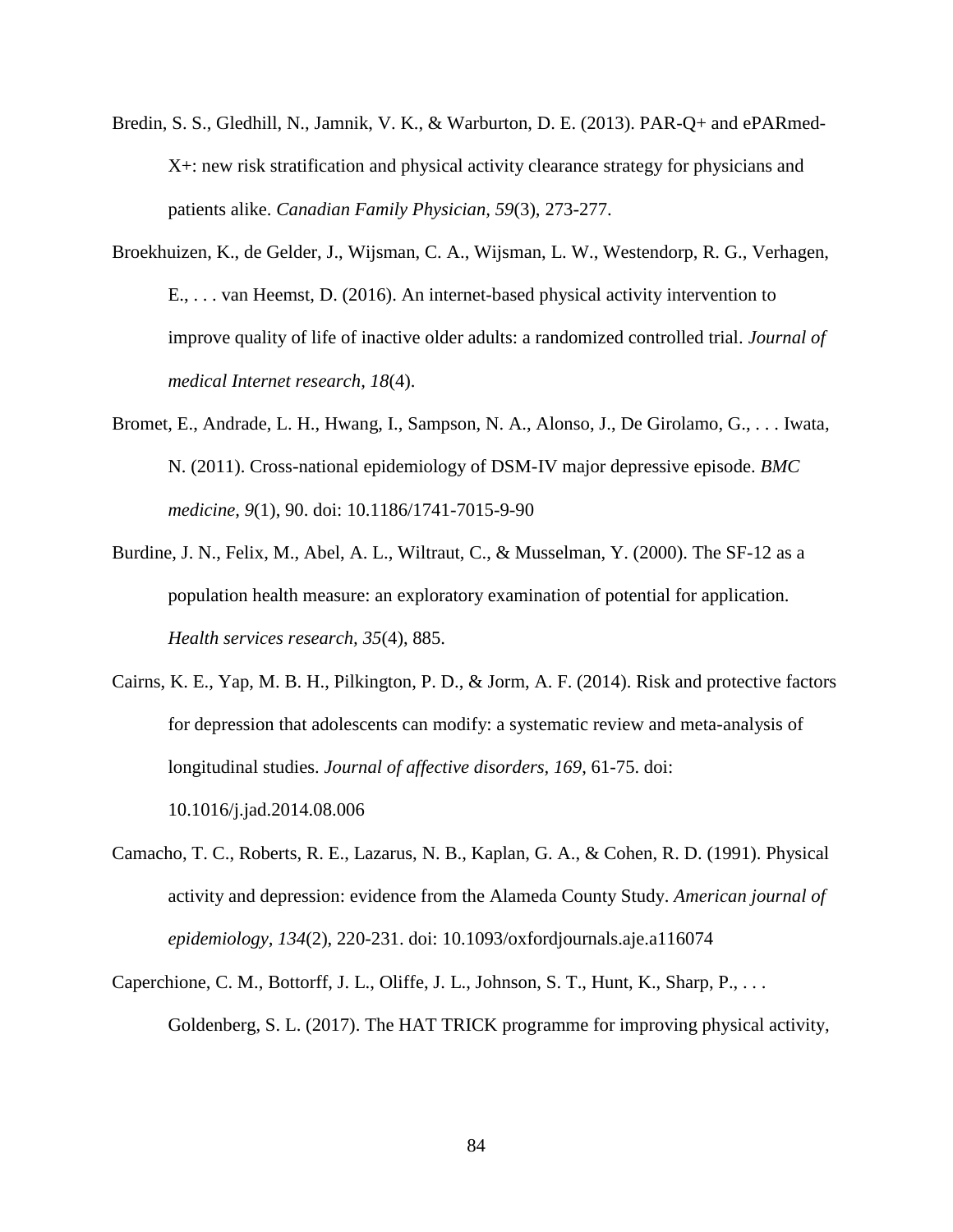Bredin, S. S., Gledhill, N., Jamnik, V. K., & Warburton, D. E. (2013). PAR-Q+ and ePARmed-X+: new risk stratification and physical activity clearance strategy for physicians and patients alike. *Canadian Family Physician, 59*(3), 273-277.

Broekhuizen, K., de Gelder, J., Wijsman, C. A., Wijsman, L. W., Westendorp, R. G., Verhagen, E., . . . van Heemst, D. (2016). An internet-based physical activity intervention to improve quality of life of inactive older adults: a randomized controlled trial. *Journal of medical Internet research, 18*(4).

Bromet, E., Andrade, L. H., Hwang, I., Sampson, N. A., Alonso, J., De Girolamo, G., . . . Iwata, N. (2011). Cross-national epidemiology of DSM-IV major depressive episode. *BMC medicine, 9*(1), 90. doi: 10.1186/1741-7015-9-90

Burdine, J. N., Felix, M., Abel, A. L., Wiltraut, C., & Musselman, Y. (2000). The SF-12 as a population health measure: an exploratory examination of potential for application. *Health services research, 35*(4), 885.

Cairns, K. E., Yap, M. B. H., Pilkington, P. D., & Jorm, A. F. (2014). Risk and protective factors for depression that adolescents can modify: a systematic review and meta-analysis of longitudinal studies. *Journal of affective disorders, 169*, 61-75. doi: 10.1016/j.jad.2014.08.006

Camacho, T. C., Roberts, R. E., Lazarus, N. B., Kaplan, G. A., & Cohen, R. D. (1991). Physical activity and depression: evidence from the Alameda County Study. *American journal of epidemiology, 134*(2), 220-231. doi: 10.1093/oxfordjournals.aje.a116074

Caperchione, C. M., Bottorff, J. L., Oliffe, J. L., Johnson, S. T., Hunt, K., Sharp, P., . . . Goldenberg, S. L. (2017). The HAT TRICK programme for improving physical activity,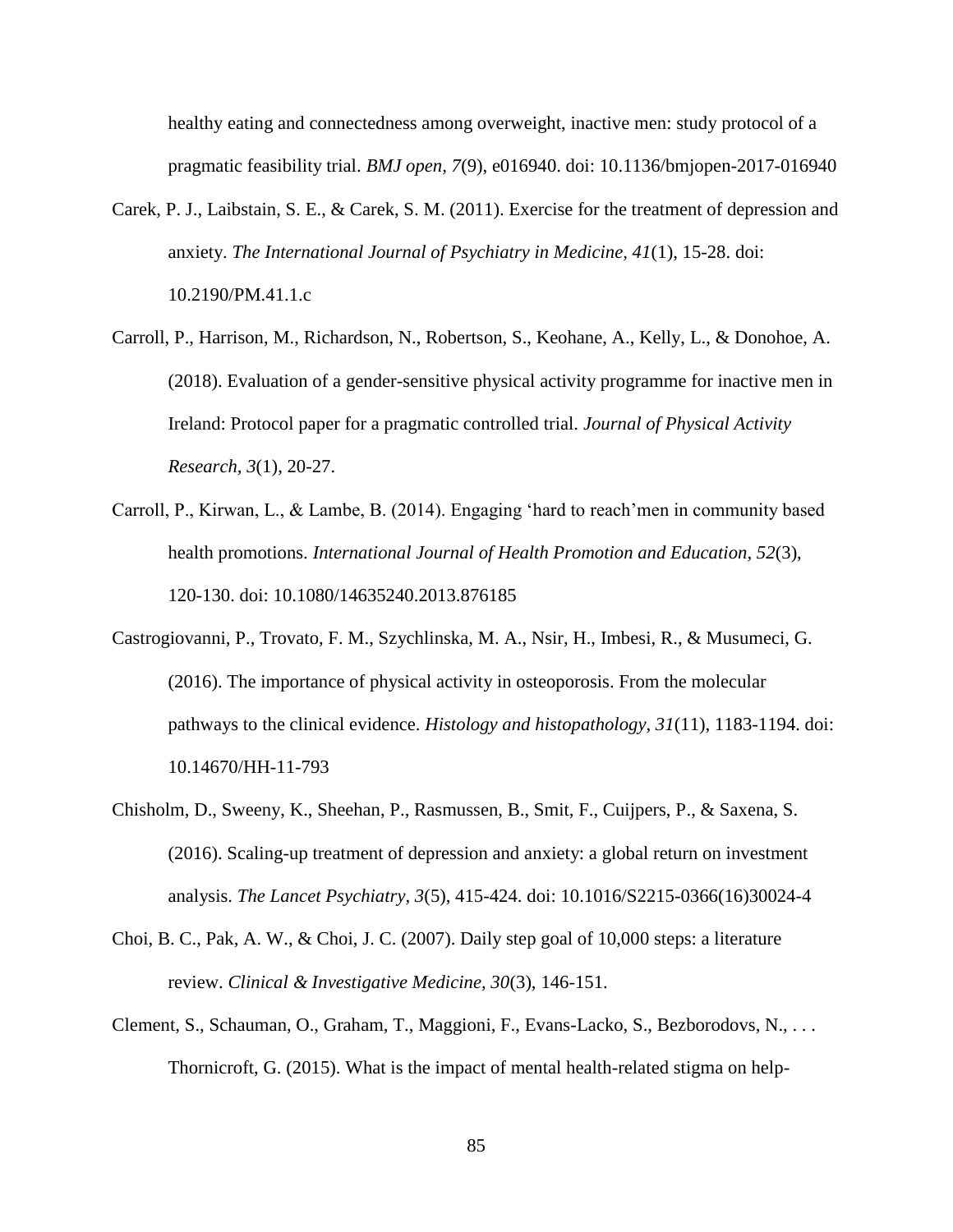healthy eating and connectedness among overweight, inactive men: study protocol of a pragmatic feasibility trial. *BMJ open, 7*(9), e016940. doi: 10.1136/bmjopen-2017-016940

Carek, P. J., Laibstain, S. E., & Carek, S. M. (2011). Exercise for the treatment of depression and anxiety. *The International Journal of Psychiatry in Medicine, 41*(1), 15-28. doi: 10.2190/PM.41.1.c

Carroll, P., Harrison, M., Richardson, N., Robertson, S., Keohane, A., Kelly, L., & Donohoe, A. (2018). Evaluation of a gender-sensitive physical activity programme for inactive men in Ireland: Protocol paper for a pragmatic controlled trial. *Journal of Physical Activity Research, 3*(1), 20-27.

Carroll, P., Kirwan, L., & Lambe, B. (2014). Engaging 'hard to reach'men in community based health promotions. *International Journal of Health Promotion and Education, 52*(3), 120-130. doi: 10.1080/14635240.2013.876185

Castrogiovanni, P., Trovato, F. M., Szychlinska, M. A., Nsir, H., Imbesi, R., & Musumeci, G. (2016). The importance of physical activity in osteoporosis. From the molecular pathways to the clinical evidence. *Histology and histopathology, 31*(11), 1183-1194. doi: 10.14670/HH-11-793

Chisholm, D., Sweeny, K., Sheehan, P., Rasmussen, B., Smit, F., Cuijpers, P., & Saxena, S. (2016). Scaling-up treatment of depression and anxiety: a global return on investment analysis. *The Lancet Psychiatry, 3*(5), 415-424. doi: 10.1016/S2215-0366(16)30024-4

Choi, B. C., Pak, A. W., & Choi, J. C. (2007). Daily step goal of 10,000 steps: a literature review. *Clinical & Investigative Medicine, 30*(3), 146-151.

Clement, S., Schauman, O., Graham, T., Maggioni, F., Evans-Lacko, S., Bezborodovs, N., . . . Thornicroft, G. (2015). What is the impact of mental health-related stigma on help-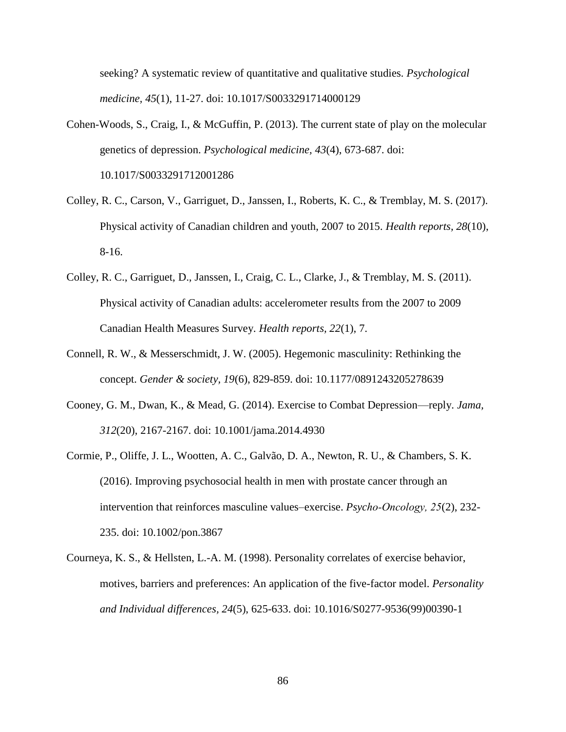seeking? A systematic review of quantitative and qualitative studies. *Psychological medicine, 45*(1), 11-27. doi: 10.1017/S0033291714000129

Cohen-Woods, S., Craig, I., & McGuffin, P. (2013). The current state of play on the molecular genetics of depression. *Psychological medicine, 43*(4), 673-687. doi: 10.1017/S0033291712001286

Colley, R. C., Carson, V., Garriguet, D., Janssen, I., Roberts, K. C., & Tremblay, M. S. (2017). Physical activity of Canadian children and youth, 2007 to 2015. *Health reports, 28*(10), 8-16.

Colley, R. C., Garriguet, D., Janssen, I., Craig, C. L., Clarke, J., & Tremblay, M. S. (2011). Physical activity of Canadian adults: accelerometer results from the 2007 to 2009 Canadian Health Measures Survey. *Health reports, 22*(1), 7.

Connell, R. W., & Messerschmidt, J. W. (2005). Hegemonic masculinity: Rethinking the concept. *Gender & society, 19*(6), 829-859. doi: 10.1177/0891243205278639

Cooney, G. M., Dwan, K., & Mead, G. (2014). Exercise to Combat Depression—reply. *Jama, 312*(20), 2167-2167. doi: 10.1001/jama.2014.4930

Cormie, P., Oliffe, J. L., Wootten, A. C., Galvão, D. A., Newton, R. U., & Chambers, S. K. (2016). Improving psychosocial health in men with prostate cancer through an intervention that reinforces masculine values–exercise. *Psycho-Oncology, 25*(2), 232-235. doi: 10.1002/pon.3867

Courneya, K. S., & Hellsten, L.-A. M. (1998). Personality correlates of exercise behavior, motives, barriers and preferences: An application of the five-factor model. *Personality and Individual differences, 24*(5), 625-633. doi: 10.1016/S0277-9536(99)00390-1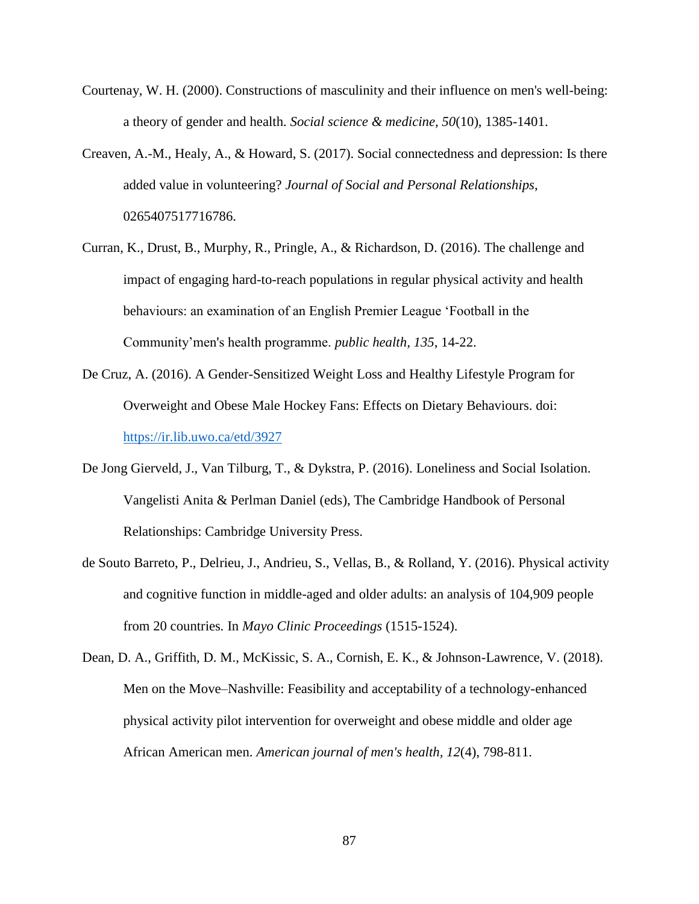Courtenay, W. H. (2000). Constructions of masculinity and their influence on men's well-being: a theory of gender and health. *Social science & medicine, 50*(10), 1385-1401.

Creaven, A.-M., Healy, A., & Howard, S. (2017). Social connectedness and depression: Is there added value in volunteering? *Journal of Social and Personal Relationships*, 0265407517716786.

Curran, K., Drust, B., Murphy, R., Pringle, A., & Richardson, D. (2016). The challenge and impact of engaging hard-to-reach populations in regular physical activity and health behaviours: an examination of an English Premier League 'Football in the Community'men's health programme. *public health, 135*, 14-22.

De Cruz, A. (2016). A Gender-Sensitized Weight Loss and Healthy Lifestyle Program for Overweight and Obese Male Hockey Fans: Effects on Dietary Behaviours. doi: https://ir.lib.uwo.ca/etd/3927

De Jong Gierveld, J., Van Tilburg, T., & Dykstra, P. (2016). Loneliness and Social Isolation. Vangelisti Anita & Perlman Daniel (eds), The Cambridge Handbook of Personal Relationships: Cambridge University Press.

de Souto Barreto, P., Delrieu, J., Andrieu, S., Vellas, B., & Rolland, Y. (2016). Physical activity and cognitive function in middle-aged and older adults: an analysis of 104,909 people from 20 countries. In *Mayo Clinic Proceedings* (1515-1524).

Dean, D. A., Griffith, D. M., McKissic, S. A., Cornish, E. K., & Johnson-Lawrence, V. (2018). Men on the Move–Nashville: Feasibility and acceptability of a technology-enhanced physical activity pilot intervention for overweight and obese middle and older age African American men. *American journal of men's health, 12*(4), 798-811.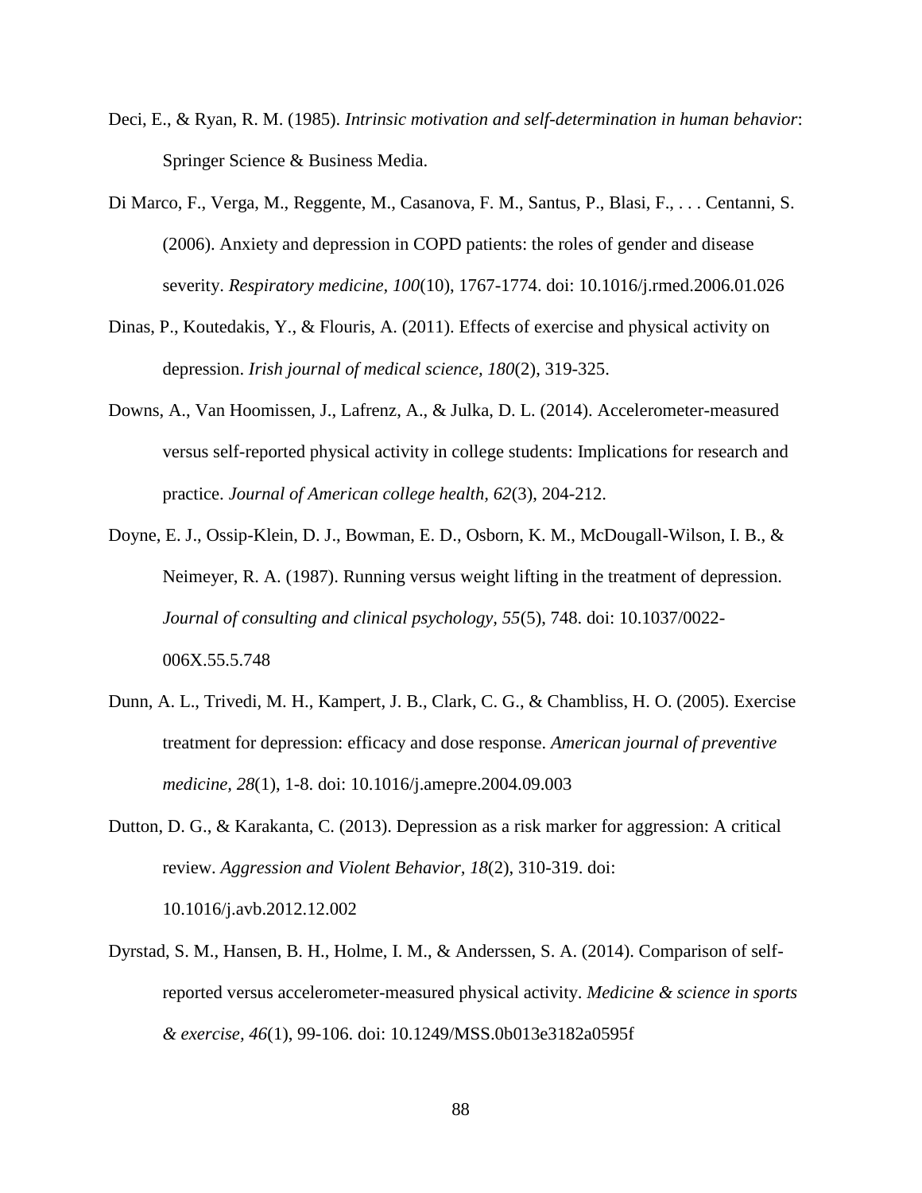Deci, E., & Ryan, R. M. (1985). *Intrinsic motivation and self-determination in human behavior*: Springer Science & Business Media.

Di Marco, F., Verga, M., Reggente, M., Casanova, F. M., Santus, P., Blasi, F., . . . Centanni, S. (2006). Anxiety and depression in COPD patients: the roles of gender and disease severity. *Respiratory medicine, 100*(10), 1767-1774. doi: 10.1016/j.rmed.2006.01.026

Dinas, P., Koutedakis, Y., & Flouris, A. (2011). Effects of exercise and physical activity on depression. *Irish journal of medical science, 180*(2), 319-325.

Downs, A., Van Hoomissen, J., Lafrenz, A., & Julka, D. L. (2014). Accelerometer-measured versus self-reported physical activity in college students: Implications for research and practice. *Journal of American college health, 62*(3), 204-212.

Doyne, E. J., Ossip-Klein, D. J., Bowman, E. D., Osborn, K. M., McDougall-Wilson, I. B., & Neimeyer, R. A. (1987). Running versus weight lifting in the treatment of depression. *Journal of consulting and clinical psychology, 55*(5), 748. doi: 10.1037/0022-006X.55.5.748

Dunn, A. L., Trivedi, M. H., Kampert, J. B., Clark, C. G., & Chambliss, H. O. (2005). Exercise treatment for depression: efficacy and dose response. *American journal of preventive medicine, 28*(1), 1-8. doi: 10.1016/j.amepre.2004.09.003

Dutton, D. G., & Karakanta, C. (2013). Depression as a risk marker for aggression: A critical review. *Aggression and Violent Behavior, 18*(2), 310-319. doi: 10.1016/j.avb.2012.12.002

Dyrstad, S. M., Hansen, B. H., Holme, I. M., & Anderssen, S. A. (2014). Comparison of self-reported versus accelerometer-measured physical activity. *Medicine & science in sports & exercise, 46*(1), 99-106. doi: 10.1249/MSS.0b013e3182a0595f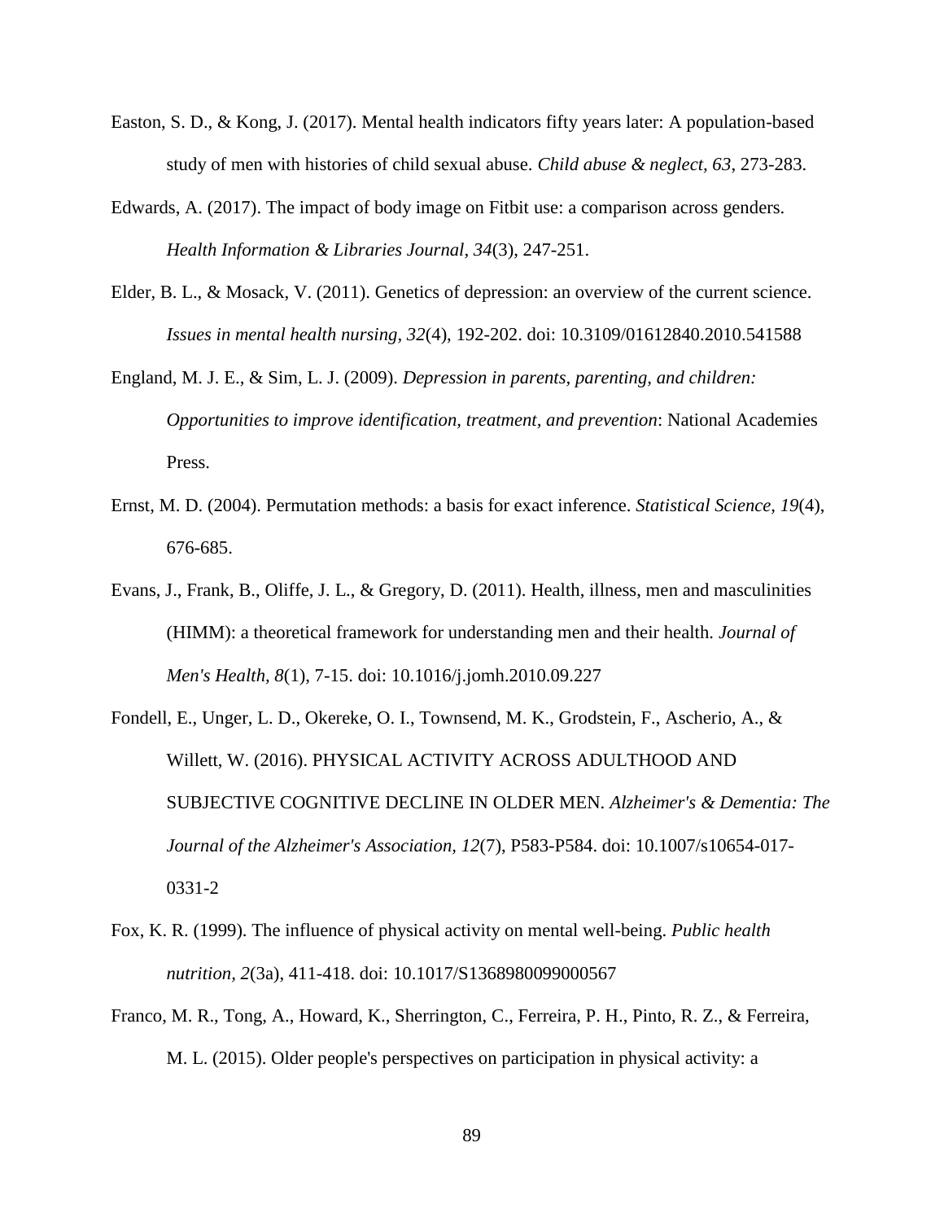Easton, S. D., & Kong, J. (2017). Mental health indicators fifty years later: A population-based study of men with histories of child sexual abuse. *Child abuse & neglect, 63*, 273-283.

Edwards, A. (2017). The impact of body image on Fitbit use: a comparison across genders. *Health Information & Libraries Journal, 34*(3), 247-251.

Elder, B. L., & Mosack, V. (2011). Genetics of depression: an overview of the current science. *Issues in mental health nursing, 32*(4), 192-202. doi: 10.3109/01612840.2010.541588

England, M. J. E., & Sim, L. J. (2009). *Depression in parents, parenting, and children: Opportunities to improve identification, treatment, and prevention*: National Academies Press.

Ernst, M. D. (2004). Permutation methods: a basis for exact inference. *Statistical Science, 19*(4), 676-685.

Evans, J., Frank, B., Oliffe, J. L., & Gregory, D. (2011). Health, illness, men and masculinities (HIMM): a theoretical framework for understanding men and their health. *Journal of Men's Health, 8*(1), 7-15. doi: 10.1016/j.jomh.2010.09.227

Fondell, E., Unger, L. D., Okereke, O. I., Townsend, M. K., Grodstein, F., Ascherio, A., & Willett, W. (2016). PHYSICAL ACTIVITY ACROSS ADULTHOOD AND SUBJECTIVE COGNITIVE DECLINE IN OLDER MEN. *Alzheimer's & Dementia: The Journal of the Alzheimer's Association, 12*(7), P583-P584. doi: 10.1007/s10654-017-0331-2

Fox, K. R. (1999). The influence of physical activity on mental well-being. *Public health nutrition, 2*(3a), 411-418. doi: 10.1017/S1368980099000567

Franco, M. R., Tong, A., Howard, K., Sherrington, C., Ferreira, P. H., Pinto, R. Z., & Ferreira, M. L. (2015). Older people's perspectives on participation in physical activity: a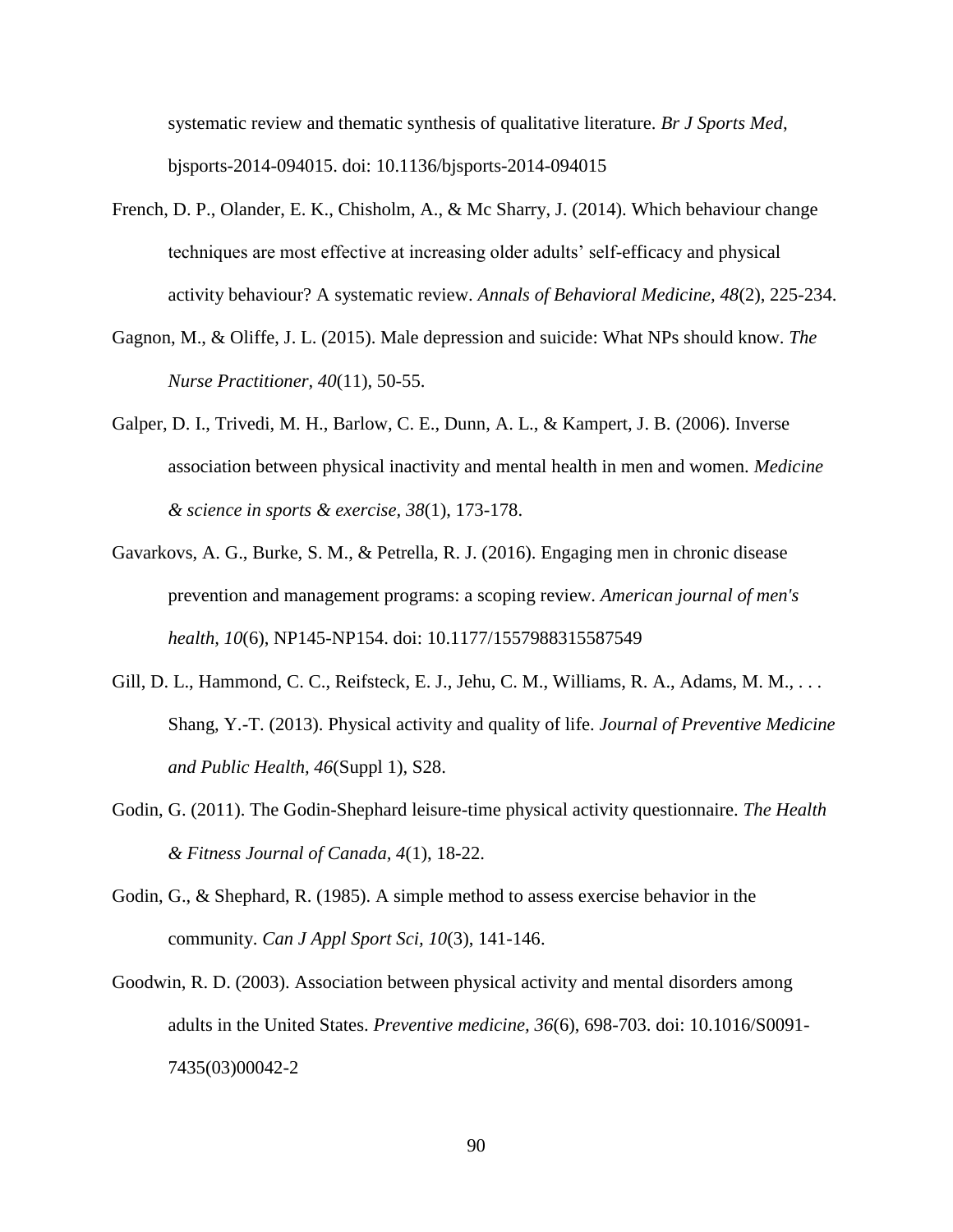systematic review and thematic synthesis of qualitative literature. *Br J Sports Med*, bjsports-2014-094015. doi: 10.1136/bjsports-2014-094015

French, D. P., Olander, E. K., Chisholm, A., & Mc Sharry, J. (2014). Which behaviour change techniques are most effective at increasing older adults' self-efficacy and physical activity behaviour? A systematic review. *Annals of Behavioral Medicine, 48*(2), 225-234.

Gagnon, M., & Oliffe, J. L. (2015). Male depression and suicide: What NPs should know. *The Nurse Practitioner, 40*(11), 50-55.

Galper, D. I., Trivedi, M. H., Barlow, C. E., Dunn, A. L., & Kampert, J. B. (2006). Inverse association between physical inactivity and mental health in men and women. *Medicine & science in sports & exercise, 38*(1), 173-178.

Gavarkovs, A. G., Burke, S. M., & Petrella, R. J. (2016). Engaging men in chronic disease prevention and management programs: a scoping review. *American journal of men's health, 10*(6), NP145-NP154. doi: 10.1177/1557988315587549

Gill, D. L., Hammond, C. C., Reifsteck, E. J., Jehu, C. M., Williams, R. A., Adams, M. M., . . . Shang, Y.-T. (2013). Physical activity and quality of life. *Journal of Preventive Medicine and Public Health, 46*(Suppl 1), S28.

Godin, G. (2011). The Godin-Shephard leisure-time physical activity questionnaire. *The Health & Fitness Journal of Canada, 4*(1), 18-22.

Godin, G., & Shephard, R. (1985). A simple method to assess exercise behavior in the community. *Can J Appl Sport Sci, 10*(3), 141-146.

Goodwin, R. D. (2003). Association between physical activity and mental disorders among adults in the United States. *Preventive medicine, 36*(6), 698-703. doi: 10.1016/S0091-7435(03)00042-2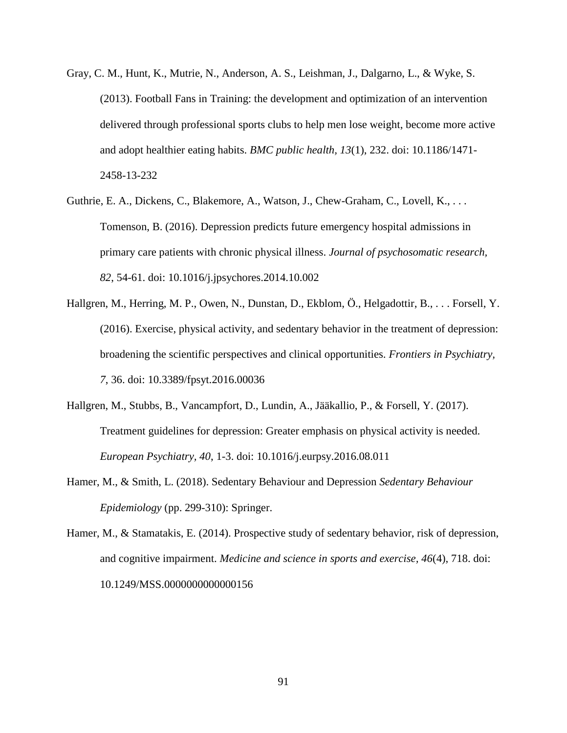Gray, C. M., Hunt, K., Mutrie, N., Anderson, A. S., Leishman, J., Dalgarno, L., & Wyke, S. (2013). Football Fans in Training: the development and optimization of an intervention delivered through professional sports clubs to help men lose weight, become more active and adopt healthier eating habits. *BMC public health, 13*(1), 232. doi: 10.1186/1471-2458-13-232

Guthrie, E. A., Dickens, C., Blakemore, A., Watson, J., Chew-Graham, C., Lovell, K., . . . Tomenson, B. (2016). Depression predicts future emergency hospital admissions in primary care patients with chronic physical illness. *Journal of psychosomatic research, 82*, 54-61. doi: 10.1016/j.jpsychores.2014.10.002

Hallgren, M., Herring, M. P., Owen, N., Dunstan, D., Ekblom, Ö., Helgadottir, B., . . . Forsell, Y. (2016). Exercise, physical activity, and sedentary behavior in the treatment of depression: broadening the scientific perspectives and clinical opportunities. *Frontiers in Psychiatry, 7*, 36. doi: 10.3389/fpsyt.2016.00036

Hallgren, M., Stubbs, B., Vancampfort, D., Lundin, A., Jääkallio, P., & Forsell, Y. (2017). Treatment guidelines for depression: Greater emphasis on physical activity is needed. *European Psychiatry, 40*, 1-3. doi: 10.1016/j.eurpsy.2016.08.011

Hamer, M., & Smith, L. (2018). Sedentary Behaviour and Depression *Sedentary Behaviour Epidemiology* (pp. 299-310): Springer.

Hamer, M., & Stamatakis, E. (2014). Prospective study of sedentary behavior, risk of depression, and cognitive impairment. *Medicine and science in sports and exercise, 46*(4), 718. doi: 10.1249/MSS.0000000000000156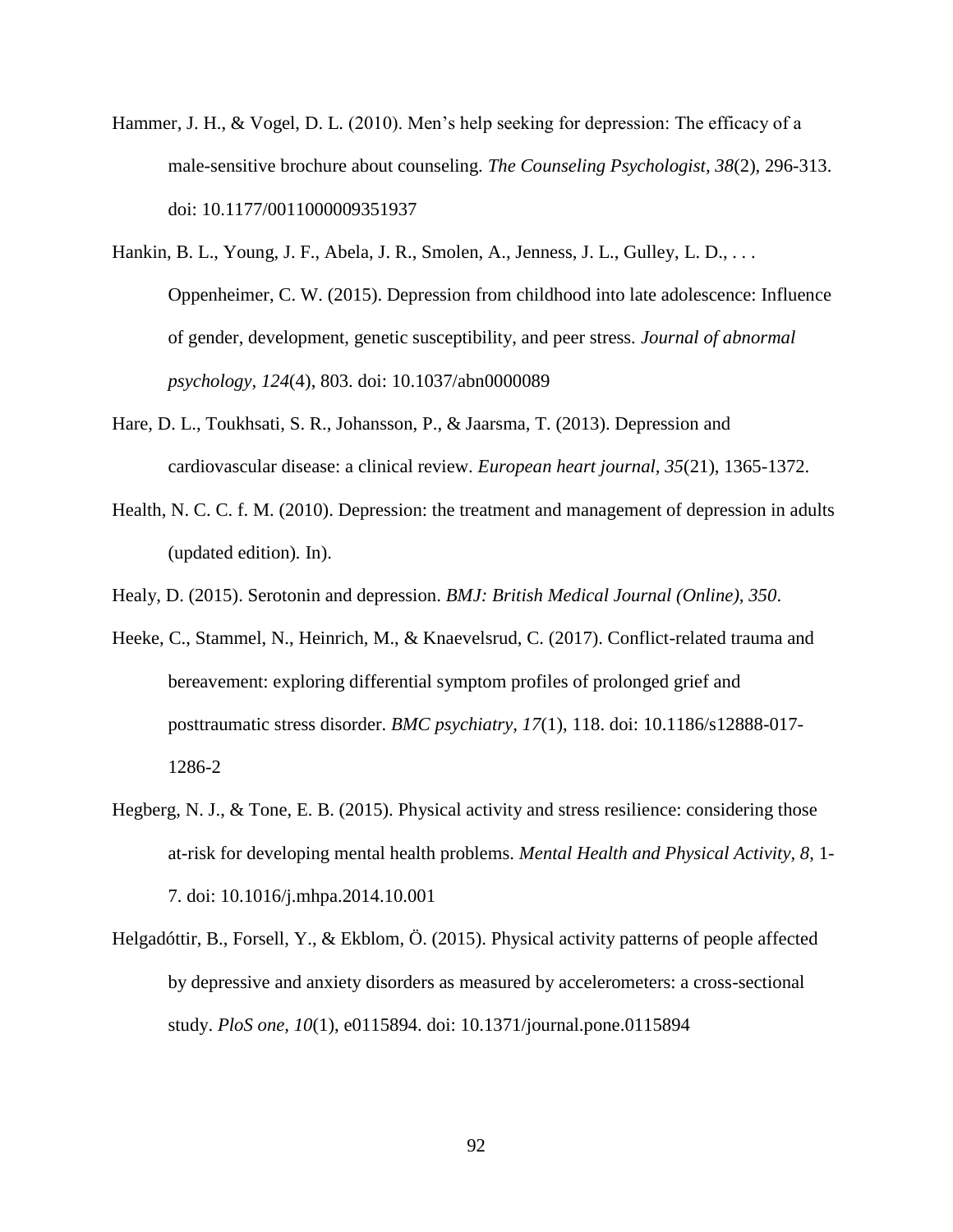Hammer, J. H., & Vogel, D. L. (2010). Men's help seeking for depression: The efficacy of a male-sensitive brochure about counseling. *The Counseling Psychologist, 38*(2), 296-313. doi: 10.1177/0011000009351937

Hankin, B. L., Young, J. F., Abela, J. R., Smolen, A., Jenness, J. L., Gulley, L. D., . . . Oppenheimer, C. W. (2015). Depression from childhood into late adolescence: Influence of gender, development, genetic susceptibility, and peer stress. *Journal of abnormal psychology, 124*(4), 803. doi: 10.1037/abn0000089

Hare, D. L., Toukhsati, S. R., Johansson, P., & Jaarsma, T. (2013). Depression and cardiovascular disease: a clinical review. *European heart journal, 35*(21), 1365-1372.

Health, N. C. C. f. M. (2010). Depression: the treatment and management of depression in adults (updated edition). In).

Healy, D. (2015). Serotonin and depression. *BMJ: British Medical Journal (Online), 350*.

Heeke, C., Stammel, N., Heinrich, M., & Knaevelsrud, C. (2017). Conflict-related trauma and bereavement: exploring differential symptom profiles of prolonged grief and posttraumatic stress disorder. *BMC psychiatry, 17*(1), 118. doi: 10.1186/s12888-017-1286-2

Hegberg, N. J., & Tone, E. B. (2015). Physical activity and stress resilience: considering those at-risk for developing mental health problems. *Mental Health and Physical Activity, 8*, 1-7. doi: 10.1016/j.mhpa.2014.10.001

Helgadóttir, B., Forsell, Y., & Ekblom, Ö. (2015). Physical activity patterns of people affected by depressive and anxiety disorders as measured by accelerometers: a cross-sectional study. *PloS one, 10*(1), e0115894. doi: 10.1371/journal.pone.0115894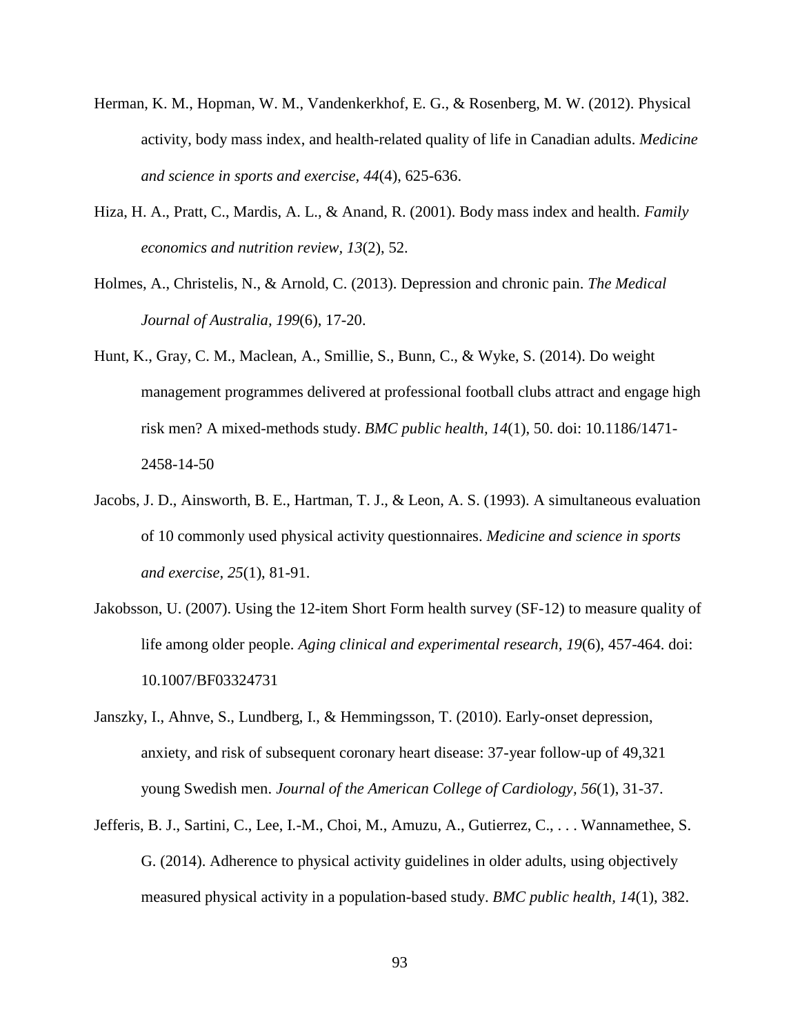Herman, K. M., Hopman, W. M., Vandenkerkhof, E. G., & Rosenberg, M. W. (2012). Physical activity, body mass index, and health-related quality of life in Canadian adults. *Medicine and science in sports and exercise, 44*(4), 625-636.

Hiza, H. A., Pratt, C., Mardis, A. L., & Anand, R. (2001). Body mass index and health. *Family economics and nutrition review, 13*(2), 52.

Holmes, A., Christelis, N., & Arnold, C. (2013). Depression and chronic pain. *The Medical Journal of Australia, 199*(6), 17-20.

Hunt, K., Gray, C. M., Maclean, A., Smillie, S., Bunn, C., & Wyke, S. (2014). Do weight management programmes delivered at professional football clubs attract and engage high risk men? A mixed-methods study. *BMC public health, 14*(1), 50. doi: 10.1186/1471-2458-14-50

Jacobs, J. D., Ainsworth, B. E., Hartman, T. J., & Leon, A. S. (1993). A simultaneous evaluation of 10 commonly used physical activity questionnaires. *Medicine and science in sports and exercise, 25*(1), 81-91.

Jakobsson, U. (2007). Using the 12-item Short Form health survey (SF-12) to measure quality of life among older people. *Aging clinical and experimental research, 19*(6), 457-464. doi: 10.1007/BF03324731

Janszky, I., Ahnve, S., Lundberg, I., & Hemmingsson, T. (2010). Early-onset depression, anxiety, and risk of subsequent coronary heart disease: 37-year follow-up of 49,321 young Swedish men. *Journal of the American College of Cardiology, 56*(1), 31-37.

Jefferis, B. J., Sartini, C., Lee, I.-M., Choi, M., Amuzu, A., Gutierrez, C., . . . Wannamethee, S. G. (2014). Adherence to physical activity guidelines in older adults, using objectively measured physical activity in a population-based study. *BMC public health, 14*(1), 382.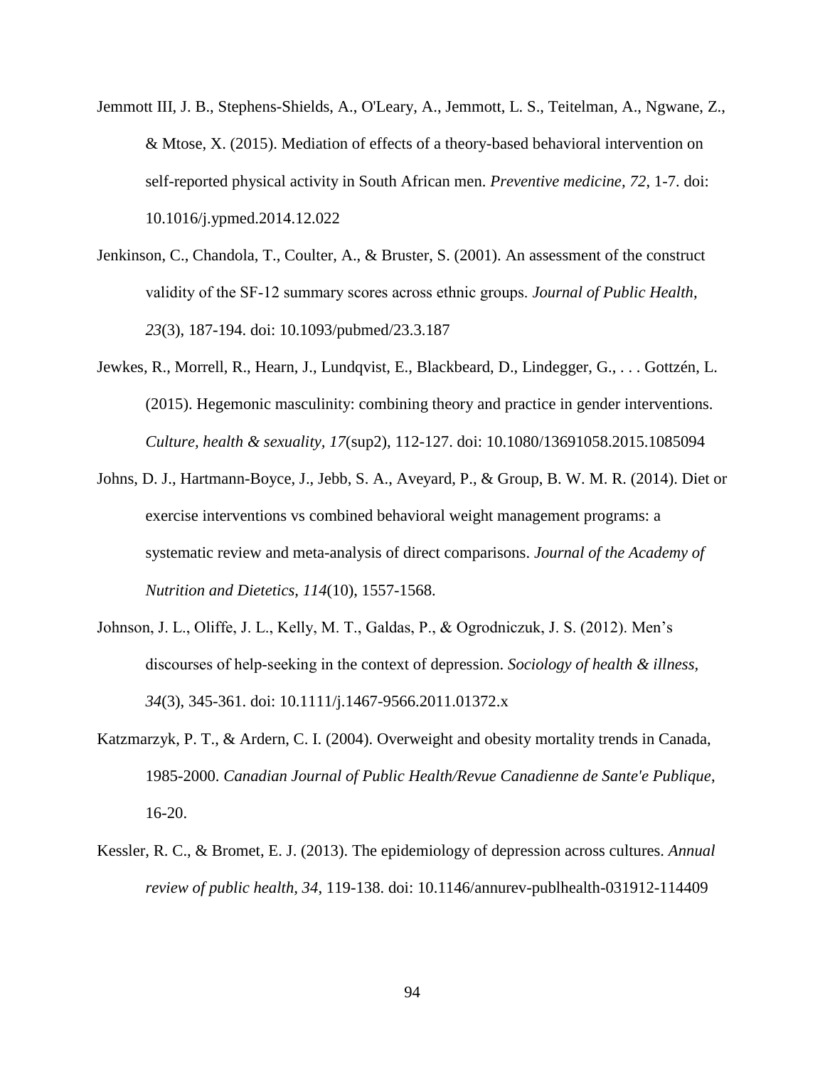Jemmott III, J. B., Stephens-Shields, A., O'Leary, A., Jemmott, L. S., Teitelman, A., Ngwane, Z., & Mtose, X. (2015). Mediation of effects of a theory-based behavioral intervention on self-reported physical activity in South African men. *Preventive medicine, 72*, 1-7. doi: 10.1016/j.ypmed.2014.12.022

Jenkinson, C., Chandola, T., Coulter, A., & Bruster, S. (2001). An assessment of the construct validity of the SF-12 summary scores across ethnic groups. *Journal of Public Health, 23*(3), 187-194. doi: 10.1093/pubmed/23.3.187

Jewkes, R., Morrell, R., Hearn, J., Lundqvist, E., Blackbeard, D., Lindegger, G., . . . Gottzén, L. (2015). Hegemonic masculinity: combining theory and practice in gender interventions. *Culture, health & sexuality, 17*(sup2), 112-127. doi: 10.1080/13691058.2015.1085094

Johns, D. J., Hartmann-Boyce, J., Jebb, S. A., Aveyard, P., & Group, B. W. M. R. (2014). Diet or exercise interventions vs combined behavioral weight management programs: a systematic review and meta-analysis of direct comparisons. *Journal of the Academy of Nutrition and Dietetics, 114*(10), 1557-1568.

Johnson, J. L., Oliffe, J. L., Kelly, M. T., Galdas, P., & Ogrodniczuk, J. S. (2012). Men's discourses of help-seeking in the context of depression. *Sociology of health & illness, 34*(3), 345-361. doi: 10.1111/j.1467-9566.2011.01372.x

Katzmarzyk, P. T., & Ardern, C. I. (2004). Overweight and obesity mortality trends in Canada, 1985-2000. *Canadian Journal of Public Health/Revue Canadienne de Sante'e Publique*, 16-20.

Kessler, R. C., & Bromet, E. J. (2013). The epidemiology of depression across cultures. *Annual review of public health, 34*, 119-138. doi: 10.1146/annurev-publhealth-031912-114409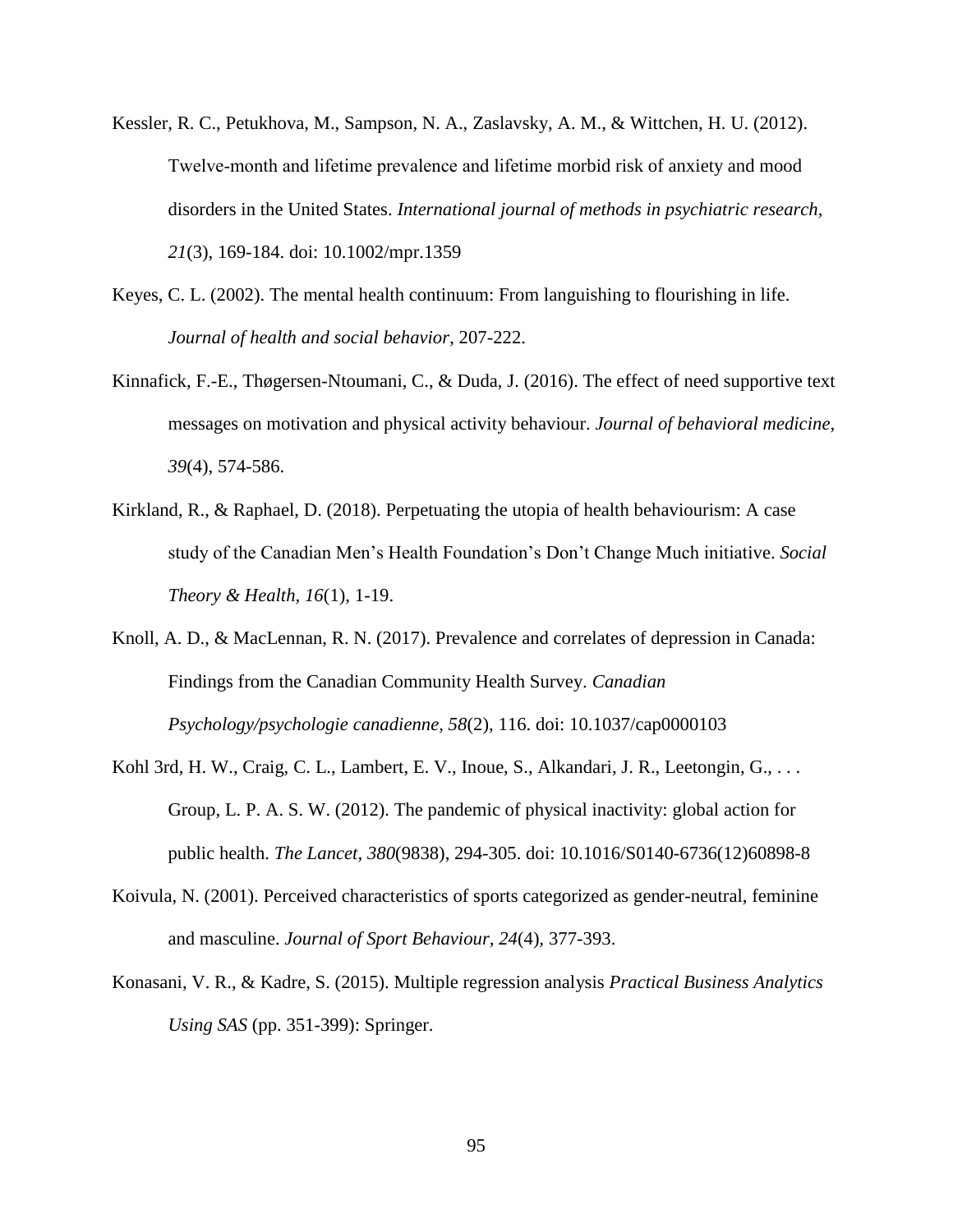Kessler, R. C., Petukhova, M., Sampson, N. A., Zaslavsky, A. M., & Wittchen, H. U. (2012). Twelve-month and lifetime prevalence and lifetime morbid risk of anxiety and mood disorders in the United States. *International journal of methods in psychiatric research, 21*(3), 169-184. doi: 10.1002/mpr.1359

Keyes, C. L. (2002). The mental health continuum: From languishing to flourishing in life. *Journal of health and social behavior*, 207-222.

Kinnafick, F.-E., Thøgersen-Ntoumani, C., & Duda, J. (2016). The effect of need supportive text messages on motivation and physical activity behaviour. *Journal of behavioral medicine, 39*(4), 574-586.

Kirkland, R., & Raphael, D. (2018). Perpetuating the utopia of health behaviourism: A case study of the Canadian Men's Health Foundation's Don't Change Much initiative. *Social Theory & Health, 16*(1), 1-19.

Knoll, A. D., & MacLennan, R. N. (2017). Prevalence and correlates of depression in Canada: Findings from the Canadian Community Health Survey. *Canadian Psychology/psychologie canadienne, 58*(2), 116. doi: 10.1037/cap0000103

Kohl 3rd, H. W., Craig, C. L., Lambert, E. V., Inoue, S., Alkandari, J. R., Leetongin, G., . . . Group, L. P. A. S. W. (2012). The pandemic of physical inactivity: global action for public health. *The Lancet, 380*(9838), 294-305. doi: 10.1016/S0140-6736(12)60898-8

Koivula, N. (2001). Perceived characteristics of sports categorized as gender-neutral, feminine and masculine. *Journal of Sport Behaviour, 24*(4), 377-393.

Konasani, V. R., & Kadre, S. (2015). Multiple regression analysis *Practical Business Analytics Using SAS* (pp. 351-399): Springer.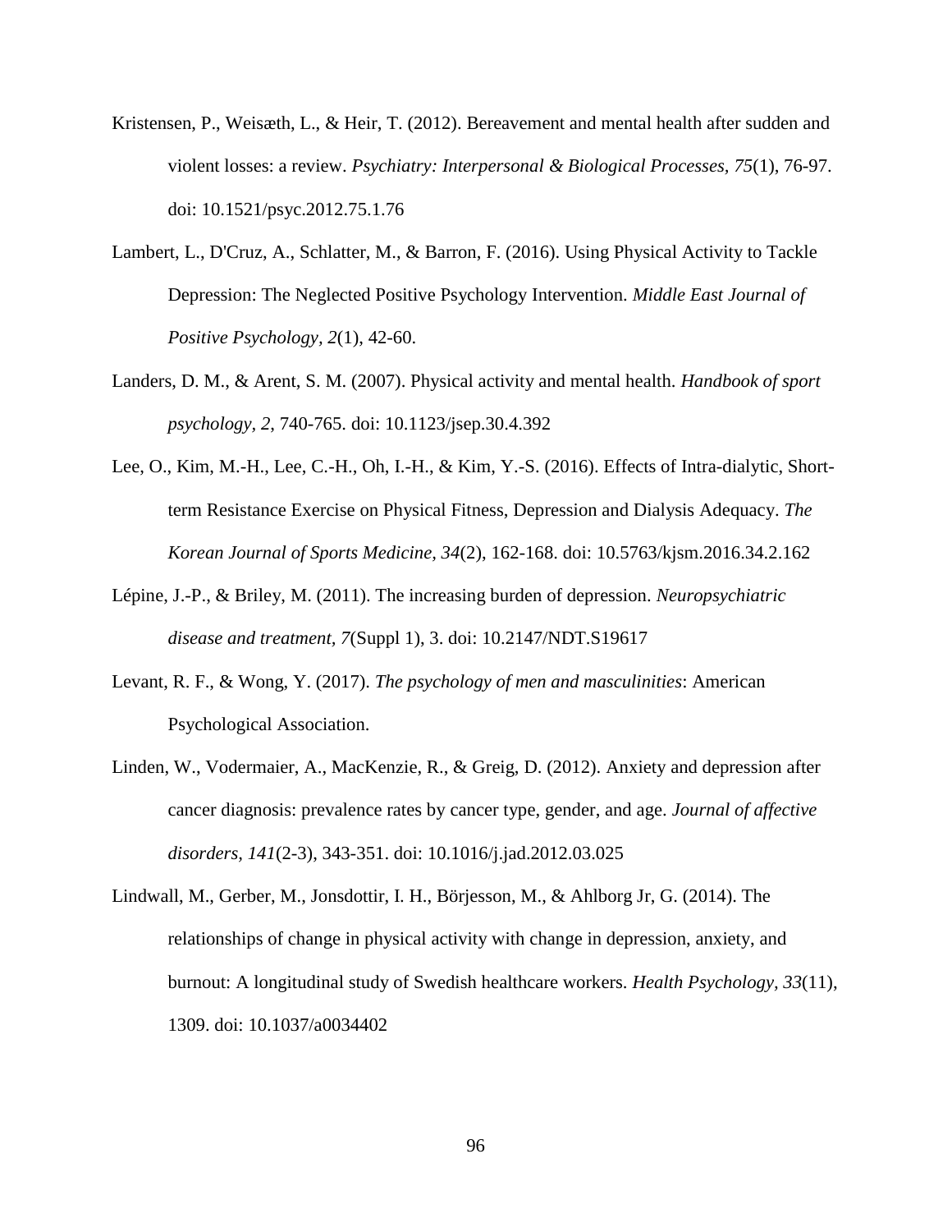Kristensen, P., Weisæth, L., & Heir, T. (2012). Bereavement and mental health after sudden and violent losses: a review. *Psychiatry: Interpersonal & Biological Processes, 75*(1), 76-97. doi: 10.1521/psyc.2012.75.1.76

Lambert, L., D'Cruz, A., Schlatter, M., & Barron, F. (2016). Using Physical Activity to Tackle Depression: The Neglected Positive Psychology Intervention. *Middle East Journal of Positive Psychology, 2*(1), 42-60.

Landers, D. M., & Arent, S. M. (2007). Physical activity and mental health. *Handbook of sport psychology, 2*, 740-765. doi: 10.1123/jsep.30.4.392

Lee, O., Kim, M.-H., Lee, C.-H., Oh, I.-H., & Kim, Y.-S. (2016). Effects of Intra-dialytic, Short-term Resistance Exercise on Physical Fitness, Depression and Dialysis Adequacy. *The Korean Journal of Sports Medicine, 34*(2), 162-168. doi: 10.5763/kjsm.2016.34.2.162

Lépine, J.-P., & Briley, M. (2011). The increasing burden of depression. *Neuropsychiatric disease and treatment, 7*(Suppl 1), 3. doi: 10.2147/NDT.S19617

Levant, R. F., & Wong, Y. (2017). *The psychology of men and masculinities*: American Psychological Association.

Linden, W., Vodermaier, A., MacKenzie, R., & Greig, D. (2012). Anxiety and depression after cancer diagnosis: prevalence rates by cancer type, gender, and age. *Journal of affective disorders, 141*(2-3), 343-351. doi: 10.1016/j.jad.2012.03.025

Lindwall, M., Gerber, M., Jonsdottir, I. H., Börjesson, M., & Ahlborg Jr, G. (2014). The relationships of change in physical activity with change in depression, anxiety, and burnout: A longitudinal study of Swedish healthcare workers. *Health Psychology, 33*(11), 1309. doi: 10.1037/a0034402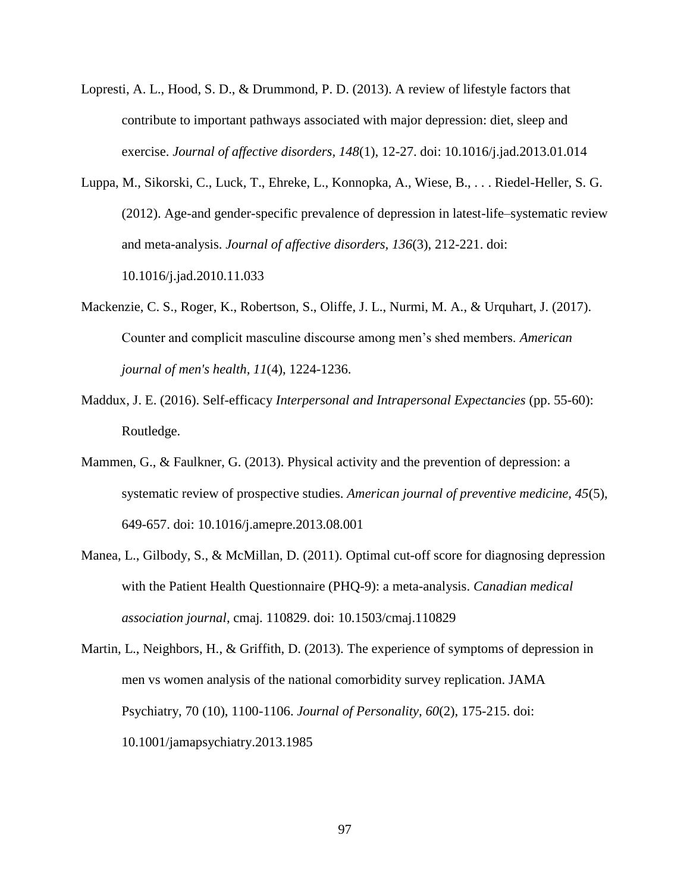Lopresti, A. L., Hood, S. D., & Drummond, P. D. (2013). A review of lifestyle factors that contribute to important pathways associated with major depression: diet, sleep and exercise. *Journal of affective disorders, 148*(1), 12-27. doi: 10.1016/j.jad.2013.01.014

Luppa, M., Sikorski, C., Luck, T., Ehreke, L., Konnopka, A., Wiese, B., . . . Riedel-Heller, S. G. (2012). Age-and gender-specific prevalence of depression in latest-life–systematic review and meta-analysis. *Journal of affective disorders, 136*(3), 212-221. doi: 10.1016/j.jad.2010.11.033

Mackenzie, C. S., Roger, K., Robertson, S., Oliffe, J. L., Nurmi, M. A., & Urquhart, J. (2017). Counter and complicit masculine discourse among men's shed members. *American journal of men's health, 11*(4), 1224-1236.

Maddux, J. E. (2016). Self-efficacy *Interpersonal and Intrapersonal Expectancies* (pp. 55-60): Routledge.

Mammen, G., & Faulkner, G. (2013). Physical activity and the prevention of depression: a systematic review of prospective studies. *American journal of preventive medicine, 45*(5), 649-657. doi: 10.1016/j.amepre.2013.08.001

Manea, L., Gilbody, S., & McMillan, D. (2011). Optimal cut-off score for diagnosing depression with the Patient Health Questionnaire (PHQ-9): a meta-analysis. *Canadian medical association journal*, cmaj. 110829. doi: 10.1503/cmaj.110829

Martin, L., Neighbors, H., & Griffith, D. (2013). The experience of symptoms of depression in men vs women analysis of the national comorbidity survey replication. JAMA Psychiatry, 70 (10), 1100-1106. *Journal of Personality, 60*(2), 175-215. doi: 10.1001/jamapsychiatry.2013.1985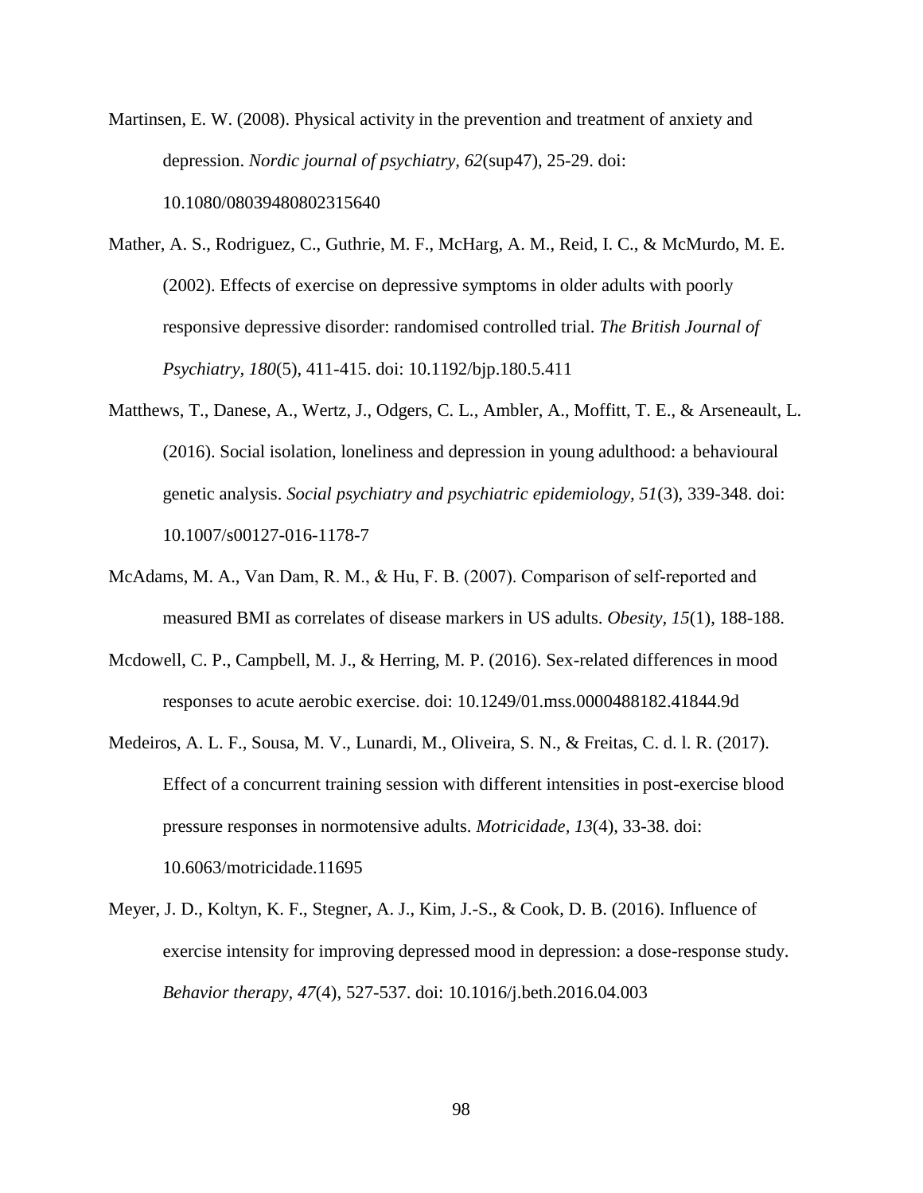Martinsen, E. W. (2008). Physical activity in the prevention and treatment of anxiety and depression. *Nordic journal of psychiatry, 62*(sup47), 25-29. doi: 10.1080/08039480802315640

Mather, A. S., Rodriguez, C., Guthrie, M. F., McHarg, A. M., Reid, I. C., & McMurdo, M. E. (2002). Effects of exercise on depressive symptoms in older adults with poorly responsive depressive disorder: randomised controlled trial. *The British Journal of Psychiatry, 180*(5), 411-415. doi: 10.1192/bjp.180.5.411

Matthews, T., Danese, A., Wertz, J., Odgers, C. L., Ambler, A., Moffitt, T. E., & Arseneault, L. (2016). Social isolation, loneliness and depression in young adulthood: a behavioural genetic analysis. *Social psychiatry and psychiatric epidemiology, 51*(3), 339-348. doi: 10.1007/s00127-016-1178-7

McAdams, M. A., Van Dam, R. M., & Hu, F. B. (2007). Comparison of self-reported and measured BMI as correlates of disease markers in US adults. *Obesity, 15*(1), 188-188.

Mcdowell, C. P., Campbell, M. J., & Herring, M. P. (2016). Sex-related differences in mood responses to acute aerobic exercise. doi: 10.1249/01.mss.0000488182.41844.9d

Medeiros, A. L. F., Sousa, M. V., Lunardi, M., Oliveira, S. N., & Freitas, C. d. l. R. (2017). Effect of a concurrent training session with different intensities in post-exercise blood pressure responses in normotensive adults. *Motricidade, 13*(4), 33-38. doi: 10.6063/motricidade.11695

Meyer, J. D., Koltyn, K. F., Stegner, A. J., Kim, J.-S., & Cook, D. B. (2016). Influence of exercise intensity for improving depressed mood in depression: a dose-response study. *Behavior therapy, 47*(4), 527-537. doi: 10.1016/j.beth.2016.04.003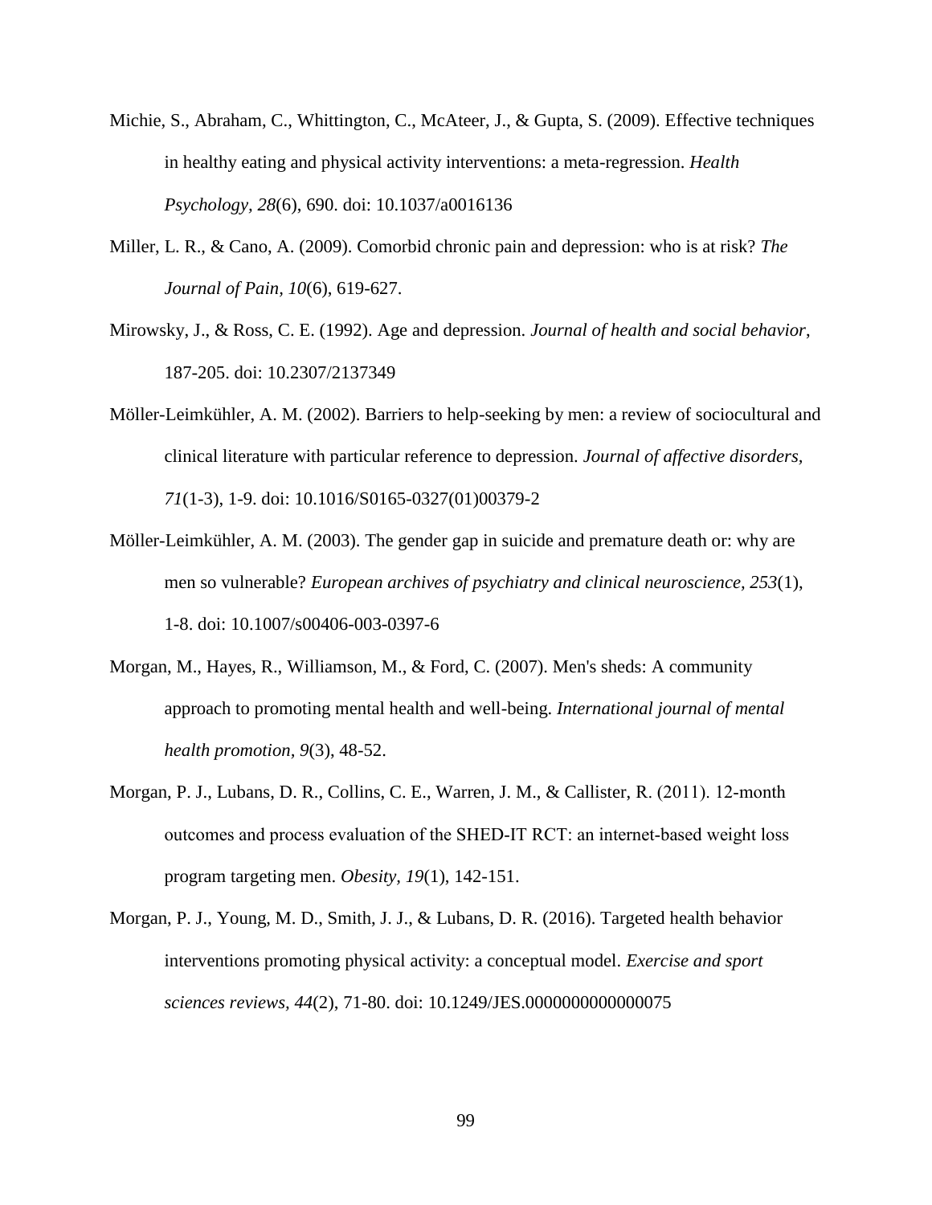Michie, S., Abraham, C., Whittington, C., McAteer, J., & Gupta, S. (2009). Effective techniques in healthy eating and physical activity interventions: a meta-regression. *Health Psychology, 28*(6), 690. doi: 10.1037/a0016136

Miller, L. R., & Cano, A. (2009). Comorbid chronic pain and depression: who is at risk? *The Journal of Pain, 10*(6), 619-627.

Mirowsky, J., & Ross, C. E. (1992). Age and depression. *Journal of health and social behavior*, 187-205. doi: 10.2307/2137349

Möller-Leimkühler, A. M. (2002). Barriers to help-seeking by men: a review of sociocultural and clinical literature with particular reference to depression. *Journal of affective disorders, 71*(1-3), 1-9. doi: 10.1016/S0165-0327(01)00379-2

Möller-Leimkühler, A. M. (2003). The gender gap in suicide and premature death or: why are men so vulnerable? *European archives of psychiatry and clinical neuroscience, 253*(1), 1-8. doi: 10.1007/s00406-003-0397-6

Morgan, M., Hayes, R., Williamson, M., & Ford, C. (2007). Men's sheds: A community approach to promoting mental health and well-being. *International journal of mental health promotion, 9*(3), 48-52.

Morgan, P. J., Lubans, D. R., Collins, C. E., Warren, J. M., & Callister, R. (2011). 12-month outcomes and process evaluation of the SHED-IT RCT: an internet-based weight loss program targeting men. *Obesity, 19*(1), 142-151.

Morgan, P. J., Young, M. D., Smith, J. J., & Lubans, D. R. (2016). Targeted health behavior interventions promoting physical activity: a conceptual model. *Exercise and sport sciences reviews, 44*(2), 71-80. doi: 10.1249/JES.0000000000000075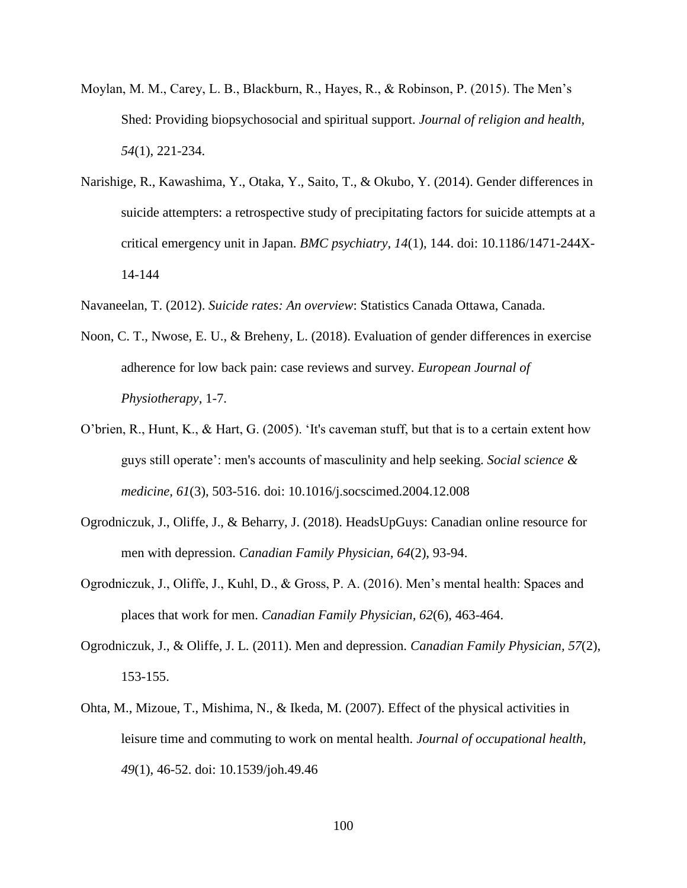Moylan, M. M., Carey, L. B., Blackburn, R., Hayes, R., & Robinson, P. (2015). The Men's Shed: Providing biopsychosocial and spiritual support. *Journal of religion and health, 54*(1), 221-234.

Narishige, R., Kawashima, Y., Otaka, Y., Saito, T., & Okubo, Y. (2014). Gender differences in suicide attempters: a retrospective study of precipitating factors for suicide attempts at a critical emergency unit in Japan. *BMC psychiatry, 14*(1), 144. doi: 10.1186/1471-244X-14-144

Navaneelan, T. (2012). *Suicide rates: An overview*: Statistics Canada Ottawa, Canada.

Noon, C. T., Nwose, E. U., & Breheny, L. (2018). Evaluation of gender differences in exercise adherence for low back pain: case reviews and survey. *European Journal of Physiotherapy*, 1-7.

O'brien, R., Hunt, K., & Hart, G. (2005). 'It's caveman stuff, but that is to a certain extent how guys still operate': men's accounts of masculinity and help seeking. *Social science & medicine, 61*(3), 503-516. doi: 10.1016/j.socscimed.2004.12.008

Ogrodniczuk, J., Oliffe, J., & Beharry, J. (2018). HeadsUpGuys: Canadian online resource for men with depression. *Canadian Family Physician, 64*(2), 93-94.

Ogrodniczuk, J., Oliffe, J., Kuhl, D., & Gross, P. A. (2016). Men's mental health: Spaces and places that work for men. *Canadian Family Physician, 62*(6), 463-464.

Ogrodniczuk, J., & Oliffe, J. L. (2011). Men and depression. *Canadian Family Physician, 57*(2), 153-155.

Ohta, M., Mizoue, T., Mishima, N., & Ikeda, M. (2007). Effect of the physical activities in leisure time and commuting to work on mental health. *Journal of occupational health, 49*(1), 46-52. doi: 10.1539/joh.49.46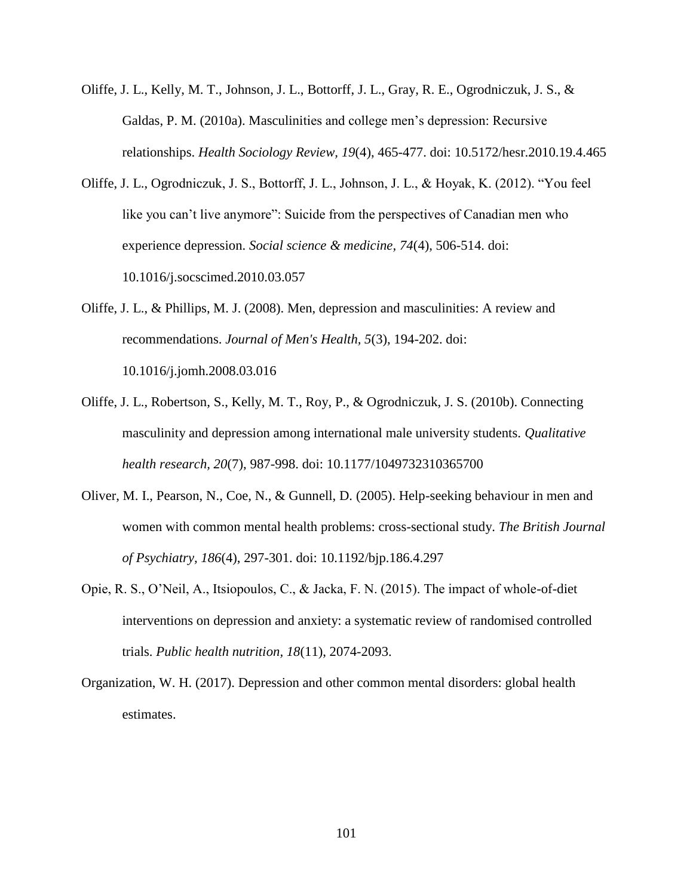Oliffe, J. L., Kelly, M. T., Johnson, J. L., Bottorff, J. L., Gray, R. E., Ogrodniczuk, J. S., & Galdas, P. M. (2010a). Masculinities and college men's depression: Recursive relationships. *Health Sociology Review, 19*(4), 465-477. doi: 10.5172/hesr.2010.19.4.465

Oliffe, J. L., Ogrodniczuk, J. S., Bottorff, J. L., Johnson, J. L., & Hoyak, K. (2012). "You feel like you can't live anymore": Suicide from the perspectives of Canadian men who experience depression. *Social science & medicine*, *74*(4), 506-514. doi: 10.1016/j.socscimed.2010.03.057

Oliffe, J. L., & Phillips, M. J. (2008). Men, depression and masculinities: A review and recommendations. *Journal of Men's Health, 5*(3), 194-202. doi: 10.1016/j.jomh.2008.03.016

Oliffe, J. L., Robertson, S., Kelly, M. T., Roy, P., & Ogrodniczuk, J. S. (2010b). Connecting masculinity and depression among international male university students. *Qualitative health research, 20*(7), 987-998. doi: 10.1177/1049732310365700

Oliver, M. I., Pearson, N., Coe, N., & Gunnell, D. (2005). Help-seeking behaviour in men and women with common mental health problems: cross-sectional study. *The British Journal of Psychiatry, 186*(4), 297-301. doi: 10.1192/bjp.186.4.297

Opie, R. S., O'Neil, A., Itsiopoulos, C., & Jacka, F. N. (2015). The impact of whole-of-diet interventions on depression and anxiety: a systematic review of randomised controlled trials. *Public health nutrition, 18*(11), 2074-2093.

Organization, W. H. (2017). Depression and other common mental disorders: global health estimates.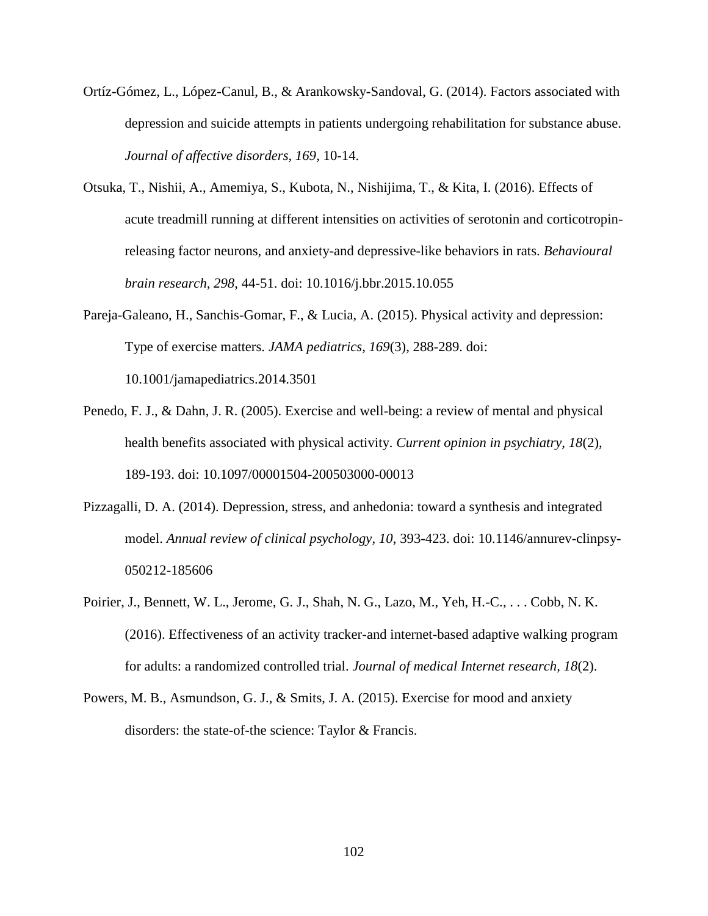Ortíz-Gómez, L., López-Canul, B., & Arankowsky-Sandoval, G. (2014). Factors associated with depression and suicide attempts in patients undergoing rehabilitation for substance abuse. *Journal of affective disorders, 169*, 10-14.

Otsuka, T., Nishii, A., Amemiya, S., Kubota, N., Nishijima, T., & Kita, I. (2016). Effects of acute treadmill running at different intensities on activities of serotonin and corticotropin-releasing factor neurons, and anxiety-and depressive-like behaviors in rats. *Behavioural brain research, 298*, 44-51. doi: 10.1016/j.bbr.2015.10.055

Pareja-Galeano, H., Sanchis-Gomar, F., & Lucia, A. (2015). Physical activity and depression: Type of exercise matters. *JAMA pediatrics, 169*(3), 288-289. doi: 10.1001/jamapediatrics.2014.3501

Penedo, F. J., & Dahn, J. R. (2005). Exercise and well-being: a review of mental and physical health benefits associated with physical activity. *Current opinion in psychiatry, 18*(2), 189-193. doi: 10.1097/00001504-200503000-00013

Pizzagalli, D. A. (2014). Depression, stress, and anhedonia: toward a synthesis and integrated model. *Annual review of clinical psychology, 10*, 393-423. doi: 10.1146/annurev-clinpsy-050212-185606

Poirier, J., Bennett, W. L., Jerome, G. J., Shah, N. G., Lazo, M., Yeh, H.-C., . . . Cobb, N. K. (2016). Effectiveness of an activity tracker-and internet-based adaptive walking program for adults: a randomized controlled trial. *Journal of medical Internet research, 18*(2).

Powers, M. B., Asmundson, G. J., & Smits, J. A. (2015). Exercise for mood and anxiety disorders: the state-of-the science: Taylor & Francis.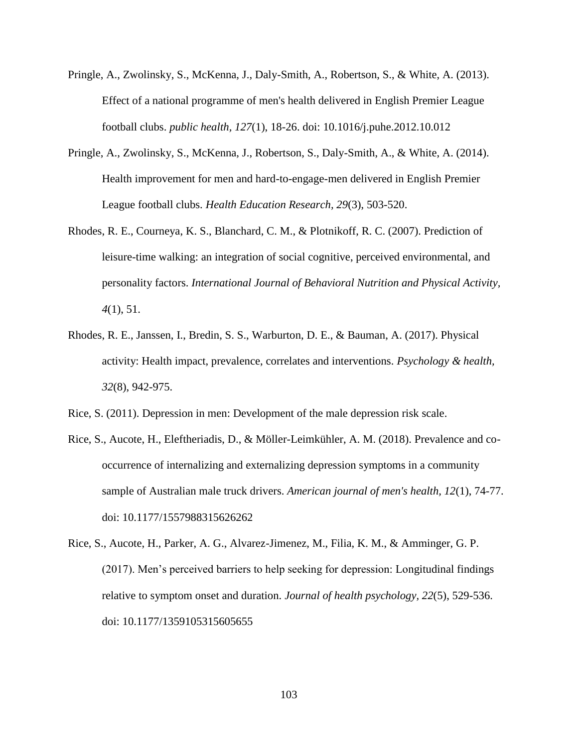Pringle, A., Zwolinsky, S., McKenna, J., Daly-Smith, A., Robertson, S., & White, A. (2013). Effect of a national programme of men's health delivered in English Premier League football clubs. *public health, 127*(1), 18-26. doi: 10.1016/j.puhe.2012.10.012

Pringle, A., Zwolinsky, S., McKenna, J., Robertson, S., Daly-Smith, A., & White, A. (2014). Health improvement for men and hard-to-engage-men delivered in English Premier League football clubs. *Health Education Research, 29*(3), 503-520.

Rhodes, R. E., Courneya, K. S., Blanchard, C. M., & Plotnikoff, R. C. (2007). Prediction of leisure-time walking: an integration of social cognitive, perceived environmental, and personality factors. *International Journal of Behavioral Nutrition and Physical Activity, 4*(1), 51.

Rhodes, R. E., Janssen, I., Bredin, S. S., Warburton, D. E., & Bauman, A. (2017). Physical activity: Health impact, prevalence, correlates and interventions. *Psychology & health, 32*(8), 942-975.

Rice, S. (2011). Depression in men: Development of the male depression risk scale.

Rice, S., Aucote, H., Eleftheriadis, D., & Möller-Leimkühler, A. M. (2018). Prevalence and co-occurrence of internalizing and externalizing depression symptoms in a community sample of Australian male truck drivers. *American journal of men's health, 12*(1), 74-77. doi: 10.1177/1557988315626262

Rice, S., Aucote, H., Parker, A. G., Alvarez-Jimenez, M., Filia, K. M., & Amminger, G. P. (2017). Men's perceived barriers to help seeking for depression: Longitudinal findings relative to symptom onset and duration. *Journal of health psychology, 22*(5), 529-536. doi: 10.1177/1359105315605655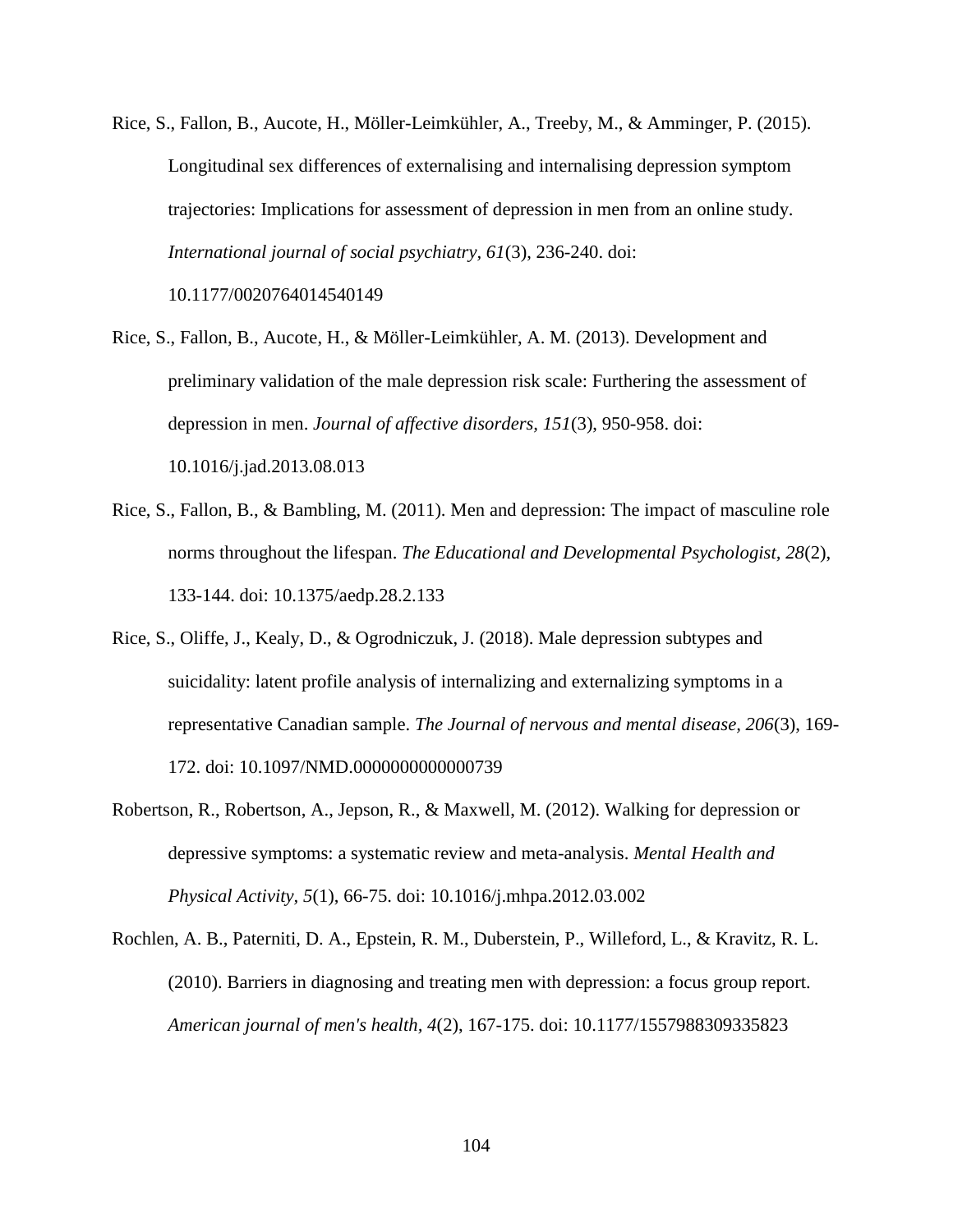Rice, S., Fallon, B., Aucote, H., Möller-Leimkühler, A., Treeby, M., & Amminger, P. (2015). Longitudinal sex differences of externalising and internalising depression symptom trajectories: Implications for assessment of depression in men from an online study. *International journal of social psychiatry*, *61*(3), 236-240. doi: 10.1177/0020764014540149

Rice, S., Fallon, B., Aucote, H., & Möller-Leimkühler, A. M. (2013). Development and preliminary validation of the male depression risk scale: Furthering the assessment of depression in men. *Journal of affective disorders, 151*(3), 950-958. doi: 10.1016/j.jad.2013.08.013

Rice, S., Fallon, B., & Bambling, M. (2011). Men and depression: The impact of masculine role norms throughout the lifespan. *The Educational and Developmental Psychologist, 28*(2), 133-144. doi: 10.1375/aedp.28.2.133

Rice, S., Oliffe, J., Kealy, D., & Ogrodniczuk, J. (2018). Male depression subtypes and suicidality: latent profile analysis of internalizing and externalizing symptoms in a representative Canadian sample. *The Journal of nervous and mental disease, 206*(3), 169-172. doi: 10.1097/NMD.0000000000000739

Robertson, R., Robertson, A., Jepson, R., & Maxwell, M. (2012). Walking for depression or depressive symptoms: a systematic review and meta-analysis. *Mental Health and Physical Activity*, *5*(1), 66-75. doi: 10.1016/j.mhpa.2012.03.002

Rochlen, A. B., Paterniti, D. A., Epstein, R. M., Duberstein, P., Willeford, L., & Kravitz, R. L. (2010). Barriers in diagnosing and treating men with depression: a focus group report. *American journal of men's health*, *4*(2), 167-175. doi: 10.1177/1557988309335823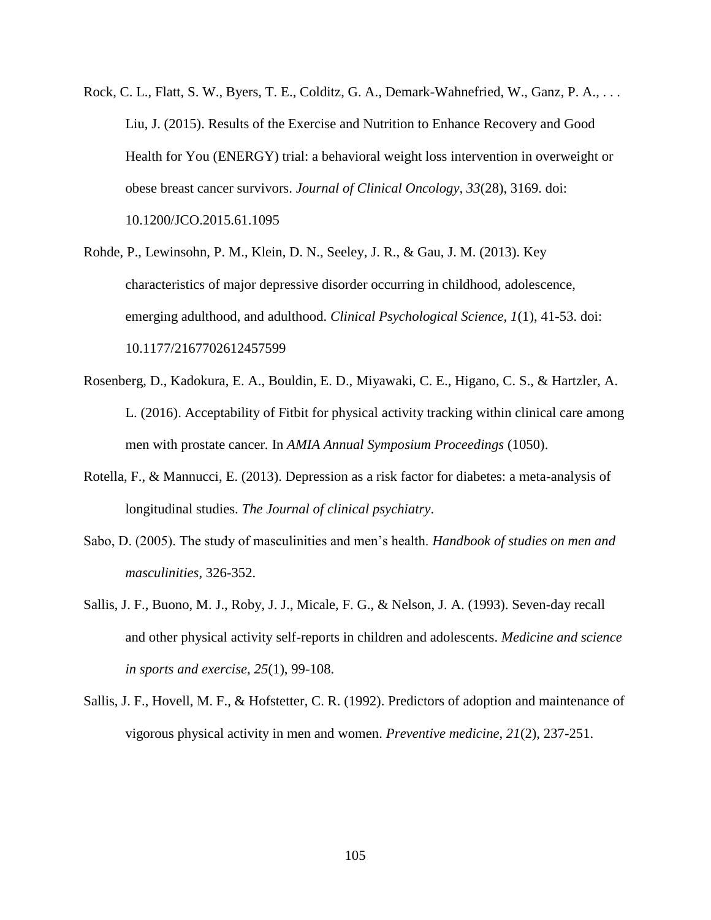Rock, C. L., Flatt, S. W., Byers, T. E., Colditz, G. A., Demark-Wahnefried, W., Ganz, P. A., . . . Liu, J. (2015). Results of the Exercise and Nutrition to Enhance Recovery and Good Health for You (ENERGY) trial: a behavioral weight loss intervention in overweight or obese breast cancer survivors. *Journal of Clinical Oncology*, *33*(28), 3169. doi: 10.1200/JCO.2015.61.1095

Rohde, P., Lewinsohn, P. M., Klein, D. N., Seeley, J. R., & Gau, J. M. (2013). Key characteristics of major depressive disorder occurring in childhood, adolescence, emerging adulthood, and adulthood. *Clinical Psychological Science, 1*(1), 41-53. doi: 10.1177/2167702612457599

Rosenberg, D., Kadokura, E. A., Bouldin, E. D., Miyawaki, C. E., Higano, C. S., & Hartzler, A. L. (2016). Acceptability of Fitbit for physical activity tracking within clinical care among men with prostate cancer. In *AMIA Annual Symposium Proceedings* (1050).

Rotella, F., & Mannucci, E. (2013). Depression as a risk factor for diabetes: a meta-analysis of longitudinal studies. *The Journal of clinical psychiatry*.

Sabo, D. (2005). The study of masculinities and men's health. *Handbook of studies on men and masculinities*, 326-352.

Sallis, J. F., Buono, M. J., Roby, J. J., Micale, F. G., & Nelson, J. A. (1993). Seven-day recall and other physical activity self-reports in children and adolescents. *Medicine and science in sports and exercise*, *25*(1), 99-108.

Sallis, J. F., Hovell, M. F., & Hofstetter, C. R. (1992). Predictors of adoption and maintenance of vigorous physical activity in men and women. *Preventive medicine*, *21*(2), 237-251.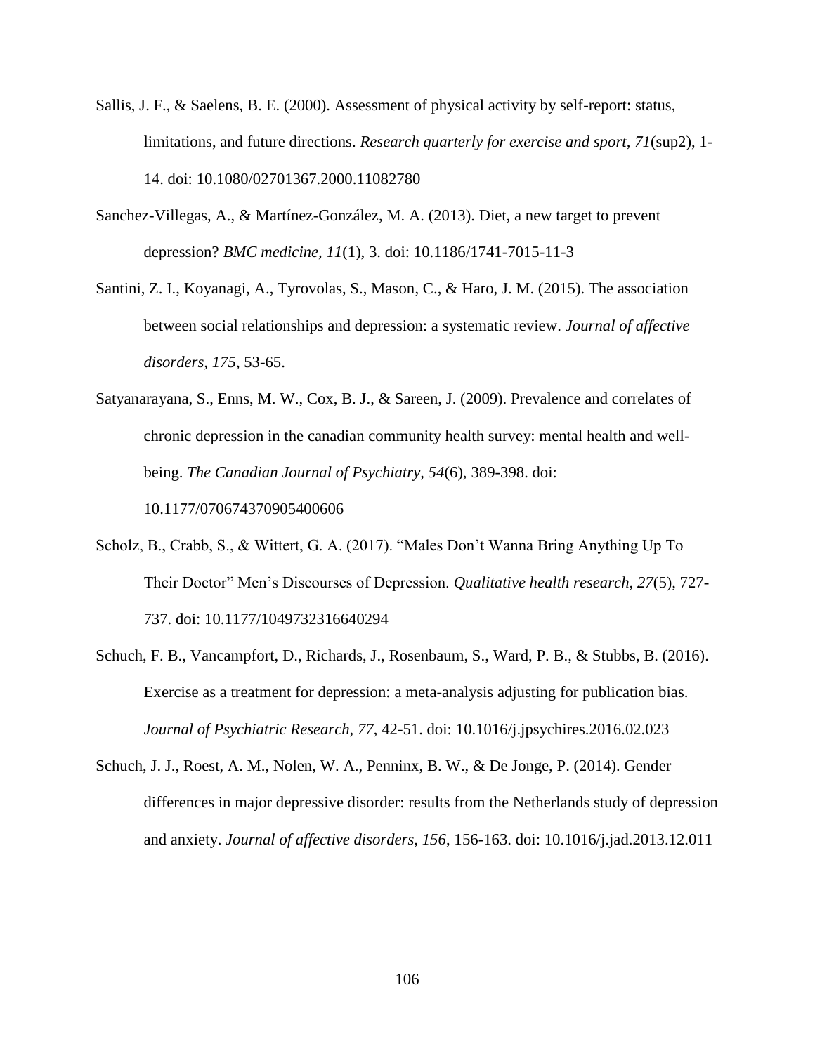Sallis, J. F., & Saelens, B. E. (2000). Assessment of physical activity by self-report: status, limitations, and future directions. *Research quarterly for exercise and sport, 71*(sup2), 1-14. doi: 10.1080/02701367.2000.11082780

Sanchez-Villegas, A., & Martínez-González, M. A. (2013). Diet, a new target to prevent depression? *BMC medicine, 11*(1), 3. doi: 10.1186/1741-7015-11-3

Santini, Z. I., Koyanagi, A., Tyrovolas, S., Mason, C., & Haro, J. M. (2015). The association between social relationships and depression: a systematic review. *Journal of affective disorders, 175*, 53-65.

Satyanarayana, S., Enns, M. W., Cox, B. J., & Sareen, J. (2009). Prevalence and correlates of chronic depression in the canadian community health survey: mental health and well-being. *The Canadian Journal of Psychiatry, 54*(6), 389-398. doi: 10.1177/070674370905400606

Scholz, B., Crabb, S., & Wittert, G. A. (2017). "Males Don't Wanna Bring Anything Up To Their Doctor" Men's Discourses of Depression. *Qualitative health research, 27*(5), 727-737. doi: 10.1177/1049732316640294

Schuch, F. B., Vancampfort, D., Richards, J., Rosenbaum, S., Ward, P. B., & Stubbs, B. (2016). Exercise as a treatment for depression: a meta-analysis adjusting for publication bias. *Journal of Psychiatric Research, 77*, 42-51. doi: 10.1016/j.jpsychires.2016.02.023

Schuch, J. J., Roest, A. M., Nolen, W. A., Penninx, B. W., & De Jonge, P. (2014). Gender differences in major depressive disorder: results from the Netherlands study of depression and anxiety. *Journal of affective disorders, 156*, 156-163. doi: 10.1016/j.jad.2013.12.011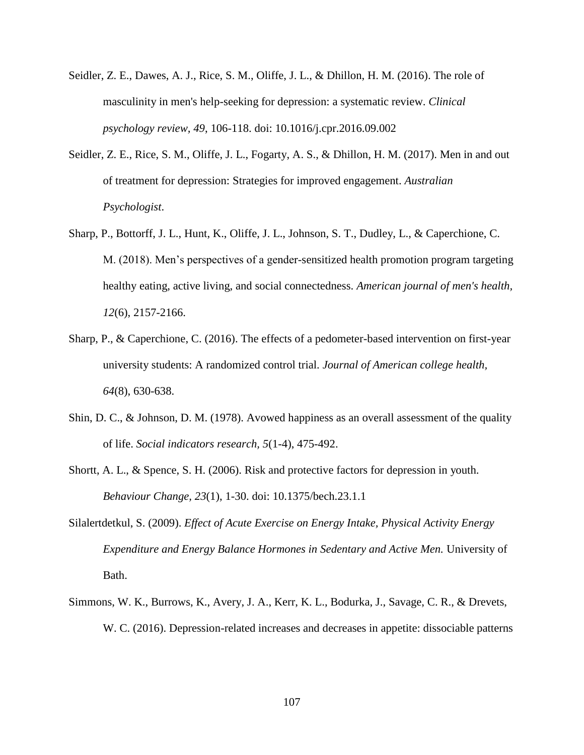Seidler, Z. E., Dawes, A. J., Rice, S. M., Oliffe, J. L., & Dhillon, H. M. (2016). The role of masculinity in men's help-seeking for depression: a systematic review. *Clinical psychology review, 49*, 106-118. doi: 10.1016/j.cpr.2016.09.002

Seidler, Z. E., Rice, S. M., Oliffe, J. L., Fogarty, A. S., & Dhillon, H. M. (2017). Men in and out of treatment for depression: Strategies for improved engagement. *Australian Psychologist*.

Sharp, P., Bottorff, J. L., Hunt, K., Oliffe, J. L., Johnson, S. T., Dudley, L., & Caperchione, C. M. (2018). Men's perspectives of a gender-sensitized health promotion program targeting healthy eating, active living, and social connectedness. *American journal of men's health, 12*(6), 2157-2166.

Sharp, P., & Caperchione, C. (2016). The effects of a pedometer-based intervention on first-year university students: A randomized control trial. *Journal of American college health, 64*(8), 630-638.

Shin, D. C., & Johnson, D. M. (1978). Avowed happiness as an overall assessment of the quality of life. *Social indicators research, 5*(1-4), 475-492.

Shortt, A. L., & Spence, S. H. (2006). Risk and protective factors for depression in youth. *Behaviour Change, 23*(1), 1-30. doi: 10.1375/bech.23.1.1

Silalertdetkul, S. (2009). *Effect of Acute Exercise on Energy Intake, Physical Activity Energy Expenditure and Energy Balance Hormones in Sedentary and Active Men.* University of Bath.

Simmons, W. K., Burrows, K., Avery, J. A., Kerr, K. L., Bodurka, J., Savage, C. R., & Drevets, W. C. (2016). Depression-related increases and decreases in appetite: dissociable patterns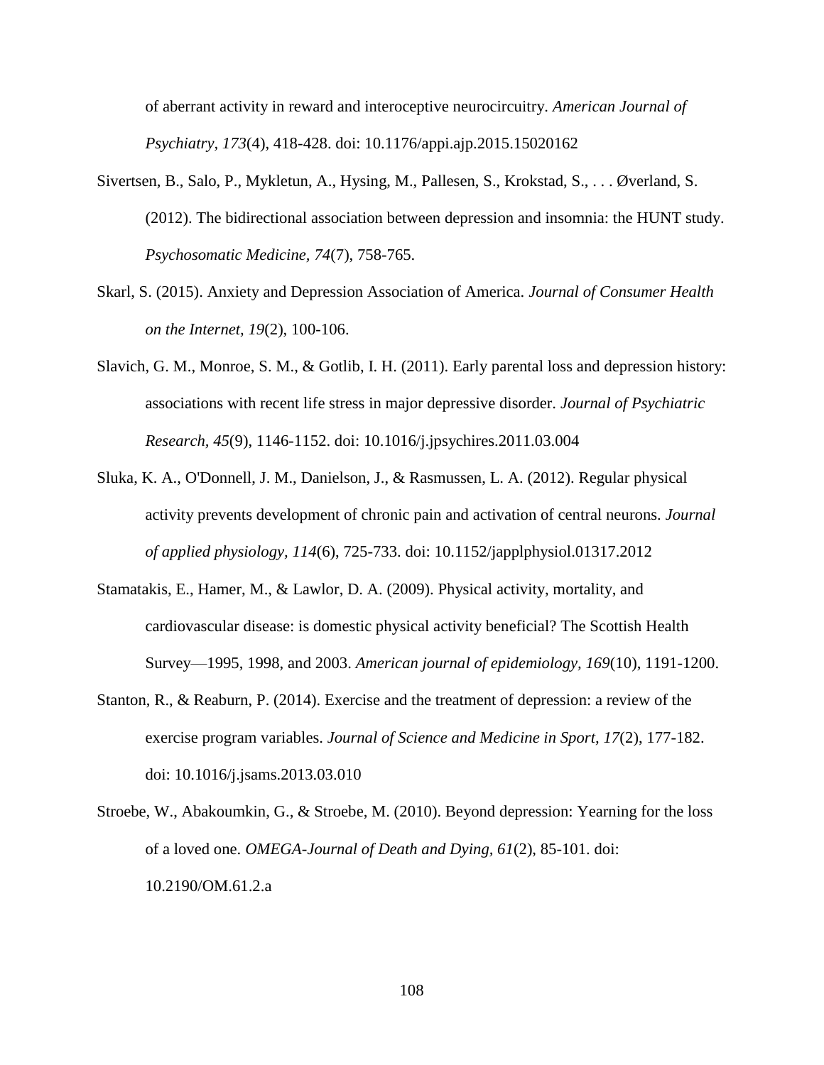of aberrant activity in reward and interoceptive neurocircuitry. *American Journal of Psychiatry, 173*(4), 418-428. doi: 10.1176/appi.ajp.2015.15020162

Sivertsen, B., Salo, P., Mykletun, A., Hysing, M., Pallesen, S., Krokstad, S., . . . Øverland, S. (2012). The bidirectional association between depression and insomnia: the HUNT study. *Psychosomatic Medicine, 74*(7), 758-765.

Skarl, S. (2015). Anxiety and Depression Association of America. *Journal of Consumer Health on the Internet, 19*(2), 100-106.

Slavich, G. M., Monroe, S. M., & Gotlib, I. H. (2011). Early parental loss and depression history: associations with recent life stress in major depressive disorder. *Journal of Psychiatric Research, 45*(9), 1146-1152. doi: 10.1016/j.jpsychires.2011.03.004

Sluka, K. A., O'Donnell, J. M., Danielson, J., & Rasmussen, L. A. (2012). Regular physical activity prevents development of chronic pain and activation of central neurons. *Journal of applied physiology, 114*(6), 725-733. doi: 10.1152/japplphysiol.01317.2012

Stamatakis, E., Hamer, M., & Lawlor, D. A. (2009). Physical activity, mortality, and cardiovascular disease: is domestic physical activity beneficial? The Scottish Health Survey—1995, 1998, and 2003. *American journal of epidemiology, 169*(10), 1191-1200.

Stanton, R., & Reaburn, P. (2014). Exercise and the treatment of depression: a review of the exercise program variables. *Journal of Science and Medicine in Sport, 17*(2), 177-182. doi: 10.1016/j.jsams.2013.03.010

Stroebe, W., Abakoumkin, G., & Stroebe, M. (2010). Beyond depression: Yearning for the loss of a loved one. *OMEGA-Journal of Death and Dying, 61*(2), 85-101. doi: 10.2190/OM.61.2.a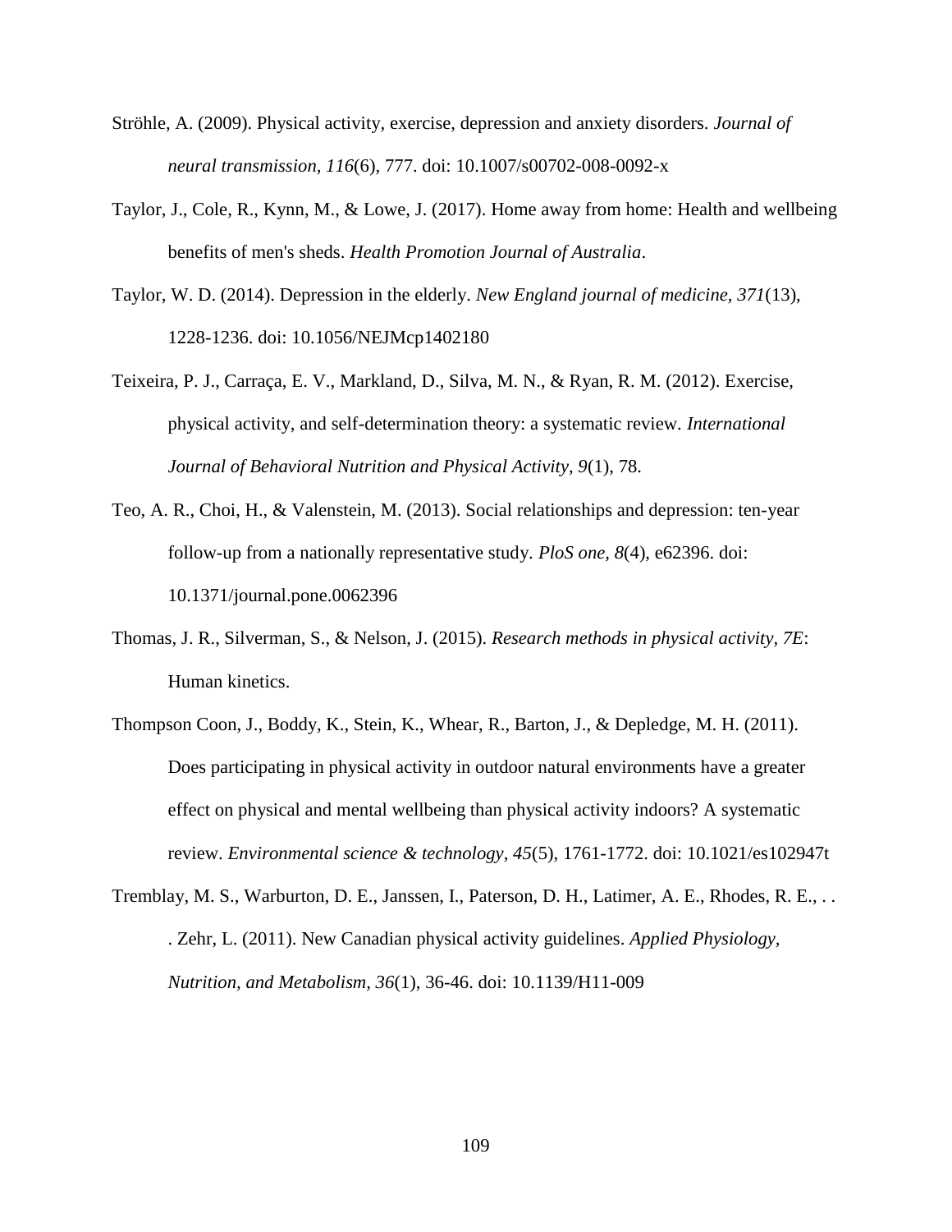Ströhle, A. (2009). Physical activity, exercise, depression and anxiety disorders. *Journal of neural transmission, 116*(6), 777. doi: 10.1007/s00702-008-0092-x

Taylor, J., Cole, R., Kynn, M., & Lowe, J. (2017). Home away from home: Health and wellbeing benefits of men's sheds. *Health Promotion Journal of Australia*.

Taylor, W. D. (2014). Depression in the elderly. *New England journal of medicine, 371*(13), 1228-1236. doi: 10.1056/NEJMcp1402180

Teixeira, P. J., Carraça, E. V., Markland, D., Silva, M. N., & Ryan, R. M. (2012). Exercise, physical activity, and self-determination theory: a systematic review. *International Journal of Behavioral Nutrition and Physical Activity, 9*(1), 78.

Teo, A. R., Choi, H., & Valenstein, M. (2013). Social relationships and depression: ten-year follow-up from a nationally representative study. *PloS one, 8*(4), e62396. doi: 10.1371/journal.pone.0062396

Thomas, J. R., Silverman, S., & Nelson, J. (2015). *Research methods in physical activity, 7E*: Human kinetics.

Thompson Coon, J., Boddy, K., Stein, K., Whear, R., Barton, J., & Depledge, M. H. (2011). Does participating in physical activity in outdoor natural environments have a greater effect on physical and mental wellbeing than physical activity indoors? A systematic review. *Environmental science & technology, 45*(5), 1761-1772. doi: 10.1021/es102947t

Tremblay, M. S., Warburton, D. E., Janssen, I., Paterson, D. H., Latimer, A. E., Rhodes, R. E., . . . Zehr, L. (2011). New Canadian physical activity guidelines. *Applied Physiology, Nutrition, and Metabolism, 36*(1), 36-46. doi: 10.1139/H11-009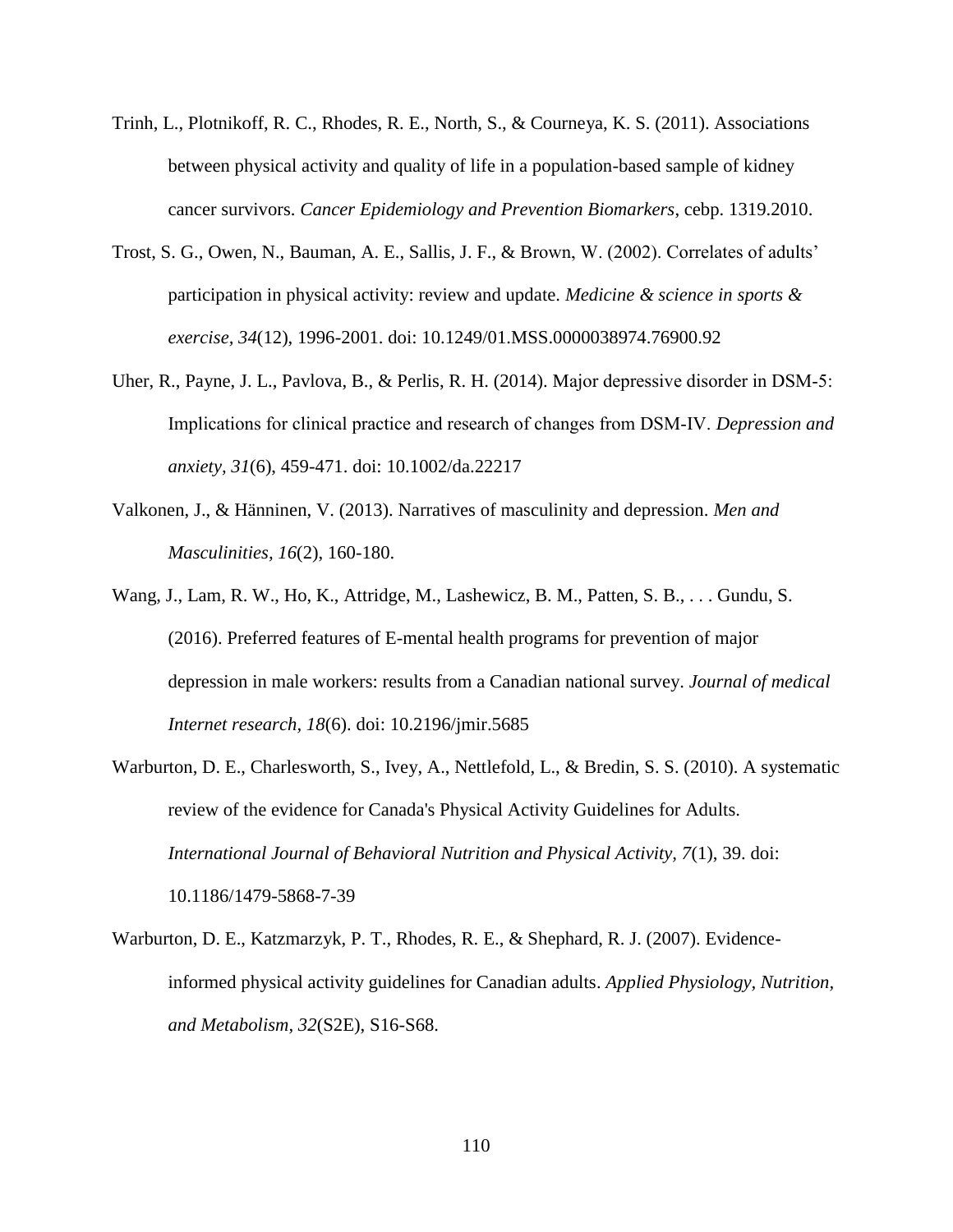Trinh, L., Plotnikoff, R. C., Rhodes, R. E., North, S., & Courneya, K. S. (2011). Associations between physical activity and quality of life in a population-based sample of kidney cancer survivors. *Cancer Epidemiology and Prevention Biomarkers*, cebp. 1319.2010.

Trost, S. G., Owen, N., Bauman, A. E., Sallis, J. F., & Brown, W. (2002). Correlates of adults' participation in physical activity: review and update. *Medicine & science in sports & exercise, 34*(12), 1996-2001. doi: 10.1249/01.MSS.0000038974.76900.92

Uher, R., Payne, J. L., Pavlova, B., & Perlis, R. H. (2014). Major depressive disorder in DSM-5: Implications for clinical practice and research of changes from DSM-IV. *Depression and anxiety, 31*(6), 459-471. doi: 10.1002/da.22217

Valkonen, J., & Hänninen, V. (2013). Narratives of masculinity and depression. *Men and Masculinities*, *16*(2), 160-180.

Wang, J., Lam, R. W., Ho, K., Attridge, M., Lashewicz, B. M., Patten, S. B., . . . Gundu, S. (2016). Preferred features of E-mental health programs for prevention of major depression in male workers: results from a Canadian national survey. *Journal of medical Internet research, 18*(6). doi: 10.2196/jmir.5685

Warburton, D. E., Charlesworth, S., Ivey, A., Nettlefold, L., & Bredin, S. S. (2010). A systematic review of the evidence for Canada's Physical Activity Guidelines for Adults. *International Journal of Behavioral Nutrition and Physical Activity, 7*(1), 39. doi: 10.1186/1479-5868-7-39

Warburton, D. E., Katzmarzyk, P. T., Rhodes, R. E., & Shephard, R. J. (2007). Evidence-informed physical activity guidelines for Canadian adults. *Applied Physiology, Nutrition, and Metabolism*, *32*(S2E), S16-S68.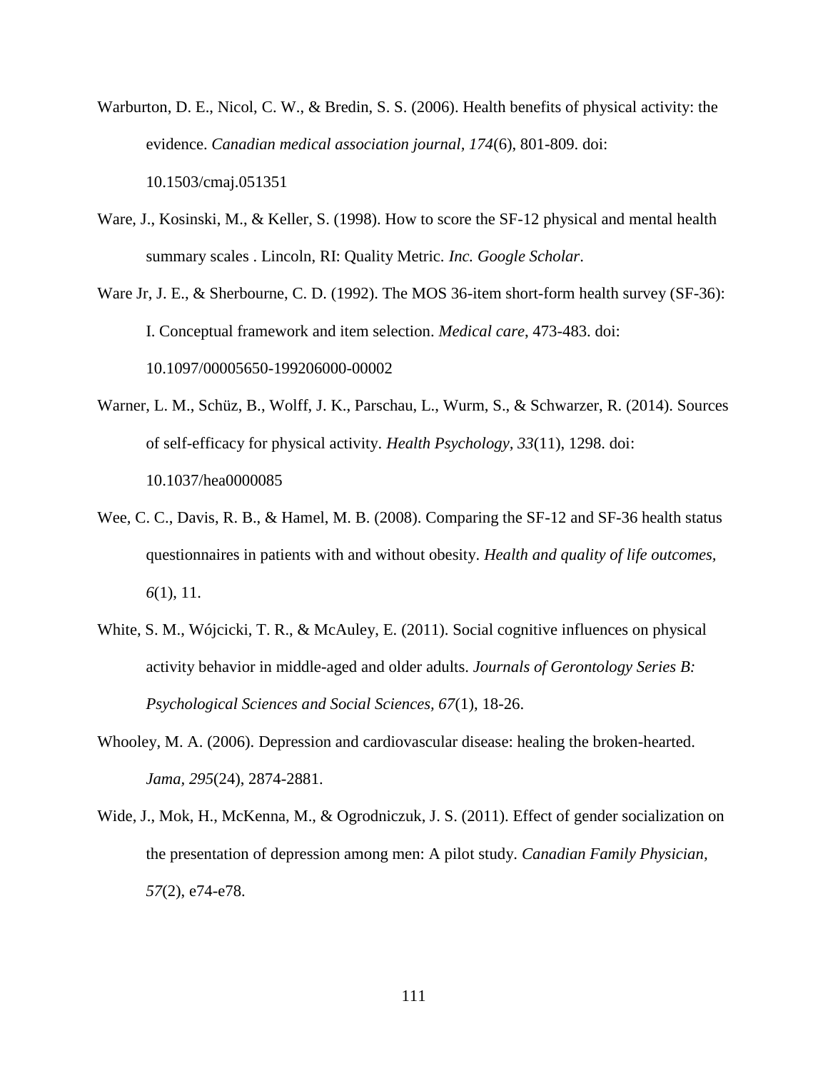Warburton, D. E., Nicol, C. W., & Bredin, S. S. (2006). Health benefits of physical activity: the evidence. *Canadian medical association journal*, *174*(6), 801-809. doi: 10.1503/cmaj.051351

Ware, J., Kosinski, M., & Keller, S. (1998). How to score the SF-12 physical and mental health summary scales . Lincoln, RI: Quality Metric. *Inc. Google Scholar*.

Ware Jr, J. E., & Sherbourne, C. D. (1992). The MOS 36-item short-form health survey (SF-36): I. Conceptual framework and item selection. *Medical care*, 473-483. doi: 10.1097/00005650-199206000-00002

Warner, L. M., Schüz, B., Wolff, J. K., Parschau, L., Wurm, S., & Schwarzer, R. (2014). Sources of self-efficacy for physical activity. *Health Psychology*, *33*(11), 1298. doi: 10.1037/hea0000085

Wee, C. C., Davis, R. B., & Hamel, M. B. (2008). Comparing the SF-12 and SF-36 health status questionnaires in patients with and without obesity. *Health and quality of life outcomes*, *6*(1), 11.

White, S. M., Wójcicki, T. R., & McAuley, E. (2011). Social cognitive influences on physical activity behavior in middle-aged and older adults. *Journals of Gerontology Series B: Psychological Sciences and Social Sciences*, *67*(1), 18-26.

Whooley, M. A. (2006). Depression and cardiovascular disease: healing the broken-hearted. *Jama*, *295*(24), 2874-2881.

Wide, J., Mok, H., McKenna, M., & Ogrodniczuk, J. S. (2011). Effect of gender socialization on the presentation of depression among men: A pilot study. *Canadian Family Physician*, *57*(2), e74-e78.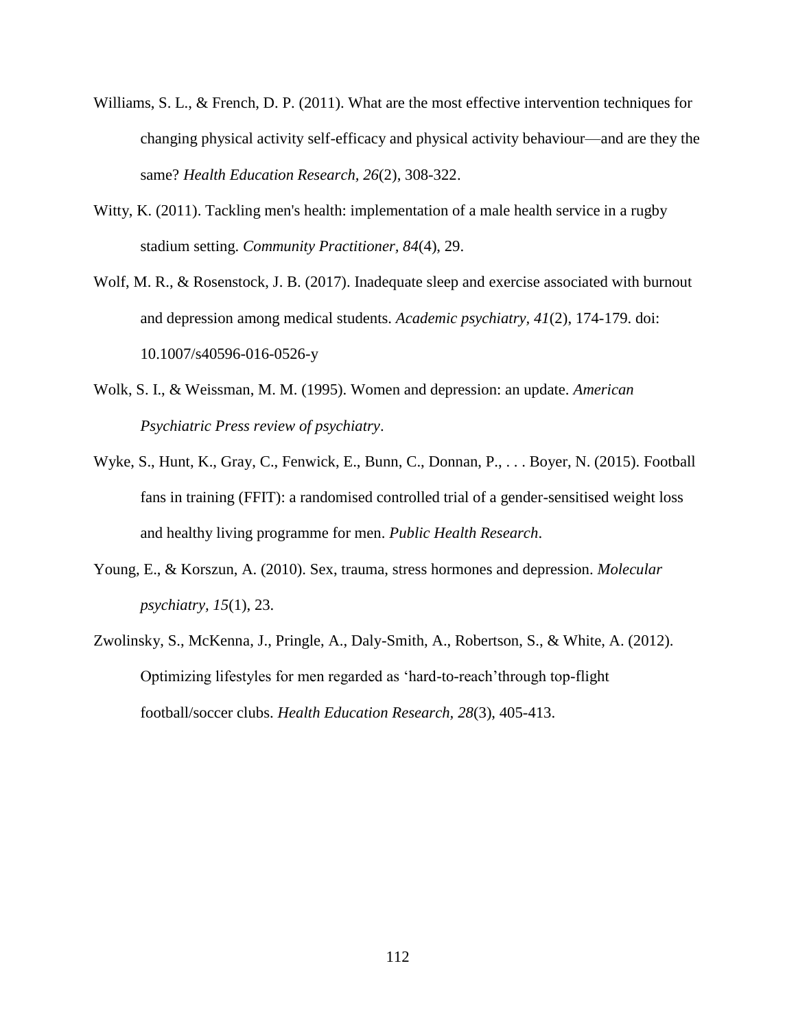Williams, S. L., & French, D. P. (2011). What are the most effective intervention techniques for changing physical activity self-efficacy and physical activity behaviour—and are they the same? *Health Education Research, 26*(2), 308-322.

Witty, K. (2011). Tackling men's health: implementation of a male health service in a rugby stadium setting. *Community Practitioner, 84*(4), 29.

Wolf, M. R., & Rosenstock, J. B. (2017). Inadequate sleep and exercise associated with burnout and depression among medical students. *Academic psychiatry, 41*(2), 174-179. doi: 10.1007/s40596-016-0526-y

Wolk, S. I., & Weissman, M. M. (1995). Women and depression: an update. *American Psychiatric Press review of psychiatry*.

Wyke, S., Hunt, K., Gray, C., Fenwick, E., Bunn, C., Donnan, P., . . . Boyer, N. (2015). Football fans in training (FFIT): a randomised controlled trial of a gender-sensitised weight loss and healthy living programme for men. *Public Health Research*.

Young, E., & Korszun, A. (2010). Sex, trauma, stress hormones and depression. *Molecular psychiatry, 15*(1), 23.

Zwolinsky, S., McKenna, J., Pringle, A., Daly-Smith, A., Robertson, S., & White, A. (2012). Optimizing lifestyles for men regarded as 'hard-to-reach'through top-flight football/soccer clubs. *Health Education Research, 28*(3), 405-413.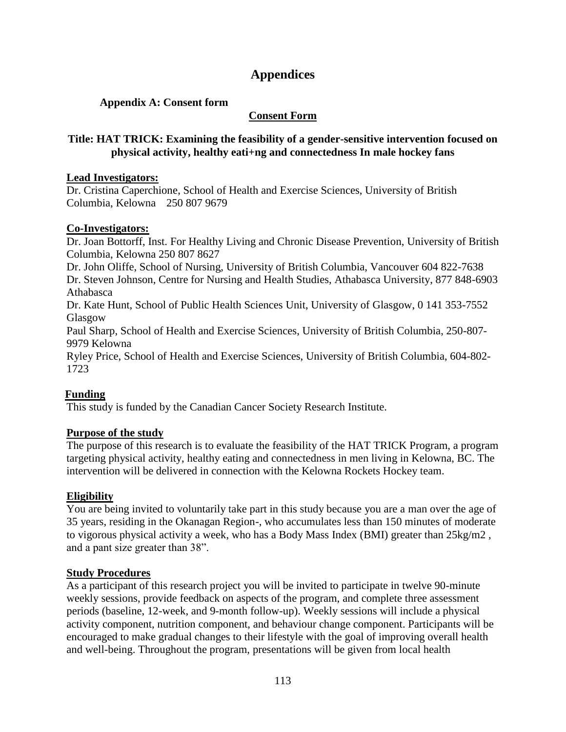# Appendices

## Appendix A: Consent form

**Consent Form**

### Title: HAT TRICK: Examining the feasibility of a gender-sensitive intervention focused on physical activity, healthy eati+ng and connectedness In male hockey fans

**Lead Investigators:**

Dr. Cristina Caperchione, School of Health and Exercise Sciences, University of British Columbia, Kelowna 250 807 9679

**Co-Investigators:**

Dr. Joan Bottorff, Inst. For Healthy Living and Chronic Disease Prevention, University of British Columbia, Kelowna 250 807 8627

Dr. John Oliffe, School of Nursing, University of British Columbia, Vancouver 604 822-7638

Dr. Steven Johnson, Centre for Nursing and Health Studies, Athabasca University, 877 848-6903 Athabasca

Dr. Kate Hunt, School of Public Health Sciences Unit, University of Glasgow, 0 141 353-7552 Glasgow

Paul Sharp, School of Health and Exercise Sciences, University of British Columbia, 250-807-9979 Kelowna

Ryley Price, School of Health and Exercise Sciences, University of British Columbia, 604-802-1723

**Funding**

This study is funded by the Canadian Cancer Society Research Institute.

**Purpose of the study**

The purpose of this research is to evaluate the feasibility of the HAT TRICK Program, a program targeting physical activity, healthy eating and connectedness in men living in Kelowna, BC. The intervention will be delivered in connection with the Kelowna Rockets Hockey team.

**Eligibility**

You are being invited to voluntarily take part in this study because you are a man over the age of 35 years, residing in the Okanagan Region-, who accumulates less than 150 minutes of moderate to vigorous physical activity a week, who has a Body Mass Index (BMI) greater than 25kg/m2 , and a pant size greater than 38".

**Study Procedures**

As a participant of this research project you will be invited to participate in twelve 90-minute weekly sessions, provide feedback on aspects of the program, and complete three assessment periods (baseline, 12-week, and 9-month follow-up). Weekly sessions will include a physical activity component, nutrition component, and behaviour change component. Participants will be encouraged to make gradual changes to their lifestyle with the goal of improving overall health and well-being. Throughout the program, presentations will be given from local health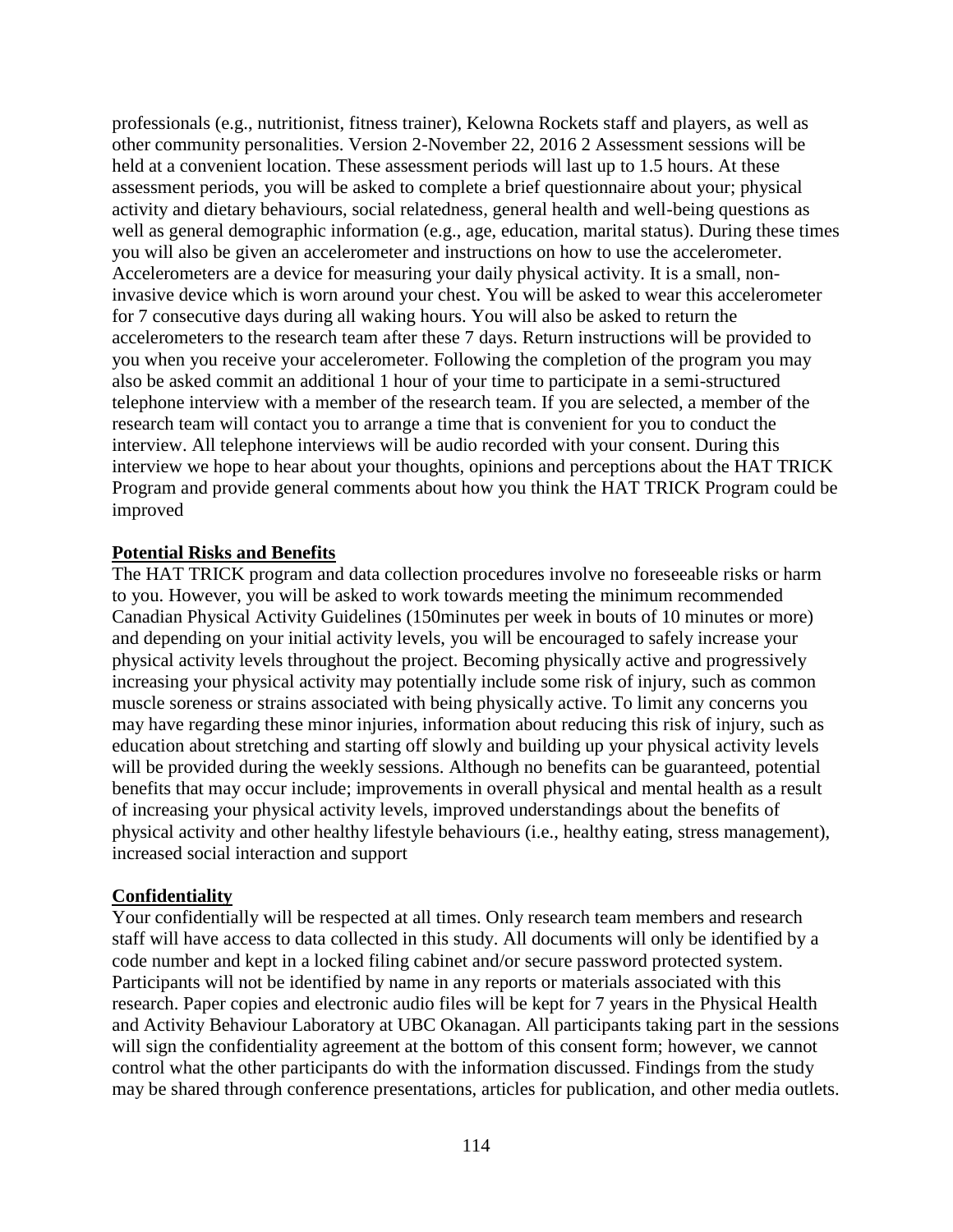professionals (e.g., nutritionist, fitness trainer), Kelowna Rockets staff and players, as well as other community personalities. Version 2-November 22, 2016 2 Assessment sessions will be held at a convenient location. These assessment periods will last up to 1.5 hours. At these assessment periods, you will be asked to complete a brief questionnaire about your; physical activity and dietary behaviours, social relatedness, general health and well-being questions as well as general demographic information (e.g., age, education, marital status). During these times you will also be given an accelerometer and instructions on how to use the accelerometer. Accelerometers are a device for measuring your daily physical activity. It is a small, non-invasive device which is worn around your chest. You will be asked to wear this accelerometer for 7 consecutive days during all waking hours. You will also be asked to return the accelerometers to the research team after these 7 days. Return instructions will be provided to you when you receive your accelerometer. Following the completion of the program you may also be asked commit an additional 1 hour of your time to participate in a semi-structured telephone interview with a member of the research team. If you are selected, a member of the research team will contact you to arrange a time that is convenient for you to conduct the interview. All telephone interviews will be audio recorded with your consent. During this interview we hope to hear about your thoughts, opinions and perceptions about the HAT TRICK Program and provide general comments about how you think the HAT TRICK Program could be improved

**Potential Risks and Benefits**

The HAT TRICK program and data collection procedures involve no foreseeable risks or harm to you. However, you will be asked to work towards meeting the minimum recommended Canadian Physical Activity Guidelines (150minutes per week in bouts of 10 minutes or more) and depending on your initial activity levels, you will be encouraged to safely increase your physical activity levels throughout the project. Becoming physically active and progressively increasing your physical activity may potentially include some risk of injury, such as common muscle soreness or strains associated with being physically active. To limit any concerns you may have regarding these minor injuries, information about reducing this risk of injury, such as education about stretching and starting off slowly and building up your physical activity levels will be provided during the weekly sessions. Although no benefits can be guaranteed, potential benefits that may occur include; improvements in overall physical and mental health as a result of increasing your physical activity levels, improved understandings about the benefits of physical activity and other healthy lifestyle behaviours (i.e., healthy eating, stress management), increased social interaction and support

**Confidentiality**

Your confidentially will be respected at all times. Only research team members and research staff will have access to data collected in this study. All documents will only be identified by a code number and kept in a locked filing cabinet and/or secure password protected system. Participants will not be identified by name in any reports or materials associated with this research. Paper copies and electronic audio files will be kept for 7 years in the Physical Health and Activity Behaviour Laboratory at UBC Okanagan. All participants taking part in the sessions will sign the confidentiality agreement at the bottom of this consent form; however, we cannot control what the other participants do with the information discussed. Findings from the study may be shared through conference presentations, articles for publication, and other media outlets.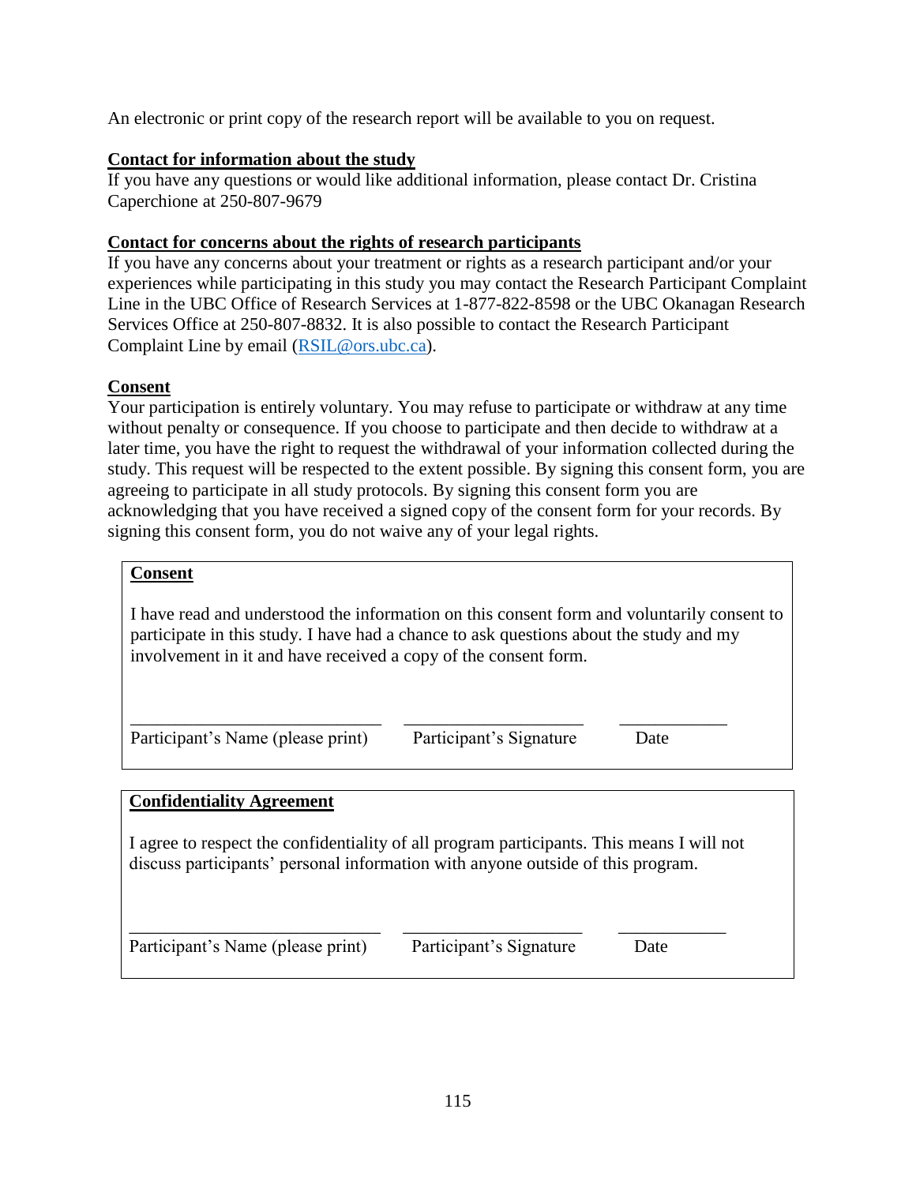An electronic or print copy of the research report will be available to you on request.

**Contact for information about the study**

If you have any questions or would like additional information, please contact Dr. Cristina Caperchione at 250-807-9679

**Contact for concerns about the rights of research participants**

If you have any concerns about your treatment or rights as a research participant and/or your experiences while participating in this study you may contact the Research Participant Complaint Line in the UBC Office of Research Services at 1-877-822-8598 or the UBC Okanagan Research Services Office at 250-807-8832. It is also possible to contact the Research Participant Complaint Line by email (RSIL@ors.ubc.ca).

**Consent**

Your participation is entirely voluntary. You may refuse to participate or withdraw at any time without penalty or consequence. If you choose to participate and then decide to withdraw at a later time, you have the right to request the withdrawal of your information collected during the study. This request will be respected to the extent possible. By signing this consent form, you are agreeing to participate in all study protocols. By signing this consent form you are acknowledging that you have received a signed copy of the consent form for your records. By signing this consent form, you do not waive any of your legal rights.

**Consent**

I have read and understood the information on this consent form and voluntarily consent to participate in this study. I have had a chance to ask questions about the study and my involvement in it and have received a copy of the consent form.

| ______________________________ | ____________________ | ___________ |
|---|---|---|
| Participant's Name (please print) | Participant's Signature | Date |

**Confidentiality Agreement**

I agree to respect the confidentiality of all program participants. This means I will not discuss participants' personal information with anyone outside of this program.

| ______________________________ | ____________________ | ___________ |
|---|---|---|
| Participant's Name (please print) | Participant's Signature | Date |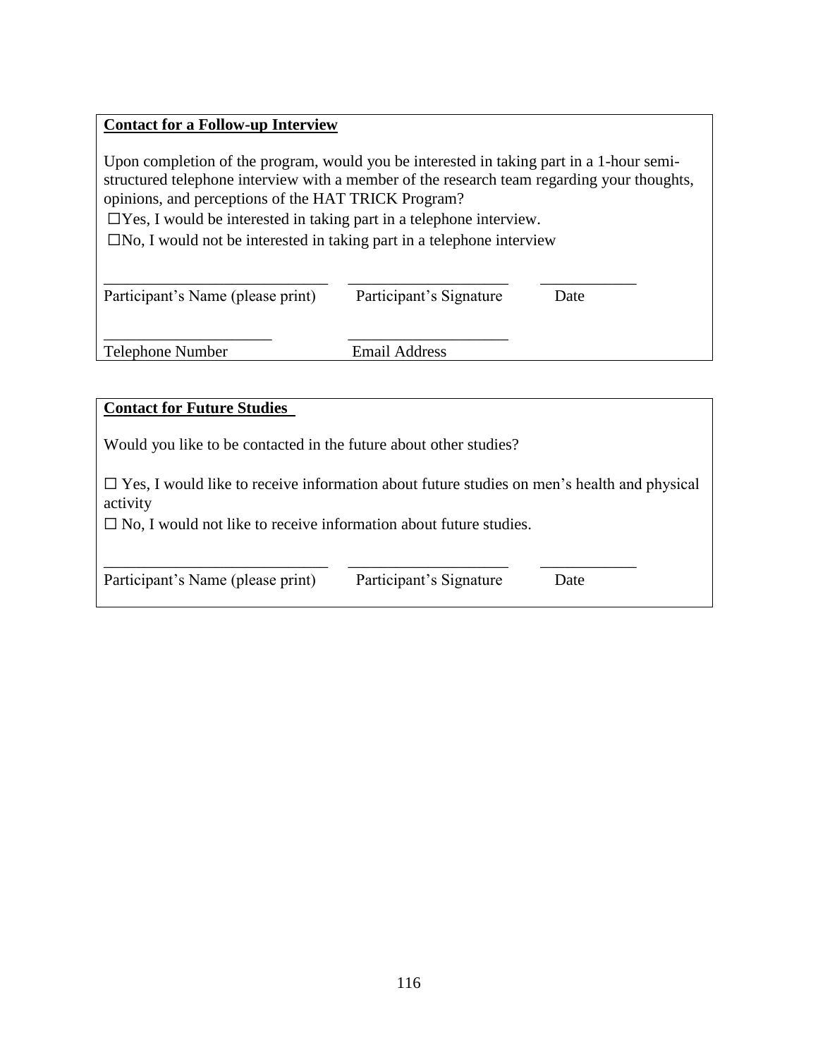**Contact for a Follow-up Interview**

Upon completion of the program, would you be interested in taking part in a 1-hour semi-structured telephone interview with a member of the research team regarding your thoughts, opinions, and perceptions of the HAT TRICK Program?

☐Yes, I would be interested in taking part in a telephone interview.

☐No, I would not be interested in taking part in a telephone interview

| | | |
|---|---|---|
| ____________________________ | ____________________ | ____________ |
| Participant's Name (please print) | Participant's Signature | Date |
| _____________________ | ____________________ | |
| Telephone Number | Email Address | |

**Contact for Future Studies**

Would you like to be contacted in the future about other studies?

☐ Yes, I would like to receive information about future studies on men's health and physical activity

☐ No, I would not like to receive information about future studies.

| | | |
|---|---|---|
| ____________________________ | ____________________ | ____________ |
| Participant's Name (please print) | Participant's Signature | Date |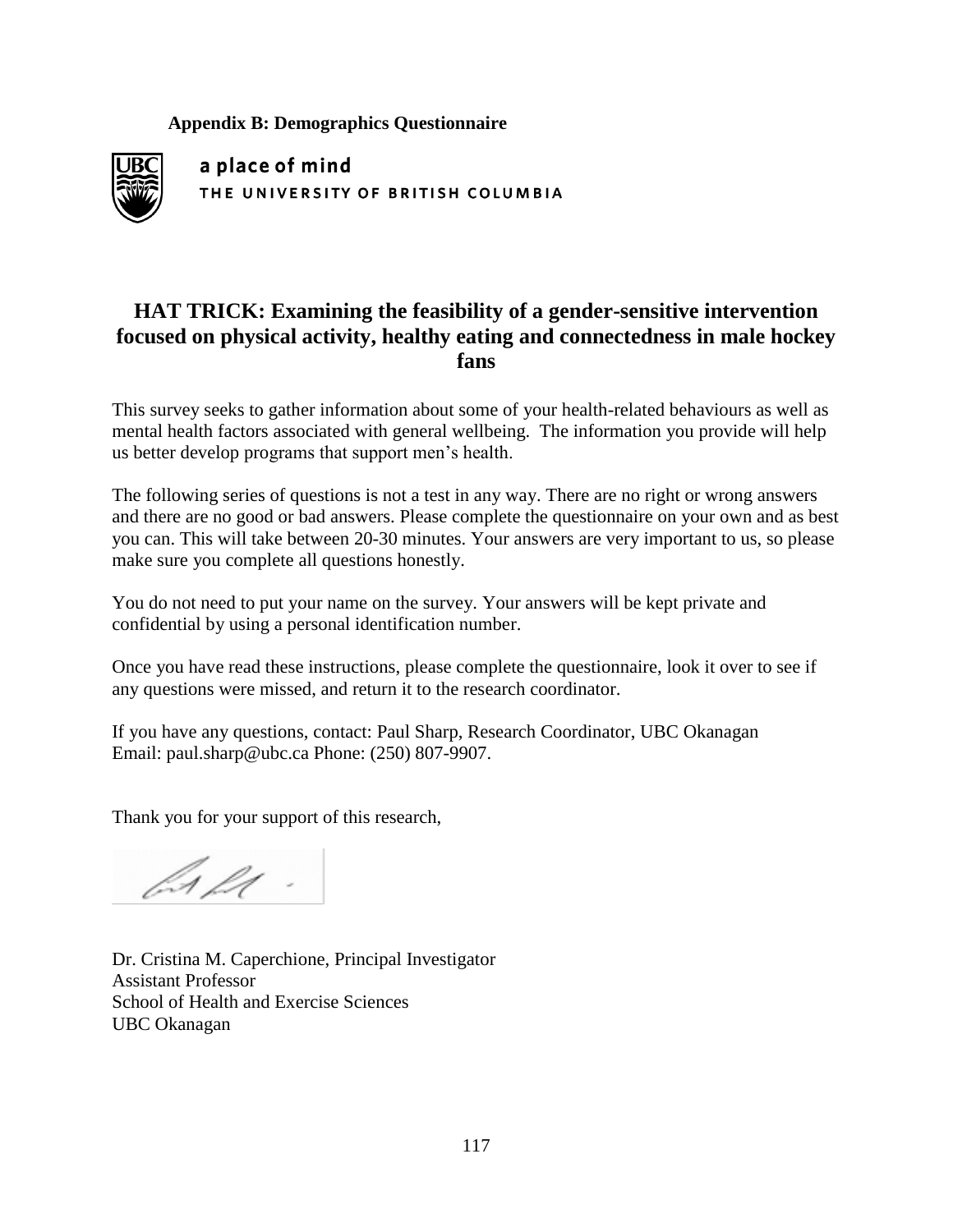**Appendix B: Demographics Questionnaire**

a place of mind
THE UNIVERSITY OF BRITISH COLUMBIA

## HAT TRICK: Examining the feasibility of a gender-sensitive intervention focused on physical activity, healthy eating and connectedness in male hockey fans

This survey seeks to gather information about some of your health-related behaviours as well as mental health factors associated with general wellbeing. The information you provide will help us better develop programs that support men's health.

The following series of questions is not a test in any way. There are no right or wrong answers and there are no good or bad answers. Please complete the questionnaire on your own and as best you can. This will take between 20-30 minutes. Your answers are very important to us, so please make sure you complete all questions honestly.

You do not need to put your name on the survey. Your answers will be kept private and confidential by using a personal identification number.

Once you have read these instructions, please complete the questionnaire, look it over to see if any questions were missed, and return it to the research coordinator.

If you have any questions, contact: Paul Sharp, Research Coordinator, UBC Okanagan
Email: paul.sharp@ubc.ca Phone: (250) 807-9907.

Thank you for your support of this research,

Dr. Cristina M. Caperchione, Principal Investigator
Assistant Professor
School of Health and Exercise Sciences
UBC Okanagan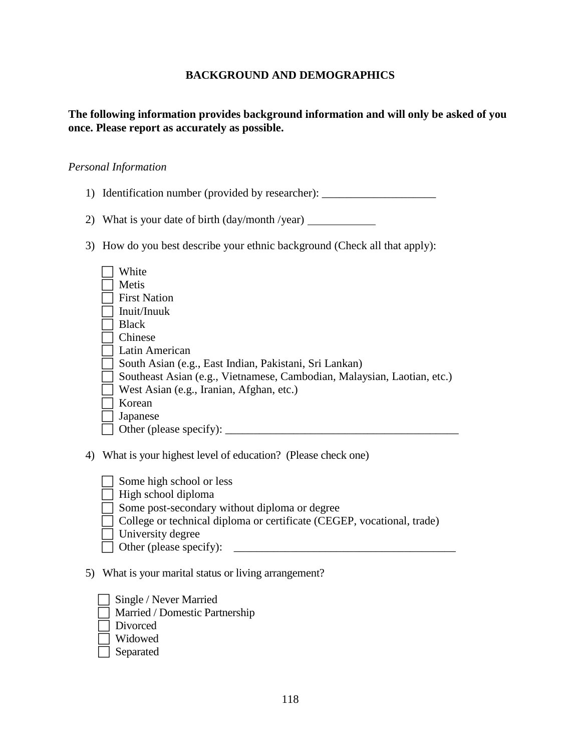## BACKGROUND AND DEMOGRAPHICS

**The following information provides background information and will only be asked of you once. Please report as accurately as possible.**

*Personal Information*

1) Identification number (provided by researcher): ____________________

2) What is your date of birth (day/month /year) ____________

3) How do you best describe your ethnic background (Check all that apply):

   - ☐ White
   - ☐ Metis
   - ☐ First Nation
   - ☐ Inuit/Inuuk
   - ☐ Black
   - ☐ Chinese
   - ☐ Latin American
   - ☐ South Asian (e.g., East Indian, Pakistani, Sri Lankan)
   - ☐ Southeast Asian (e.g., Vietnamese, Cambodian, Malaysian, Laotian, etc.)
   - ☐ West Asian (e.g., Iranian, Afghan, etc.)
   - ☐ Korean
   - ☐ Japanese
   - ☐ Other (please specify): ________________________________________

4) What is your highest level of education? (Please check one)

   - ☐ Some high school or less
   - ☐ High school diploma
   - ☐ Some post-secondary without diploma or degree
   - ☐ College or technical diploma or certificate (CEGEP, vocational, trade)
   - ☐ University degree
   - ☐ Other (please specify): ______________________________________

5) What is your marital status or living arrangement?

   - ☐ Single / Never Married
   - ☐ Married / Domestic Partnership
   - ☐ Divorced
   - ☐ Widowed
   - ☐ Separated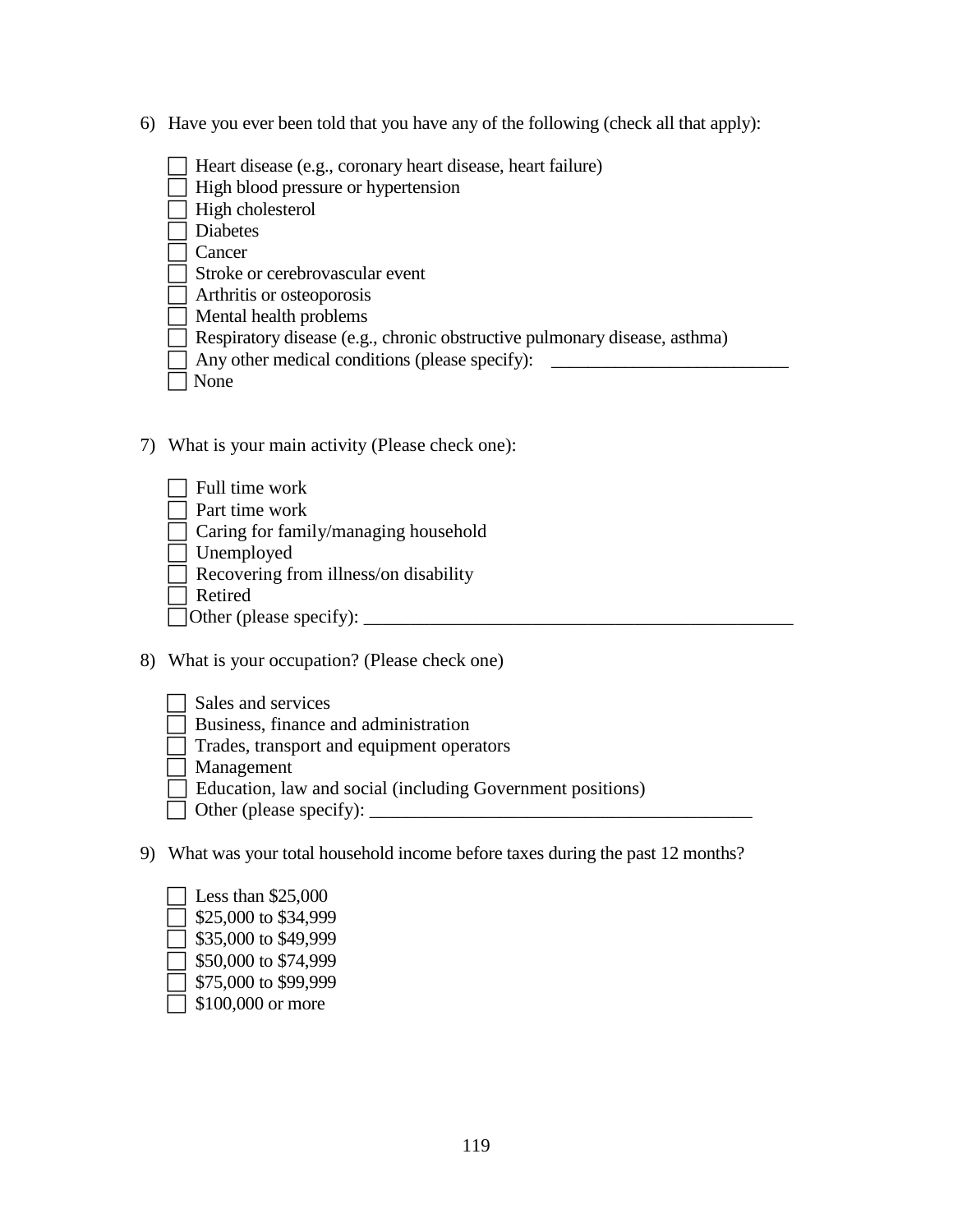6) Have you ever been told that you have any of the following (check all that apply):

- ☐ Heart disease (e.g., coronary heart disease, heart failure)
- ☐ High blood pressure or hypertension
- ☐ High cholesterol
- ☐ Diabetes
- ☐ Cancer
- ☐ Stroke or cerebrovascular event
- ☐ Arthritis or osteoporosis
- ☐ Mental health problems
- ☐ Respiratory disease (e.g., chronic obstructive pulmonary disease, asthma)
- ☐ Any other medical conditions (please specify): ___________________________
- ☐ None

7) What is your main activity (Please check one):

- ☐ Full time work
- ☐ Part time work
- ☐ Caring for family/managing household
- ☐ Unemployed
- ☐ Recovering from illness/on disability
- ☐ Retired
- ☐ Other (please specify): ________________________________________________

8) What is your occupation? (Please check one)

- ☐ Sales and services
- ☐ Business, finance and administration
- ☐ Trades, transport and equipment operators
- ☐ Management
- ☐ Education, law and social (including Government positions)
- ☐ Other (please specify): ___________________________________________

9) What was your total household income before taxes during the past 12 months?

- ☐ Less than $25,000
- ☐ $25,000 to $34,999
- ☐ $35,000 to $49,999
- ☐ $50,000 to $74,999
- ☐ $75,000 to $99,999
- ☐ $100,000 or more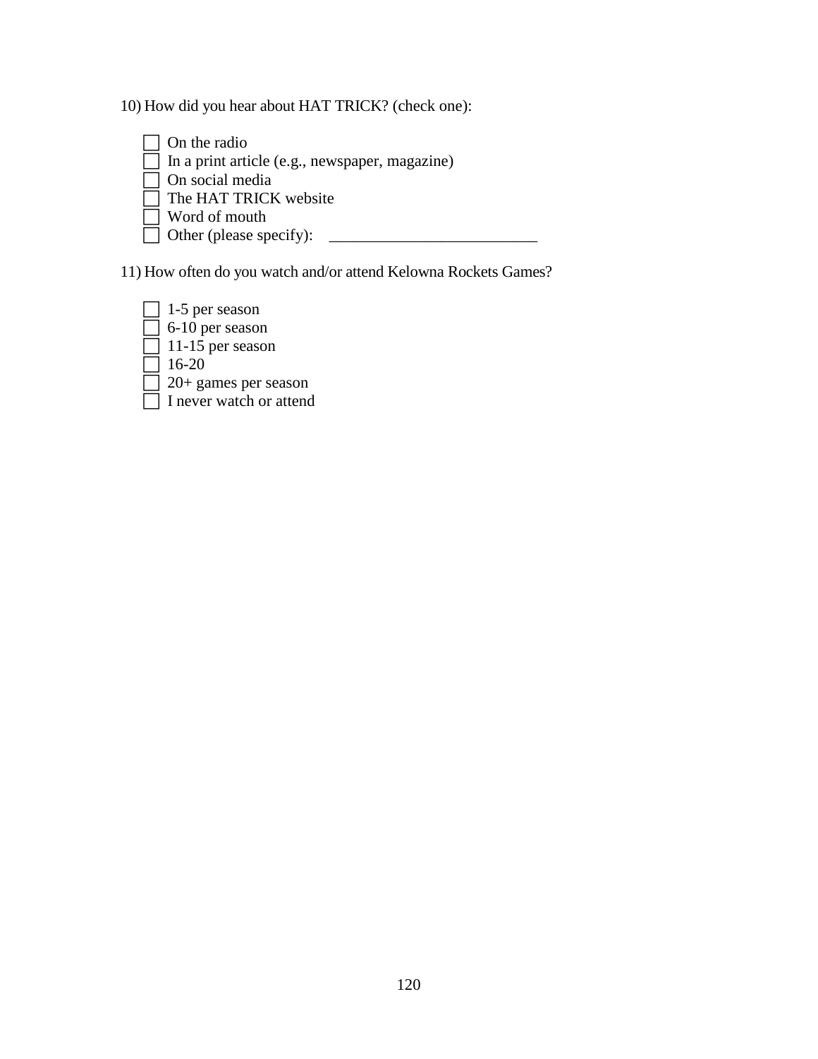10) How did you hear about HAT TRICK? (check one):

- ☐ On the radio
- ☐ In a print article (e.g., newspaper, magazine)
- ☐ On social media
- ☐ The HAT TRICK website
- ☐ Word of mouth
- ☐ Other (please specify): ________________________

11) How often do you watch and/or attend Kelowna Rockets Games?

- ☐ 1-5 per season
- ☐ 6-10 per season
- ☐ 11-15 per season
- ☐ 16-20
- ☐ 20+ games per season
- ☐ I never watch or attend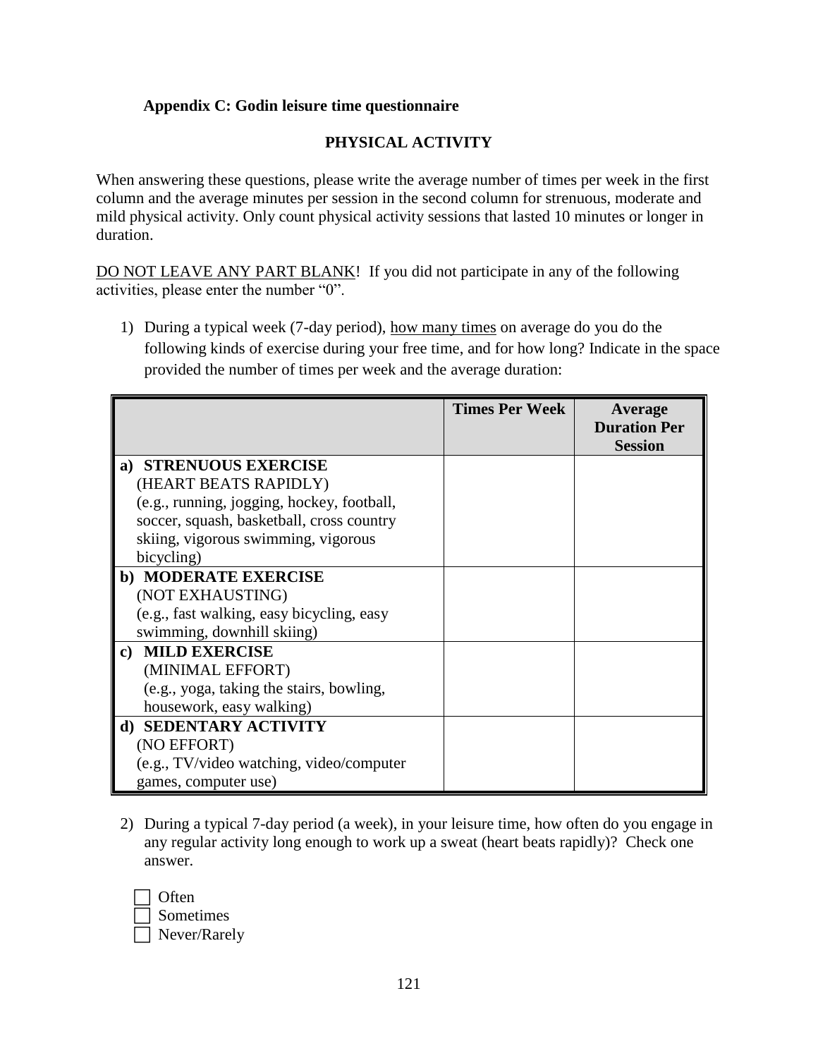### Appendix C: Godin leisure time questionnaire

## PHYSICAL ACTIVITY

When answering these questions, please write the average number of times per week in the first column and the average minutes per session in the second column for strenuous, moderate and mild physical activity. Only count physical activity sessions that lasted 10 minutes or longer in duration.

<u>DO NOT LEAVE ANY PART BLANK</u>! If you did not participate in any of the following activities, please enter the number "0".

1) During a typical week (7-day period), <u>how many times</u> on average do you do the following kinds of exercise during your free time, and for how long? Indicate in the space provided the number of times per week and the average duration:

| | Times Per Week | Average Duration Per Session |
|---|---|---|
| **a) STRENUOUS EXERCISE** (HEART BEATS RAPIDLY) (e.g., running, jogging, hockey, football, soccer, squash, basketball, cross country skiing, vigorous swimming, vigorous bicycling) | | |
| **b) MODERATE EXERCISE** (NOT EXHAUSTING) (e.g., fast walking, easy bicycling, easy swimming, downhill skiing) | | |
| **c) MILD EXERCISE** (MINIMAL EFFORT) (e.g., yoga, taking the stairs, bowling, housework, easy walking) | | |
| **d) SEDENTARY ACTIVITY** (NO EFFORT) (e.g., TV/video watching, video/computer games, computer use) | | |

2) During a typical 7-day period (a week), in your leisure time, how often do you engage in any regular activity long enough to work up a sweat (heart beats rapidly)? Check one answer.

- ☐ Often
- ☐ Sometimes
- ☐ Never/Rarely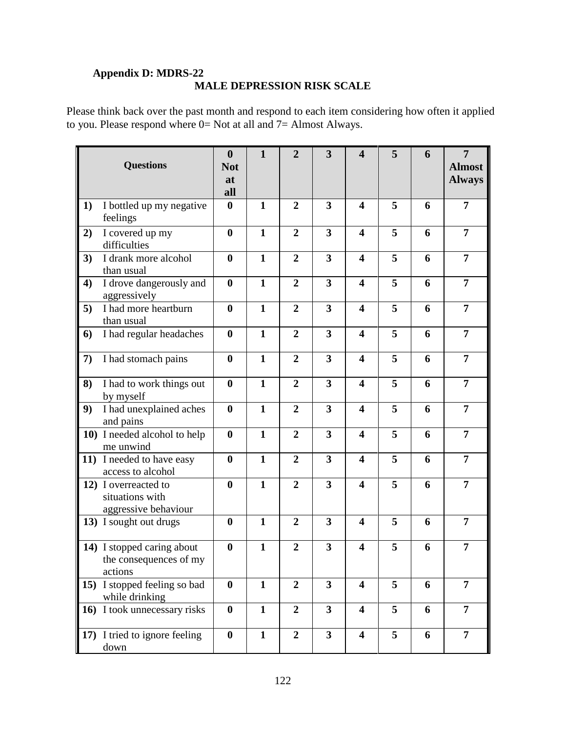**Appendix D: MDRS-22**

**MALE DEPRESSION RISK SCALE**

Please think back over the past month and respond to each item considering how often it applied to you. Please respond where 0= Not at all and 7= Almost Always.

| Questions | 0 Not at all | 1 | 2 | 3 | 4 | 5 | 6 | 7 Almost Always |
|---|---|---|---|---|---|---|---|---|
| **1)** I bottled up my negative feelings | 0 | 1 | 2 | 3 | 4 | 5 | 6 | 7 |
| **2)** I covered up my difficulties | 0 | 1 | 2 | 3 | 4 | 5 | 6 | 7 |
| **3)** I drank more alcohol than usual | 0 | 1 | 2 | 3 | 4 | 5 | 6 | 7 |
| **4)** I drove dangerously and aggressively | 0 | 1 | 2 | 3 | 4 | 5 | 6 | 7 |
| **5)** I had more heartburn than usual | 0 | 1 | 2 | 3 | 4 | 5 | 6 | 7 |
| **6)** I had regular headaches | 0 | 1 | 2 | 3 | 4 | 5 | 6 | 7 |
| **7)** I had stomach pains | 0 | 1 | 2 | 3 | 4 | 5 | 6 | 7 |
| **8)** I had to work things out by myself | 0 | 1 | 2 | 3 | 4 | 5 | 6 | 7 |
| **9)** I had unexplained aches and pains | 0 | 1 | 2 | 3 | 4 | 5 | 6 | 7 |
| **10)** I needed alcohol to help me unwind | 0 | 1 | 2 | 3 | 4 | 5 | 6 | 7 |
| **11)** I needed to have easy access to alcohol | 0 | 1 | 2 | 3 | 4 | 5 | 6 | 7 |
| **12)** I overreacted to situations with aggressive behaviour | 0 | 1 | 2 | 3 | 4 | 5 | 6 | 7 |
| **13)** I sought out drugs | 0 | 1 | 2 | 3 | 4 | 5 | 6 | 7 |
| **14)** I stopped caring about the consequences of my actions | 0 | 1 | 2 | 3 | 4 | 5 | 6 | 7 |
| **15)** I stopped feeling so bad while drinking | 0 | 1 | 2 | 3 | 4 | 5 | 6 | 7 |
| **16)** I took unnecessary risks | 0 | 1 | 2 | 3 | 4 | 5 | 6 | 7 |
| **17)** I tried to ignore feeling down | 0 | 1 | 2 | 3 | 4 | 5 | 6 | 7 |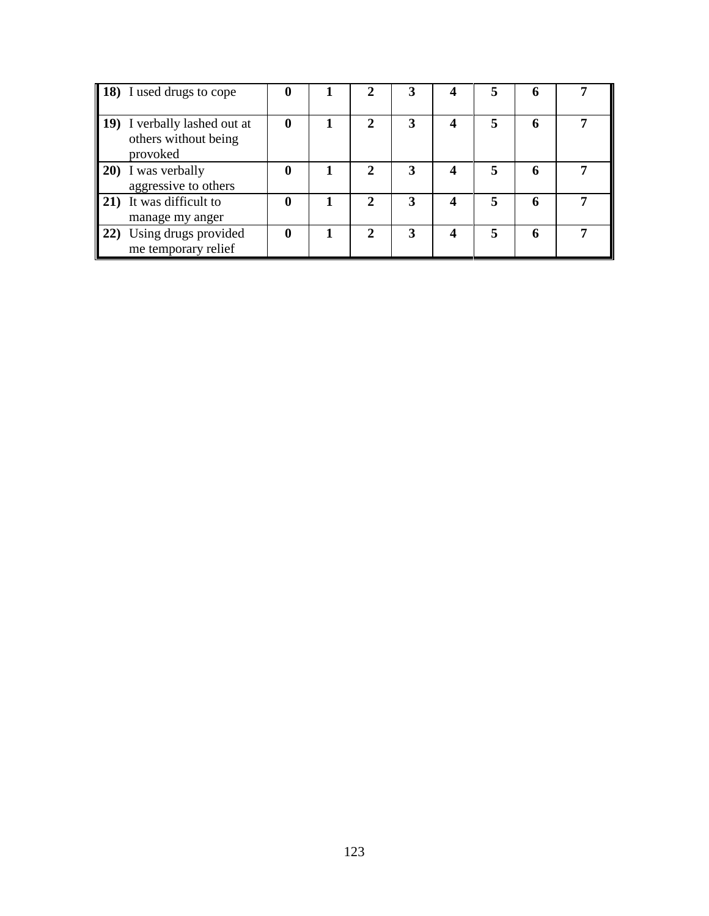| | | | | | | | | |
|---|---|---|---|---|---|---|---|---|
| **18)** I used drugs to cope | **0** | **1** | **2** | **3** | **4** | **5** | **6** | **7** |
| **19)** I verbally lashed out at others without being provoked | **0** | **1** | **2** | **3** | **4** | **5** | **6** | **7** |
| **20)** I was verbally aggressive to others | **0** | **1** | **2** | **3** | **4** | **5** | **6** | **7** |
| **21)** It was difficult to manage my anger | **0** | **1** | **2** | **3** | **4** | **5** | **6** | **7** |
| **22)** Using drugs provided me temporary relief | **0** | **1** | **2** | **3** | **4** | **5** | **6** | **7** |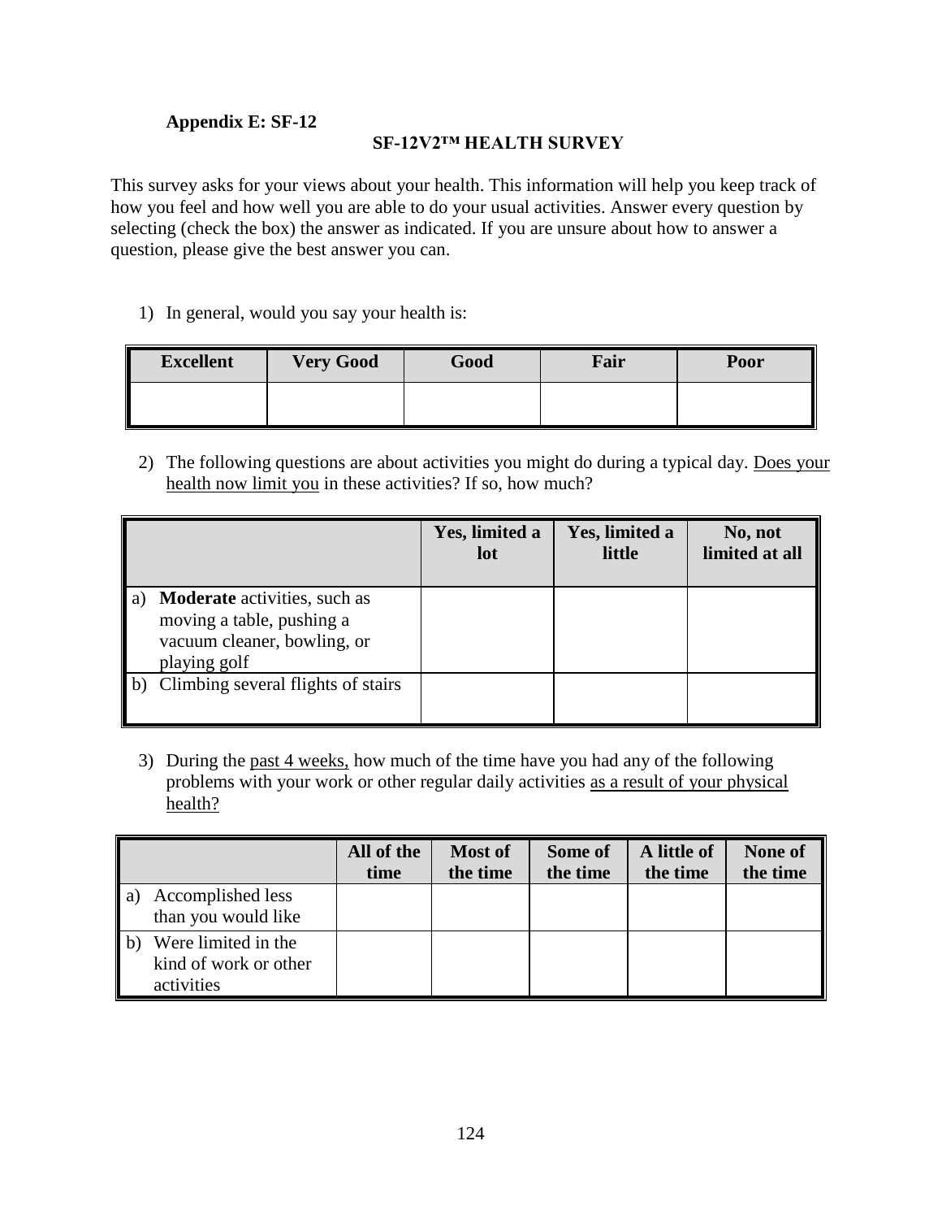**Appendix E: SF-12**

## SF-12V2™ HEALTH SURVEY

This survey asks for your views about your health. This information will help you keep track of how you feel and how well you are able to do your usual activities. Answer every question by selecting (check the box) the answer as indicated. If you are unsure about how to answer a question, please give the best answer you can.

1) In general, would you say your health is:

| Excellent | Very Good | Good | Fair | Poor |
|---|---|---|---|---|
| | | | | |

2) The following questions are about activities you might do during a typical day. <u>Does your health now limit you</u> in these activities? If so, how much?

| | Yes, limited a lot | Yes, limited a little | No, not limited at all |
|---|---|---|---|
| a) **Moderate** activities, such as moving a table, pushing a vacuum cleaner, bowling, or playing golf | | | |
| b) Climbing several flights of stairs | | | |

3) During the <u>past 4 weeks,</u> how much of the time have you had any of the following problems with your work or other regular daily activities <u>as a result of your physical health?</u>

| | All of the time | Most of the time | Some of the time | A little of the time | None of the time |
|---|---|---|---|---|---|
| a) Accomplished less than you would like | | | | | |
| b) Were limited in the kind of work or other activities | | | | | |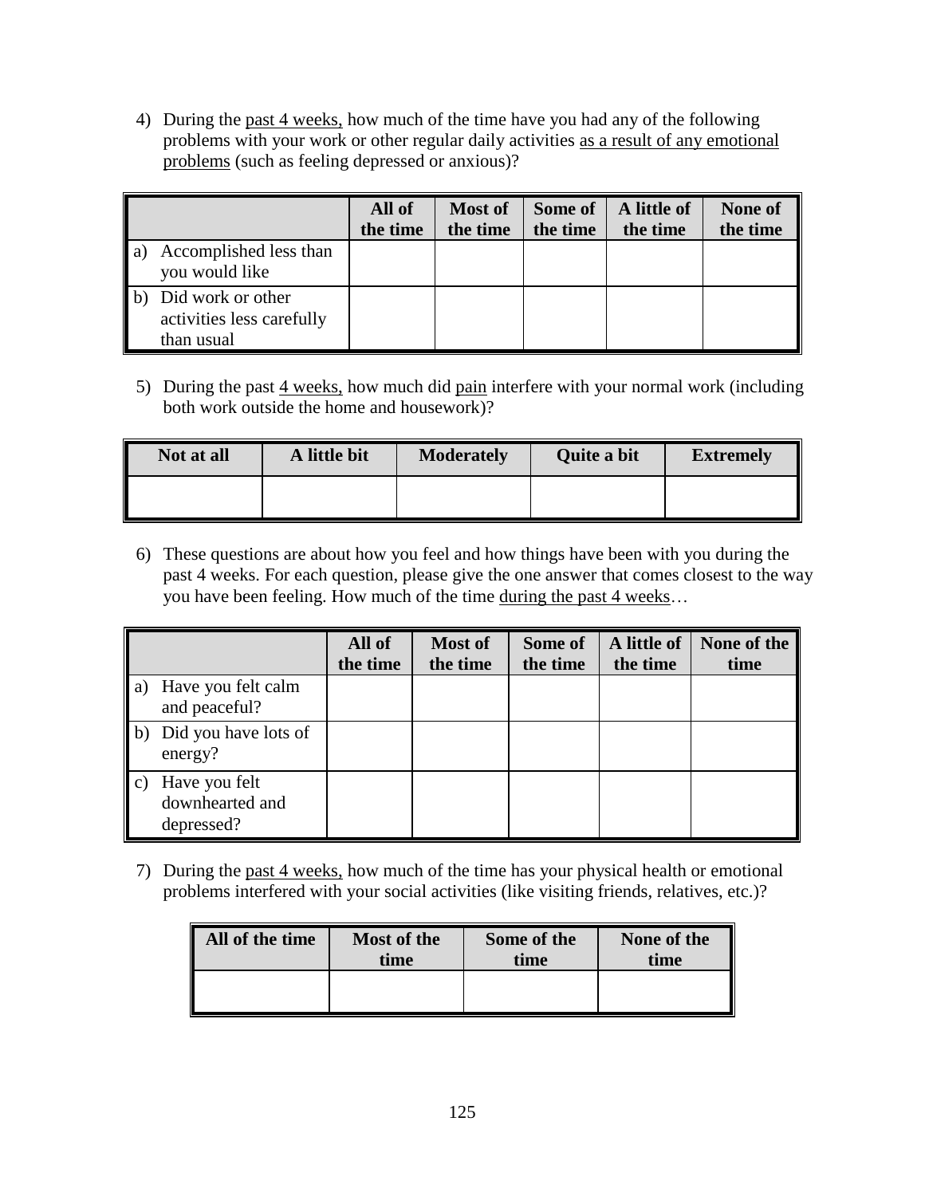4) During the past 4 weeks, how much of the time have you had any of the following problems with your work or other regular daily activities as a result of any emotional problems (such as feeling depressed or anxious)?

| | All of the time | Most of the time | Some of the time | A little of the time | None of the time |
|---|---|---|---|---|---|
| a) Accomplished less than you would like | | | | | |
| b) Did work or other activities less carefully than usual | | | | | |

5) During the past 4 weeks, how much did pain interfere with your normal work (including both work outside the home and housework)?

| Not at all | A little bit | Moderately | Quite a bit | Extremely |
|---|---|---|---|---|
| | | | | |

6) These questions are about how you feel and how things have been with you during the past 4 weeks. For each question, please give the one answer that comes closest to the way you have been feeling. How much of the time during the past 4 weeks…

| | All of the time | Most of the time | Some of the time | A little of the time | None of the time |
|---|---|---|---|---|---|
| a) Have you felt calm and peaceful? | | | | | |
| b) Did you have lots of energy? | | | | | |
| c) Have you felt downhearted and depressed? | | | | | |

7) During the past 4 weeks, how much of the time has your physical health or emotional problems interfered with your social activities (like visiting friends, relatives, etc.)?

| All of the time | Most of the time | Some of the time | None of the time |
|---|---|---|---|
| | | | |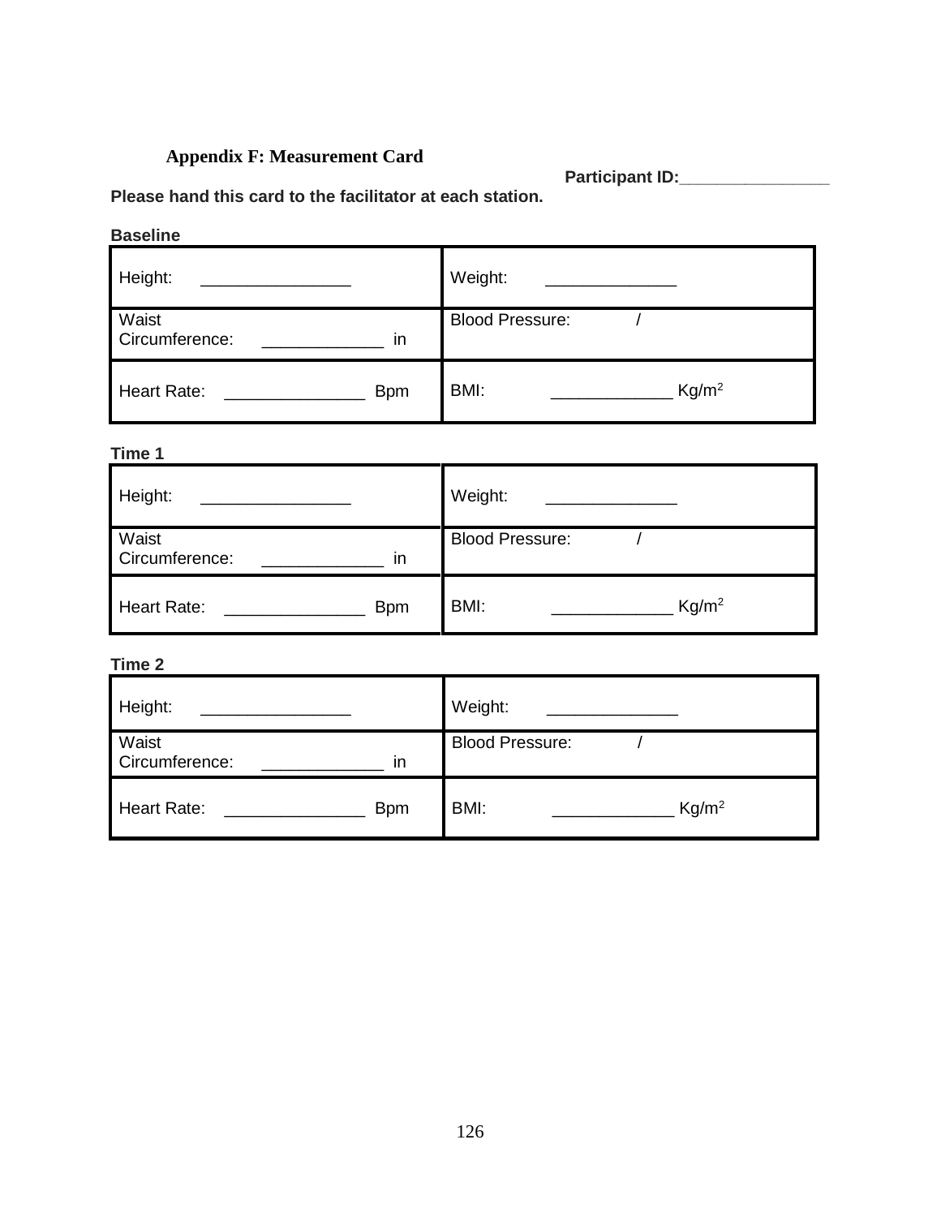## Appendix F: Measurement Card

**Participant ID:________________**

**Please hand this card to the facilitator at each station.**

**Baseline**

| | |
|---|---|
| Height: ________________ | Weight: ______________ |
| Waist Circumference: _____________ in | Blood Pressure: / |
| Heart Rate: _______________ Bpm | BMI: _____________ $Kg/m^2$ |

**Time 1**

| | |
|---|---|
| Height: ________________ | Weight: ______________ |
| Waist Circumference: _____________ in | Blood Pressure: / |
| Heart Rate: _______________ Bpm | BMI: _____________ $Kg/m^2$ |

**Time 2**

| | |
|---|---|
| Height: ________________ | Weight: ______________ |
| Waist Circumference: _____________ in | Blood Pressure: / |
| Heart Rate: _______________ Bpm | BMI: _____________ $Kg/m^2$ |